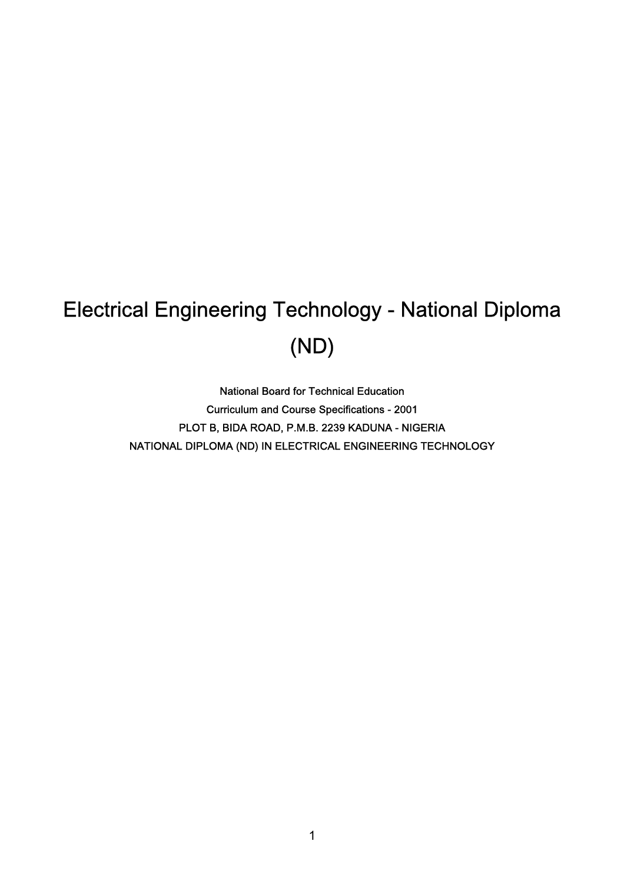# Electrical Engineering Technology - National Diploma (ND)

National Board for Technical Education

Curriculum and Course Specifications - 2001

PLOT B, BIDA ROAD, P.M.B. 2239 KADUNA - NIGERIA

NATIONAL DIPLOMA (ND) IN ELECTRICAL ENGINEERING TECHNOLOGY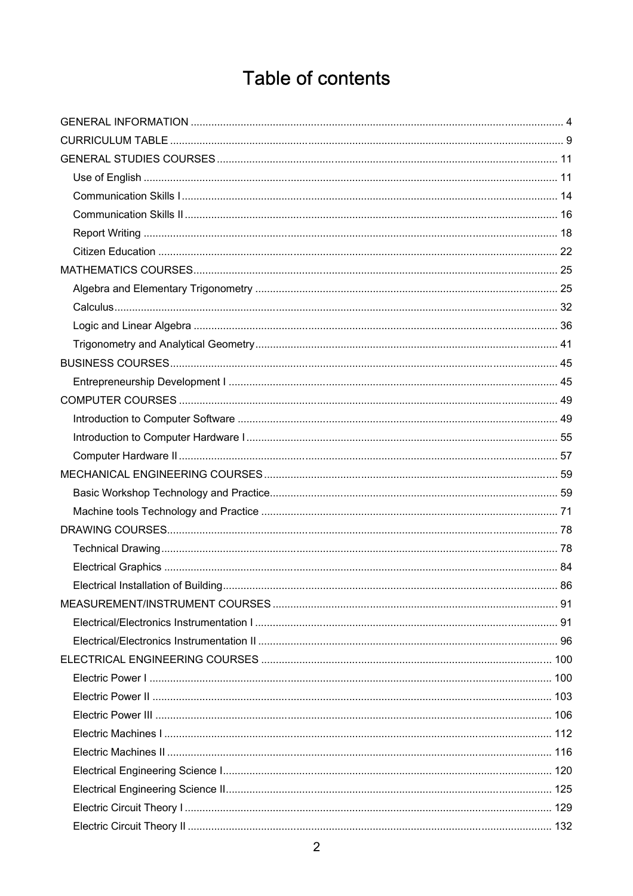# Table of contents

- GENERAL INFORMATION ... 4
- CURRICULUM TABLE ... 9
- GENERAL STUDIES COURSES ... 11
  - Use of English ... 11
  - Communication Skills I ... 14
  - Communication Skills II ... 16
  - Report Writing ... 18
  - Citizen Education ... 22
- MATHEMATICS COURSES ... 25
  - Algebra and Elementary Trigonometry ... 25
  - Calculus ... 32
  - Logic and Linear Algebra ... 36
  - Trigonometry and Analytical Geometry ... 41
- BUSINESS COURSES ... 45
  - Entrepreneurship Development I ... 45
- COMPUTER COURSES ... 49
  - Introduction to Computer Software ... 49
  - Introduction to Computer Hardware I ... 55
  - Computer Hardware II ... 57
- MECHANICAL ENGINEERING COURSES ... 59
  - Basic Workshop Technology and Practice ... 59
  - Machine tools Technology and Practice ... 71
- DRAWING COURSES ... 78
  - Technical Drawing ... 78
  - Electrical Graphics ... 84
  - Electrical Installation of Building ... 86
- MEASUREMENT/INSTRUMENT COURSES ... 91
  - Electrical/Electronics Instrumentation I ... 91
  - Electrical/Electronics Instrumentation II ... 96
- ELECTRICAL ENGINEERING COURSES ... 100
  - Electric Power I ... 100
  - Electric Power II ... 103
  - Electric Power III ... 106
  - Electric Machines I ... 112
  - Electric Machines II ... 116
  - Electrical Engineering Science I ... 120
  - Electrical Engineering Science II ... 125
  - Electric Circuit Theory I ... 129
  - Electric Circuit Theory II ... 132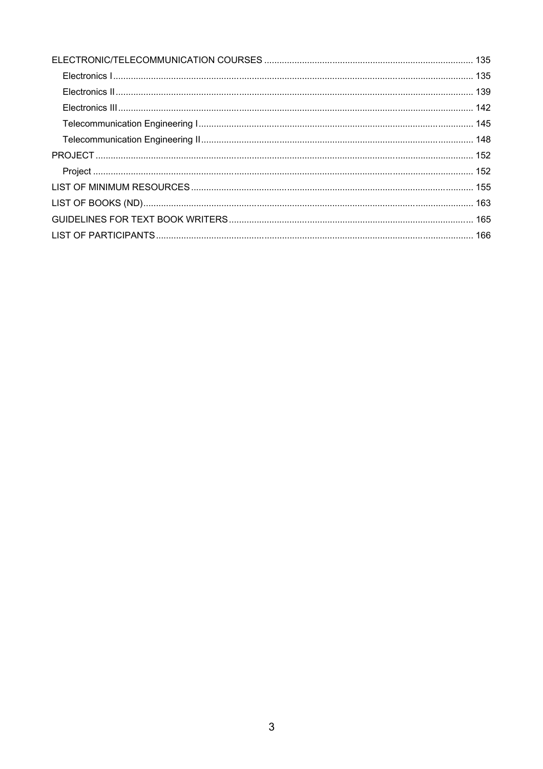ELECTRONIC/TELECOMMUNICATION COURSES ........................................................................... 135

- Electronics I ........................................................................................................................... 135
- Electronics II .......................................................................................................................... 139
- Electronics III ......................................................................................................................... 142
- Telecommunication Engineering I .......................................................................................... 145
- Telecommunication Engineering II ......................................................................................... 148

PROJECT ..................................................................................................................................... 152

- Project .................................................................................................................................... 152

LIST OF MINIMUM RESOURCES ................................................................................................ 155

LIST OF BOOKS (ND) .................................................................................................................. 163

GUIDELINES FOR TEXT BOOK WRITERS ................................................................................. 165

LIST OF PARTICIPANTS ............................................................................................................. 166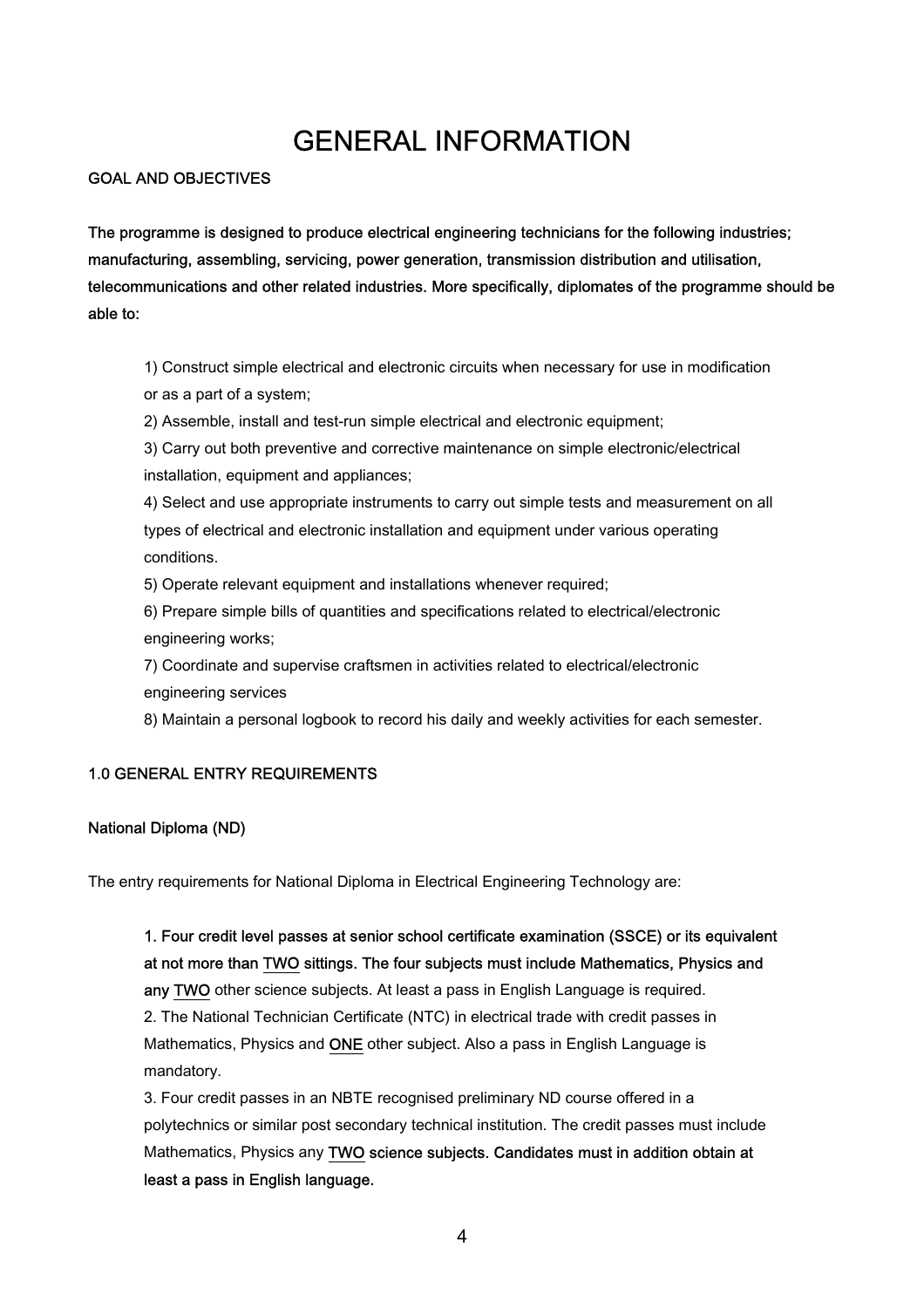# GENERAL INFORMATION

**GOAL AND OBJECTIVES**

**The programme is designed to produce electrical engineering technicians for the following industries; manufacturing, assembling, servicing, power generation, transmission distribution and utilisation, telecommunications and other related industries. More specifically, diplomates of the programme should be able to:**

1) Construct simple electrical and electronic circuits when necessary for use in modification or as a part of a system;
2) Assemble, install and test-run simple electrical and electronic equipment;
3) Carry out both preventive and corrective maintenance on simple electronic/electrical installation, equipment and appliances;
4) Select and use appropriate instruments to carry out simple tests and measurement on all types of electrical and electronic installation and equipment under various operating conditions.
5) Operate relevant equipment and installations whenever required;
6) Prepare simple bills of quantities and specifications related to electrical/electronic engineering works;
7) Coordinate and supervise craftsmen in activities related to electrical/electronic engineering services
8) Maintain a personal logbook to record his daily and weekly activities for each semester.

## 1.0 GENERAL ENTRY REQUIREMENTS

**National Diploma (ND)**

The entry requirements for National Diploma in Electrical Engineering Technology are:

1. **Four credit level passes at senior school certificate examination (SSCE) or its equivalent at not more than TWO sittings. The four subjects must include Mathematics, Physics and any TWO** other science subjects. At least a pass in English Language is required.
2. The National Technician Certificate (NTC) in electrical trade with credit passes in Mathematics, Physics and **ONE** other subject. Also a pass in English Language is mandatory.
3. Four credit passes in an NBTE recognised preliminary ND course offered in a polytechnics or similar post secondary technical institution. The credit passes must include Mathematics, Physics any **TWO science subjects. Candidates must in addition obtain at least a pass in English language.**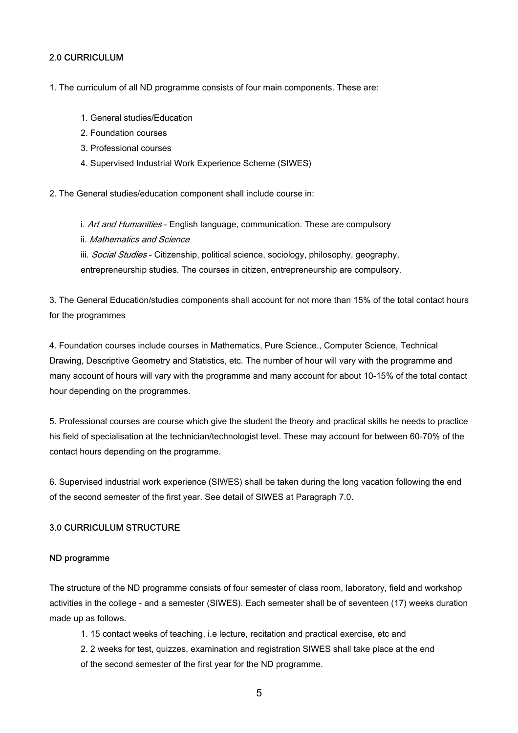## 2.0 CURRICULUM

1. The curriculum of all ND programme consists of four main components. These are:

    1. General studies/Education
    2. Foundation courses
    3. Professional courses
    4. Supervised Industrial Work Experience Scheme (SIWES)

2. The General studies/education component shall include course in:

    i. *Art and Humanities* - English language, communication. These are compulsory
    ii. *Mathematics and Science*
    iii. *Social Studies* - Citizenship, political science, sociology, philosophy, geography, entrepreneurship studies. The courses in citizen, entrepreneurship are compulsory.

3. The General Education/studies components shall account for not more than 15% of the total contact hours for the programmes

4. Foundation courses include courses in Mathematics, Pure Science., Computer Science, Technical Drawing, Descriptive Geometry and Statistics, etc. The number of hour will vary with the programme and many account of hours will vary with the programme and many account for about 10-15% of the total contact hour depending on the programmes.

5. Professional courses are course which give the student the theory and practical skills he needs to practice his field of specialisation at the technician/technologist level. These may account for between 60-70% of the contact hours depending on the programme.

6. Supervised industrial work experience (SIWES) shall be taken during the long vacation following the end of the second semester of the first year. See detail of SIWES at Paragraph 7.0.

## 3.0 CURRICULUM STRUCTURE

### ND programme

The structure of the ND programme consists of four semester of class room, laboratory, field and workshop activities in the college - and a semester (SIWES). Each semester shall be of seventeen (17) weeks duration made up as follows.

1. 15 contact weeks of teaching, i.e lecture, recitation and practical exercise, etc and
2. 2 weeks for test, quizzes, examination and registration SIWES shall take place at the end of the second semester of the first year for the ND programme.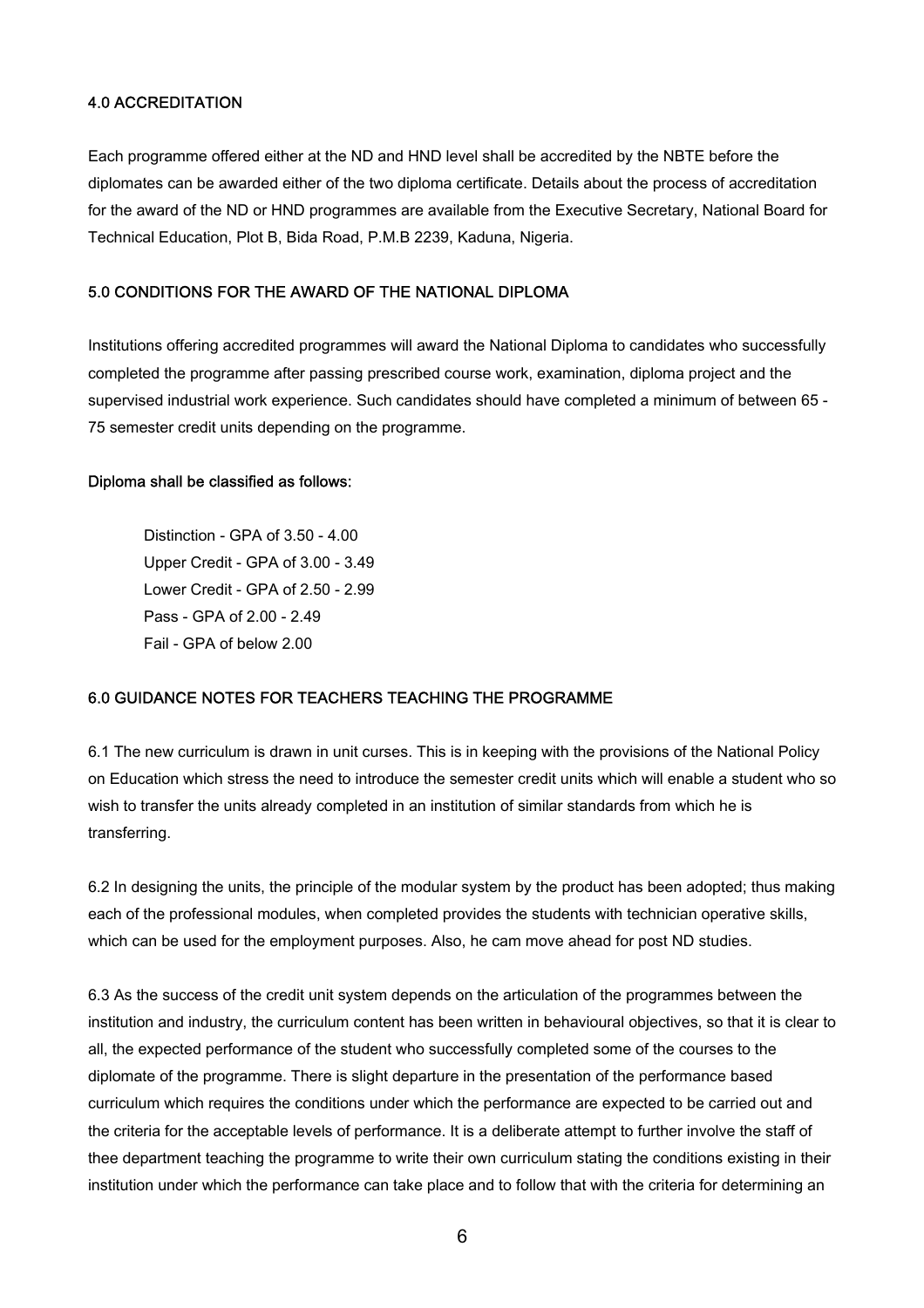## 4.0 ACCREDITATION

Each programme offered either at the ND and HND level shall be accredited by the NBTE before the diplomates can be awarded either of the two diploma certificate. Details about the process of accreditation for the award of the ND or HND programmes are available from the Executive Secretary, National Board for Technical Education, Plot B, Bida Road, P.M.B 2239, Kaduna, Nigeria.

## 5.0 CONDITIONS FOR THE AWARD OF THE NATIONAL DIPLOMA

Institutions offering accredited programmes will award the National Diploma to candidates who successfully completed the programme after passing prescribed course work, examination, diploma project and the supervised industrial work experience. Such candidates should have completed a minimum of between 65 - 75 semester credit units depending on the programme.

**Diploma shall be classified as follows:**

Distinction - GPA of 3.50 - 4.00
Upper Credit - GPA of 3.00 - 3.49
Lower Credit - GPA of 2.50 - 2.99
Pass - GPA of 2.00 - 2.49
Fail - GPA of below 2.00

## 6.0 GUIDANCE NOTES FOR TEACHERS TEACHING THE PROGRAMME

6.1 The new curriculum is drawn in unit curses. This is in keeping with the provisions of the National Policy on Education which stress the need to introduce the semester credit units which will enable a student who so wish to transfer the units already completed in an institution of similar standards from which he is transferring.

6.2 In designing the units, the principle of the modular system by the product has been adopted; thus making each of the professional modules, when completed provides the students with technician operative skills, which can be used for the employment purposes. Also, he cam move ahead for post ND studies.

6.3 As the success of the credit unit system depends on the articulation of the programmes between the institution and industry, the curriculum content has been written in behavioural objectives, so that it is clear to all, the expected performance of the student who successfully completed some of the courses to the diplomate of the programme. There is slight departure in the presentation of the performance based curriculum which requires the conditions under which the performance are expected to be carried out and the criteria for the acceptable levels of performance. It is a deliberate attempt to further involve the staff of thee department teaching the programme to write their own curriculum stating the conditions existing in their institution under which the performance can take place and to follow that with the criteria for determining an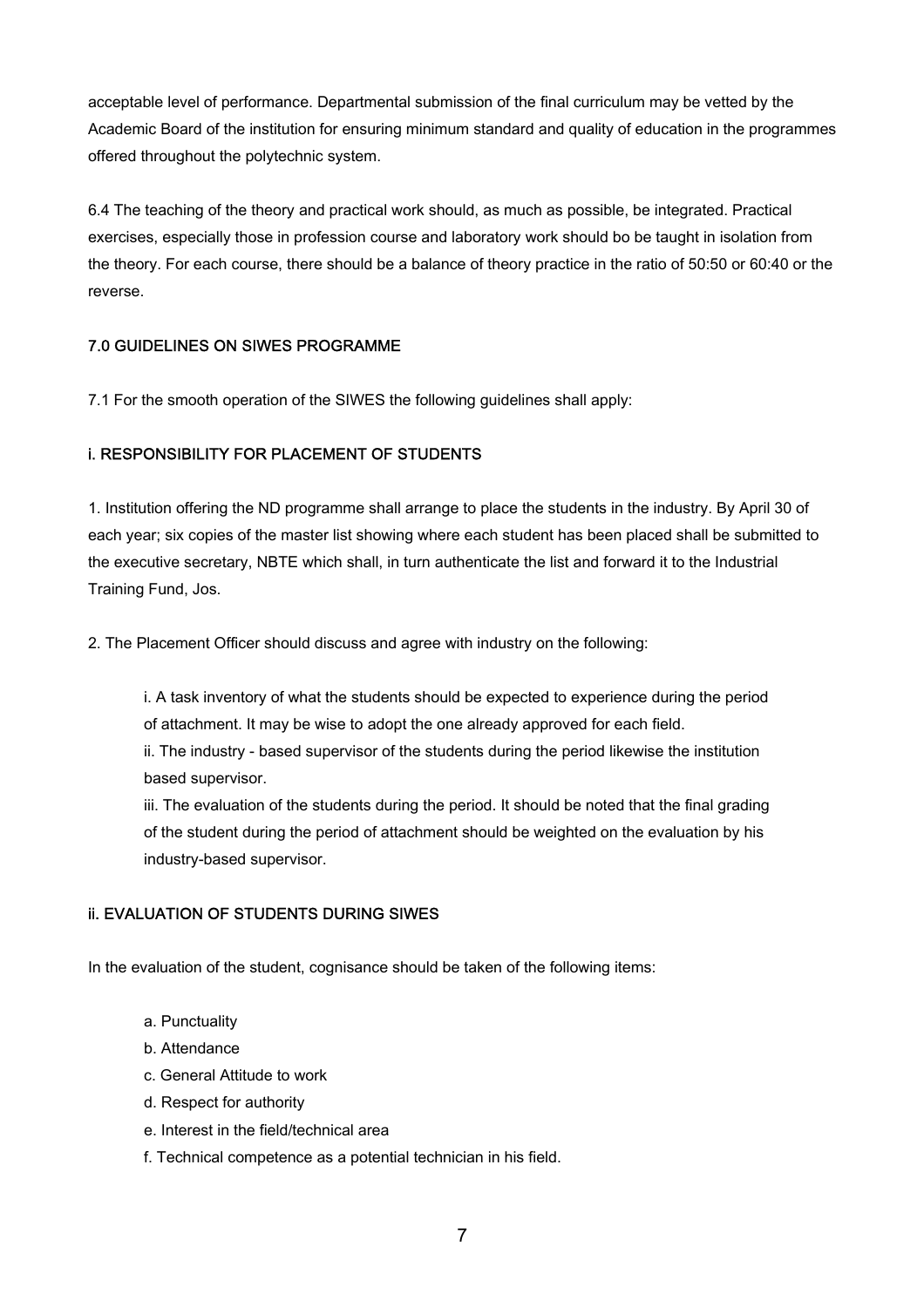acceptable level of performance. Departmental submission of the final curriculum may be vetted by the Academic Board of the institution for ensuring minimum standard and quality of education in the programmes offered throughout the polytechnic system.

6.4 The teaching of the theory and practical work should, as much as possible, be integrated. Practical exercises, especially those in profession course and laboratory work should bo be taught in isolation from the theory. For each course, there should be a balance of theory practice in the ratio of 50:50 or 60:40 or the reverse.

## 7.0 GUIDELINES ON SIWES PROGRAMME

7.1 For the smooth operation of the SIWES the following guidelines shall apply:

### i. RESPONSIBILITY FOR PLACEMENT OF STUDENTS

1. Institution offering the ND programme shall arrange to place the students in the industry. By April 30 of each year; six copies of the master list showing where each student has been placed shall be submitted to the executive secretary, NBTE which shall, in turn authenticate the list and forward it to the Industrial Training Fund, Jos.

2. The Placement Officer should discuss and agree with industry on the following:

   i. A task inventory of what the students should be expected to experience during the period of attachment. It may be wise to adopt the one already approved for each field.
   ii. The industry - based supervisor of the students during the period likewise the institution based supervisor.
   iii. The evaluation of the students during the period. It should be noted that the final grading of the student during the period of attachment should be weighted on the evaluation by his industry-based supervisor.

### ii. EVALUATION OF STUDENTS DURING SIWES

In the evaluation of the student, cognisance should be taken of the following items:

   a. Punctuality
   b. Attendance
   c. General Attitude to work
   d. Respect for authority
   e. Interest in the field/technical area
   f. Technical competence as a potential technician in his field.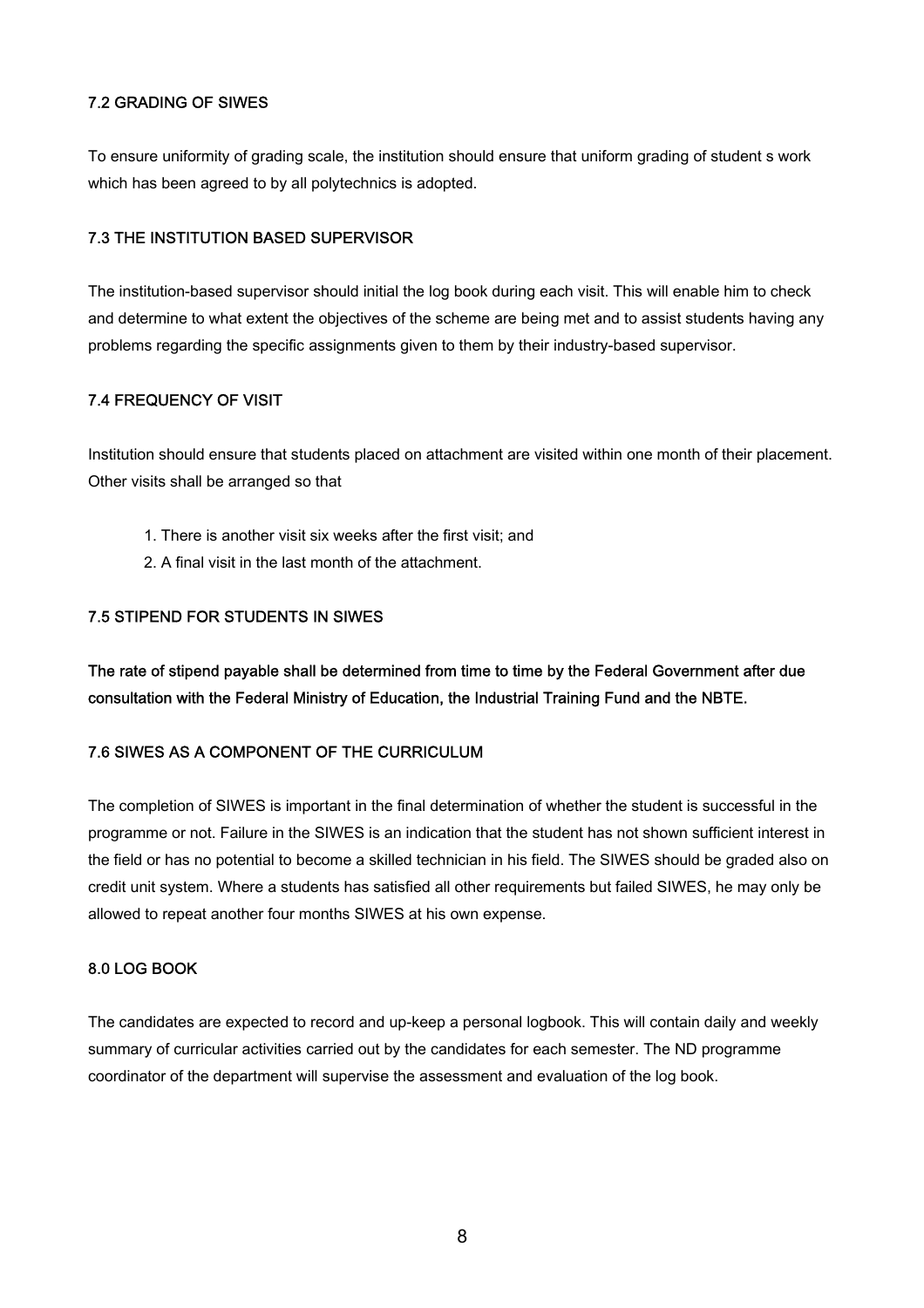### 7.2 GRADING OF SIWES

To ensure uniformity of grading scale, the institution should ensure that uniform grading of student s work which has been agreed to by all polytechnics is adopted.

### 7.3 THE INSTITUTION BASED SUPERVISOR

The institution-based supervisor should initial the log book during each visit. This will enable him to check and determine to what extent the objectives of the scheme are being met and to assist students having any problems regarding the specific assignments given to them by their industry-based supervisor.

### 7.4 FREQUENCY OF VISIT

Institution should ensure that students placed on attachment are visited within one month of their placement. Other visits shall be arranged so that

1. There is another visit six weeks after the first visit; and
2. A final visit in the last month of the attachment.

### 7.5 STIPEND FOR STUDENTS IN SIWES

**The rate of stipend payable shall be determined from time to time by the Federal Government after due consultation with the Federal Ministry of Education, the Industrial Training Fund and the NBTE.**

### 7.6 SIWES AS A COMPONENT OF THE CURRICULUM

The completion of SIWES is important in the final determination of whether the student is successful in the programme or not. Failure in the SIWES is an indication that the student has not shown sufficient interest in the field or has no potential to become a skilled technician in his field. The SIWES should be graded also on credit unit system. Where a students has satisfied all other requirements but failed SIWES, he may only be allowed to repeat another four months SIWES at his own expense.

## 8.0 LOG BOOK

The candidates are expected to record and up-keep a personal logbook. This will contain daily and weekly summary of curricular activities carried out by the candidates for each semester. The ND programme coordinator of the department will supervise the assessment and evaluation of the log book.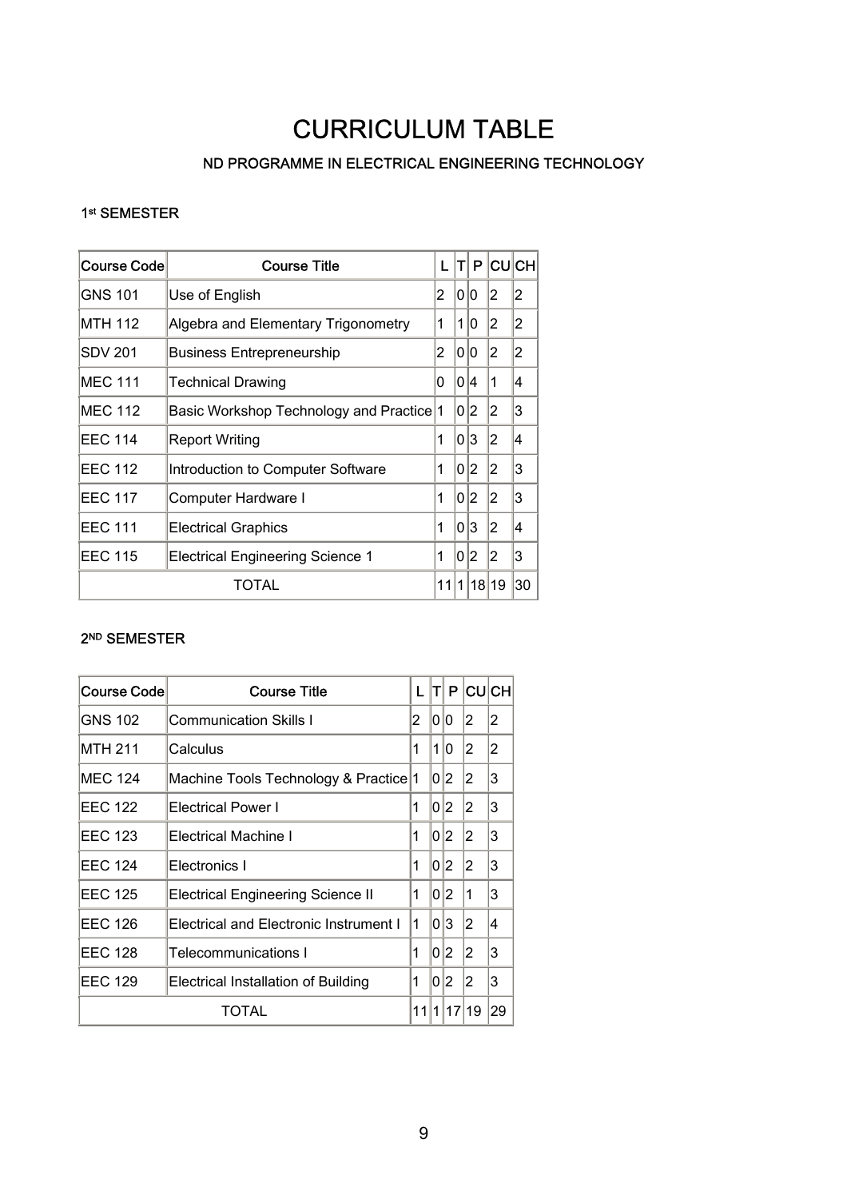# CURRICULUM TABLE

### ND PROGRAMME IN ELECTRICAL ENGINEERING TECHNOLOGY

#### 1st SEMESTER

| Course Code | Course Title | L | T | P | CU | CH |
|---|---|---|---|---|---|---|
| GNS 101 | Use of English | 2 | 0 | 0 | 2 | 2 |
| MTH 112 | Algebra and Elementary Trigonometry | 1 | 1 | 0 | 2 | 2 |
| SDV 201 | Business Entrepreneurship | 2 | 0 | 0 | 2 | 2 |
| MEC 111 | Technical Drawing | 0 | 0 | 4 | 1 | 4 |
| MEC 112 | Basic Workshop Technology and Practice | 1 | 0 | 2 | 2 | 3 |
| EEC 114 | Report Writing | 1 | 0 | 3 | 2 | 4 |
| EEC 112 | Introduction to Computer Software | 1 | 0 | 2 | 2 | 3 |
| EEC 117 | Computer Hardware I | 1 | 0 | 2 | 2 | 3 |
| EEC 111 | Electrical Graphics | 1 | 0 | 3 | 2 | 4 |
| EEC 115 | Electrical Engineering Science 1 | 1 | 0 | 2 | 2 | 3 |
| TOTAL | | 11 | 1 | 18 | 19 | 30 |

#### 2ND SEMESTER

| Course Code | Course Title | L | T | P | CU | CH |
|---|---|---|---|---|---|---|
| GNS 102 | Communication Skills I | 2 | 0 | 0 | 2 | 2 |
| MTH 211 | Calculus | 1 | 1 | 0 | 2 | 2 |
| MEC 124 | Machine Tools Technology & Practice | 1 | 0 | 2 | 2 | 3 |
| EEC 122 | Electrical Power I | 1 | 0 | 2 | 2 | 3 |
| EEC 123 | Electrical Machine I | 1 | 0 | 2 | 2 | 3 |
| EEC 124 | Electronics I | 1 | 0 | 2 | 2 | 3 |
| EEC 125 | Electrical Engineering Science II | 1 | 0 | 2 | 1 | 3 |
| EEC 126 | Electrical and Electronic Instrument I | 1 | 0 | 3 | 2 | 4 |
| EEC 128 | Telecommunications I | 1 | 0 | 2 | 2 | 3 |
| EEC 129 | Electrical Installation of Building | 1 | 0 | 2 | 2 | 3 |
| TOTAL | | 11 | 1 | 17 | 19 | 29 |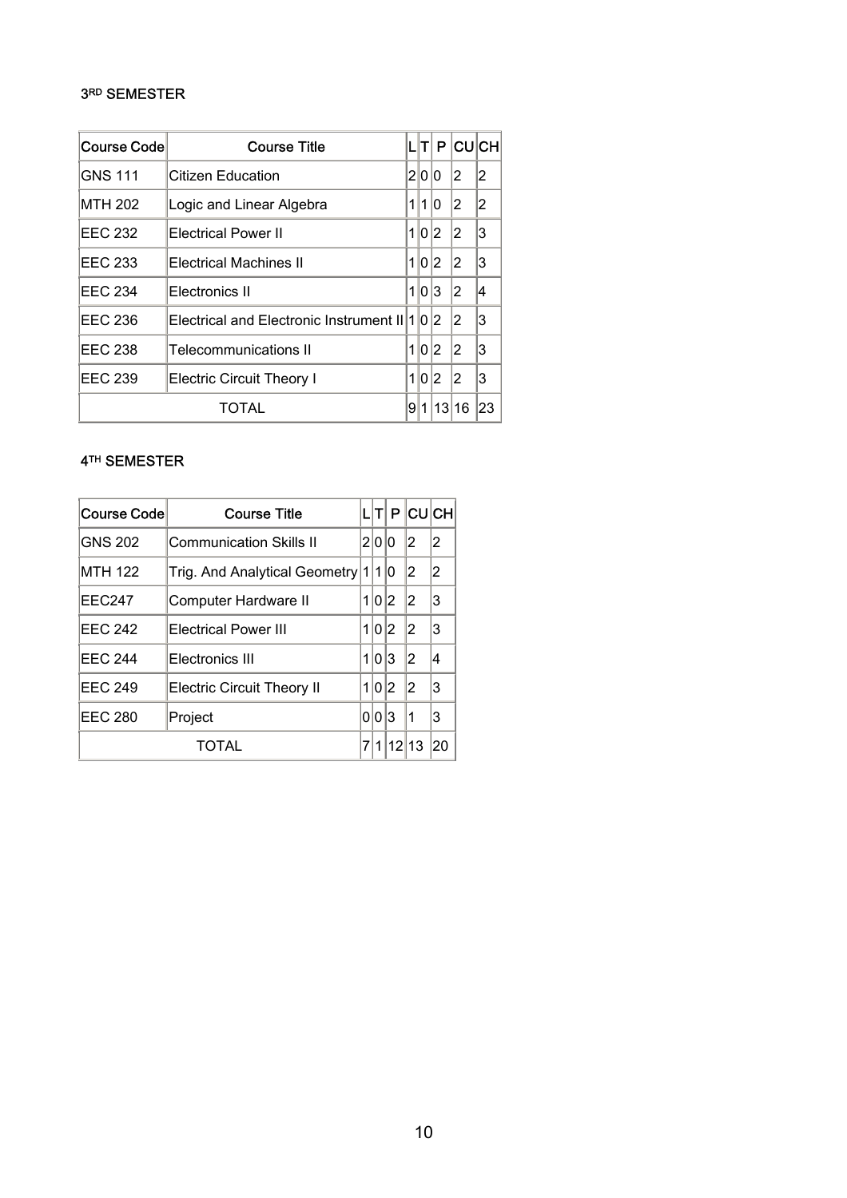### 3RD SEMESTER

| Course Code | Course Title | L | T | P | CU | CH |
|---|---|---|---|---|---|---|
| GNS 111 | Citizen Education | 2 | 0 | 0 | 2 | 2 |
| MTH 202 | Logic and Linear Algebra | 1 | 1 | 0 | 2 | 2 |
| EEC 232 | Electrical Power II | 1 | 0 | 2 | 2 | 3 |
| EEC 233 | Electrical Machines II | 1 | 0 | 2 | 2 | 3 |
| EEC 234 | Electronics II | 1 | 0 | 3 | 2 | 4 |
| EEC 236 | Electrical and Electronic Instrument II | 1 | 0 | 2 | 2 | 3 |
| EEC 238 | Telecommunications II | 1 | 0 | 2 | 2 | 3 |
| EEC 239 | Electric Circuit Theory I | 1 | 0 | 2 | 2 | 3 |
| TOTAL | | 9 | 1 | 13 | 16 | 23 |

### 4TH SEMESTER

| Course Code | Course Title | L | T | P | CU | CH |
|---|---|---|---|---|---|---|
| GNS 202 | Communication Skills II | 2 | 0 | 0 | 2 | 2 |
| MTH 122 | Trig. And Analytical Geometry | 1 | 1 | 0 | 2 | 2 |
| EEC247 | Computer Hardware II | 1 | 0 | 2 | 2 | 3 |
| EEC 242 | Electrical Power III | 1 | 0 | 2 | 2 | 3 |
| EEC 244 | Electronics III | 1 | 0 | 3 | 2 | 4 |
| EEC 249 | Electric Circuit Theory II | 1 | 0 | 2 | 2 | 3 |
| EEC 280 | Project | 0 | 0 | 3 | 1 | 3 |
| TOTAL | | 7 | 1 | 12 | 13 | 20 |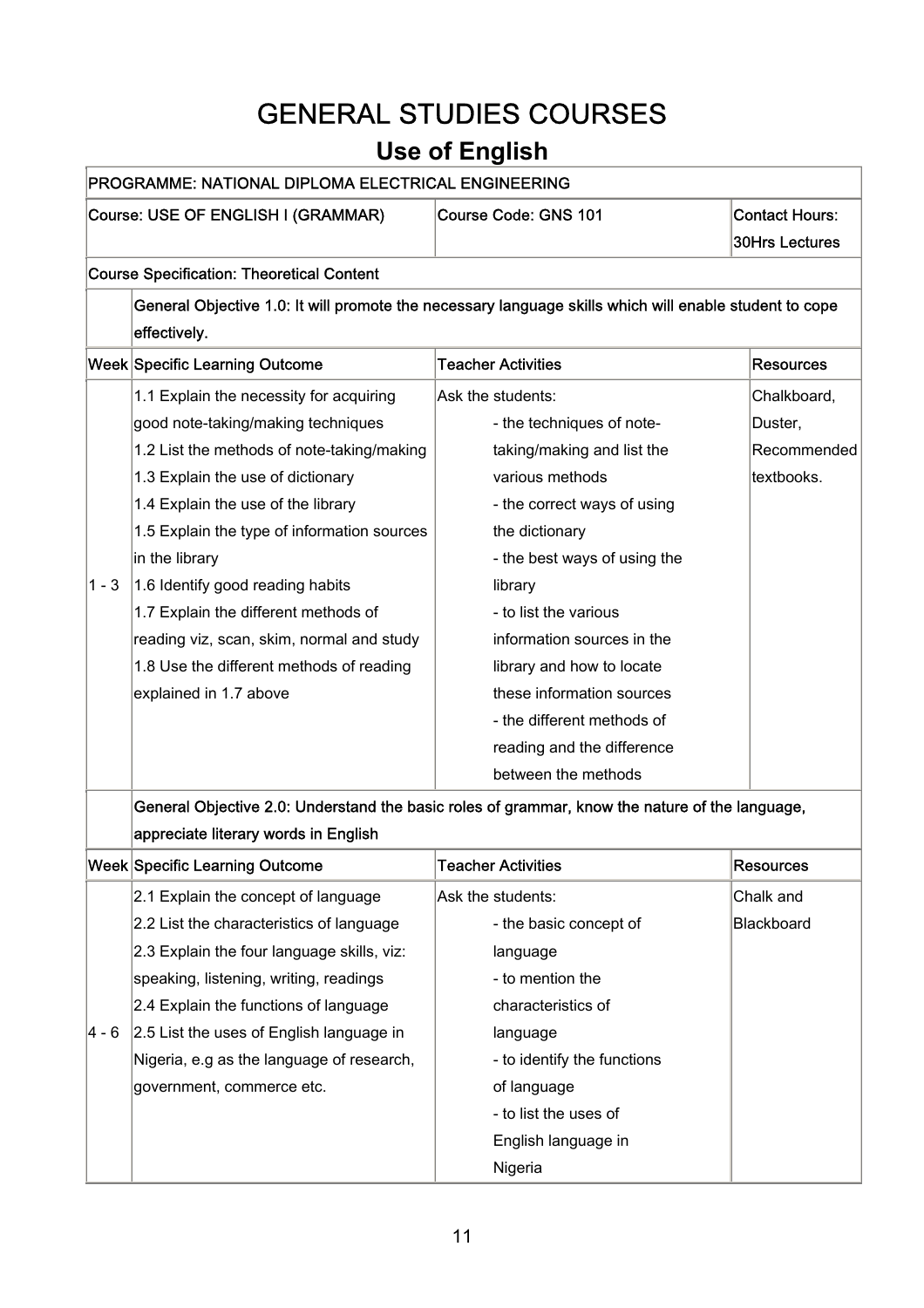# GENERAL STUDIES COURSES

## Use of English

| PROGRAMME: NATIONAL DIPLOMA ELECTRICAL ENGINEERING | | | |
|---|---|---|---|
| Course: USE OF ENGLISH I (GRAMMAR) | | Course Code: GNS 101 | Contact Hours: 30Hrs Lectures |
| Course Specification: Theoretical Content | | | |
| | **General Objective 1.0: It will promote the necessary language skills which will enable student to cope effectively.** | | |
| **Week** | **Specific Learning Outcome** | **Teacher Activities** | **Resources** |
| 1 - 3 | 1.1 Explain the necessity for acquiring good note-taking/making techniques<br>1.2 List the methods of note-taking/making<br>1.3 Explain the use of dictionary<br>1.4 Explain the use of the library<br>1.5 Explain the type of information sources in the library<br>1.6 Identify good reading habits<br>1.7 Explain the different methods of reading viz, scan, skim, normal and study<br>1.8 Use the different methods of reading explained in 1.7 above | Ask the students:<br>- the techniques of note-taking/making and list the various methods<br>- the correct ways of using the dictionary<br>- the best ways of using the library<br>- to list the various information sources in the library and how to locate these information sources<br>- the different methods of reading and the difference between the methods | Chalkboard, Duster, Recommended textbooks. |
| | **General Objective 2.0: Understand the basic roles of grammar, know the nature of the language, appreciate literary words in English** | | |
| **Week** | **Specific Learning Outcome** | **Teacher Activities** | **Resources** |
| 4 - 6 | 2.1 Explain the concept of language<br>2.2 List the characteristics of language<br>2.3 Explain the four language skills, viz: speaking, listening, writing, readings<br>2.4 Explain the functions of language<br>2.5 List the uses of English language in Nigeria, e.g as the language of research, government, commerce etc. | Ask the students:<br>- the basic concept of language<br>- to mention the characteristics of language<br>- to identify the functions of language<br>- to list the uses of English language in Nigeria | Chalk and Blackboard |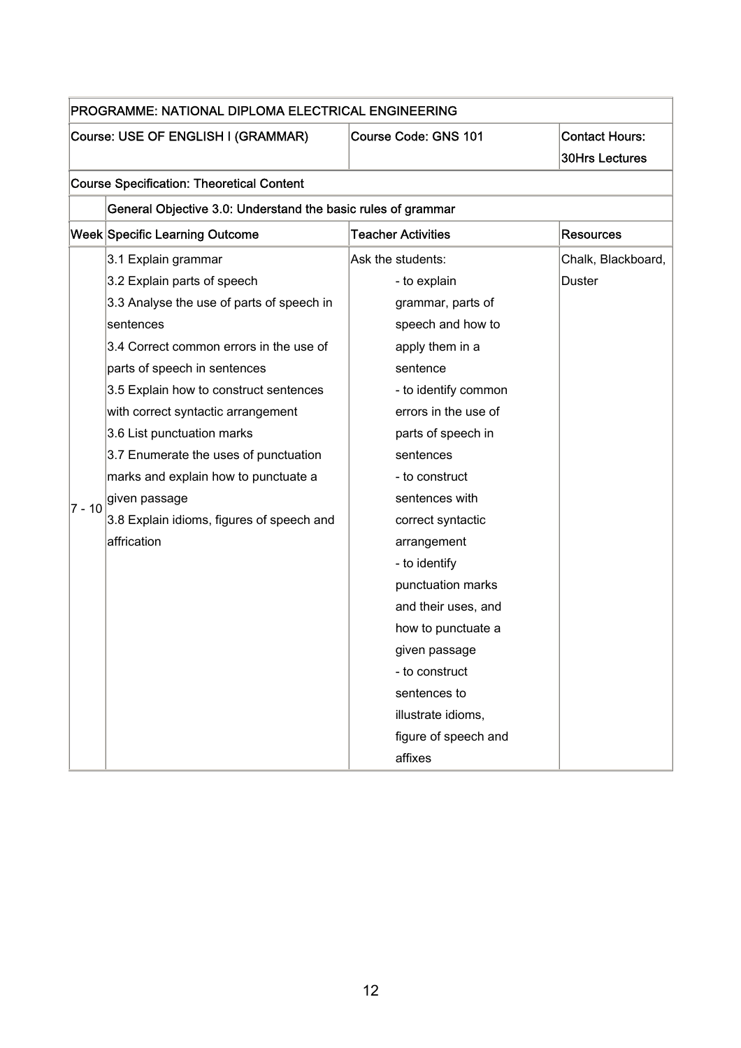| PROGRAMME: NATIONAL DIPLOMA ELECTRICAL ENGINEERING | | | |
|---|---|---|---|
| Course: USE OF ENGLISH I (GRAMMAR) | | Course Code: GNS 101 | Contact Hours: 30Hrs Lectures |
| Course Specification: Theoretical Content | | | |
| | General Objective 3.0: Understand the basic rules of grammar | | |
| Week | Specific Learning Outcome | Teacher Activities | Resources |
| 7 - 10 | 3.1 Explain grammar<br>3.2 Explain parts of speech<br>3.3 Analyse the use of parts of speech in sentences<br>3.4 Correct common errors in the use of parts of speech in sentences<br>3.5 Explain how to construct sentences with correct syntactic arrangement<br>3.6 List punctuation marks<br>3.7 Enumerate the uses of punctuation marks and explain how to punctuate a given passage<br>3.8 Explain idioms, figures of speech and affrication | Ask the students:<br>- to explain grammar, parts of speech and how to apply them in a sentence<br>- to identify common errors in the use of parts of speech in sentences<br>- to construct sentences with correct syntactic arrangement<br>- to identify punctuation marks and their uses, and how to punctuate a given passage<br>- to construct sentences to illustrate idioms, figure of speech and affixes | Chalk, Blackboard, Duster |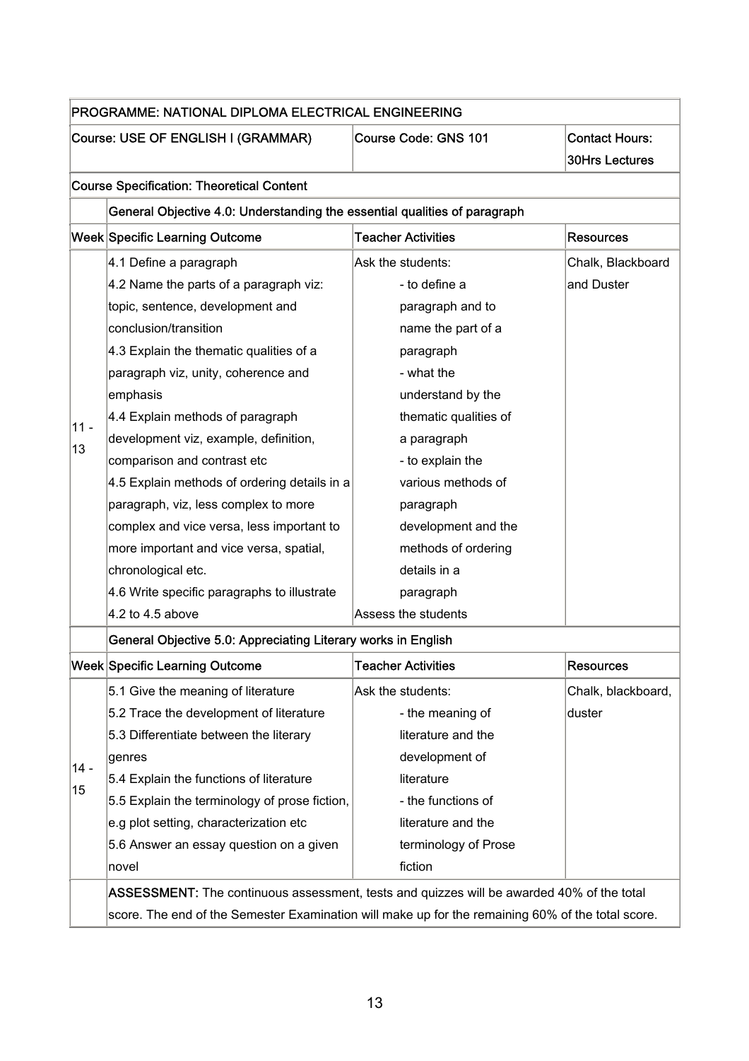| PROGRAMME: NATIONAL DIPLOMA ELECTRICAL ENGINEERING | | | |
|---|---|---|---|
| Course: USE OF ENGLISH I (GRAMMAR) | | Course Code: GNS 101 | Contact Hours: 30Hrs Lectures |
| Course Specification: Theoretical Content | | | |
| | General Objective 4.0: Understanding the essential qualities of paragraph | | |
| Week | Specific Learning Outcome | Teacher Activities | Resources |
| 11 - 13 | 4.1 Define a paragraph<br>4.2 Name the parts of a paragraph viz: topic, sentence, development and conclusion/transition<br>4.3 Explain the thematic qualities of a paragraph viz, unity, coherence and emphasis<br>4.4 Explain methods of paragraph development viz, example, definition, comparison and contrast etc<br>4.5 Explain methods of ordering details in a paragraph, viz, less complex to more complex and vice versa, less important to more important and vice versa, spatial, chronological etc.<br>4.6 Write specific paragraphs to illustrate 4.2 to 4.5 above | Ask the students:<br>- to define a paragraph and to name the part of a paragraph<br>- what the understand by the thematic qualities of a paragraph<br>- to explain the various methods of paragraph development and the methods of ordering details in a paragraph<br>Assess the students | Chalk, Blackboard and Duster |
| | General Objective 5.0: Appreciating Literary works in English | | |
| Week | Specific Learning Outcome | Teacher Activities | Resources |
| 14 - 15 | 5.1 Give the meaning of literature<br>5.2 Trace the development of literature<br>5.3 Differentiate between the literary genres<br>5.4 Explain the functions of literature<br>5.5 Explain the terminology of prose fiction, e.g plot setting, characterization etc<br>5.6 Answer an essay question on a given novel | Ask the students:<br>- the meaning of literature and the development of literature<br>- the functions of literature and the terminology of Prose fiction | Chalk, blackboard, duster |
| | **ASSESSMENT:** The continuous assessment, tests and quizzes will be awarded 40% of the total score. The end of the Semester Examination will make up for the remaining 60% of the total score. | | |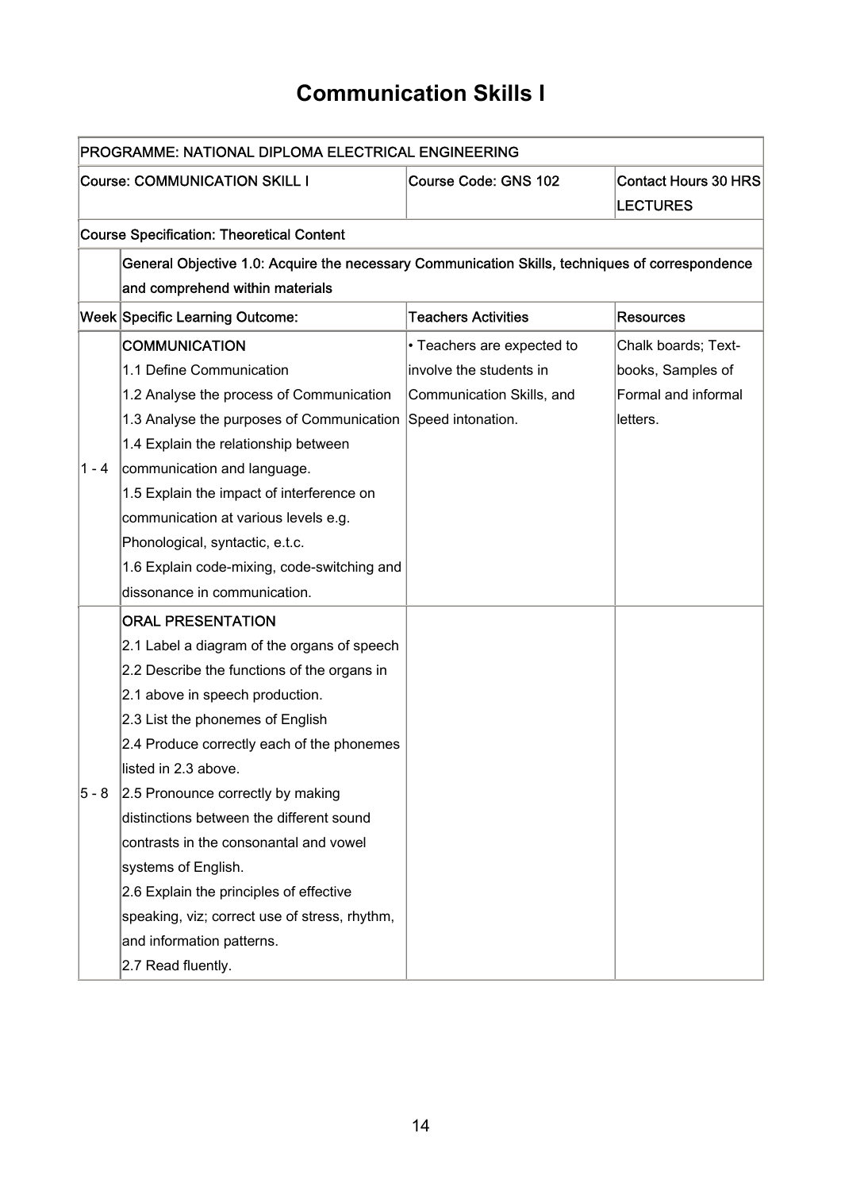# Communication Skills I

| PROGRAMME: NATIONAL DIPLOMA ELECTRICAL ENGINEERING | | | |
|---|---|---|---|
| Course: COMMUNICATION SKILL I | | Course Code: GNS 102 | Contact Hours 30 HRS LECTURES |
| Course Specification: Theoretical Content | | | |
| | General Objective 1.0: Acquire the necessary Communication Skills, techniques of correspondence and comprehend within materials | | |
| Week | Specific Learning Outcome: | Teachers Activities | Resources |
| 1 - 4 | COMMUNICATION<br>1.1 Define Communication<br>1.2 Analyse the process of Communication<br>1.3 Analyse the purposes of Communication<br>1.4 Explain the relationship between communication and language.<br>1.5 Explain the impact of interference on communication at various levels e.g. Phonological, syntactic, e.t.c.<br>1.6 Explain code-mixing, code-switching and dissonance in communication. | • Teachers are expected to involve the students in Communication Skills, and Speed intonation. | Chalk boards; Text-books, Samples of Formal and informal letters. |
| 5 - 8 | ORAL PRESENTATION<br>2.1 Label a diagram of the organs of speech<br>2.2 Describe the functions of the organs in 2.1 above in speech production.<br>2.3 List the phonemes of English<br>2.4 Produce correctly each of the phonemes listed in 2.3 above.<br>2.5 Pronounce correctly by making distinctions between the different sound contrasts in the consonantal and vowel systems of English.<br>2.6 Explain the principles of effective speaking, viz; correct use of stress, rhythm, and information patterns.<br>2.7 Read fluently. | | |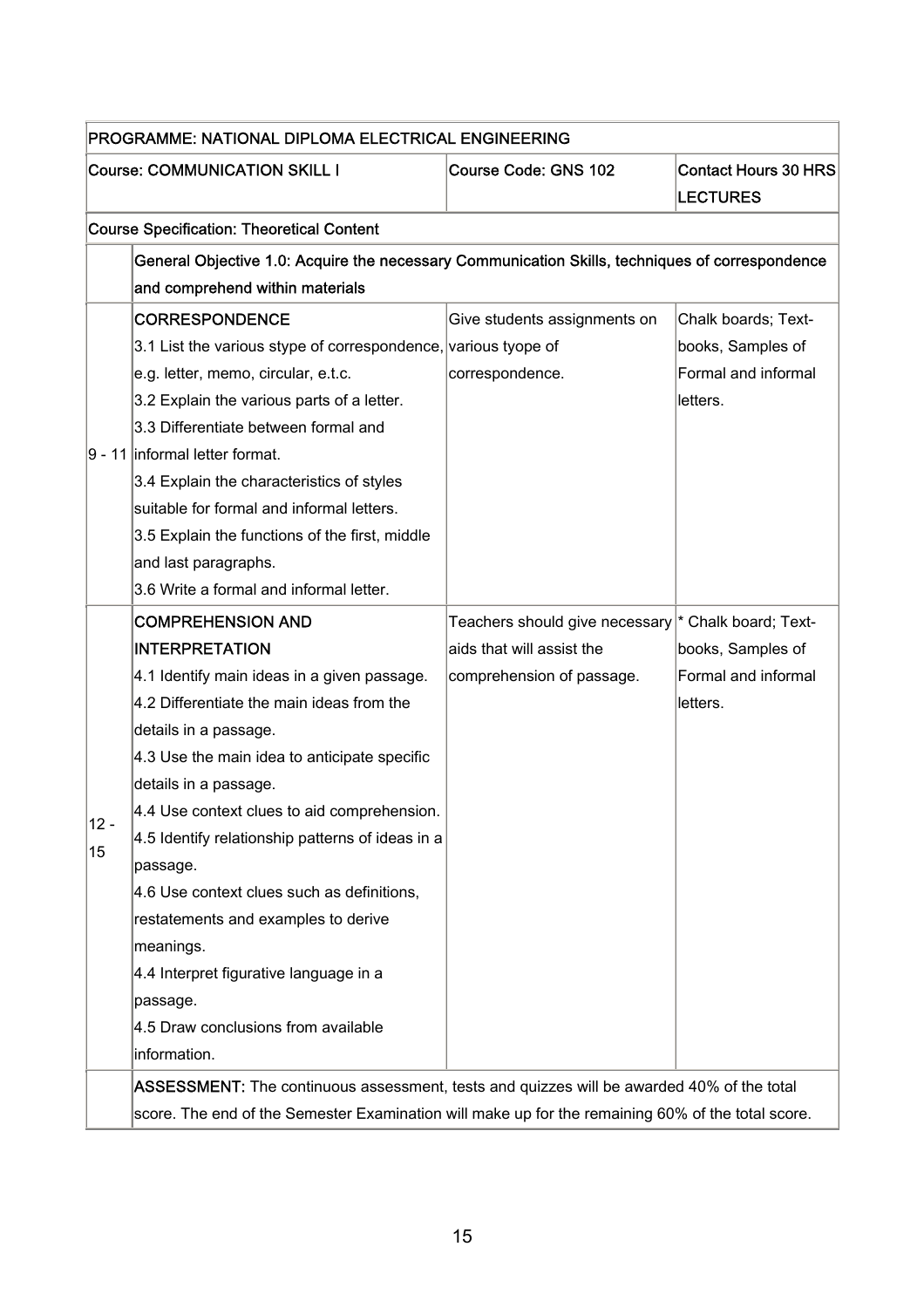| PROGRAMME: NATIONAL DIPLOMA ELECTRICAL ENGINEERING | | | |
|---|---|---|---|
| Course: COMMUNICATION SKILL I | | Course Code: GNS 102 | Contact Hours 30 HRS LECTURES |
| Course Specification: Theoretical Content | | | |
| | General Objective 1.0: Acquire the necessary Communication Skills, techniques of correspondence and comprehend within materials | | |
| 9 - 11 | CORRESPONDENCE<br>3.1 List the various stype of correspondence, e.g. letter, memo, circular, e.t.c.<br>3.2 Explain the various parts of a letter.<br>3.3 Differentiate between formal and informal letter format.<br>3.4 Explain the characteristics of styles suitable for formal and informal letters.<br>3.5 Explain the functions of the first, middle and last paragraphs.<br>3.6 Write a formal and informal letter. | Give students assignments on various tyope of correspondence. | Chalk boards; Text-books, Samples of Formal and informal letters. |
| 12 - 15 | COMPREHENSION AND INTERPRETATION<br>4.1 Identify main ideas in a given passage.<br>4.2 Differentiate the main ideas from the details in a passage.<br>4.3 Use the main idea to anticipate specific details in a passage.<br>4.4 Use context clues to aid comprehension.<br>4.5 Identify relationship patterns of ideas in a passage.<br>4.6 Use context clues such as definitions, restatements and examples to derive meanings.<br>4.4 Interpret figurative language in a passage.<br>4.5 Draw conclusions from available information. | Teachers should give necessary aids that will assist the comprehension of passage. | * Chalk board; Text-books, Samples of Formal and informal letters. |
| | **ASSESSMENT:** The continuous assessment, tests and quizzes will be awarded 40% of the total score. The end of the Semester Examination will make up for the remaining 60% of the total score. | | |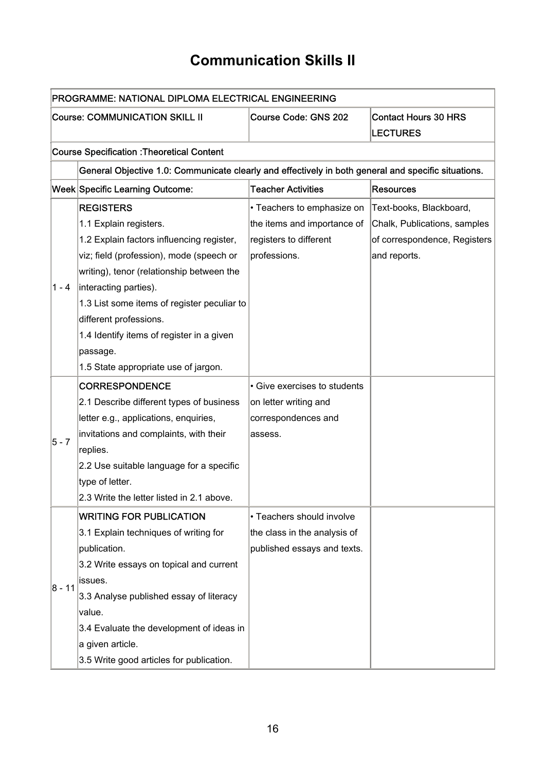# Communication Skills II

| PROGRAMME: NATIONAL DIPLOMA ELECTRICAL ENGINEERING | | | |
|---|---|---|---|
| Course: COMMUNICATION SKILL II | | Course Code: GNS 202 | Contact Hours 30 HRS LECTURES |
| Course Specification :Theoretical Content | | | |
| | General Objective 1.0: Communicate clearly and effectively in both general and specific situations. | | |
| Week | Specific Learning Outcome: | Teacher Activities | Resources |
| 1 - 4 | REGISTERS<br>1.1 Explain registers.<br>1.2 Explain factors influencing register, viz; field (profession), mode (speech or writing), tenor (relationship between the interacting parties).<br>1.3 List some items of register peculiar to different professions.<br>1.4 Identify items of register in a given passage.<br>1.5 State appropriate use of jargon. | • Teachers to emphasize on the items and importance of registers to different professions. | Text-books, Blackboard, Chalk, Publications, samples of correspondence, Registers and reports. |
| 5 - 7 | CORRESPONDENCE<br>2.1 Describe different types of business letter e.g., applications, enquiries, invitations and complaints, with their replies.<br>2.2 Use suitable language for a specific type of letter.<br>2.3 Write the letter listed in 2.1 above. | • Give exercises to students on letter writing and correspondences and assess. | |
| 8 - 11 | WRITING FOR PUBLICATION<br>3.1 Explain techniques of writing for publication.<br>3.2 Write essays on topical and current issues.<br>3.3 Analyse published essay of literacy value.<br>3.4 Evaluate the development of ideas in a given article.<br>3.5 Write good articles for publication. | • Teachers should involve the class in the analysis of published essays and texts. | |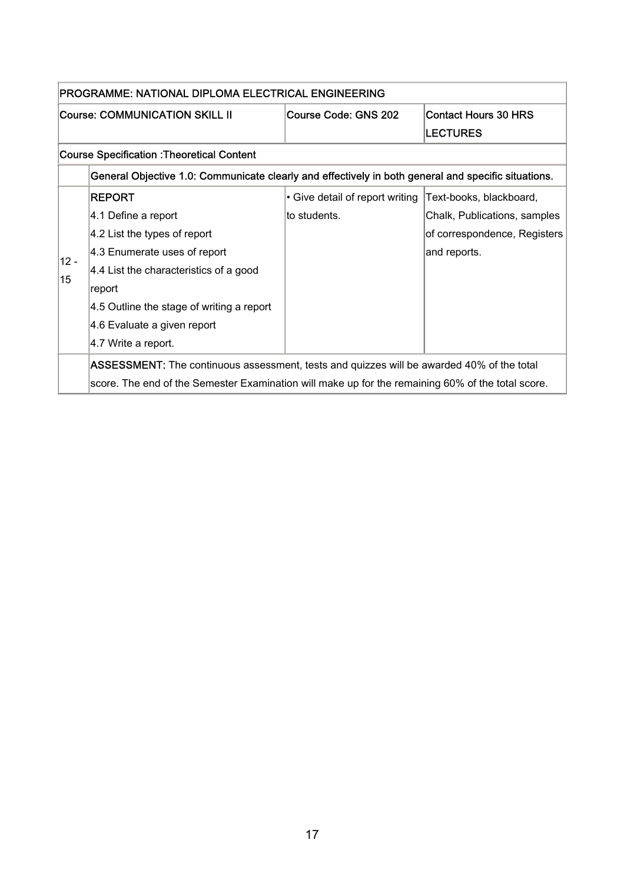| PROGRAMME: NATIONAL DIPLOMA ELECTRICAL ENGINEERING | | | |
|---|---|---|---|
| Course: COMMUNICATION SKILL II | | Course Code: GNS 202 | Contact Hours 30 HRS LECTURES |
| Course Specification :Theoretical Content | | | |
| | General Objective 1.0: Communicate clearly and effectively in both general and specific situations. | | |
| 12 - 15 | REPORT<br>4.1 Define a report<br>4.2 List the types of report<br>4.3 Enumerate uses of report<br>4.4 List the characteristics of a good report<br>4.5 Outline the stage of writing a report<br>4.6 Evaluate a given report<br>4.7 Write a report. | • Give detail of report writing to students. | Text-books, blackboard, Chalk, Publications, samples of correspondence, Registers and reports. |
| | **ASSESSMENT:** The continuous assessment, tests and quizzes will be awarded 40% of the total score. The end of the Semester Examination will make up for the remaining 60% of the total score. | | |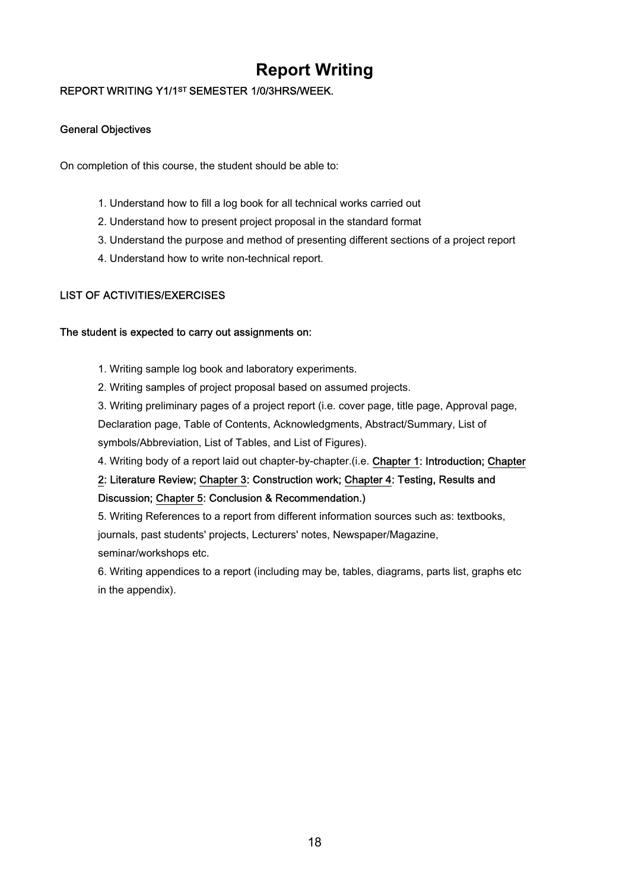# Report Writing

REPORT WRITING Y1/1ST SEMESTER 1/0/3HRS/WEEK.

### General Objectives

On completion of this course, the student should be able to:

1. Understand how to fill a log book for all technical works carried out
2. Understand how to present project proposal in the standard format
3. Understand the purpose and method of presenting different sections of a project report
4. Understand how to write non-technical report.

### LIST OF ACTIVITIES/EXERCISES

**The student is expected to carry out assignments on:**

1. Writing sample log book and laboratory experiments.
2. Writing samples of project proposal based on assumed projects.
3. Writing preliminary pages of a project report (i.e. cover page, title page, Approval page, Declaration page, Table of Contents, Acknowledgments, Abstract/Summary, List of symbols/Abbreviation, List of Tables, and List of Figures).
4. Writing body of a report laid out chapter-by-chapter.(i.e. **Chapter 1: Introduction; Chapter 2: Literature Review; Chapter 3: Construction work; Chapter 4: Testing, Results and Discussion; Chapter 5: Conclusion & Recommendation.)**
5. Writing References to a report from different information sources such as: textbooks, journals, past students' projects, Lecturers' notes, Newspaper/Magazine, seminar/workshops etc.
6. Writing appendices to a report (including may be, tables, diagrams, parts list, graphs etc in the appendix).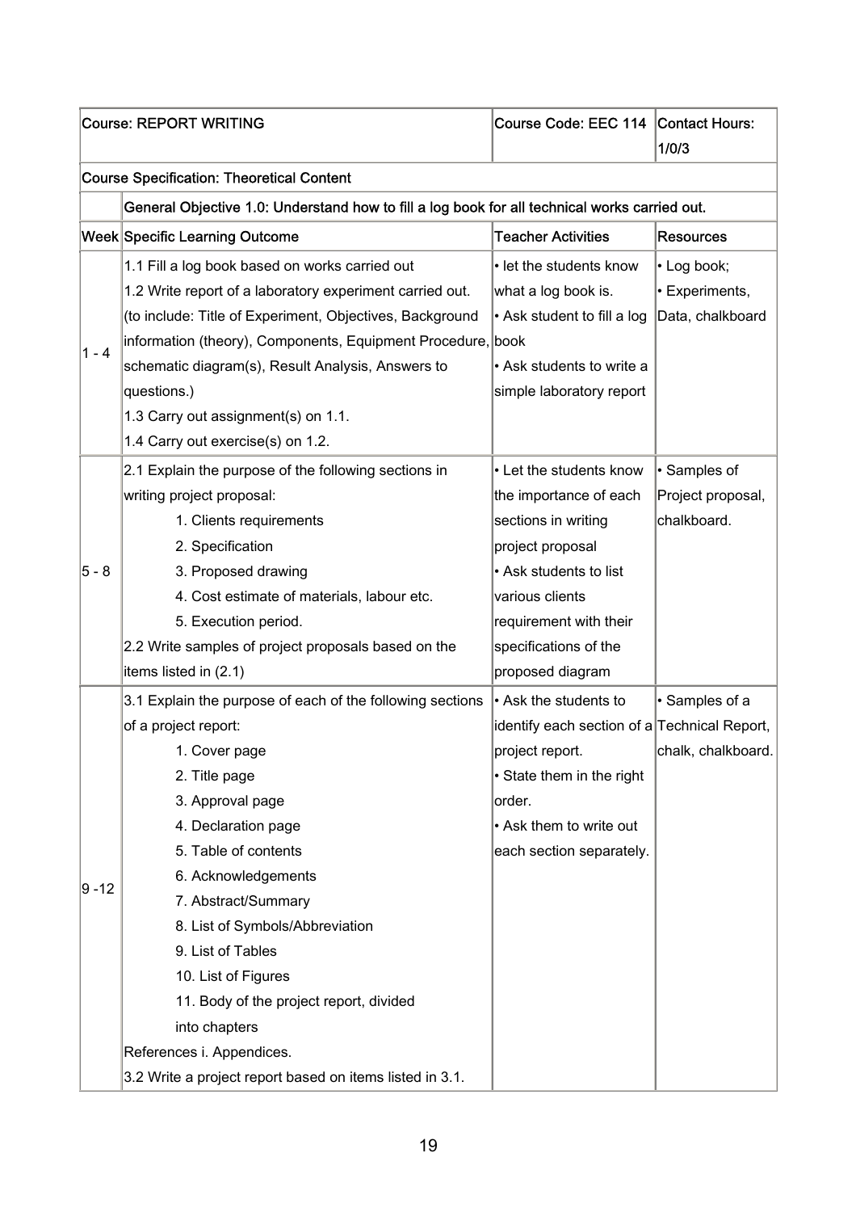| Course: REPORT WRITING | | Course Code: EEC 114 | Contact Hours: 1/0/3 |
|---|---|---|---|
| **Course Specification: Theoretical Content** | | | |
| | **General Objective 1.0: Understand how to fill a log book for all technical works carried out.** | | |
| **Week** | **Specific Learning Outcome** | **Teacher Activities** | **Resources** |
| 1 - 4 | 1.1 Fill a log book based on works carried out<br>1.2 Write report of a laboratory experiment carried out. (to include: Title of Experiment, Objectives, Background information (theory), Components, Equipment Procedure, schematic diagram(s), Result Analysis, Answers to questions.)<br>1.3 Carry out assignment(s) on 1.1.<br>1.4 Carry out exercise(s) on 1.2. | • let the students know what a log book is.<br>• Ask student to fill a log book<br>• Ask students to write a simple laboratory report | • Log book;<br>• Experiments, Data, chalkboard |
| 5 - 8 | 2.1 Explain the purpose of the following sections in writing project proposal:<br>1. Clients requirements<br>2. Specification<br>3. Proposed drawing<br>4. Cost estimate of materials, labour etc.<br>5. Execution period.<br>2.2 Write samples of project proposals based on the items listed in (2.1) | • Let the students know the importance of each sections in writing project proposal<br>• Ask students to list various clients requirement with their specifications of the proposed diagram | • Samples of Project proposal, chalkboard. |
| 9 -12 | 3.1 Explain the purpose of each of the following sections of a project report:<br>1. Cover page<br>2. Title page<br>3. Approval page<br>4. Declaration page<br>5. Table of contents<br>6. Acknowledgements<br>7. Abstract/Summary<br>8. List of Symbols/Abbreviation<br>9. List of Tables<br>10. List of Figures<br>11. Body of the project report, divided into chapters<br>References i. Appendices.<br>3.2 Write a project report based on items listed in 3.1. | • Ask the students to identify each section of a project report.<br>• State them in the right order.<br>• Ask them to write out each section separately. | • Samples of a Technical Report, chalk, chalkboard. |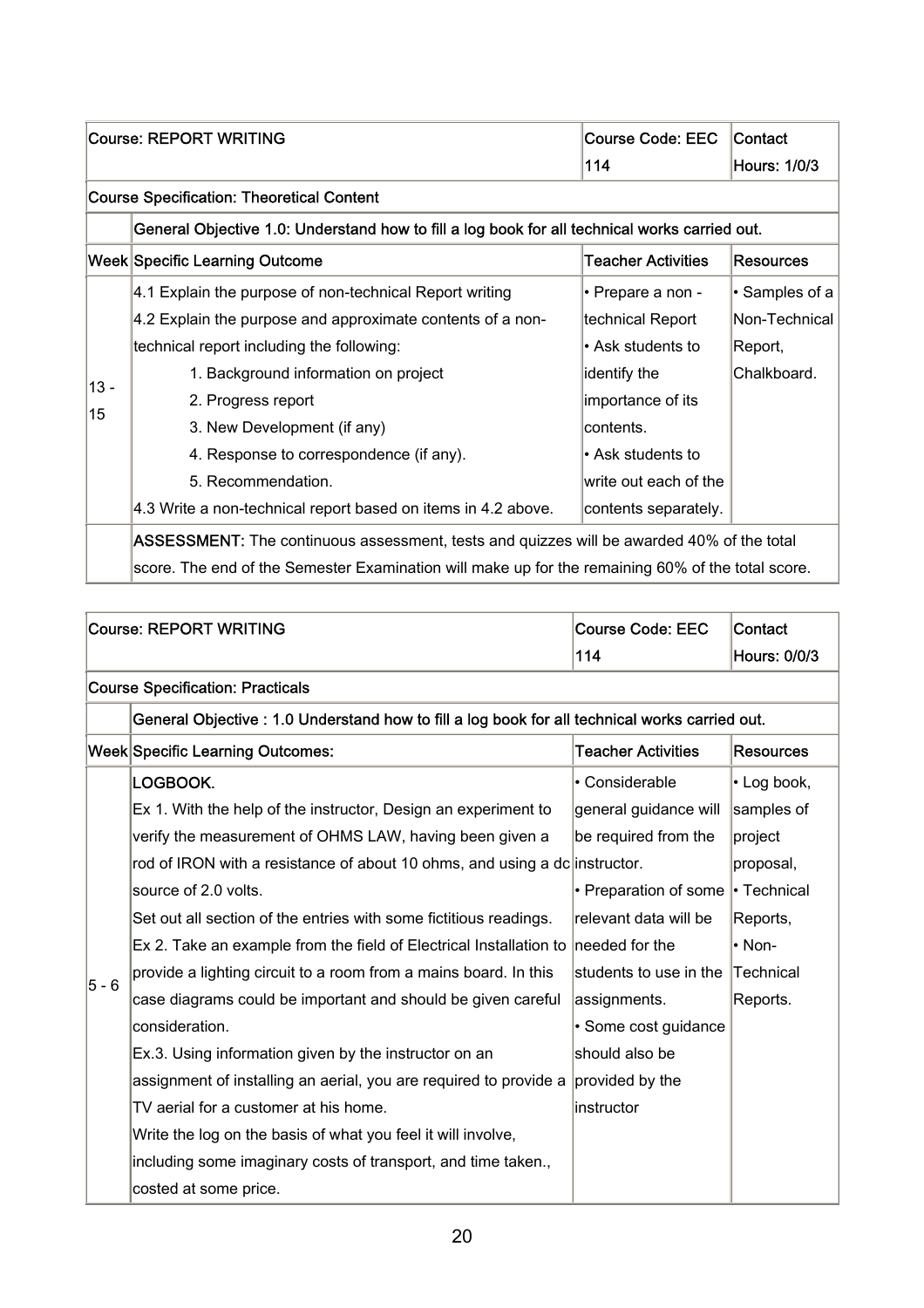| Course: REPORT WRITING | | Course Code: EEC 114 | Contact Hours: 1/0/3 |
|---|---|---|---|
| Course Specification: Theoretical Content | | | |
| | **General Objective 1.0: Understand how to fill a log book for all technical works carried out.** | | |
| **Week** | **Specific Learning Outcome** | **Teacher Activities** | **Resources** |
| 13 - 15 | 4.1 Explain the purpose of non-technical Report writing<br>4.2 Explain the purpose and approximate contents of a non-technical report including the following:<br>1. Background information on project<br>2. Progress report<br>3. New Development (if any)<br>4. Response to correspondence (if any).<br>5. Recommendation.<br>4.3 Write a non-technical report based on items in 4.2 above. | • Prepare a non - technical Report<br>• Ask students to identify the importance of its contents.<br>• Ask students to write out each of the contents separately. | • Samples of a Non-Technical Report, Chalkboard. |
| | **ASSESSMENT:** The continuous assessment, tests and quizzes will be awarded 40% of the total score. The end of the Semester Examination will make up for the remaining 60% of the total score. | | |

| Course: REPORT WRITING | | Course Code: EEC 114 | Contact Hours: 0/0/3 |
|---|---|---|---|
| Course Specification: Practicals | | | |
| | **General Objective : 1.0 Understand how to fill a log book for all technical works carried out.** | | |
| **Week** | **Specific Learning Outcomes:** | **Teacher Activities** | **Resources** |
| 5 - 6 | LOGBOOK.<br>Ex 1. With the help of the instructor, Design an experiment to verify the measurement of OHMS LAW, having been given a rod of IRON with a resistance of about 10 ohms, and using a dc source of 2.0 volts.<br>Set out all section of the entries with some fictitious readings.<br>Ex 2. Take an example from the field of Electrical Installation to provide a lighting circuit to a room from a mains board. In this case diagrams could be important and should be given careful consideration.<br>Ex.3. Using information given by the instructor on an assignment of installing an aerial, you are required to provide a TV aerial for a customer at his home.<br>Write the log on the basis of what you feel it will involve, including some imaginary costs of transport, and time taken., costed at some price. | • Considerable general guidance will be required from the instructor.<br>• Preparation of some relevant data will be needed for the students to use in the assignments.<br>• Some cost guidance should also be provided by the instructor | • Log book, samples of project proposal,<br>• Technical Reports,<br>• Non-Technical Reports. |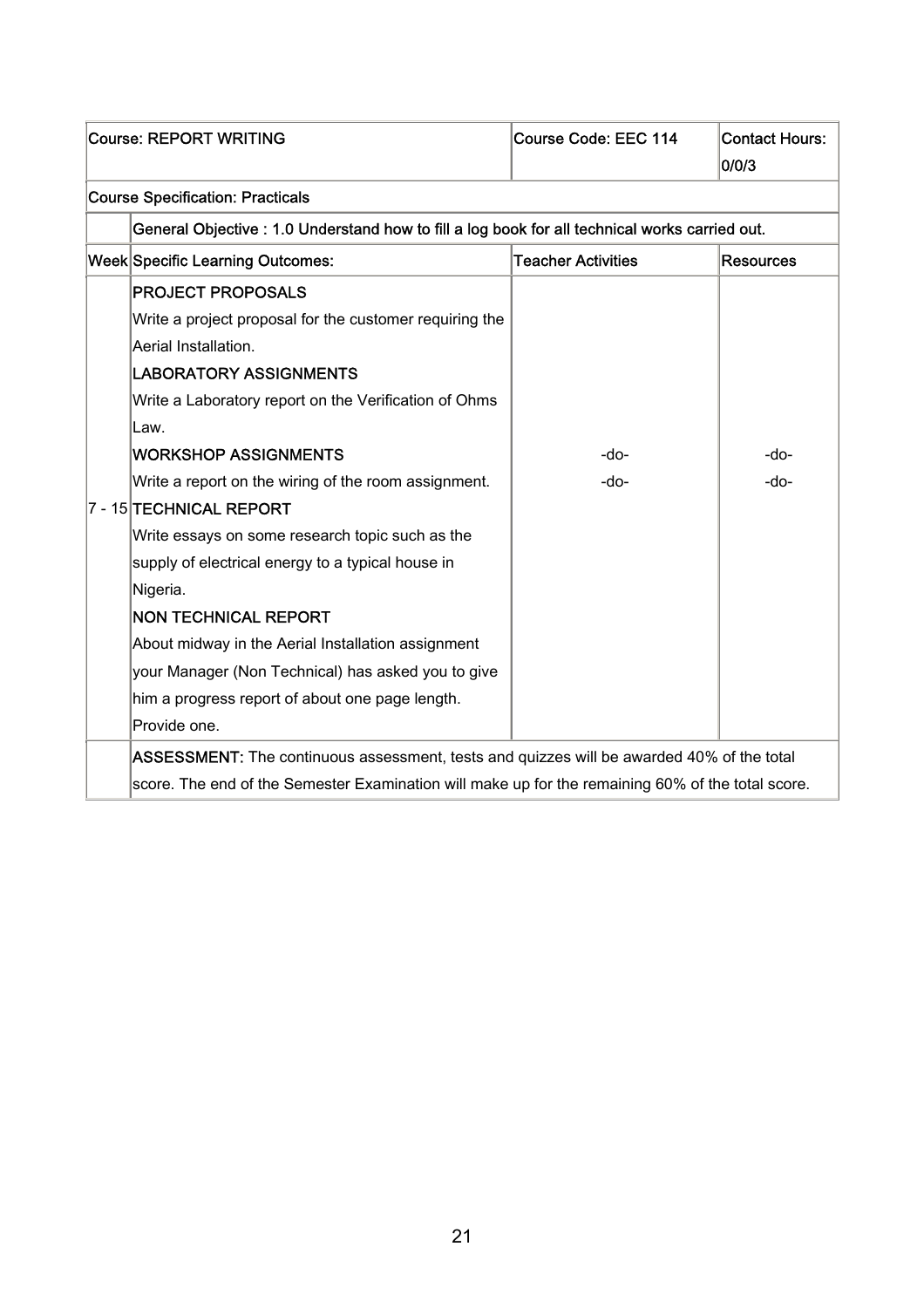| Course: REPORT WRITING | | Course Code: EEC 114 | Contact Hours: 0/0/3 |
|---|---|---|---|
| Course Specification: Practicals | | | |
| | General Objective : 1.0 Understand how to fill a log book for all technical works carried out. | | |
| Week | Specific Learning Outcomes: | Teacher Activities | Resources |
| 7 - 15 | **PROJECT PROPOSALS**<br>Write a project proposal for the customer requiring the Aerial Installation.<br>**LABORATORY ASSIGNMENTS**<br>Write a Laboratory report on the Verification of Ohms Law.<br>**WORKSHOP ASSIGNMENTS**<br>Write a report on the wiring of the room assignment.<br>**TECHNICAL REPORT**<br>Write essays on some research topic such as the supply of electrical energy to a typical house in Nigeria.<br>**NON TECHNICAL REPORT**<br>About midway in the Aerial Installation assignment your Manager (Non Technical) has asked you to give him a progress report of about one page length. Provide one. | -do-<br>-do- | -do-<br>-do- |
| | **ASSESSMENT:** The continuous assessment, tests and quizzes will be awarded 40% of the total score. The end of the Semester Examination will make up for the remaining 60% of the total score. | | |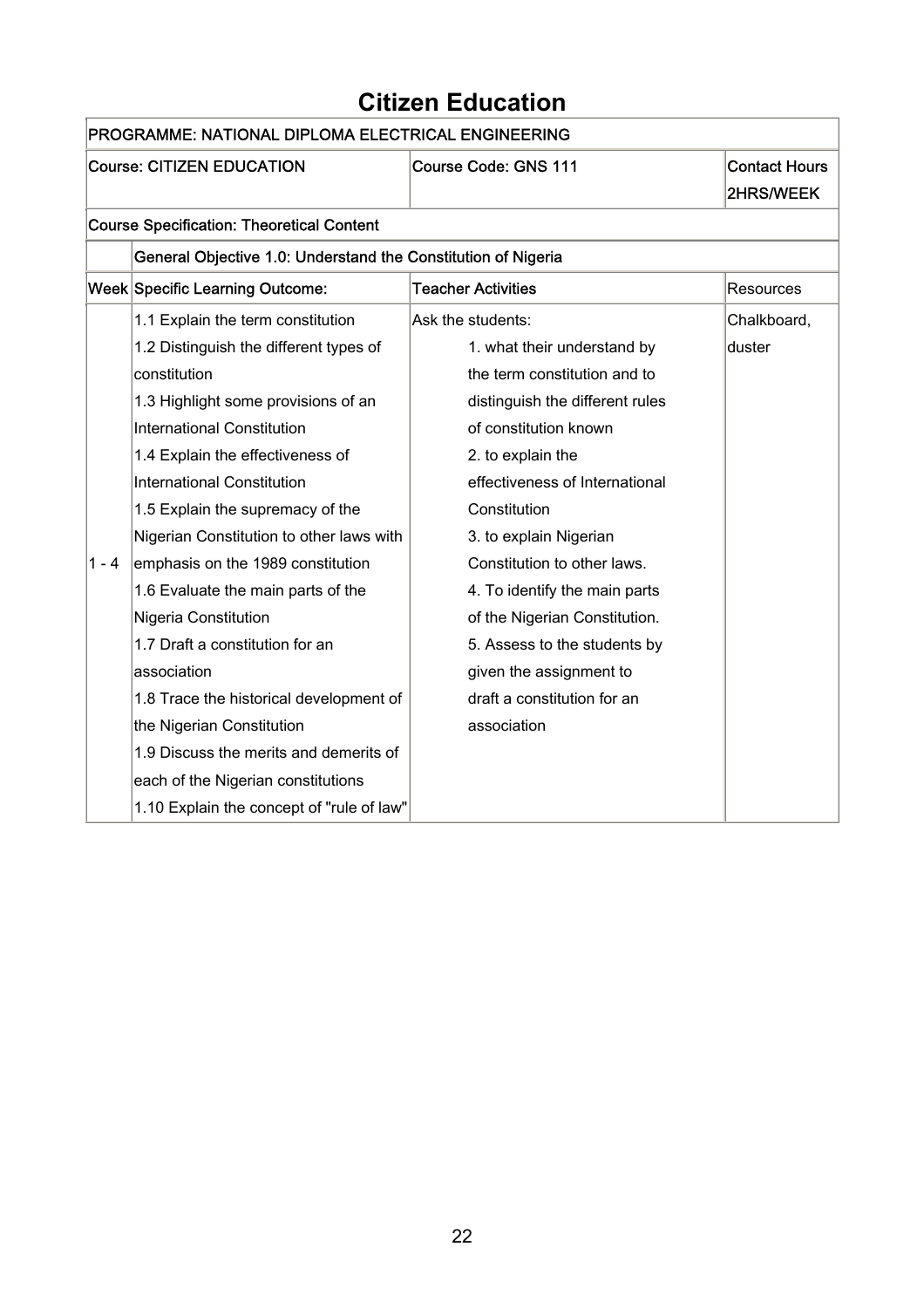# Citizen Education

| PROGRAMME: NATIONAL DIPLOMA ELECTRICAL ENGINEERING | | | |
|---|---|---|---|
| **Course: CITIZEN EDUCATION** | | **Course Code: GNS 111** | **Contact Hours 2HRS/WEEK** |
| **Course Specification: Theoretical Content** | | | |
| | **General Objective 1.0: Understand the Constitution of Nigeria** | | |
| **Week** | **Specific Learning Outcome:** | **Teacher Activities** | Resources |
| 1 - 4 | 1.1 Explain the term constitution<br>1.2 Distinguish the different types of constitution<br>1.3 Highlight some provisions of an International Constitution<br>1.4 Explain the effectiveness of International Constitution<br>1.5 Explain the supremacy of the Nigerian Constitution to other laws with emphasis on the 1989 constitution<br>1.6 Evaluate the main parts of the Nigeria Constitution<br>1.7 Draft a constitution for an association<br>1.8 Trace the historical development of the Nigerian Constitution<br>1.9 Discuss the merits and demerits of each of the Nigerian constitutions<br>1.10 Explain the concept of "rule of law" | Ask the students:<br>1. what their understand by the term constitution and to distinguish the different rules of constitution known<br>2. to explain the effectiveness of International Constitution<br>3. to explain Nigerian Constitution to other laws.<br>4. To identify the main parts of the Nigerian Constitution.<br>5. Assess to the students by given the assignment to draft a constitution for an association | Chalkboard, duster |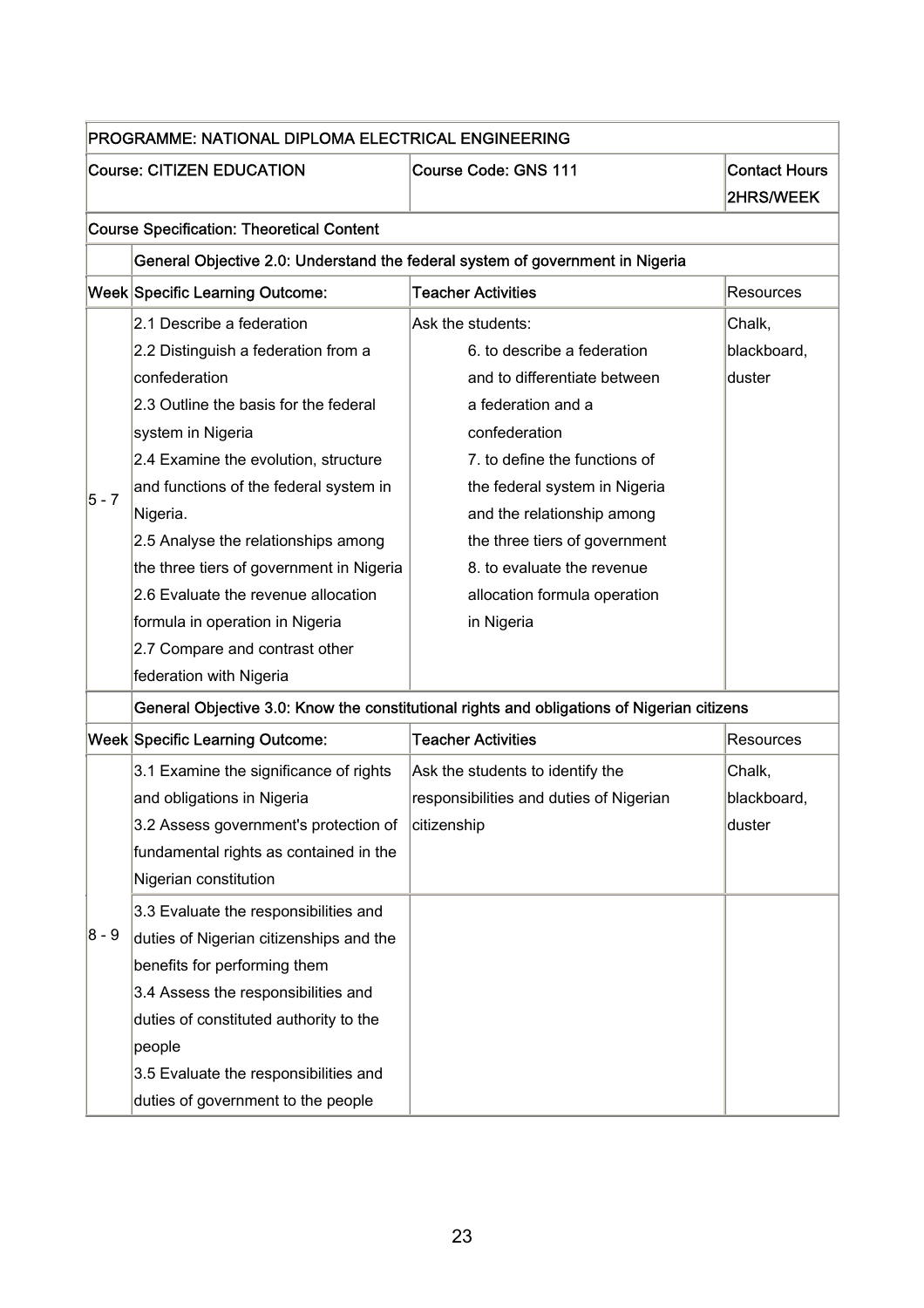| PROGRAMME: NATIONAL DIPLOMA ELECTRICAL ENGINEERING | | | |
|---|---|---|---|
| Course: CITIZEN EDUCATION | | Course Code: GNS 111 | Contact Hours 2HRS/WEEK |
| Course Specification: Theoretical Content | | | |
| | General Objective 2.0: Understand the federal system of government in Nigeria | | |
| Week | Specific Learning Outcome: | Teacher Activities | Resources |
| 5 - 7 | 2.1 Describe a federation<br>2.2 Distinguish a federation from a confederation<br>2.3 Outline the basis for the federal system in Nigeria<br>2.4 Examine the evolution, structure and functions of the federal system in Nigeria.<br>2.5 Analyse the relationships among the three tiers of government in Nigeria<br>2.6 Evaluate the revenue allocation formula in operation in Nigeria<br>2.7 Compare and contrast other federation with Nigeria | Ask the students:<br>6. to describe a federation and to differentiate between a federation and a confederation<br>7. to define the functions of the federal system in Nigeria and the relationship among the three tiers of government<br>8. to evaluate the revenue allocation formula operation in Nigeria | Chalk, blackboard, duster |
| | General Objective 3.0: Know the constitutional rights and obligations of Nigerian citizens | | |
| Week | Specific Learning Outcome: | Teacher Activities | Resources |
| 8 - 9 | 3.1 Examine the significance of rights and obligations in Nigeria<br>3.2 Assess government's protection of fundamental rights as contained in the Nigerian constitution | Ask the students to identify the responsibilities and duties of Nigerian citizenship | Chalk, blackboard, duster |
| | 3.3 Evaluate the responsibilities and duties of Nigerian citizenships and the benefits for performing them<br>3.4 Assess the responsibilities and duties of constituted authority to the people<br>3.5 Evaluate the responsibilities and duties of government to the people | | |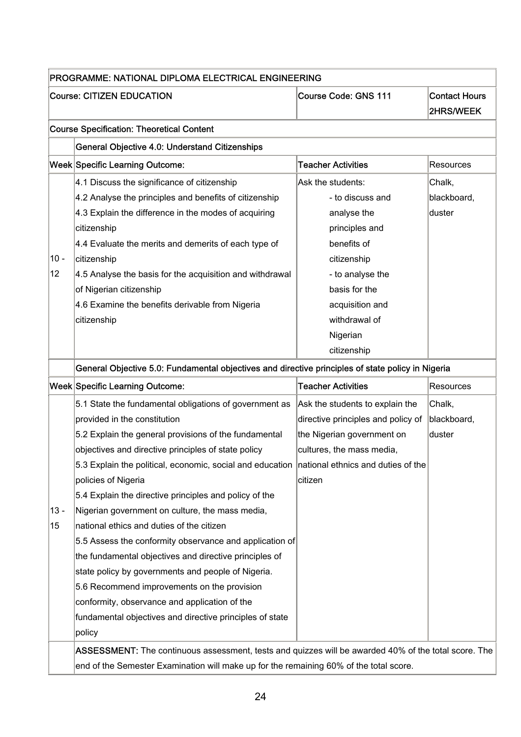| PROGRAMME: NATIONAL DIPLOMA ELECTRICAL ENGINEERING | | | |
|---|---|---|---|
| **Course: CITIZEN EDUCATION** | | **Course Code: GNS 111** | **Contact Hours 2HRS/WEEK** |
| **Course Specification: Theoretical Content** | | | |
| | **General Objective 4.0: Understand Citizenships** | | |
| **Week** | **Specific Learning Outcome:** | **Teacher Activities** | Resources |
| 10 - 12 | 4.1 Discuss the significance of citizenship<br>4.2 Analyse the principles and benefits of citizenship<br>4.3 Explain the difference in the modes of acquiring citizenship<br>4.4 Evaluate the merits and demerits of each type of citizenship<br>4.5 Analyse the basis for the acquisition and withdrawal of Nigerian citizenship<br>4.6 Examine the benefits derivable from Nigeria citizenship | Ask the students:<br>- to discuss and analyse the principles and benefits of citizenship<br>- to analyse the basis for the acquisition and withdrawal of Nigerian citizenship | Chalk, blackboard, duster |
| | **General Objective 5.0: Fundamental objectives and directive principles of state policy in Nigeria** | | |
| **Week** | **Specific Learning Outcome:** | **Teacher Activities** | Resources |
| 13 - 15 | 5.1 State the fundamental obligations of government as provided in the constitution<br>5.2 Explain the general provisions of the fundamental objectives and directive principles of state policy<br>5.3 Explain the political, economic, social and education policies of Nigeria<br>5.4 Explain the directive principles and policy of the Nigerian government on culture, the mass media, national ethics and duties of the citizen<br>5.5 Assess the conformity observance and application of the fundamental objectives and directive principles of state policy by governments and people of Nigeria.<br>5.6 Recommend improvements on the provision conformity, observance and application of the fundamental objectives and directive principles of state policy | Ask the students to explain the directive principles and policy of the Nigerian government on cultures, the mass media, national ethnics and duties of the citizen | Chalk, blackboard, duster |
| | **ASSESSMENT:** The continuous assessment, tests and quizzes will be awarded 40% of the total score. The end of the Semester Examination will make up for the remaining 60% of the total score. | | |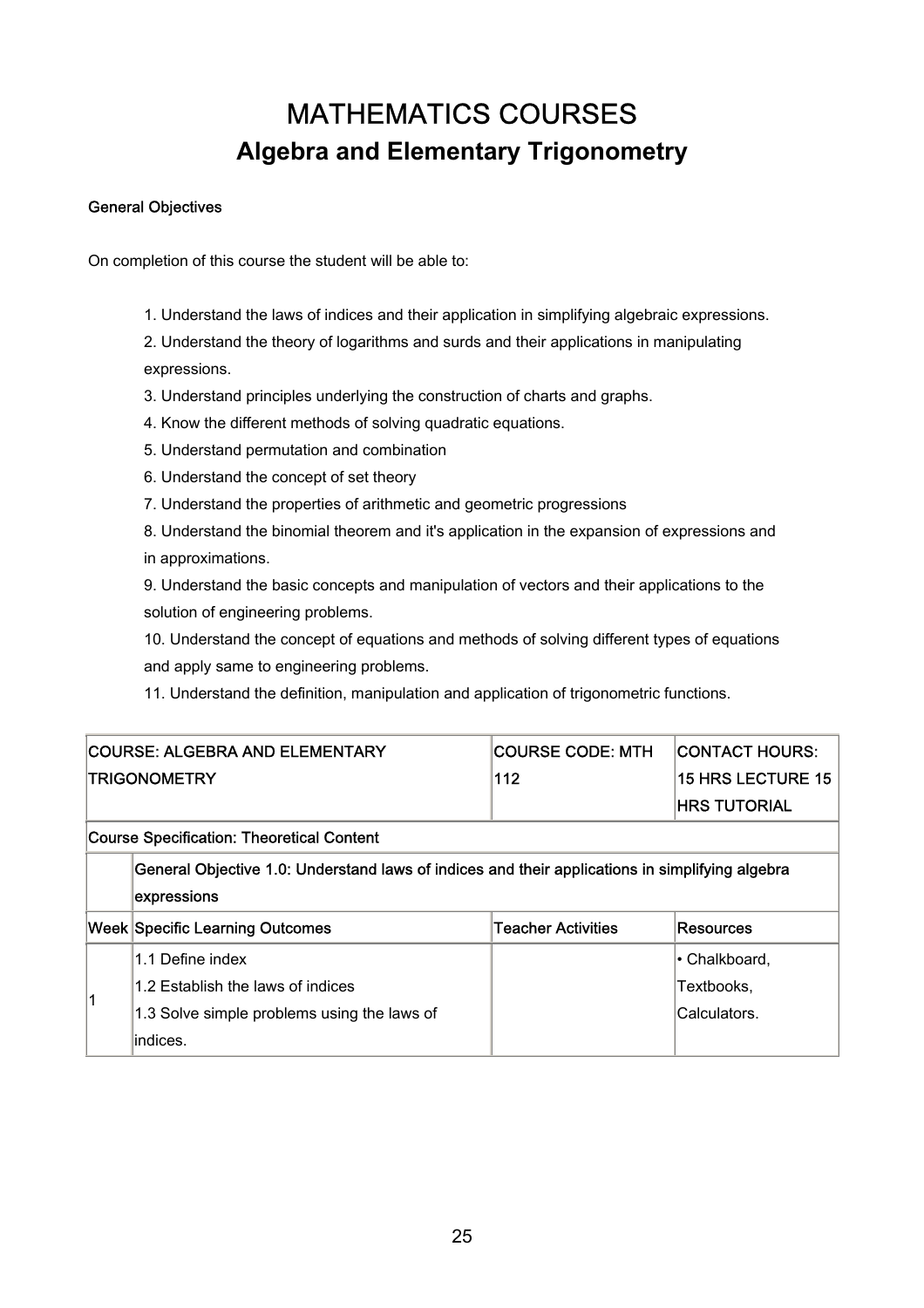# MATHEMATICS COURSES

## Algebra and Elementary Trigonometry

**General Objectives**

On completion of this course the student will be able to:

1. Understand the laws of indices and their application in simplifying algebraic expressions.
2. Understand the theory of logarithms and surds and their applications in manipulating expressions.
3. Understand principles underlying the construction of charts and graphs.
4. Know the different methods of solving quadratic equations.
5. Understand permutation and combination
6. Understand the concept of set theory
7. Understand the properties of arithmetic and geometric progressions
8. Understand the binomial theorem and it's application in the expansion of expressions and in approximations.
9. Understand the basic concepts and manipulation of vectors and their applications to the solution of engineering problems.
10. Understand the concept of equations and methods of solving different types of equations and apply same to engineering problems.
11. Understand the definition, manipulation and application of trigonometric functions.

| COURSE: ALGEBRA AND ELEMENTARY TRIGONOMETRY | | COURSE CODE: MTH 112 | CONTACT HOURS: 15 HRS LECTURE 15 HRS TUTORIAL |
|---|---|---|---|
| Course Specification: Theoretical Content | | | |
| | General Objective 1.0: Understand laws of indices and their applications in simplifying algebra expressions | | |
| Week | Specific Learning Outcomes | Teacher Activities | Resources |
| 1 | 1.1 Define index<br>1.2 Establish the laws of indices<br>1.3 Solve simple problems using the laws of indices. | | • Chalkboard, Textbooks, Calculators. |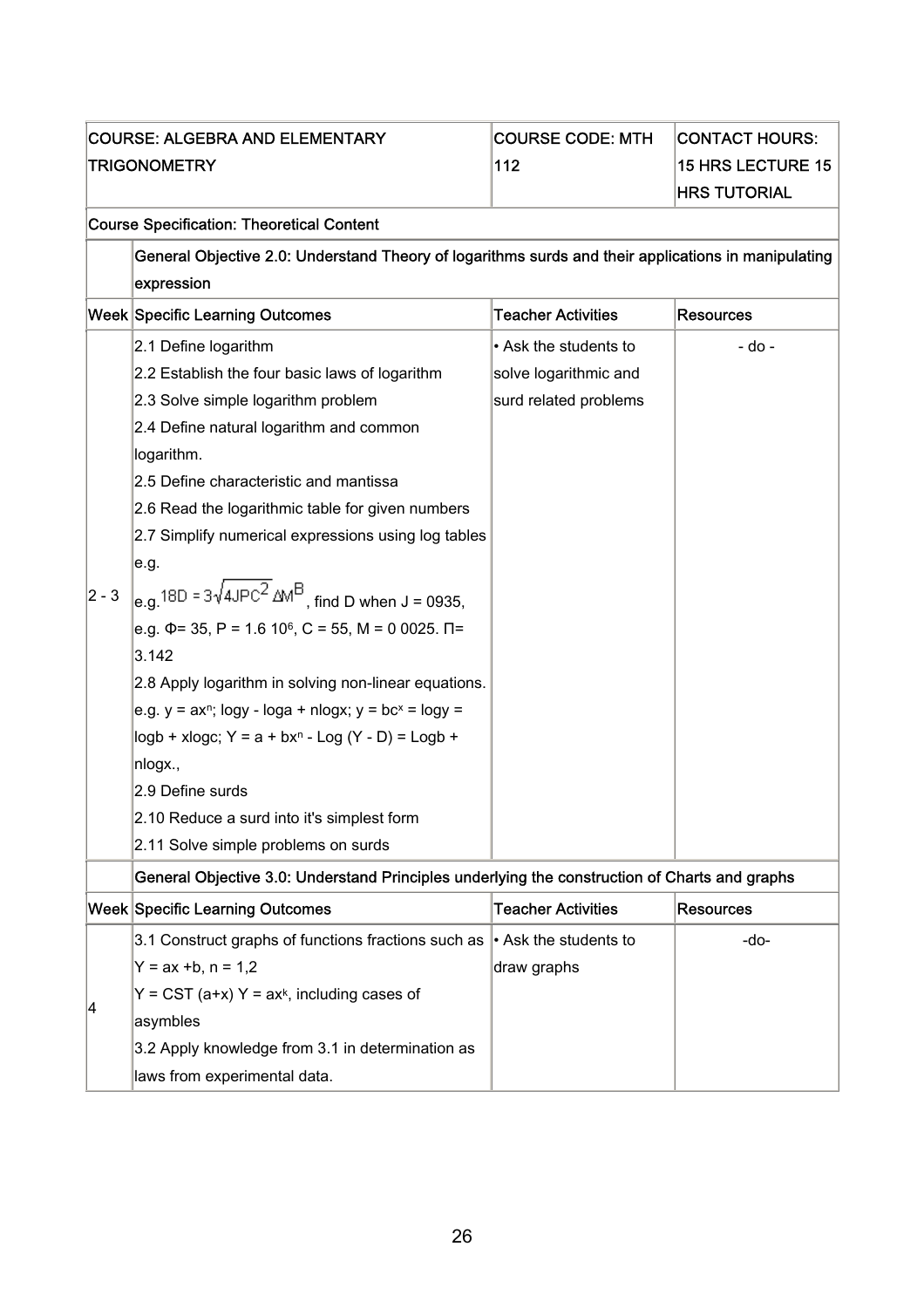| COURSE: ALGEBRA AND ELEMENTARY TRIGONOMETRY | | COURSE CODE: MTH 112 | CONTACT HOURS: 15 HRS LECTURE 15 HRS TUTORIAL |
|---|---|---|---|
| **Course Specification: Theoretical Content** | | | |
| | **General Objective 2.0: Understand Theory of logarithms surds and their applications in manipulating expression** | | |
| **Week** | **Specific Learning Outcomes** | **Teacher Activities** | **Resources** |
| 2 - 3 | 2.1 Define logarithm<br>2.2 Establish the four basic laws of logarithm<br>2.3 Solve simple logarithm problem<br>2.4 Define natural logarithm and common logarithm.<br>2.5 Define characteristic and mantissa<br>2.6 Read the logarithmic table for given numbers<br>2.7 Simplify numerical expressions using log tables e.g.<br>e.g. $18D = 3\sqrt{4JPC^2} \Delta M^B$, find D when J = 0935,<br>e.g. Φ= 35, P = 1.6 $10^6$, C = 55, M = 0 0025. Π= 3.142<br>2.8 Apply logarithm in solving non-linear equations. e.g. $y = ax^n$; logy - loga + nlogx; $y = bc^x$ = logy = logb + xlogc; $Y = a + bx^n$ - Log (Y - D) = Logb + nlogx.,<br>2.9 Define surds<br>2.10 Reduce a surd into it's simplest form<br>2.11 Solve simple problems on surds | • Ask the students to solve logarithmic and surd related problems | - do - |
| | **General Objective 3.0: Understand Principles underlying the construction of Charts and graphs** | | |
| **Week** | **Specific Learning Outcomes** | **Teacher Activities** | **Resources** |
| 4 | 3.1 Construct graphs of functions fractions such as Y = ax +b, n = 1,2<br>Y = CST (a+x) $Y = ax^k$, including cases of asymbles<br>3.2 Apply knowledge from 3.1 in determination as laws from experimental data. | • Ask the students to draw graphs | -do- |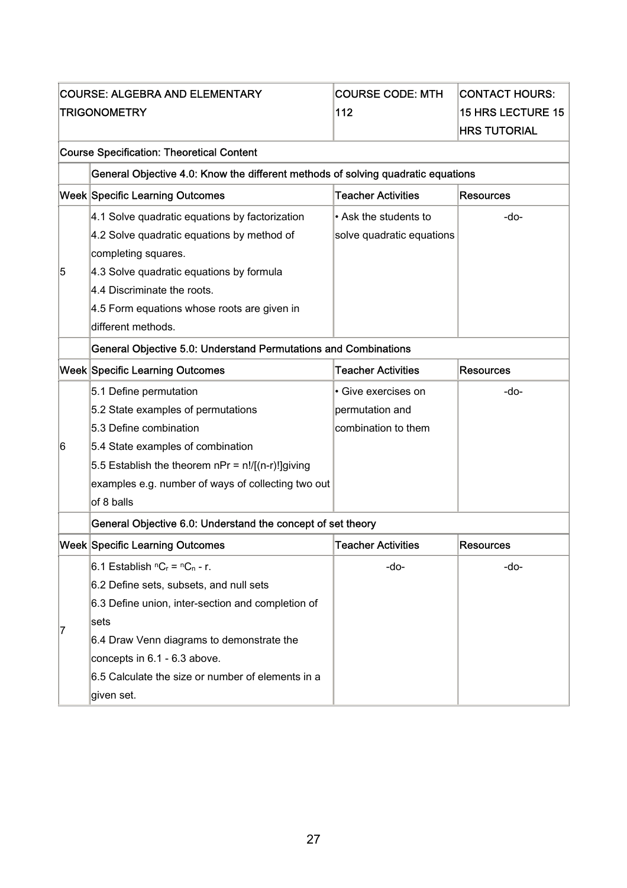| COURSE: ALGEBRA AND ELEMENTARY TRIGONOMETRY | | COURSE CODE: MTH 112 | CONTACT HOURS: 15 HRS LECTURE 15 HRS TUTORIAL |
|---|---|---|---|
| **Course Specification: Theoretical Content** | | | |
| | **General Objective 4.0: Know the different methods of solving quadratic equations** | | |
| **Week** | **Specific Learning Outcomes** | **Teacher Activities** | **Resources** |
| 5 | 4.1 Solve quadratic equations by factorization<br>4.2 Solve quadratic equations by method of completing squares.<br>4.3 Solve quadratic equations by formula<br>4.4 Discriminate the roots.<br>4.5 Form equations whose roots are given in different methods. | • Ask the students to solve quadratic equations | -do- |
| | **General Objective 5.0: Understand Permutations and Combinations** | | |
| **Week** | **Specific Learning Outcomes** | **Teacher Activities** | **Resources** |
| 6 | 5.1 Define permutation<br>5.2 State examples of permutations<br>5.3 Define combination<br>5.4 State examples of combination<br>5.5 Establish the theorem $nPr = n!/[(n-r)!]$giving examples e.g. number of ways of collecting two out of 8 balls | • Give exercises on permutation and combination to them | -do- |
| | **General Objective 6.0: Understand the concept of set theory** | | |
| **Week** | **Specific Learning Outcomes** | **Teacher Activities** | **Resources** |
| 7 | 6.1 Establish ${}^{n}C_{r} = {}^{n}C_{n} - r$.<br>6.2 Define sets, subsets, and null sets<br>6.3 Define union, inter-section and completion of sets<br>6.4 Draw Venn diagrams to demonstrate the concepts in 6.1 - 6.3 above.<br>6.5 Calculate the size or number of elements in a given set. | -do- | -do- |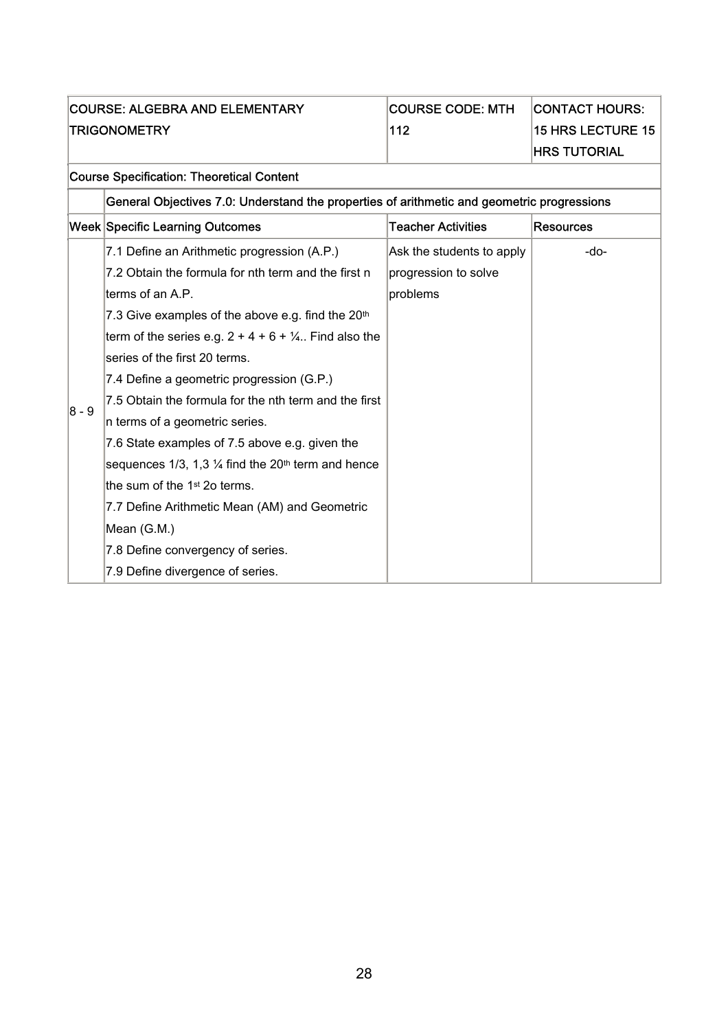| COURSE: ALGEBRA AND ELEMENTARY TRIGONOMETRY | | COURSE CODE: MTH 112 | CONTACT HOURS: 15 HRS LECTURE 15 HRS TUTORIAL |
|---|---|---|---|
| **Course Specification: Theoretical Content** | | | |
| | **General Objectives 7.0: Understand the properties of arithmetic and geometric progressions** | | |
| **Week** | **Specific Learning Outcomes** | **Teacher Activities** | **Resources** |
| 8 - 9 | 7.1 Define an Arithmetic progression (A.P.)<br>7.2 Obtain the formula for nth term and the first n terms of an A.P.<br>7.3 Give examples of the above e.g. find the 20th term of the series e.g. 2 + 4 + 6 + ¼.. Find also the series of the first 20 terms.<br>7.4 Define a geometric progression (G.P.)<br>7.5 Obtain the formula for the nth term and the first n terms of a geometric series.<br>7.6 State examples of 7.5 above e.g. given the sequences 1/3, 1,3 ¼ find the 20th term and hence the sum of the 1st 2o terms.<br>7.7 Define Arithmetic Mean (AM) and Geometric Mean (G.M.)<br>7.8 Define convergency of series.<br>7.9 Define divergence of series. | Ask the students to apply progression to solve problems | -do- |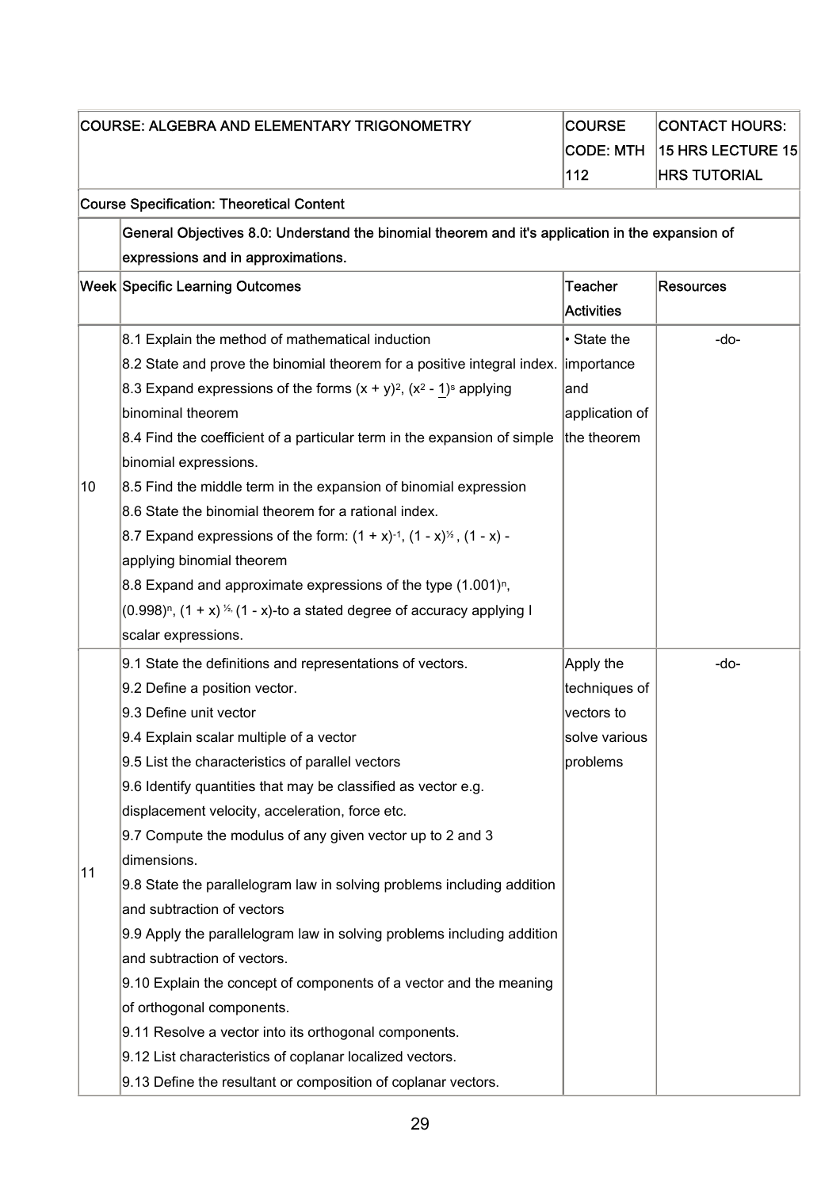| COURSE: ALGEBRA AND ELEMENTARY TRIGONOMETRY | | COURSE CODE: MTH 112 | CONTACT HOURS: 15 HRS LECTURE 15 HRS TUTORIAL |
|---|---|---|---|
| Course Specification: Theoretical Content | | | |
| | General Objectives 8.0: Understand the binomial theorem and it's application in the expansion of expressions and in approximations. | | |
| Week | Specific Learning Outcomes | Teacher Activities | Resources |
| 10 | 8.1 Explain the method of mathematical induction<br>8.2 State and prove the binomial theorem for a positive integral index.<br>8.3 Expand expressions of the forms $(x + y)^2$, $(x^2 - \underline{1})^s$ applying binominal theorem<br>8.4 Find the coefficient of a particular term in the expansion of simple binomial expressions.<br>8.5 Find the middle term in the expansion of binomial expression<br>8.6 State the binomial theorem for a rational index.<br>8.7 Expand expressions of the form: $(1 + x)^{-1}$, $(1 - x)^{½}$, $(1 - x)$ - applying binomial theorem<br>8.8 Expand and approximate expressions of the type $(1.001)^n$, $(0.998)^n$, $(1 + x)^{½,}$ $(1 - x)$-to a stated degree of accuracy applying I scalar expressions. | • State the importance and application of the theorem | -do- |
| 11 | 9.1 State the definitions and representations of vectors.<br>9.2 Define a position vector.<br>9.3 Define unit vector<br>9.4 Explain scalar multiple of a vector<br>9.5 List the characteristics of parallel vectors<br>9.6 Identify quantities that may be classified as vector e.g. displacement velocity, acceleration, force etc.<br>9.7 Compute the modulus of any given vector up to 2 and 3 dimensions.<br>9.8 State the parallelogram law in solving problems including addition and subtraction of vectors<br>9.9 Apply the parallelogram law in solving problems including addition and subtraction of vectors.<br>9.10 Explain the concept of components of a vector and the meaning of orthogonal components.<br>9.11 Resolve a vector into its orthogonal components.<br>9.12 List characteristics of coplanar localized vectors.<br>9.13 Define the resultant or composition of coplanar vectors. | Apply the techniques of vectors to solve various problems | -do- |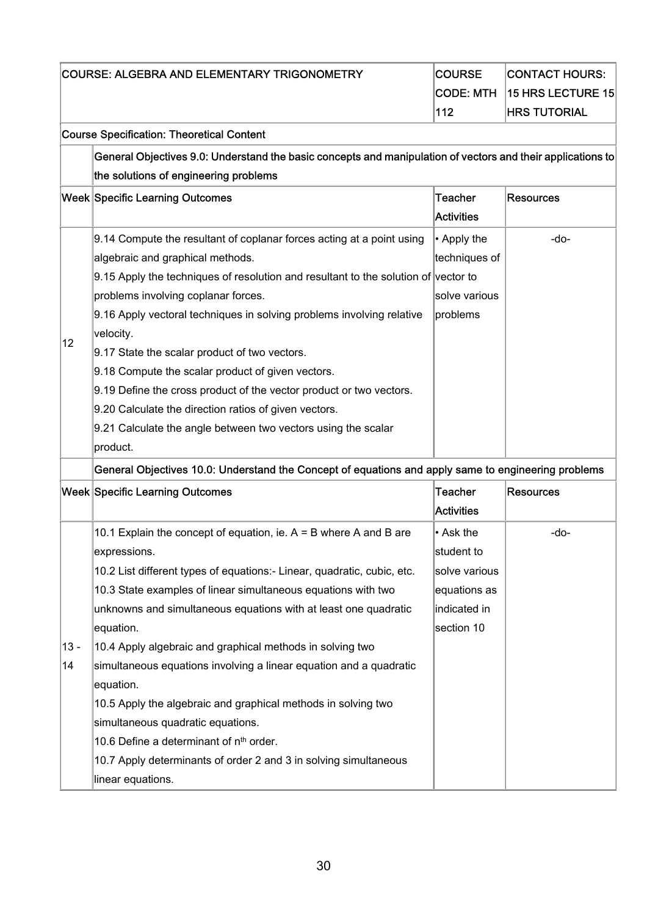| COURSE: ALGEBRA AND ELEMENTARY TRIGONOMETRY | | COURSE CODE: MTH 112 | CONTACT HOURS: 15 HRS LECTURE 15 HRS TUTORIAL |
|---|---|---|---|
| **Course Specification: Theoretical Content** | | | |
| | **General Objectives 9.0: Understand the basic concepts and manipulation of vectors and their applications to the solutions of engineering problems** | | |
| **Week** | **Specific Learning Outcomes** | **Teacher Activities** | **Resources** |
| 12 | 9.14 Compute the resultant of coplanar forces acting at a point using algebraic and graphical methods.<br>9.15 Apply the techniques of resolution and resultant to the solution of problems involving coplanar forces.<br>9.16 Apply vectoral techniques in solving problems involving relative velocity.<br>9.17 State the scalar product of two vectors.<br>9.18 Compute the scalar product of given vectors.<br>9.19 Define the cross product of the vector product or two vectors.<br>9.20 Calculate the direction ratios of given vectors.<br>9.21 Calculate the angle between two vectors using the scalar product. | • Apply the techniques of vector to solve various problems | -do- |
| | **General Objectives 10.0: Understand the Concept of equations and apply same to engineering problems** | | |
| **Week** | **Specific Learning Outcomes** | **Teacher Activities** | **Resources** |
| 13 - 14 | 10.1 Explain the concept of equation, ie. A = B where A and B are expressions.<br>10.2 List different types of equations:- Linear, quadratic, cubic, etc.<br>10.3 State examples of linear simultaneous equations with two unknowns and simultaneous equations with at least one quadratic equation.<br>10.4 Apply algebraic and graphical methods in solving two simultaneous equations involving a linear equation and a quadratic equation.<br>10.5 Apply the algebraic and graphical methods in solving two simultaneous quadratic equations.<br>10.6 Define a determinant of $n^{th}$ order.<br>10.7 Apply determinants of order 2 and 3 in solving simultaneous linear equations. | • Ask the student to solve various equations as indicated in section 10 | -do- |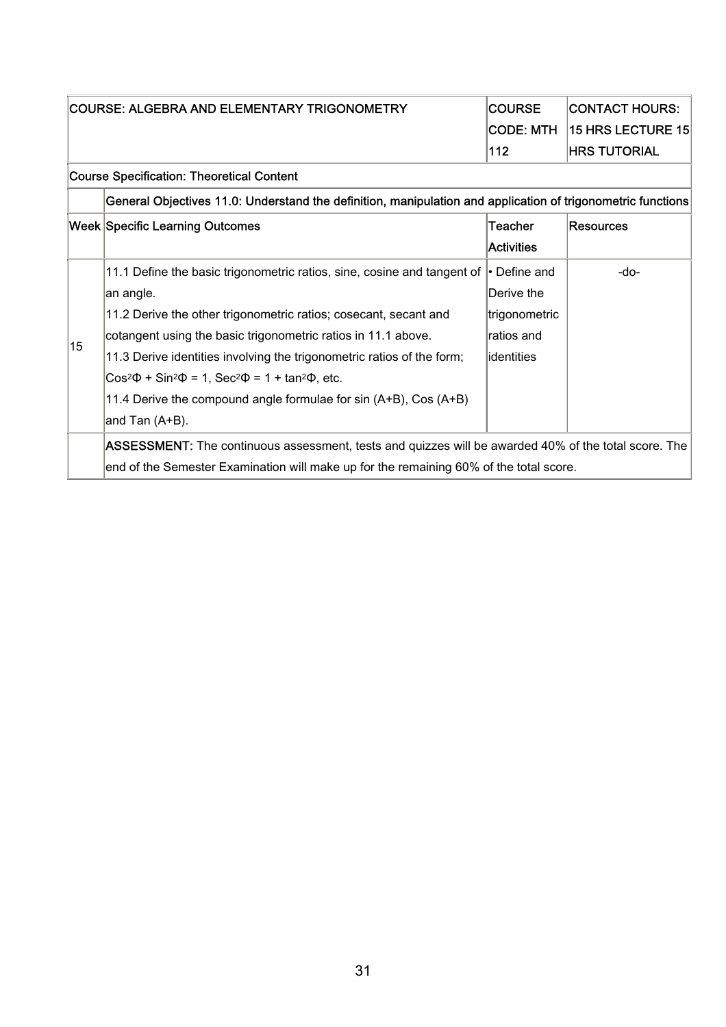| COURSE: ALGEBRA AND ELEMENTARY TRIGONOMETRY | | COURSE CODE: MTH 112 | CONTACT HOURS: 15 HRS LECTURE 15 HRS TUTORIAL |
|---|---|---|---|
| Course Specification: Theoretical Content | | | |
| | General Objectives 11.0: Understand the definition, manipulation and application of trigonometric functions | | |
| Week | Specific Learning Outcomes | Teacher Activities | Resources |
| 15 | 11.1 Define the basic trigonometric ratios, sine, cosine and tangent of an angle.<br>11.2 Derive the other trigonometric ratios; cosecant, secant and cotangent using the basic trigonometric ratios in 11.1 above.<br>11.3 Derive identities involving the trigonometric ratios of the form; $\text{Cos}^2\Phi + \text{Sin}^2\Phi = 1$, $\text{Sec}^2\Phi = 1 + \tan^2\Phi$, etc.<br>11.4 Derive the compound angle formulae for sin (A+B), Cos (A+B) and Tan (A+B). | • Define and Derive the trigonometric ratios and identities | -do- |
| | **ASSESSMENT:** The continuous assessment, tests and quizzes will be awarded 40% of the total score. The end of the Semester Examination will make up for the remaining 60% of the total score. | | |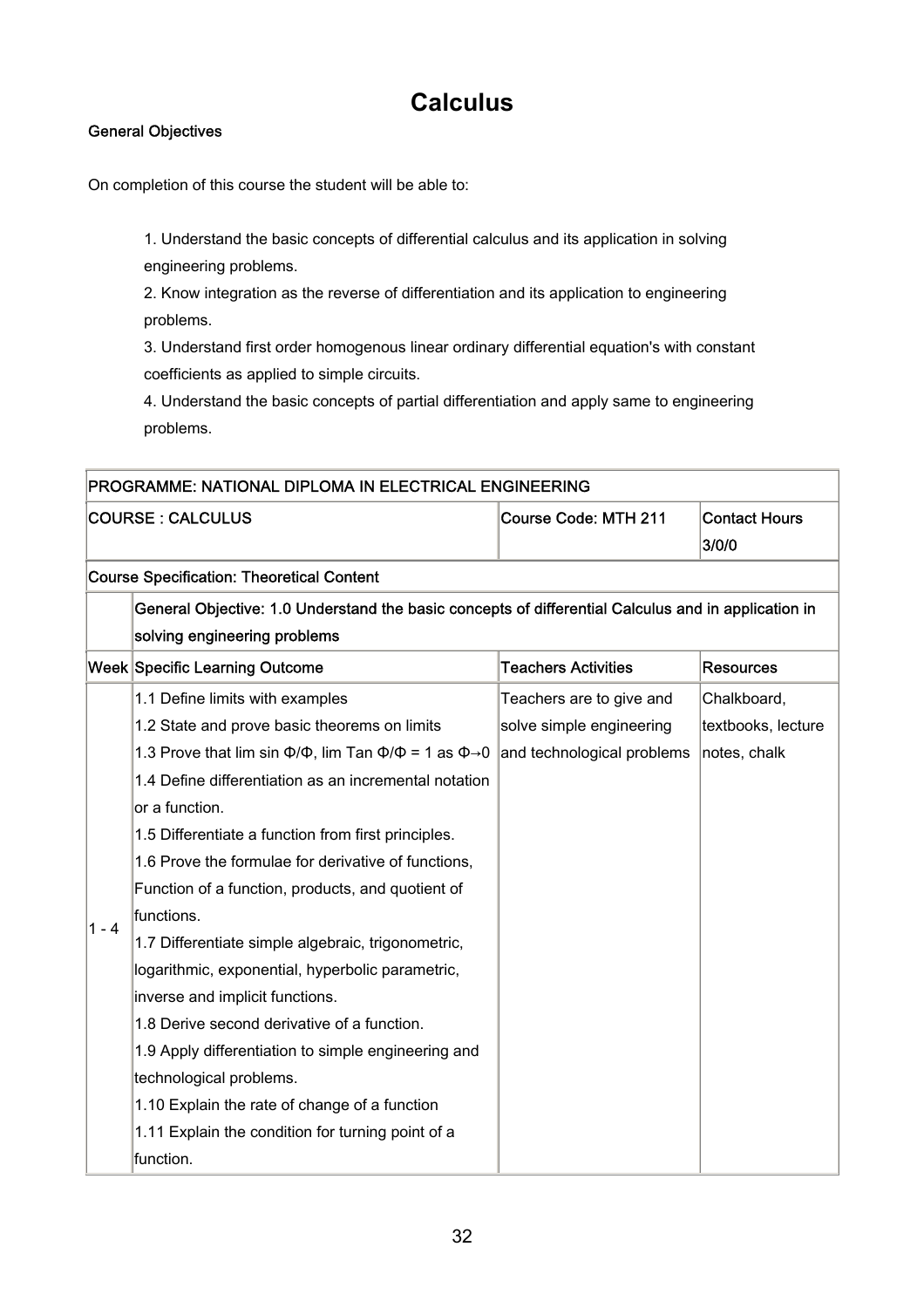# Calculus

**General Objectives**

On completion of this course the student will be able to:

1. Understand the basic concepts of differential calculus and its application in solving engineering problems.
2. Know integration as the reverse of differentiation and its application to engineering problems.
3. Understand first order homogenous linear ordinary differential equation's with constant coefficients as applied to simple circuits.
4. Understand the basic concepts of partial differentiation and apply same to engineering problems.

| **PROGRAMME: NATIONAL DIPLOMA IN ELECTRICAL ENGINEERING** | | | |
|---|---|---|---|
| **COURSE : CALCULUS** | | **Course Code: MTH 211** | **Contact Hours 3/0/0** |
| **Course Specification: Theoretical Content** | | | |
| | **General Objective: 1.0 Understand the basic concepts of differential Calculus and in application in solving engineering problems** | | |
| **Week** | **Specific Learning Outcome** | **Teachers Activities** | **Resources** |
| 1 - 4 | 1.1 Define limits with examples<br>1.2 State and prove basic theorems on limits<br>1.3 Prove that lim sin $\Phi/\Phi$, lim Tan $\Phi/\Phi = 1$ as $\Phi \to 0$<br>1.4 Define differentiation as an incremental notation or a function.<br>1.5 Differentiate a function from first principles.<br>1.6 Prove the formulae for derivative of functions, Function of a function, products, and quotient of functions.<br>1.7 Differentiate simple algebraic, trigonometric, logarithmic, exponential, hyperbolic parametric, inverse and implicit functions.<br>1.8 Derive second derivative of a function.<br>1.9 Apply differentiation to simple engineering and technological problems.<br>1.10 Explain the rate of change of a function<br>1.11 Explain the condition for turning point of a function. | Teachers are to give and solve simple engineering and technological problems | Chalkboard, textbooks, lecture notes, chalk |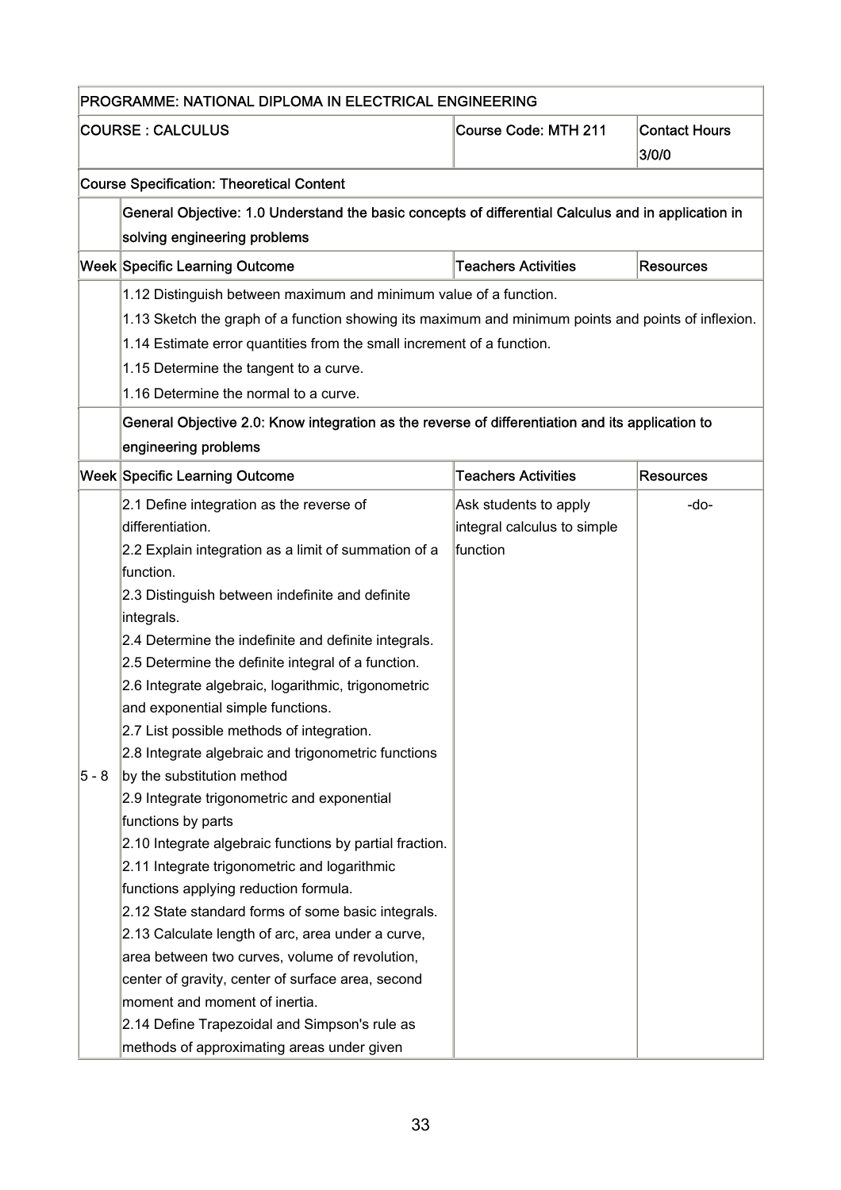| PROGRAMME: NATIONAL DIPLOMA IN ELECTRICAL ENGINEERING | | | |
|---|---|---|---|
| COURSE : CALCULUS | | Course Code: MTH 211 | Contact Hours 3/0/0 |
| Course Specification: Theoretical Content | | | |
| | General Objective: 1.0 Understand the basic concepts of differential Calculus and in application in solving engineering problems | | |
| Week | Specific Learning Outcome | Teachers Activities | Resources |
| | 1.12 Distinguish between maximum and minimum value of a function.<br>1.13 Sketch the graph of a function showing its maximum and minimum points and points of inflexion.<br>1.14 Estimate error quantities from the small increment of a function.<br>1.15 Determine the tangent to a curve.<br>1.16 Determine the normal to a curve. | | |
| | General Objective 2.0: Know integration as the reverse of differentiation and its application to engineering problems | | |
| Week | Specific Learning Outcome | Teachers Activities | Resources |
| 5 - 8 | 2.1 Define integration as the reverse of differentiation.<br>2.2 Explain integration as a limit of summation of a function.<br>2.3 Distinguish between indefinite and definite integrals.<br>2.4 Determine the indefinite and definite integrals.<br>2.5 Determine the definite integral of a function.<br>2.6 Integrate algebraic, logarithmic, trigonometric and exponential simple functions.<br>2.7 List possible methods of integration.<br>2.8 Integrate algebraic and trigonometric functions by the substitution method<br>2.9 Integrate trigonometric and exponential functions by parts<br>2.10 Integrate algebraic functions by partial fraction.<br>2.11 Integrate trigonometric and logarithmic functions applying reduction formula.<br>2.12 State standard forms of some basic integrals.<br>2.13 Calculate length of arc, area under a curve, area between two curves, volume of revolution, center of gravity, center of surface area, second moment and moment of inertia.<br>2.14 Define Trapezoidal and Simpson's rule as methods of approximating areas under given | Ask students to apply integral calculus to simple function | -do- |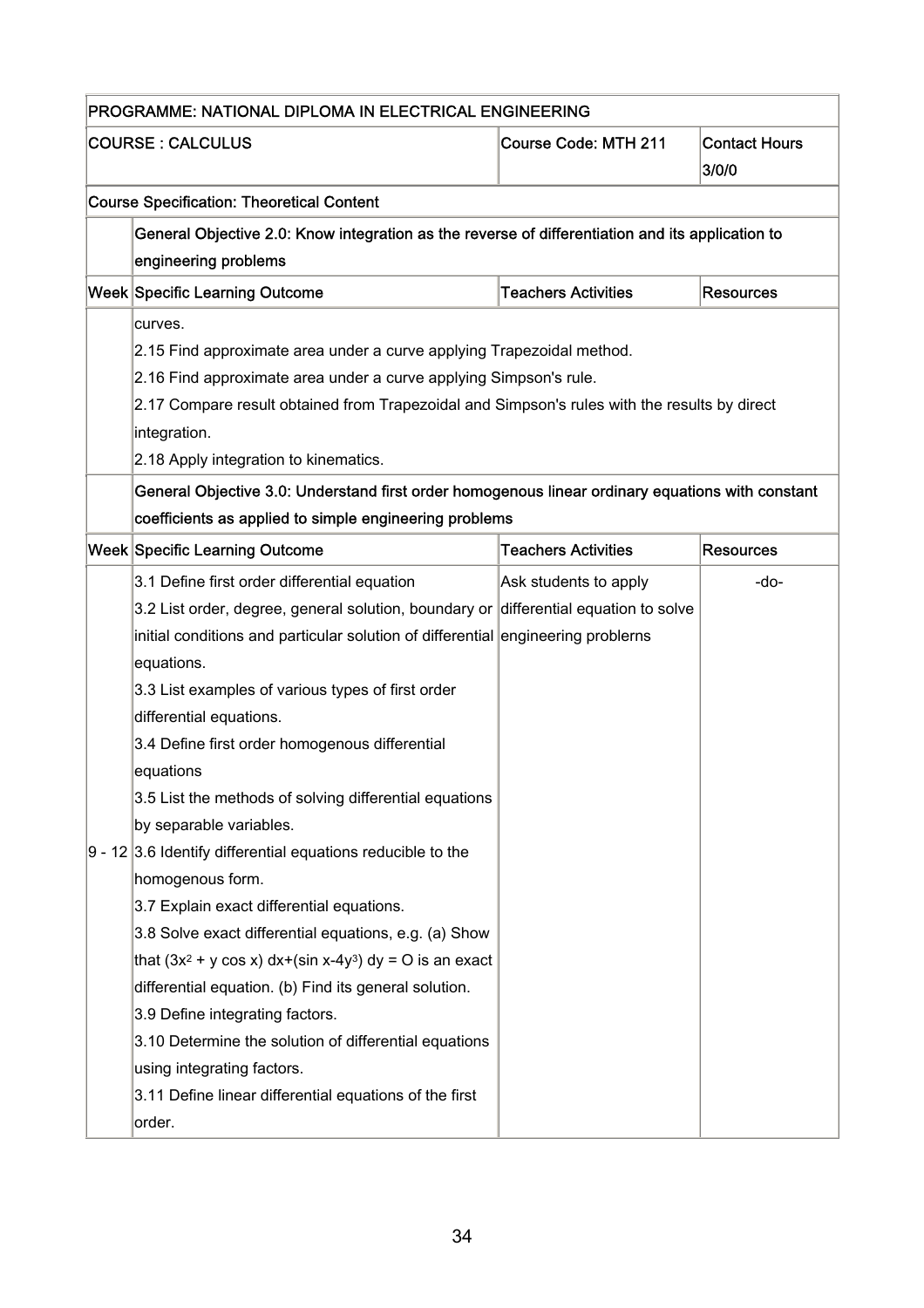| PROGRAMME: NATIONAL DIPLOMA IN ELECTRICAL ENGINEERING | | | |
|---|---|---|---|
| COURSE : CALCULUS | | Course Code: MTH 211 | Contact Hours 3/0/0 |
| Course Specification: Theoretical Content | | | |
| | General Objective 2.0: Know integration as the reverse of differentiation and its application to engineering problems | | |
| Week | Specific Learning Outcome | Teachers Activities | Resources |
| | curves.<br>2.15 Find approximate area under a curve applying Trapezoidal method.<br>2.16 Find approximate area under a curve applying Simpson's rule.<br>2.17 Compare result obtained from Trapezoidal and Simpson's rules with the results by direct integration.<br>2.18 Apply integration to kinematics. | | |
| | General Objective 3.0: Understand first order homogenous linear ordinary equations with constant coefficients as applied to simple engineering problems | | |
| Week | Specific Learning Outcome | Teachers Activities | Resources |
| 9 - 12 | 3.1 Define first order differential equation<br>3.2 List order, degree, general solution, boundary or initial conditions and particular solution of differential equations.<br>3.3 List examples of various types of first order differential equations.<br>3.4 Define first order homogenous differential equations<br>3.5 List the methods of solving differential equations by separable variables.<br>3.6 Identify differential equations reducible to the homogenous form.<br>3.7 Explain exact differential equations.<br>3.8 Solve exact differential equations, e.g. (a) Show that $(3x^2 + y \cos x)\, dx+(\sin x-4y^3)\, dy = O$ is an exact differential equation. (b) Find its general solution.<br>3.9 Define integrating factors.<br>3.10 Determine the solution of differential equations using integrating factors.<br>3.11 Define linear differential equations of the first order. | Ask students to apply differential equation to solve engineering problerns | -do- |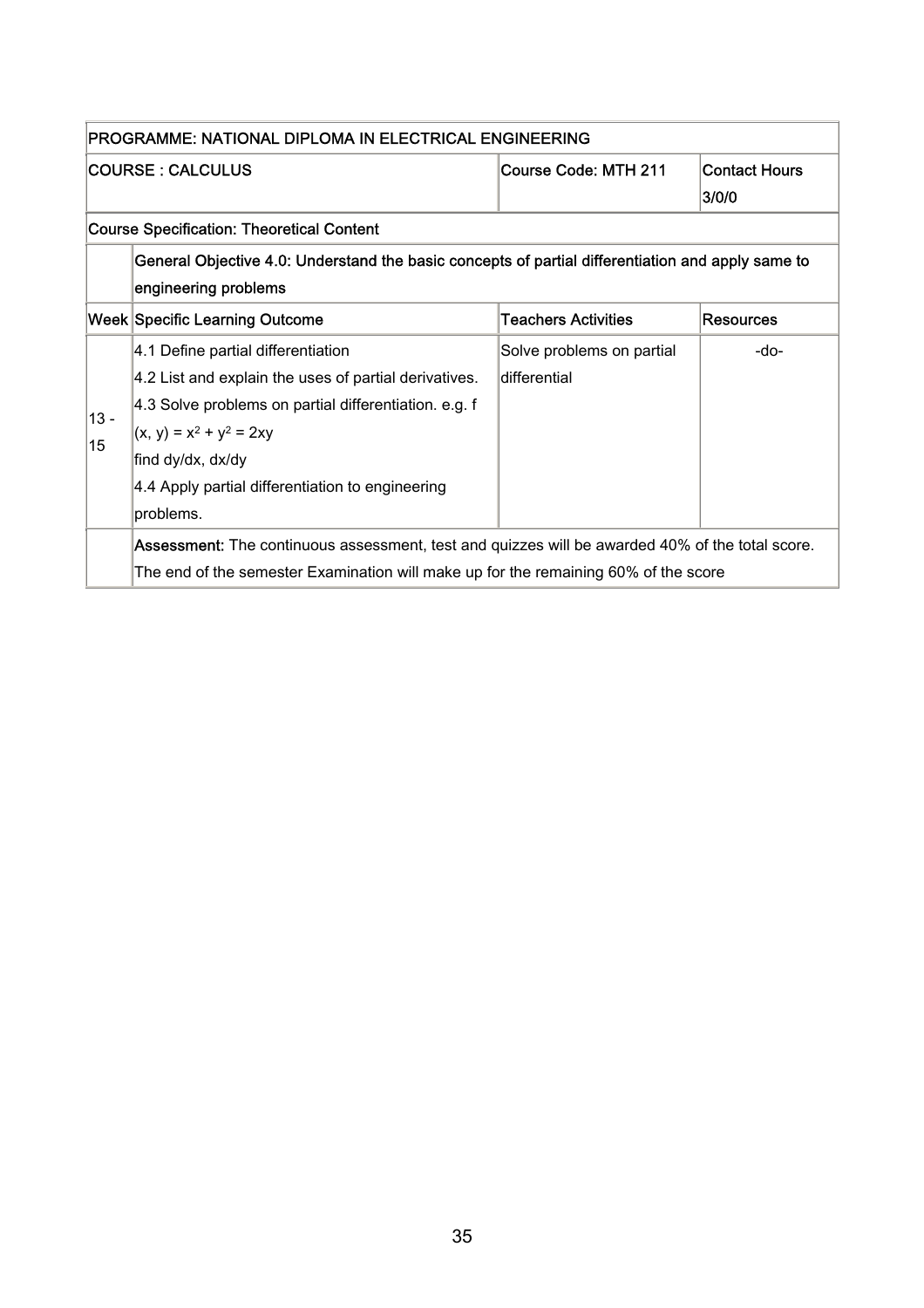| PROGRAMME: NATIONAL DIPLOMA IN ELECTRICAL ENGINEERING | | | |
|---|---|---|---|
| COURSE : CALCULUS | | Course Code: MTH 211 | Contact Hours 3/0/0 |
| Course Specification: Theoretical Content | | | |
| | **General Objective 4.0: Understand the basic concepts of partial differentiation and apply same to engineering problems** | | |
| **Week** | **Specific Learning Outcome** | **Teachers Activities** | **Resources** |
| 13 - 15 | 4.1 Define partial differentiation<br>4.2 List and explain the uses of partial derivatives.<br>4.3 Solve problems on partial differentiation. e.g. f $(x, y) = x^2 + y^2 = 2xy$<br>find dy/dx, dx/dy<br>4.4 Apply partial differentiation to engineering problems. | Solve problems on partial differential | -do- |
| | **Assessment:** The continuous assessment, test and quizzes will be awarded 40% of the total score. The end of the semester Examination will make up for the remaining 60% of the score | | |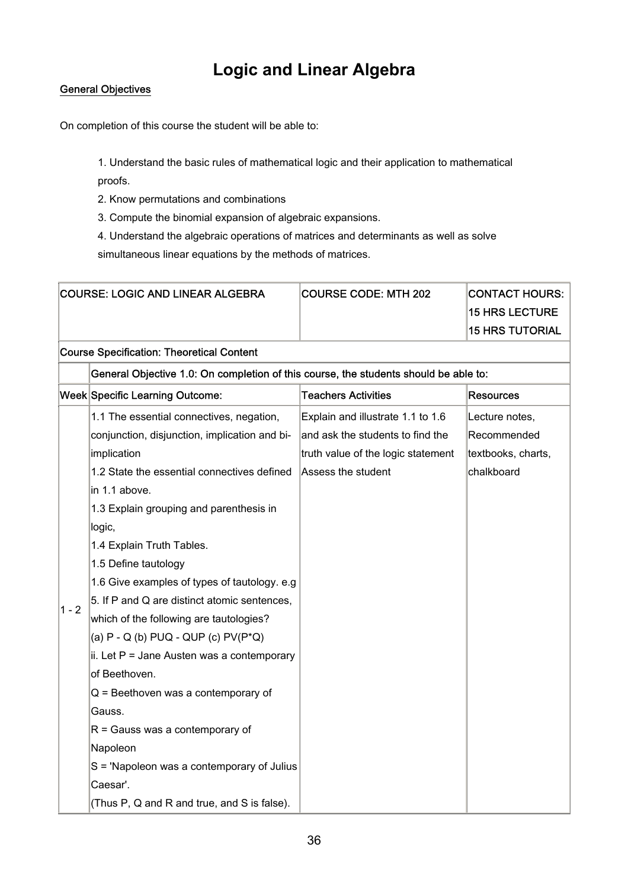# Logic and Linear Algebra

General Objectives

On completion of this course the student will be able to:

1. Understand the basic rules of mathematical logic and their application to mathematical proofs.
2. Know permutations and combinations
3. Compute the binomial expansion of algebraic expansions.
4. Understand the algebraic operations of matrices and determinants as well as solve simultaneous linear equations by the methods of matrices.

| COURSE: LOGIC AND LINEAR ALGEBRA | | COURSE CODE: MTH 202 | CONTACT HOURS: 15 HRS LECTURE 15 HRS TUTORIAL |
|---|---|---|---|
| **Course Specification: Theoretical Content** | | | |
| | **General Objective 1.0: On completion of this course, the students should be able to:** | | |
| **Week** | **Specific Learning Outcome:** | **Teachers Activities** | **Resources** |
| 1 - 2 | 1.1 The essential connectives, negation, conjunction, disjunction, implication and bi-implication<br>1.2 State the essential connectives defined in 1.1 above.<br>1.3 Explain grouping and parenthesis in logic,<br>1.4 Explain Truth Tables.<br>1.5 Define tautology<br>1.6 Give examples of types of tautology. e.g<br>5. If P and Q are distinct atomic sentences, which of the following are tautologies?<br>(a) P - Q (b) PUQ - QUP (c) PV(P*Q)<br>ii. Let P = Jane Austen was a contemporary of Beethoven.<br>Q = Beethoven was a contemporary of Gauss.<br>R = Gauss was a contemporary of Napoleon<br>S = 'Napoleon was a contemporary of Julius Caesar'.<br>(Thus P, Q and R and true, and S is false). | Explain and illustrate 1.1 to 1.6 and ask the students to find the truth value of the logic statement<br>Assess the student | Lecture notes, Recommended textbooks, charts, chalkboard |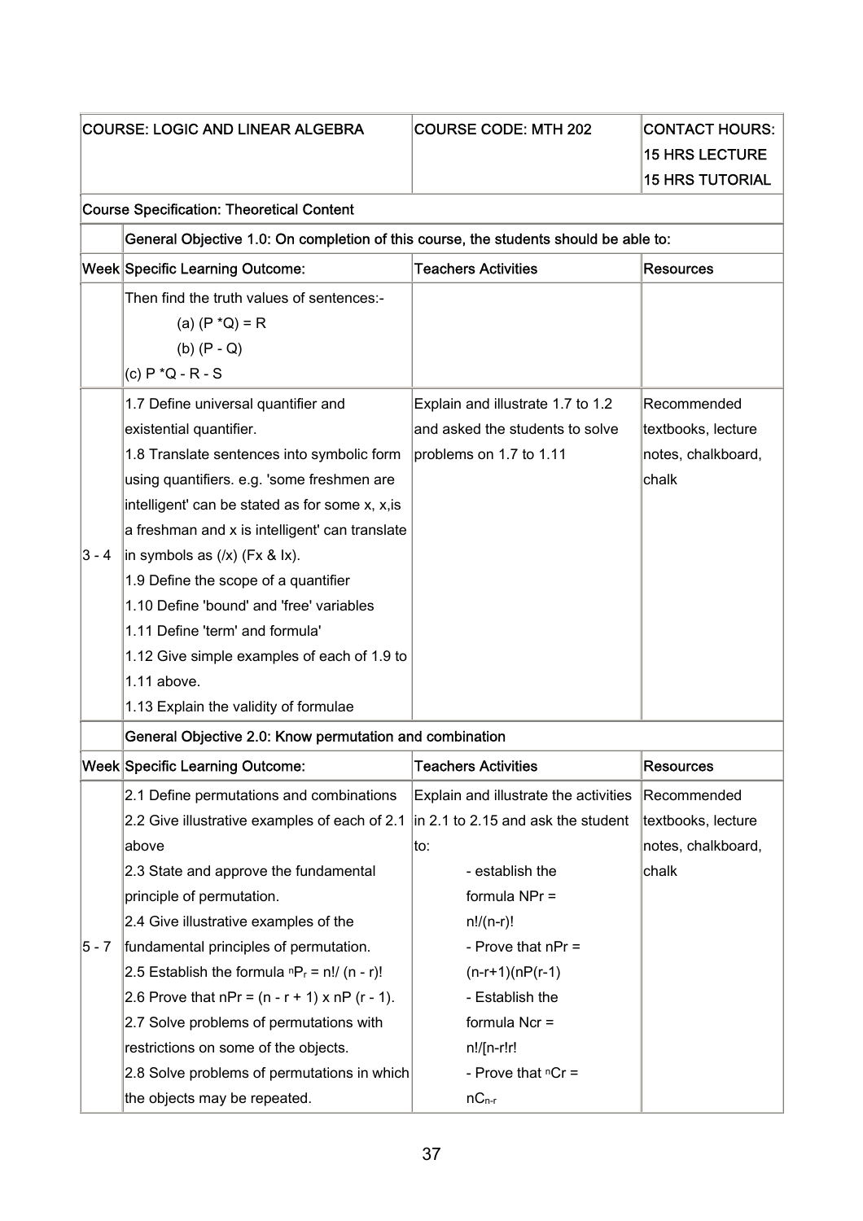| COURSE: LOGIC AND LINEAR ALGEBRA | | COURSE CODE: MTH 202 | CONTACT HOURS: 15 HRS LECTURE 15 HRS TUTORIAL |
|---|---|---|---|
| Course Specification: Theoretical Content | | | |
| | General Objective 1.0: On completion of this course, the students should be able to: | | |
| Week | Specific Learning Outcome: | Teachers Activities | Resources |
| | Then find the truth values of sentences:- (a) (P *Q) = R (b) (P - Q) (c) P *Q - R - S | | |
| 3 - 4 | 1.7 Define universal quantifier and existential quantifier. 1.8 Translate sentences into symbolic form using quantifiers. e.g. 'some freshmen are intelligent' can be stated as for some x, x,is a freshman and x is intelligent' can translate in symbols as (/x) (Fx & Ix). 1.9 Define the scope of a quantifier 1.10 Define 'bound' and 'free' variables 1.11 Define 'term' and formula' 1.12 Give simple examples of each of 1.9 to 1.11 above. 1.13 Explain the validity of formulae | Explain and illustrate 1.7 to 1.2 and asked the students to solve problems on 1.7 to 1.11 | Recommended textbooks, lecture notes, chalkboard, chalk |
| | General Objective 2.0: Know permutation and combination | | |
| Week | Specific Learning Outcome: | Teachers Activities | Resources |
| 5 - 7 | 2.1 Define permutations and combinations 2.2 Give illustrative examples of each of 2.1 above 2.3 State and approve the fundamental principle of permutation. 2.4 Give illustrative examples of the fundamental principles of permutation. 2.5 Establish the formula ${}^{n}P_{r} = n!/(n-r)!$ 2.6 Prove that nPr = (n - r + 1) x nP (r - 1). 2.7 Solve problems of permutations with restrictions on some of the objects. 2.8 Solve problems of permutations in which the objects may be repeated. | Explain and illustrate the activities in 2.1 to 2.15 and ask the student to: - establish the formula NPr = n!/(n-r)! - Prove that nPr = (n-r+1)(nP(r-1) - Establish the formula Ncr = n!/[n-r!r! - Prove that ${}^{n}Cr = nC_{n-r}$ | Recommended textbooks, lecture notes, chalkboard, chalk |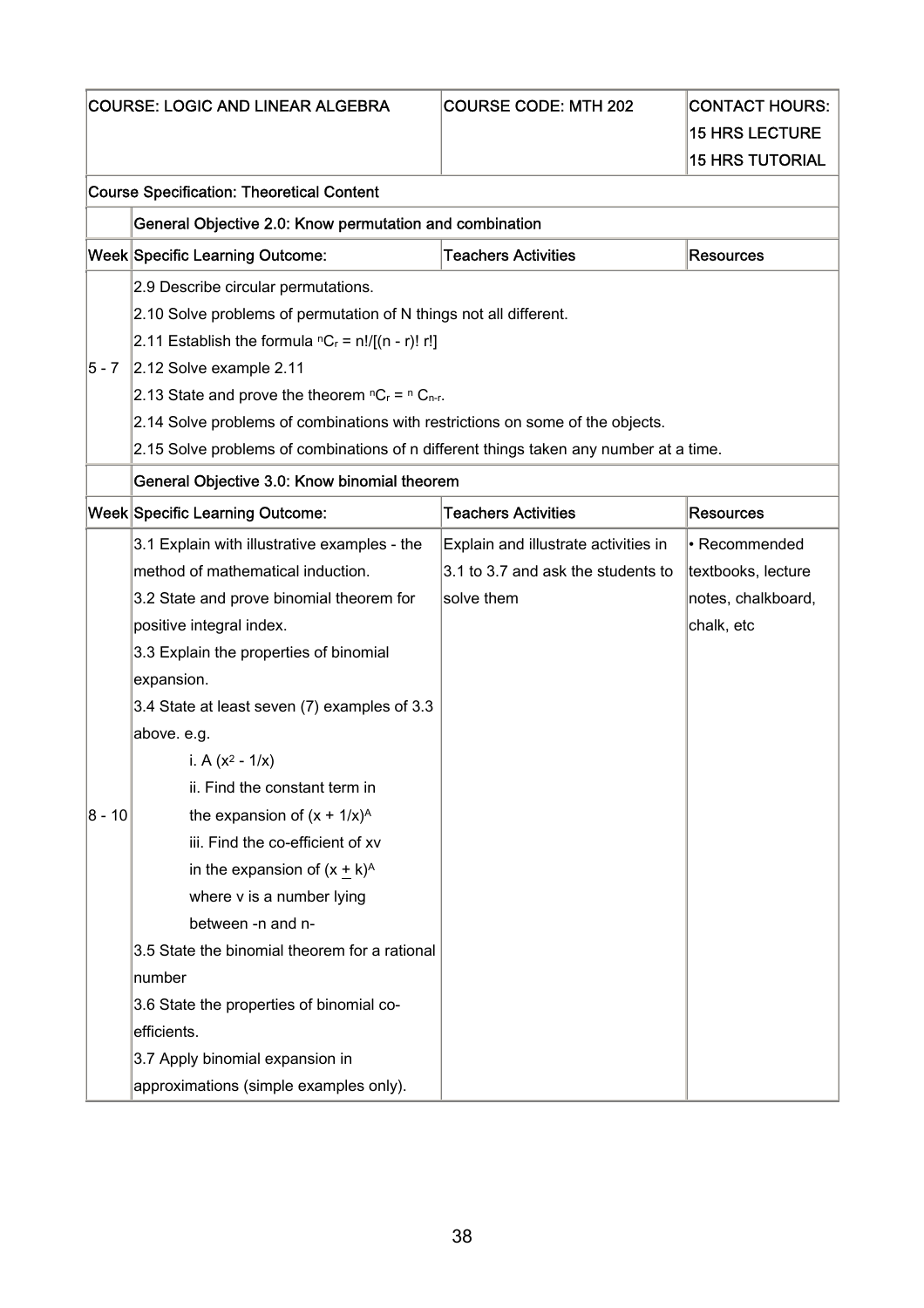| COURSE: LOGIC AND LINEAR ALGEBRA | | COURSE CODE: MTH 202 | CONTACT HOURS: 15 HRS LECTURE 15 HRS TUTORIAL |
|---|---|---|---|
| **Course Specification: Theoretical Content** | | | |
| | **General Objective 2.0: Know permutation and combination** | | |
| **Week** | **Specific Learning Outcome:** | **Teachers Activities** | **Resources** |
| 5 - 7 | 2.9 Describe circular permutations.<br>2.10 Solve problems of permutation of N things not all different.<br>2.11 Establish the formula ${}^{n}C_{r} = n!/[(n - r)!\ r!]$<br>2.12 Solve example 2.11<br>2.13 State and prove the theorem ${}^{n}C_{r} = {}^{n}C_{n-r}$.<br>2.14 Solve problems of combinations with restrictions on some of the objects.<br>2.15 Solve problems of combinations of n different things taken any number at a time. | | |
| | **General Objective 3.0: Know binomial theorem** | | |
| **Week** | **Specific Learning Outcome:** | **Teachers Activities** | **Resources** |
| 8 - 10 | 3.1 Explain with illustrative examples - the method of mathematical induction.<br>3.2 State and prove binomial theorem for positive integral index.<br>3.3 Explain the properties of binomial expansion.<br>3.4 State at least seven (7) examples of 3.3 above. e.g.<br>i. A $(x^2 - 1/x)$<br>ii. Find the constant term in the expansion of $(x + 1/x)^A$<br>iii. Find the co-efficient of xv in the expansion of $(x \pm k)^A$ where v is a number lying between -n and n-<br>3.5 State the binomial theorem for a rational number<br>3.6 State the properties of binomial co-efficients.<br>3.7 Apply binomial expansion in approximations (simple examples only). | Explain and illustrate activities in 3.1 to 3.7 and ask the students to solve them | • Recommended textbooks, lecture notes, chalkboard, chalk, etc |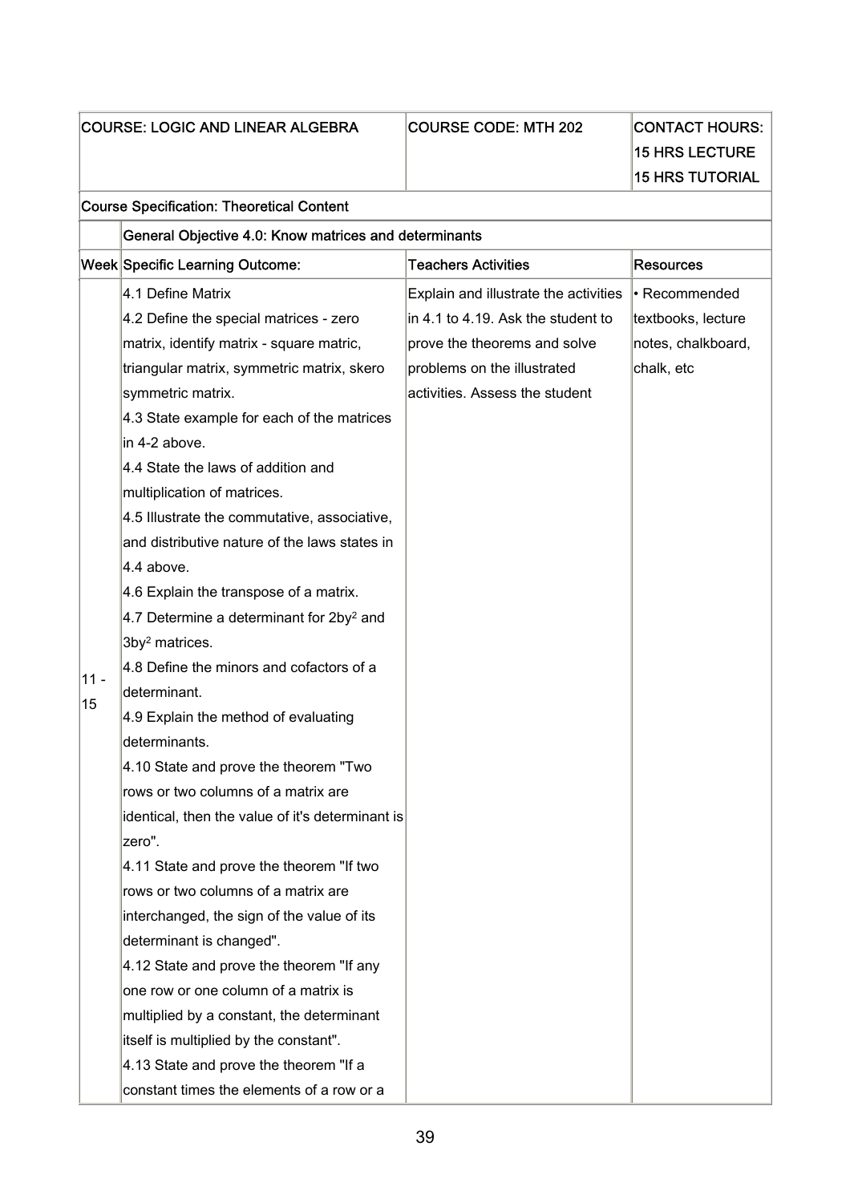| COURSE: LOGIC AND LINEAR ALGEBRA | | COURSE CODE: MTH 202 | CONTACT HOURS: 15 HRS LECTURE 15 HRS TUTORIAL |
|---|---|---|---|
| **Course Specification: Theoretical Content** | | | |
| | **General Objective 4.0: Know matrices and determinants** | | |
| **Week** | **Specific Learning Outcome:** | **Teachers Activities** | **Resources** |
| 11 - 15 | 4.1 Define Matrix<br>4.2 Define the special matrices - zero matrix, identify matrix - square matric, triangular matrix, symmetric matrix, skero symmetric matrix.<br>4.3 State example for each of the matrices in 4-2 above.<br>4.4 State the laws of addition and multiplication of matrices.<br>4.5 Illustrate the commutative, associative, and distributive nature of the laws states in 4.4 above.<br>4.6 Explain the transpose of a matrix.<br>4.7 Determine a determinant for 2by$^2$ and 3by$^2$ matrices.<br>4.8 Define the minors and cofactors of a determinant.<br>4.9 Explain the method of evaluating determinants.<br>4.10 State and prove the theorem "Two rows or two columns of a matrix are identical, then the value of it's determinant is zero".<br>4.11 State and prove the theorem "If two rows or two columns of a matrix are interchanged, the sign of the value of its determinant is changed".<br>4.12 State and prove the theorem "If any one row or one column of a matrix is multiplied by a constant, the determinant itself is multiplied by the constant".<br>4.13 State and prove the theorem "If a constant times the elements of a row or a | Explain and illustrate the activities in 4.1 to 4.19. Ask the student to prove the theorems and solve problems on the illustrated activities. Assess the student | • Recommended textbooks, lecture notes, chalkboard, chalk, etc |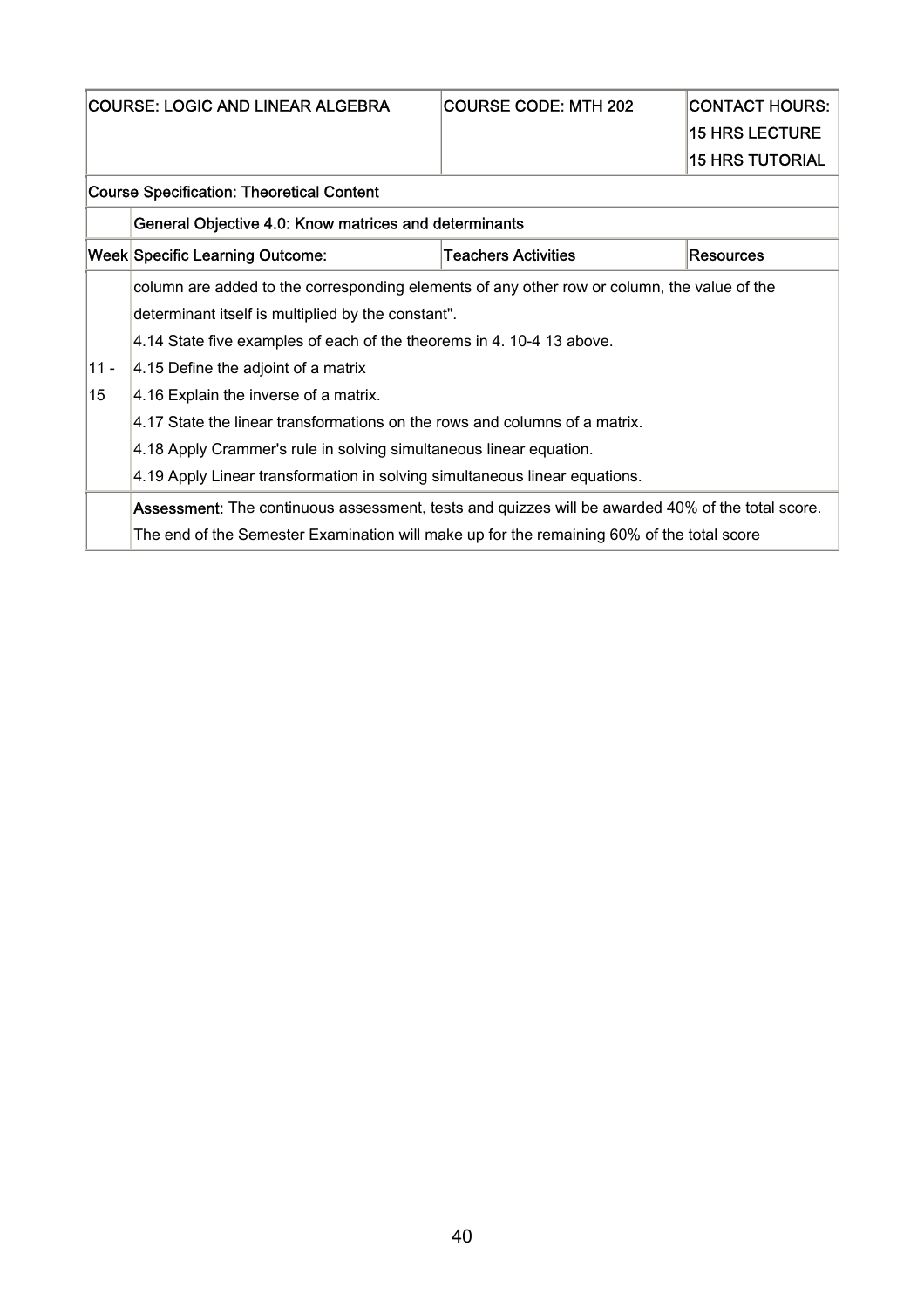| COURSE: LOGIC AND LINEAR ALGEBRA | | COURSE CODE: MTH 202 | CONTACT HOURS: 15 HRS LECTURE 15 HRS TUTORIAL |
|---|---|---|---|
| Course Specification: Theoretical Content | | | |
| | General Objective 4.0: Know matrices and determinants | | |
| Week | Specific Learning Outcome: | Teachers Activities | Resources |
| 11 - 15 | column are added to the corresponding elements of any other row or column, the value of the determinant itself is multiplied by the constant".<br>4.14 State five examples of each of the theorems in 4. 10-4 13 above.<br>4.15 Define the adjoint of a matrix<br>4.16 Explain the inverse of a matrix.<br>4.17 State the linear transformations on the rows and columns of a matrix.<br>4.18 Apply Crammer's rule in solving simultaneous linear equation.<br>4.19 Apply Linear transformation in solving simultaneous linear equations. | | |
| | **Assessment:** The continuous assessment, tests and quizzes will be awarded 40% of the total score. The end of the Semester Examination will make up for the remaining 60% of the total score | | |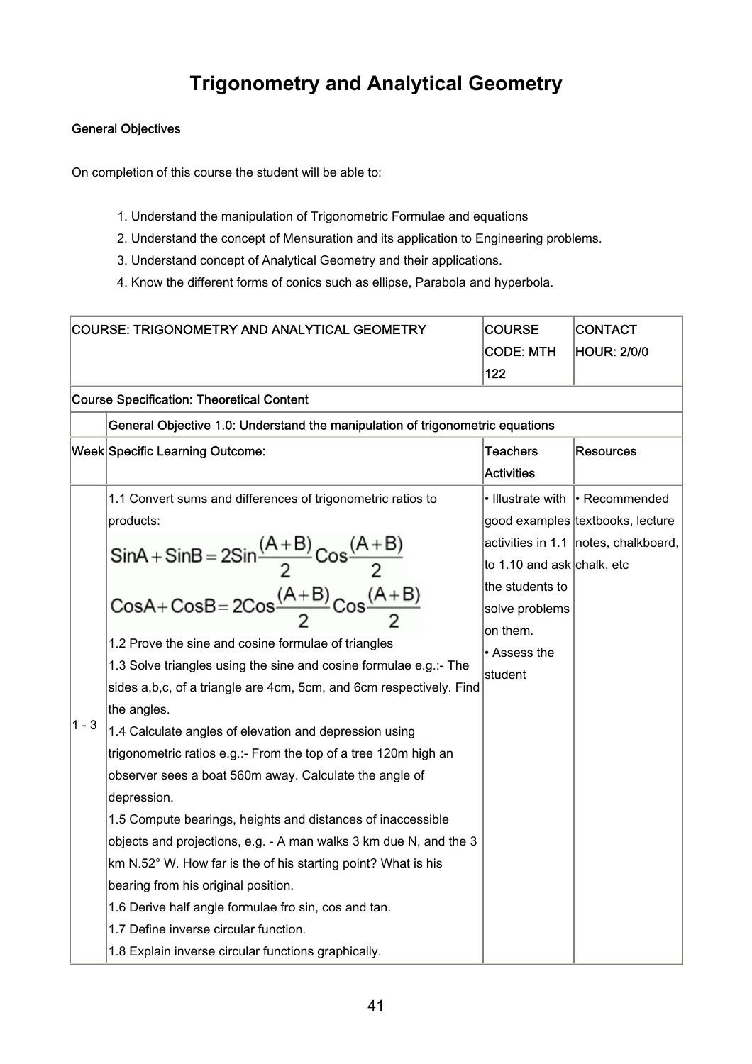# Trigonometry and Analytical Geometry

**General Objectives**

On completion of this course the student will be able to:

1. Understand the manipulation of Trigonometric Formulae and equations
2. Understand the concept of Mensuration and its application to Engineering problems.
3. Understand concept of Analytical Geometry and their applications.
4. Know the different forms of conics such as ellipse, Parabola and hyperbola.

| COURSE: TRIGONOMETRY AND ANALYTICAL GEOMETRY | | COURSE CODE: MTH 122 | CONTACT HOUR: 2/0/0 |
|---|---|---|---|
| Course Specification: Theoretical Content | | | |
| | General Objective 1.0: Understand the manipulation of trigonometric equations | | |
| Week | Specific Learning Outcome: | Teachers Activities | Resources |
| 1 - 3 | 1.1 Convert sums and differences of trigonometric ratios to products: $\text{Sin}A + \text{Sin}B = 2\text{Sin}\frac{(A+B)}{2}\text{Cos}\frac{(A+B)}{2}$ $\text{Cos}A + \text{Cos}B = 2\text{Cos}\frac{(A+B)}{2}\text{Cos}\frac{(A+B)}{2}$ <br>1.2 Prove the sine and cosine formulae of triangles <br>1.3 Solve triangles using the sine and cosine formulae e.g.:- The sides a,b,c, of a triangle are 4cm, 5cm, and 6cm respectively. Find the angles. <br>1.4 Calculate angles of elevation and depression using trigonometric ratios e.g.:- From the top of a tree 120m high an observer sees a boat 560m away. Calculate the angle of depression. <br>1.5 Compute bearings, heights and distances of inaccessible objects and projections, e.g. - A man walks 3 km due N, and the 3 km N.52° W. How far is the of his starting point? What is his bearing from his original position. <br>1.6 Derive half angle formulae fro sin, cos and tan. <br>1.7 Define inverse circular function. <br>1.8 Explain inverse circular functions graphically. | • Illustrate with good examples activities in 1.1 to 1.10 and ask the students to solve problems on them. <br>• Assess the student | • Recommended textbooks, lecture notes, chalkboard, chalk, etc |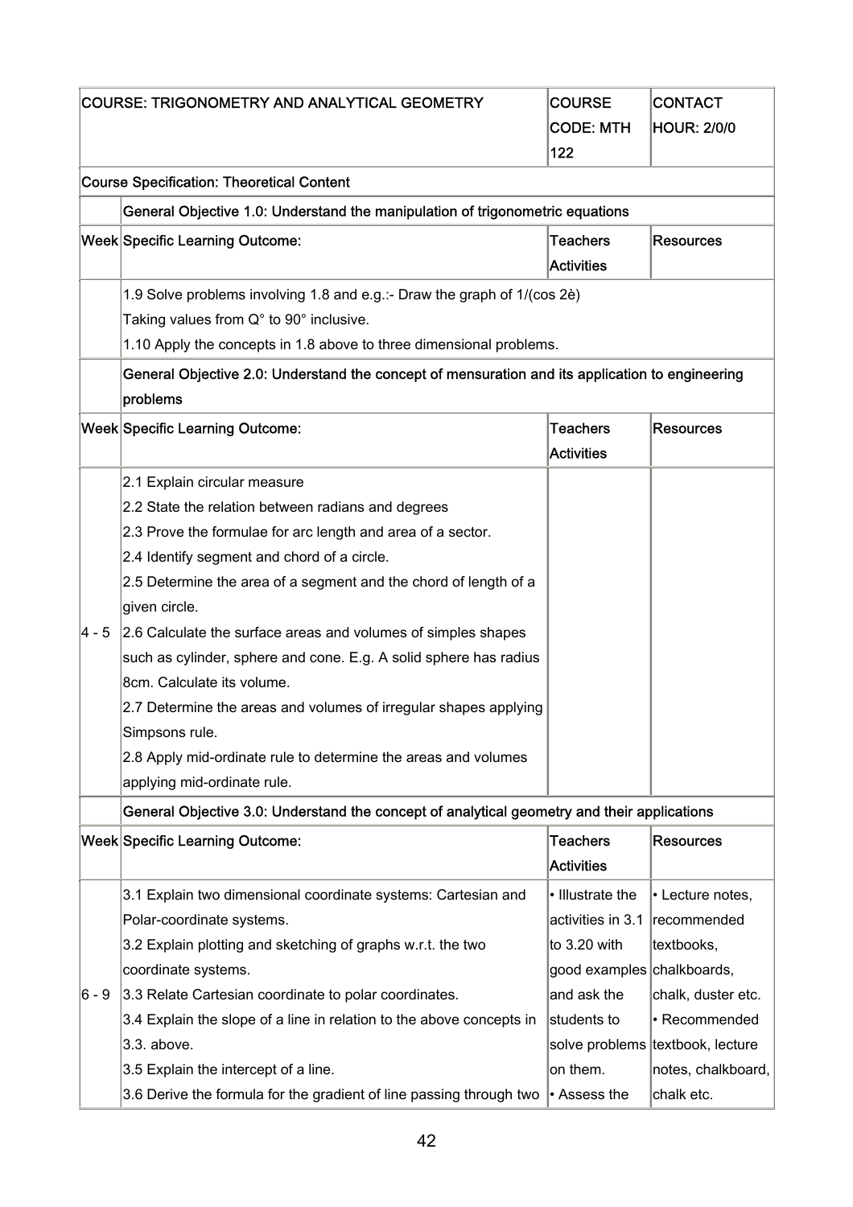| COURSE: TRIGONOMETRY AND ANALYTICAL GEOMETRY | | COURSE CODE: MTH 122 | CONTACT HOUR: 2/0/0 |
|---|---|---|---|
| **Course Specification: Theoretical Content** | | | |
| | **General Objective 1.0: Understand the manipulation of trigonometric equations** | | |
| **Week** | **Specific Learning Outcome:** | **Teachers Activities** | **Resources** |
| | 1.9 Solve problems involving 1.8 and e.g.:- Draw the graph of 1/(cos 2è)<br>Taking values from Q° to 90° inclusive.<br>1.10 Apply the concepts in 1.8 above to three dimensional problems. | | |
| | **General Objective 2.0: Understand the concept of mensuration and its application to engineering problems** | | |
| **Week** | **Specific Learning Outcome:** | **Teachers Activities** | **Resources** |
| 4 - 5 | 2.1 Explain circular measure<br>2.2 State the relation between radians and degrees<br>2.3 Prove the formulae for arc length and area of a sector.<br>2.4 Identify segment and chord of a circle.<br>2.5 Determine the area of a segment and the chord of length of a given circle.<br>2.6 Calculate the surface areas and volumes of simples shapes such as cylinder, sphere and cone. E.g. A solid sphere has radius 8cm. Calculate its volume.<br>2.7 Determine the areas and volumes of irregular shapes applying Simpsons rule.<br>2.8 Apply mid-ordinate rule to determine the areas and volumes applying mid-ordinate rule. | | |
| | **General Objective 3.0: Understand the concept of analytical geometry and their applications** | | |
| **Week** | **Specific Learning Outcome:** | **Teachers Activities** | **Resources** |
| 6 - 9 | 3.1 Explain two dimensional coordinate systems: Cartesian and Polar-coordinate systems.<br>3.2 Explain plotting and sketching of graphs w.r.t. the two coordinate systems.<br>3.3 Relate Cartesian coordinate to polar coordinates.<br>3.4 Explain the slope of a line in relation to the above concepts in 3.3. above.<br>3.5 Explain the intercept of a line.<br>3.6 Derive the formula for the gradient of line passing through two | • Illustrate the activities in 3.1 to 3.20 with good examples and ask the students to solve problems on them.<br>• Assess the | • Lecture notes, recommended textbooks, chalkboards, chalk, duster etc.<br>• Recommended textbook, lecture notes, chalkboard, chalk etc. |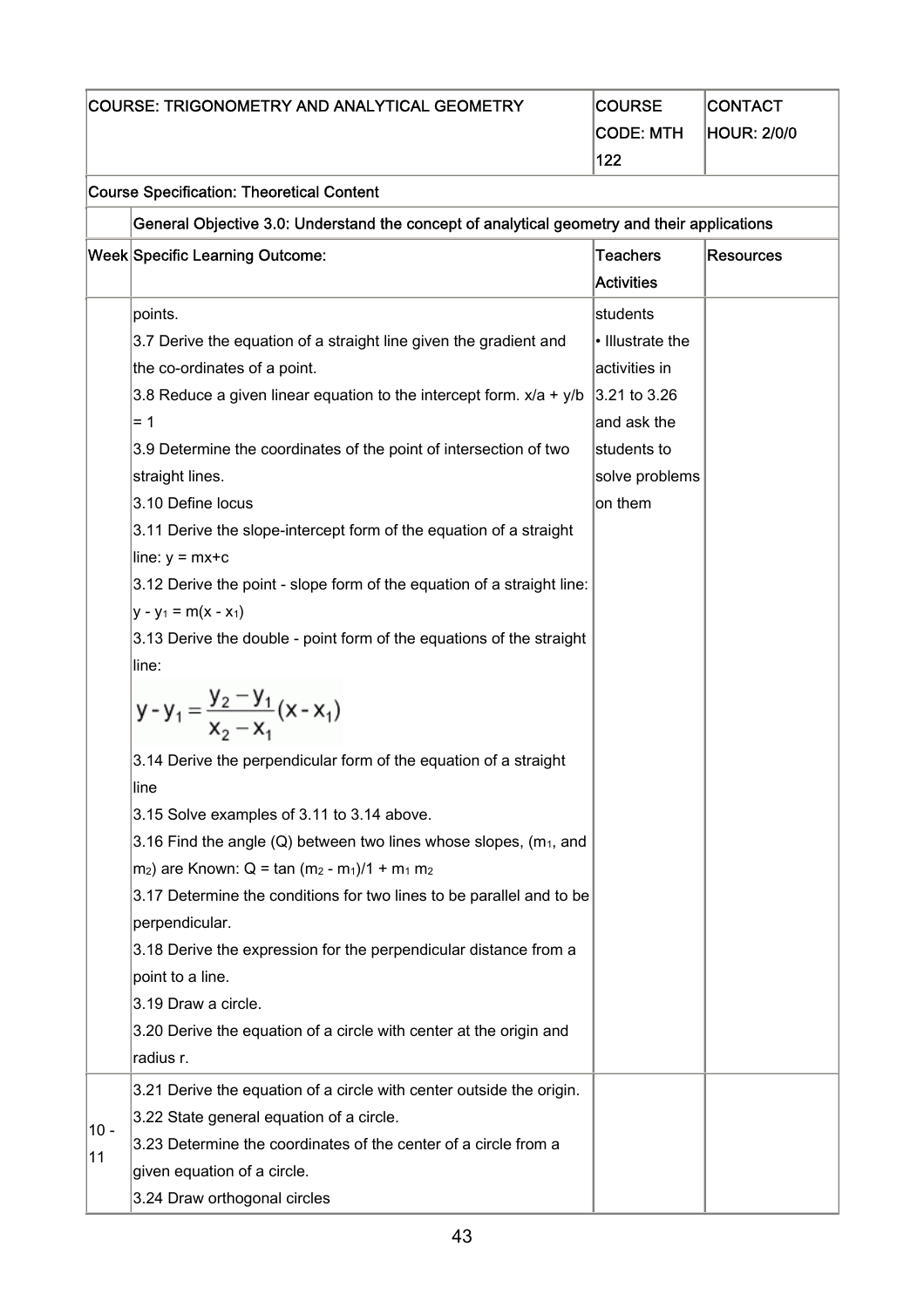| COURSE: TRIGONOMETRY AND ANALYTICAL GEOMETRY | | COURSE CODE: MTH 122 | CONTACT HOUR: 2/0/0 |
|---|---|---|---|
| Course Specification: Theoretical Content | | | |
| | General Objective 3.0: Understand the concept of analytical geometry and their applications | | |
| Week | Specific Learning Outcome: | Teachers Activities | Resources |
| | points.<br>3.7 Derive the equation of a straight line given the gradient and the co-ordinates of a point.<br>3.8 Reduce a given linear equation to the intercept form. $x/a + y/b = 1$<br>3.9 Determine the coordinates of the point of intersection of two straight lines.<br>3.10 Define locus<br>3.11 Derive the slope-intercept form of the equation of a straight line: $y = mx+c$<br>3.12 Derive the point - slope form of the equation of a straight line: $y - y_1 = m(x - x_1)$<br>3.13 Derive the double - point form of the equations of the straight line: $y - y_1 = \frac{y_2 - y_1}{x_2 - x_1}(x - x_1)$<br>3.14 Derive the perpendicular form of the equation of a straight line<br>3.15 Solve examples of 3.11 to 3.14 above.<br>3.16 Find the angle (Q) between two lines whose slopes, ($m_1$, and $m_2$) are Known: $Q = \tan (m_2 - m_1)/1 + m_1 m_2$<br>3.17 Determine the conditions for two lines to be parallel and to be perpendicular.<br>3.18 Derive the expression for the perpendicular distance from a point to a line.<br>3.19 Draw a circle.<br>3.20 Derive the equation of a circle with center at the origin and radius r. | students<br>• Illustrate the activities in 3.21 to 3.26 and ask the students to solve problems on them | |
| 10 - 11 | 3.21 Derive the equation of a circle with center outside the origin.<br>3.22 State general equation of a circle.<br>3.23 Determine the coordinates of the center of a circle from a given equation of a circle.<br>3.24 Draw orthogonal circles | | |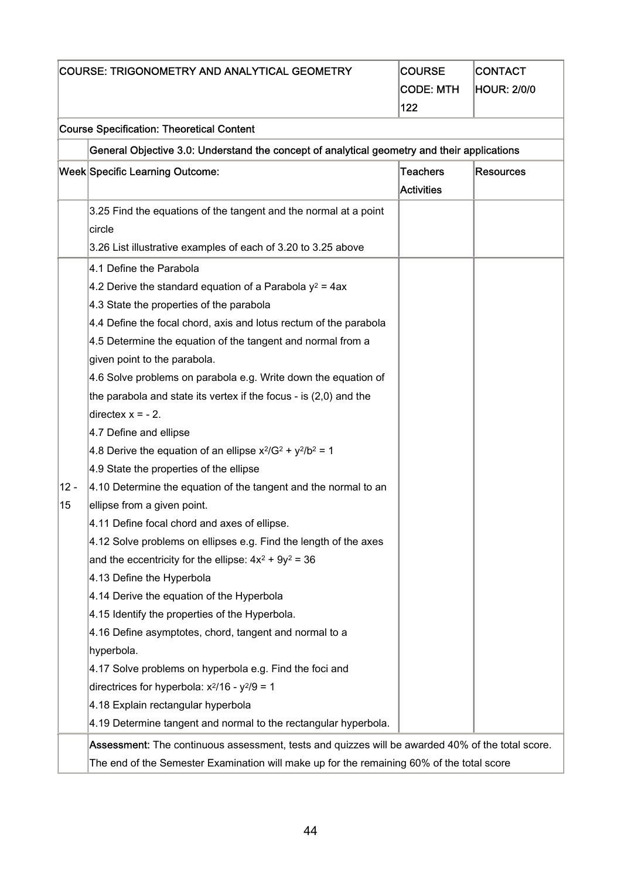| COURSE: TRIGONOMETRY AND ANALYTICAL GEOMETRY | | COURSE CODE: MTH 122 | CONTACT HOUR: 2/0/0 |
|---|---|---|---|
| Course Specification: Theoretical Content | | | |
| | General Objective 3.0: Understand the concept of analytical geometry and their applications | | |
| Week | Specific Learning Outcome: | Teachers Activities | Resources |
| | 3.25 Find the equations of the tangent and the normal at a point circle<br>3.26 List illustrative examples of each of 3.20 to 3.25 above | | |
| 12 - 15 | 4.1 Define the Parabola<br>4.2 Derive the standard equation of a Parabola $y^2 = 4ax$<br>4.3 State the properties of the parabola<br>4.4 Define the focal chord, axis and lotus rectum of the parabola<br>4.5 Determine the equation of the tangent and normal from a given point to the parabola.<br>4.6 Solve problems on parabola e.g. Write down the equation of the parabola and state its vertex if the focus - is (2,0) and the directex $x = -2$.<br>4.7 Define and ellipse<br>4.8 Derive the equation of an ellipse $x^2/G^2 + y^2/b^2 = 1$<br>4.9 State the properties of the ellipse<br>4.10 Determine the equation of the tangent and the normal to an ellipse from a given point.<br>4.11 Define focal chord and axes of ellipse.<br>4.12 Solve problems on ellipses e.g. Find the length of the axes and the eccentricity for the ellipse: $4x^2 + 9y^2 = 36$<br>4.13 Define the Hyperbola<br>4.14 Derive the equation of the Hyperbola<br>4.15 Identify the properties of the Hyperbola.<br>4.16 Define asymptotes, chord, tangent and normal to a hyperbola.<br>4.17 Solve problems on hyperbola e.g. Find the foci and directrices for hyperbola: $x^2/16 - y^2/9 = 1$<br>4.18 Explain rectangular hyperbola<br>4.19 Determine tangent and normal to the rectangular hyperbola. | | |
| | **Assessment:** The continuous assessment, tests and quizzes will be awarded 40% of the total score. The end of the Semester Examination will make up for the remaining 60% of the total score | | |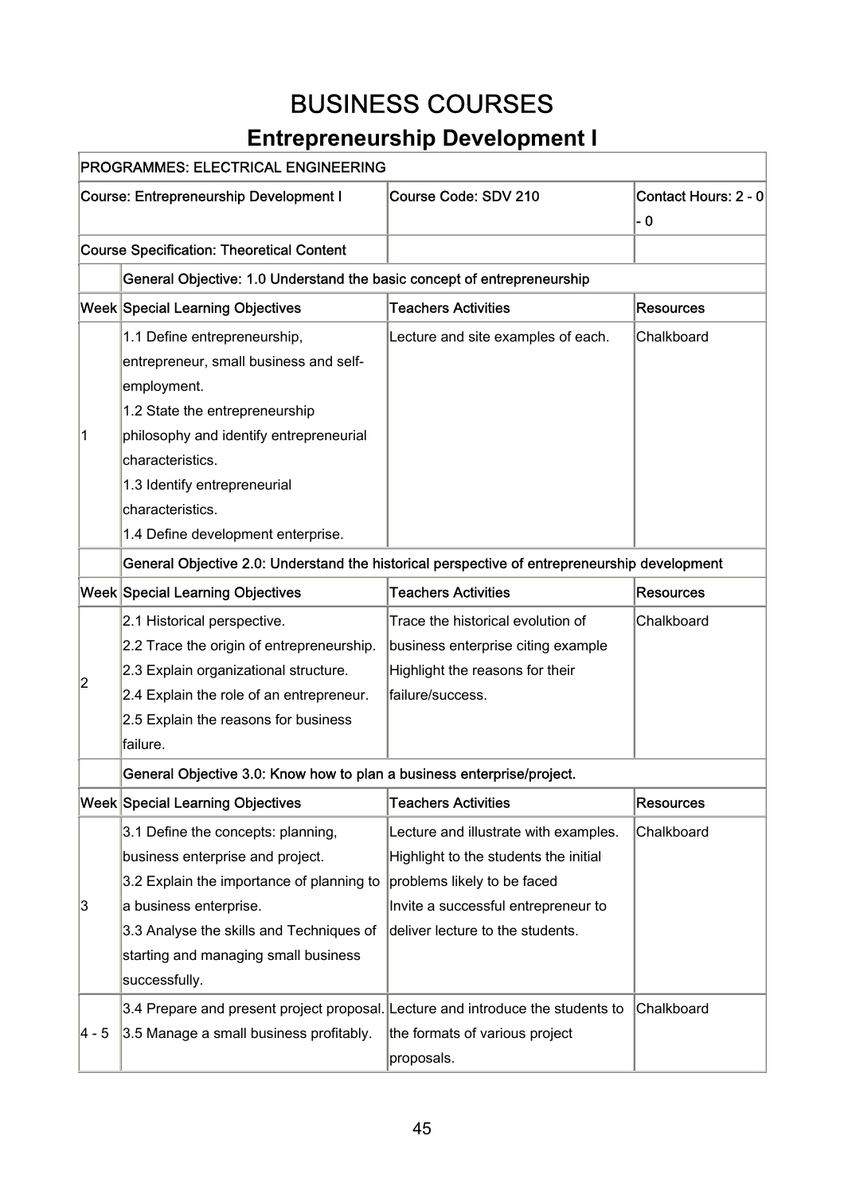# BUSINESS COURSES

## Entrepreneurship Development I

| PROGRAMMES: ELECTRICAL ENGINEERING | | | |
|---|---|---|---|
| Course: Entrepreneurship Development I | | Course Code: SDV 210 | Contact Hours: 2 - 0 - 0 |
| Course Specification: Theoretical Content | | | |
| | General Objective: 1.0 Understand the basic concept of entrepreneurship | | |
| Week | Special Learning Objectives | Teachers Activities | Resources |
| 1 | 1.1 Define entrepreneurship, entrepreneur, small business and self-employment.<br>1.2 State the entrepreneurship philosophy and identify entrepreneurial characteristics.<br>1.3 Identify entrepreneurial characteristics.<br>1.4 Define development enterprise. | Lecture and site examples of each. | Chalkboard |
| | General Objective 2.0: Understand the historical perspective of entrepreneurship development | | |
| Week | Special Learning Objectives | Teachers Activities | Resources |
| 2 | 2.1 Historical perspective.<br>2.2 Trace the origin of entrepreneurship.<br>2.3 Explain organizational structure.<br>2.4 Explain the role of an entrepreneur.<br>2.5 Explain the reasons for business failure. | Trace the historical evolution of business enterprise citing example Highlight the reasons for their failure/success. | Chalkboard |
| | General Objective 3.0: Know how to plan a business enterprise/project. | | |
| Week | Special Learning Objectives | Teachers Activities | Resources |
| 3 | 3.1 Define the concepts: planning, business enterprise and project.<br>3.2 Explain the importance of planning to a business enterprise.<br>3.3 Analyse the skills and Techniques of starting and managing small business successfully. | Lecture and illustrate with examples.<br>Highlight to the students the initial problems likely to be faced<br>Invite a successful entrepreneur to deliver lecture to the students. | Chalkboard |
| 4 - 5 | 3.4 Prepare and present project proposal.<br>3.5 Manage a small business profitably. | Lecture and introduce the students to the formats of various project proposals. | Chalkboard |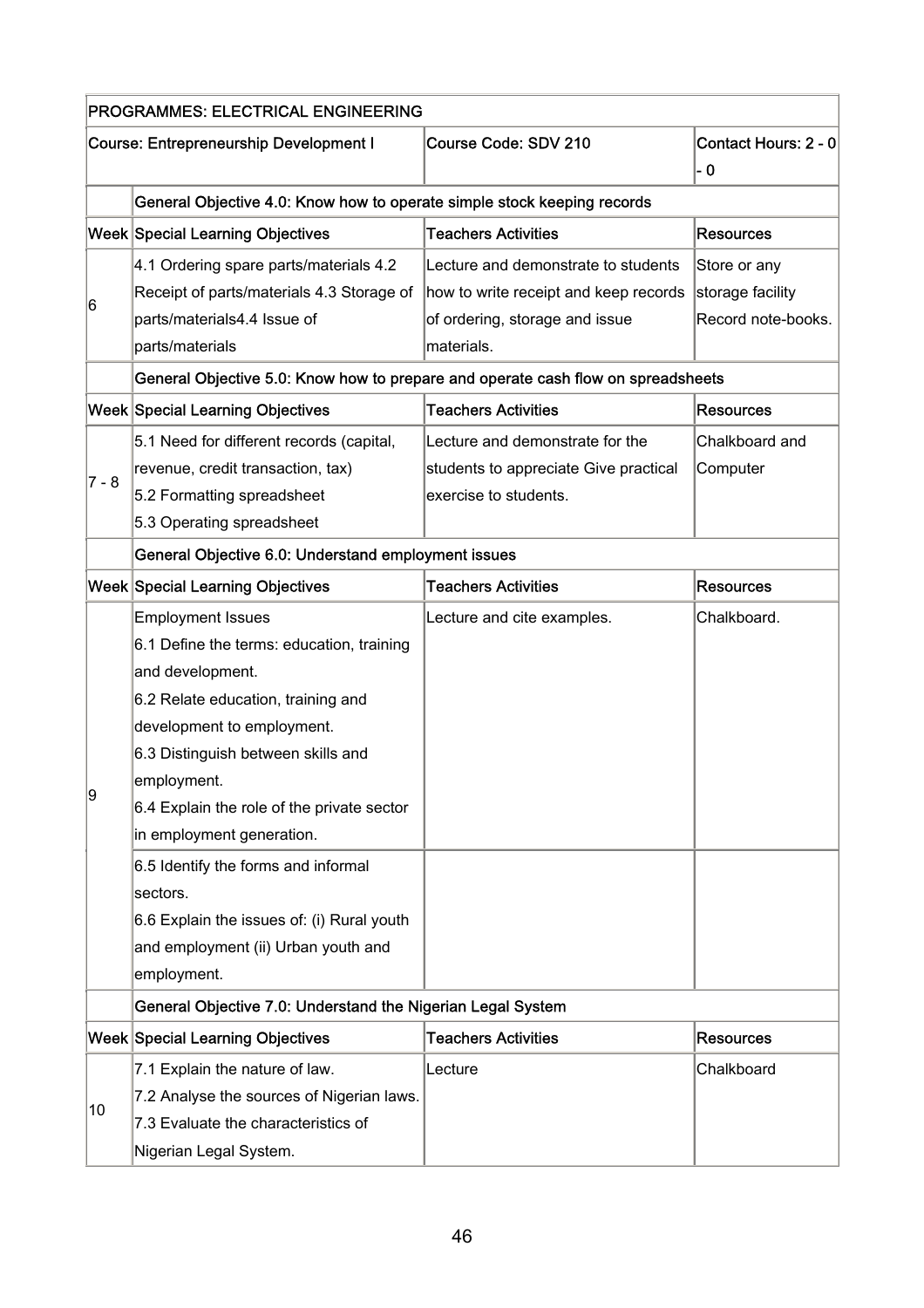| PROGRAMMES: ELECTRICAL ENGINEERING | | | |
|---|---|---|---|
| Course: Entrepreneurship Development I | | Course Code: SDV 210 | Contact Hours: 2 - 0 - 0 |
| | **General Objective 4.0: Know how to operate simple stock keeping records** | | |
| **Week** | **Special Learning Objectives** | **Teachers Activities** | **Resources** |
| 6 | 4.1 Ordering spare parts/materials 4.2 Receipt of parts/materials 4.3 Storage of parts/materials4.4 Issue of parts/materials | Lecture and demonstrate to students how to write receipt and keep records of ordering, storage and issue materials. | Store or any storage facility Record note-books. |
| | **General Objective 5.0: Know how to prepare and operate cash flow on spreadsheets** | | |
| **Week** | **Special Learning Objectives** | **Teachers Activities** | **Resources** |
| 7 - 8 | 5.1 Need for different records (capital, revenue, credit transaction, tax)<br>5.2 Formatting spreadsheet<br>5.3 Operating spreadsheet | Lecture and demonstrate for the students to appreciate Give practical exercise to students. | Chalkboard and Computer |
| | **General Objective 6.0: Understand employment issues** | | |
| **Week** | **Special Learning Objectives** | **Teachers Activities** | **Resources** |
| 9 | Employment Issues<br>6.1 Define the terms: education, training and development.<br>6.2 Relate education, training and development to employment.<br>6.3 Distinguish between skills and employment.<br>6.4 Explain the role of the private sector in employment generation. | Lecture and cite examples. | Chalkboard. |
| | 6.5 Identify the forms and informal sectors.<br>6.6 Explain the issues of: (i) Rural youth and employment (ii) Urban youth and employment. | | |
| | **General Objective 7.0: Understand the Nigerian Legal System** | | |
| **Week** | **Special Learning Objectives** | **Teachers Activities** | **Resources** |
| 10 | 7.1 Explain the nature of law.<br>7.2 Analyse the sources of Nigerian laws.<br>7.3 Evaluate the characteristics of Nigerian Legal System. | Lecture | Chalkboard |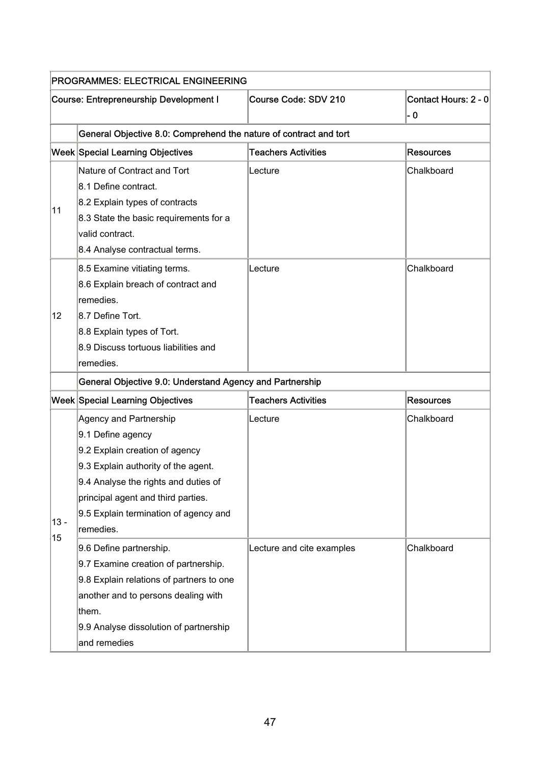| PROGRAMMES: ELECTRICAL ENGINEERING | | | |
|---|---|---|---|
| **Course: Entrepreneurship Development I** | | **Course Code: SDV 210** | **Contact Hours: 2 - 0 - 0** |
| | **General Objective 8.0: Comprehend the nature of contract and tort** | | |
| **Week** | **Special Learning Objectives** | **Teachers Activities** | **Resources** |
| 11 | Nature of Contract and Tort<br>8.1 Define contract.<br>8.2 Explain types of contracts<br>8.3 State the basic requirements for a valid contract.<br>8.4 Analyse contractual terms. | Lecture | Chalkboard |
| 12 | 8.5 Examine vitiating terms.<br>8.6 Explain breach of contract and remedies.<br>8.7 Define Tort.<br>8.8 Explain types of Tort.<br>8.9 Discuss tortuous liabilities and remedies. | Lecture | Chalkboard |
| | **General Objective 9.0: Understand Agency and Partnership** | | |
| **Week** | **Special Learning Objectives** | **Teachers Activities** | **Resources** |
| 13 - 15 | Agency and Partnership<br>9.1 Define agency<br>9.2 Explain creation of agency<br>9.3 Explain authority of the agent.<br>9.4 Analyse the rights and duties of principal agent and third parties.<br>9.5 Explain termination of agency and remedies. | Lecture | Chalkboard |
| | 9.6 Define partnership.<br>9.7 Examine creation of partnership.<br>9.8 Explain relations of partners to one another and to persons dealing with them.<br>9.9 Analyse dissolution of partnership and remedies | Lecture and cite examples | Chalkboard |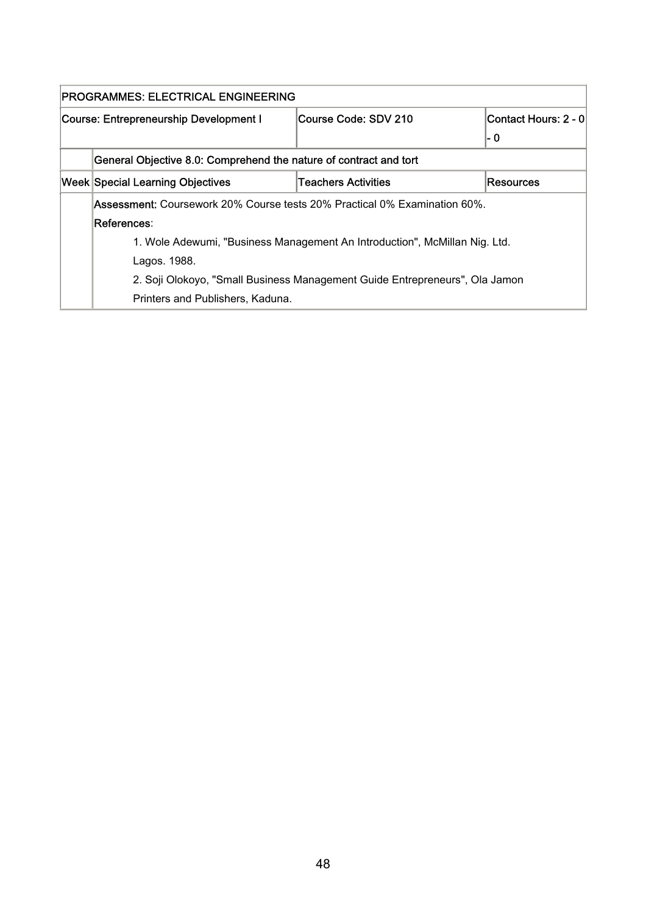| PROGRAMMES: ELECTRICAL ENGINEERING | | | |
|---|---|---|---|
| **Course: Entrepreneurship Development I** | | **Course Code: SDV 210** | **Contact Hours: 2 - 0 - 0** |
| | **General Objective 8.0: Comprehend the nature of contract and tort** | | |
| **Week** | **Special Learning Objectives** | **Teachers Activities** | **Resources** |
| | **Assessment:** Coursework 20% Course tests 20% Practical 0% Examination 60%.<br>**References**:<br>1. Wole Adewumi, "Business Management An Introduction", McMillan Nig. Ltd. Lagos. 1988.<br>2. Soji Olokoyo, "Small Business Management Guide Entrepreneurs", Ola Jamon Printers and Publishers, Kaduna. | | |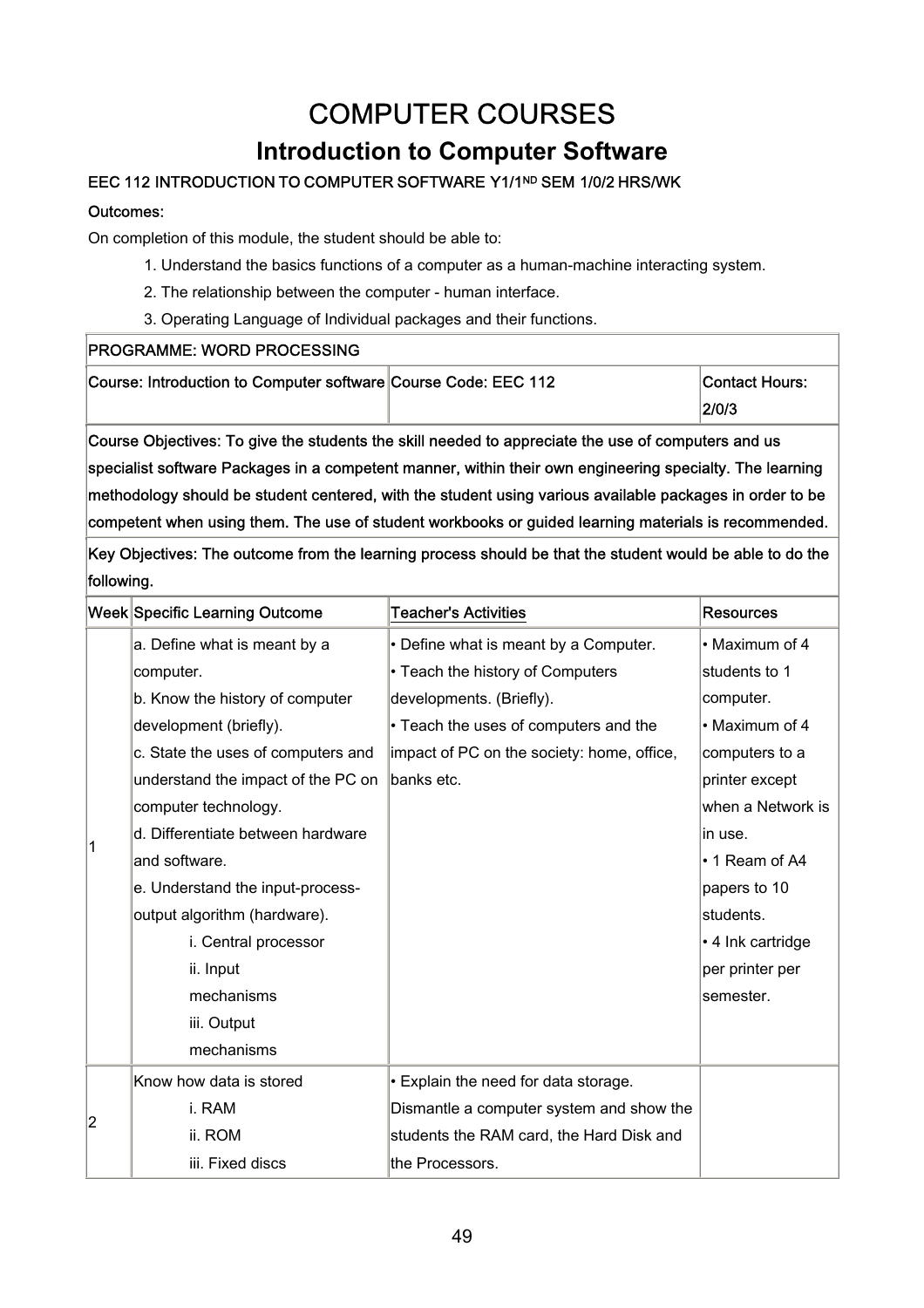# COMPUTER COURSES

## Introduction to Computer Software

**EEC 112 INTRODUCTION TO COMPUTER SOFTWARE Y1/1ND SEM 1/0/2 HRS/WK**

**Outcomes:**

On completion of this module, the student should be able to:

1. Understand the basics functions of a computer as a human-machine interacting system.
2. The relationship between the computer - human interface.
3. Operating Language of Individual packages and their functions.

| PROGRAMME: WORD PROCESSING | | | |
|---|---|---|---|
| Course: Introduction to Computer software | | Course Code: EEC 112 | Contact Hours: 2/0/3 |
| Course Objectives: To give the students the skill needed to appreciate the use of computers and us specialist software Packages in a competent manner, within their own engineering specialty. The learning methodology should be student centered, with the student using various available packages in order to be competent when using them. The use of student workbooks or guided learning materials is recommended. | | | |
| Key Objectives: The outcome from the learning process should be that the student would be able to do the following. | | | |
| **Week** | **Specific Learning Outcome** | **Teacher's Activities** | **Resources** |
| 1 | a. Define what is meant by a computer.<br>b. Know the history of computer development (briefly).<br>c. State the uses of computers and understand the impact of the PC on computer technology.<br>d. Differentiate between hardware and software.<br>e. Understand the input-process-output algorithm (hardware).<br>i. Central processor<br>ii. Input mechanisms<br>iii. Output mechanisms | • Define what is meant by a Computer.<br>• Teach the history of Computers developments. (Briefly).<br>• Teach the uses of computers and the impact of PC on the society: home, office, banks etc. | • Maximum of 4 students to 1 computer.<br>• Maximum of 4 computers to a printer except when a Network is in use.<br>• 1 Ream of A4 papers to 10 students.<br>• 4 Ink cartridge per printer per semester. |
| 2 | Know how data is stored<br>i. RAM<br>ii. ROM<br>iii. Fixed discs | • Explain the need for data storage. Dismantle a computer system and show the students the RAM card, the Hard Disk and the Processors. | |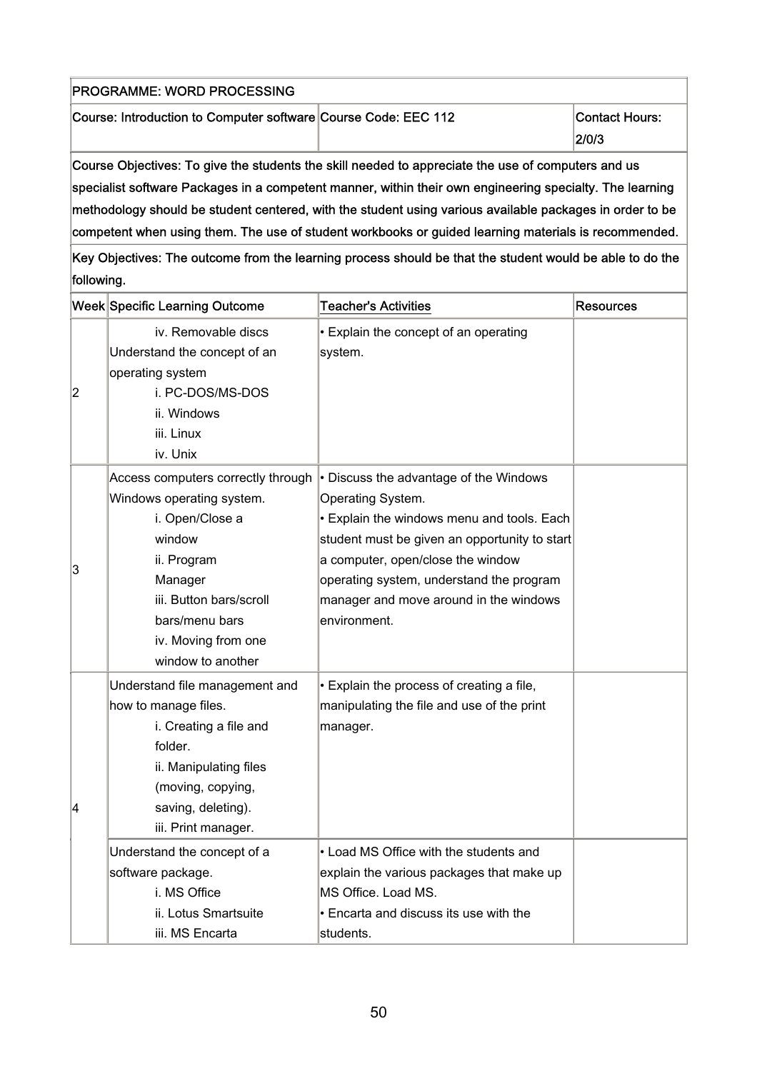| PROGRAMME: WORD PROCESSING | | | |
|---|---|---|---|
| Course: Introduction to Computer software | Course Code: EEC 112 | | Contact Hours: 2/0/3 |
| Course Objectives: To give the students the skill needed to appreciate the use of computers and us specialist software Packages in a competent manner, within their own engineering specialty. The learning methodology should be student centered, with the student using various available packages in order to be competent when using them. The use of student workbooks or guided learning materials is recommended. | | | |
| Key Objectives: The outcome from the learning process should be that the student would be able to do the following. | | | |
| **Week** | **Specific Learning Outcome** | **Teacher's Activities** | **Resources** |
| 2 | iv. Removable discs<br>Understand the concept of an operating system<br>i. PC-DOS/MS-DOS<br>ii. Windows<br>iii. Linux<br>iv. Unix | • Explain the concept of an operating system. | |
| 3 | Access computers correctly through Windows operating system.<br>i. Open/Close a window<br>ii. Program Manager<br>iii. Button bars/scroll bars/menu bars<br>iv. Moving from one window to another | • Discuss the advantage of the Windows Operating System.<br>• Explain the windows menu and tools. Each student must be given an opportunity to start a computer, open/close the window operating system, understand the program manager and move around in the windows environment. | |
| 4 | Understand file management and how to manage files.<br>i. Creating a file and folder.<br>ii. Manipulating files (moving, copying, saving, deleting).<br>iii. Print manager. | • Explain the process of creating a file, manipulating the file and use of the print manager. | |
| | Understand the concept of a software package.<br>i. MS Office<br>ii. Lotus Smartsuite<br>iii. MS Encarta | • Load MS Office with the students and explain the various packages that make up MS Office. Load MS.<br>• Encarta and discuss its use with the students. | |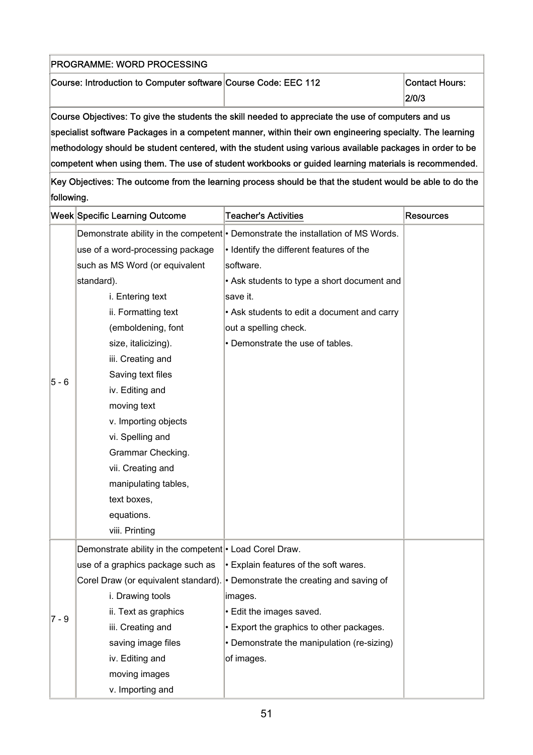| PROGRAMME: WORD PROCESSING | | | |
|---|---|---|---|
| Course: Introduction to Computer software | | Course Code: EEC 112 | Contact Hours: 2/0/3 |
| Course Objectives: To give the students the skill needed to appreciate the use of computers and us specialist software Packages in a competent manner, within their own engineering specialty. The learning methodology should be student centered, with the student using various available packages in order to be competent when using them. The use of student workbooks or guided learning materials is recommended. | | | |
| Key Objectives: The outcome from the learning process should be that the student would be able to do the following. | | | |
| **Week** | **Specific Learning Outcome** | **Teacher's Activities** | **Resources** |
| 5 - 6 | Demonstrate ability in the competent use of a word-processing package such as MS Word (or equivalent standard).<br>i. Entering text<br>ii. Formatting text (emboldening, font size, italicizing).<br>iii. Creating and Saving text files<br>iv. Editing and moving text<br>v. Importing objects<br>vi. Spelling and Grammar Checking.<br>vii. Creating and manipulating tables, text boxes, equations.<br>viii. Printing | • Demonstrate the installation of MS Words.<br>• Identify the different features of the software.<br>• Ask students to type a short document and save it.<br>• Ask students to edit a document and carry out a spelling check.<br>• Demonstrate the use of tables. | |
| 7 - 9 | Demonstrate ability in the competent use of a graphics package such as Corel Draw (or equivalent standard).<br>i. Drawing tools<br>ii. Text as graphics<br>iii. Creating and saving image files<br>iv. Editing and moving images<br>v. Importing and | • Load Corel Draw.<br>• Explain features of the soft wares.<br>• Demonstrate the creating and saving of images.<br>• Edit the images saved.<br>• Export the graphics to other packages.<br>• Demonstrate the manipulation (re-sizing) of images. | |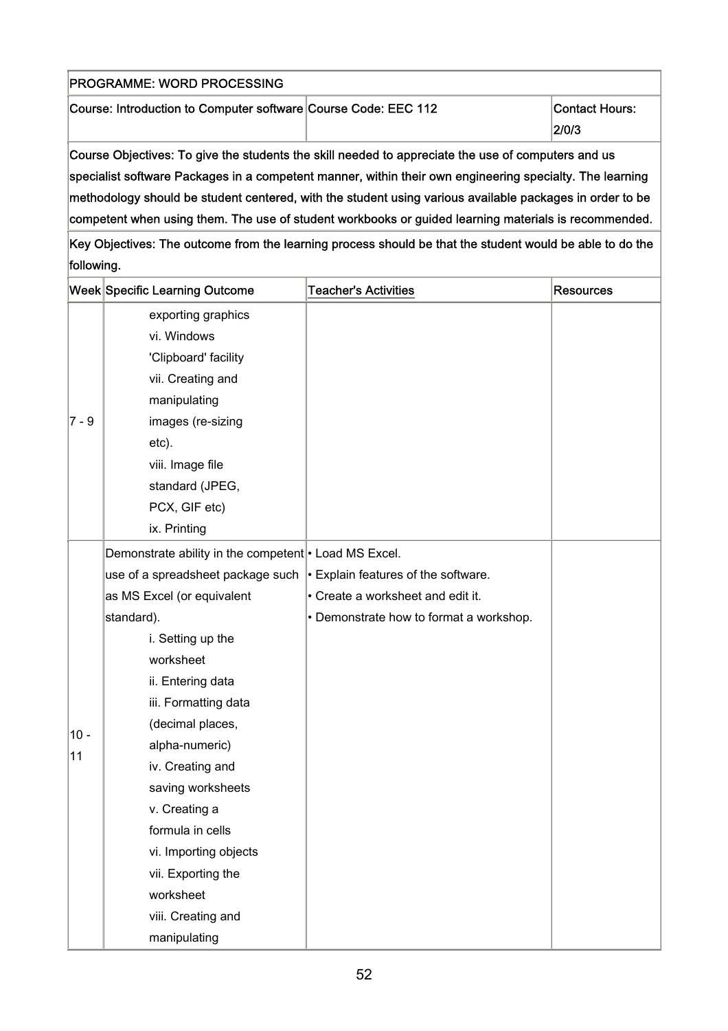| PROGRAMME: WORD PROCESSING | | | |
|---|---|---|---|
| Course: Introduction to Computer software | Course Code: EEC 112 | | Contact Hours: 2/0/3 |
| Course Objectives: To give the students the skill needed to appreciate the use of computers and us specialist software Packages in a competent manner, within their own engineering specialty. The learning methodology should be student centered, with the student using various available packages in order to be competent when using them. The use of student workbooks or guided learning materials is recommended. | | | |
| Key Objectives: The outcome from the learning process should be that the student would be able to do the following. | | | |
| **Week** | **Specific Learning Outcome** | **Teacher's Activities** | **Resources** |
| 7 - 9 | exporting graphics<br>vi. Windows 'Clipboard' facility<br>vii. Creating and manipulating images (re-sizing etc).<br>viii. Image file standard (JPEG, PCX, GIF etc)<br>ix. Printing | | |
| 10 - 11 | Demonstrate ability in the competent use of a spreadsheet package such as MS Excel (or equivalent standard).<br>i. Setting up the worksheet<br>ii. Entering data<br>iii. Formatting data (decimal places, alpha-numeric)<br>iv. Creating and saving worksheets<br>v. Creating a formula in cells<br>vi. Importing objects<br>vii. Exporting the worksheet<br>viii. Creating and manipulating | • Load MS Excel.<br>• Explain features of the software.<br>• Create a worksheet and edit it.<br>• Demonstrate how to format a workshop. | |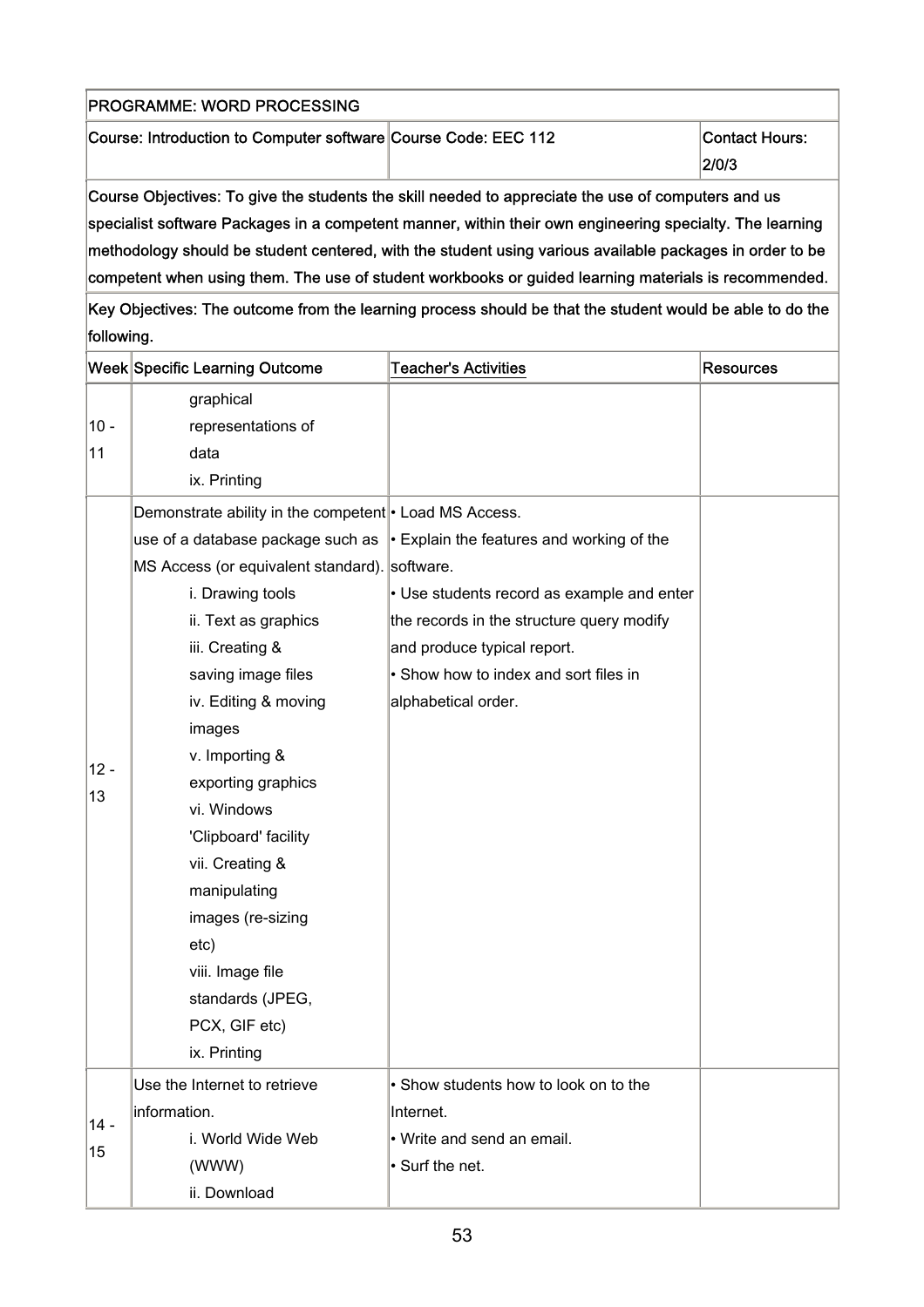| PROGRAMME: WORD PROCESSING | | | |
|---|---|---|---|
| Course: Introduction to Computer software | | Course Code: EEC 112 | Contact Hours: 2/0/3 |
| Course Objectives: To give the students the skill needed to appreciate the use of computers and us specialist software Packages in a competent manner, within their own engineering specialty. The learning methodology should be student centered, with the student using various available packages in order to be competent when using them. The use of student workbooks or guided learning materials is recommended. | | | |
| Key Objectives: The outcome from the learning process should be that the student would be able to do the following. | | | |
| Week | Specific Learning Outcome | Teacher's Activities | Resources |
| 10 - 11 | graphical representations of data<br>ix. Printing | | |
| 12 - 13 | Demonstrate ability in the competent use of a database package such as MS Access (or equivalent standard).<br>i. Drawing tools<br>ii. Text as graphics<br>iii. Creating & saving image files<br>iv. Editing & moving images<br>v. Importing & exporting graphics<br>vi. Windows 'Clipboard' facility<br>vii. Creating & manipulating images (re-sizing etc)<br>viii. Image file standards (JPEG, PCX, GIF etc)<br>ix. Printing | • Load MS Access.<br>• Explain the features and working of the software.<br>• Use students record as example and enter the records in the structure query modify and produce typical report.<br>• Show how to index and sort files in alphabetical order. | |
| 14 - 15 | Use the Internet to retrieve information.<br>i. World Wide Web (WWW)<br>ii. Download | • Show students how to look on to the Internet.<br>• Write and send an email.<br>• Surf the net. | |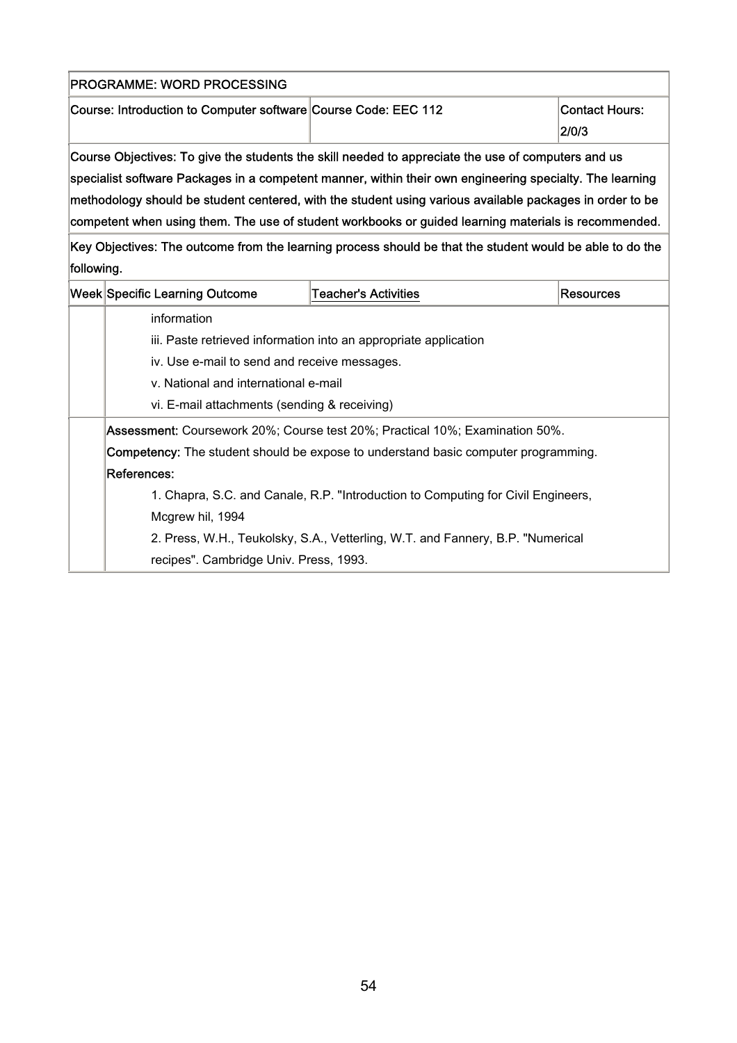| PROGRAMME: WORD PROCESSING | | | |
|---|---|---|---|
| Course: Introduction to Computer software | | Course Code: EEC 112 | Contact Hours: 2/0/3 |
| Course Objectives: To give the students the skill needed to appreciate the use of computers and us specialist software Packages in a competent manner, within their own engineering specialty. The learning methodology should be student centered, with the student using various available packages in order to be competent when using them. The use of student workbooks or guided learning materials is recommended. | | | |
| Key Objectives: The outcome from the learning process should be that the student would be able to do the following. | | | |
| Week | Specific Learning Outcome | Teacher's Activities | Resources |
| | information<br>iii. Paste retrieved information into an appropriate application<br>iv. Use e-mail to send and receive messages.<br>v. National and international e-mail<br>vi. E-mail attachments (sending & receiving) | | |
| | **Assessment:** Coursework 20%; Course test 20%; Practical 10%; Examination 50%.<br>**Competency:** The student should be expose to understand basic computer programming.<br>**References:**<br>1. Chapra, S.C. and Canale, R.P. "Introduction to Computing for Civil Engineers, Mcgrew hil, 1994<br>2. Press, W.H., Teukolsky, S.A., Vetterling, W.T. and Fannery, B.P. "Numerical recipes". Cambridge Univ. Press, 1993. | | |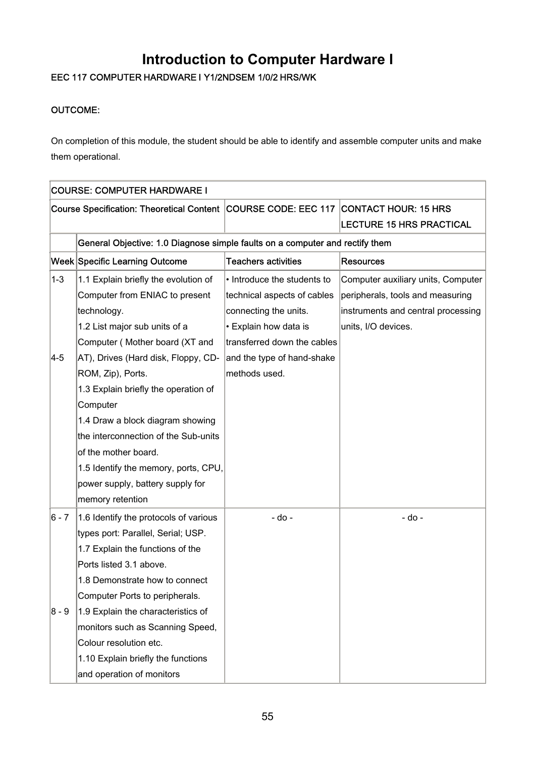# Introduction to Computer Hardware I

**EEC 117 COMPUTER HARDWARE I Y1/2NDSEM 1/0/2 HRS/WK**

**OUTCOME:**

On completion of this module, the student should be able to identify and assemble computer units and make them operational.

| COURSE: COMPUTER HARDWARE I | | | |
|---|---|---|---|
| Course Specification: Theoretical Content | | COURSE CODE: EEC 117 | CONTACT HOUR: 15 HRS LECTURE 15 HRS PRACTICAL |
| | General Objective: 1.0 Diagnose simple faults on a computer and rectify them | | |
| Week | Specific Learning Outcome | Teachers activities | Resources |
| 1-3<br><br>4-5 | 1.1 Explain briefly the evolution of Computer from ENIAC to present technology.<br>1.2 List major sub units of a Computer ( Mother board (XT and AT), Drives (Hard disk, Floppy, CD-ROM, Zip), Ports.<br>1.3 Explain briefly the operation of Computer<br>1.4 Draw a block diagram showing the interconnection of the Sub-units of the mother board.<br>1.5 Identify the memory, ports, CPU, power supply, battery supply for memory retention | • Introduce the students to technical aspects of cables connecting the units.<br>• Explain how data is transferred down the cables and the type of hand-shake methods used. | Computer auxiliary units, Computer peripherals, tools and measuring instruments and central processing units, I/O devices. |
| 6 - 7<br><br>8 - 9 | 1.6 Identify the protocols of various types port: Parallel, Serial; USP.<br>1.7 Explain the functions of the Ports listed 3.1 above.<br>1.8 Demonstrate how to connect Computer Ports to peripherals.<br>1.9 Explain the characteristics of monitors such as Scanning Speed, Colour resolution etc.<br>1.10 Explain briefly the functions and operation of monitors | - do - | - do - |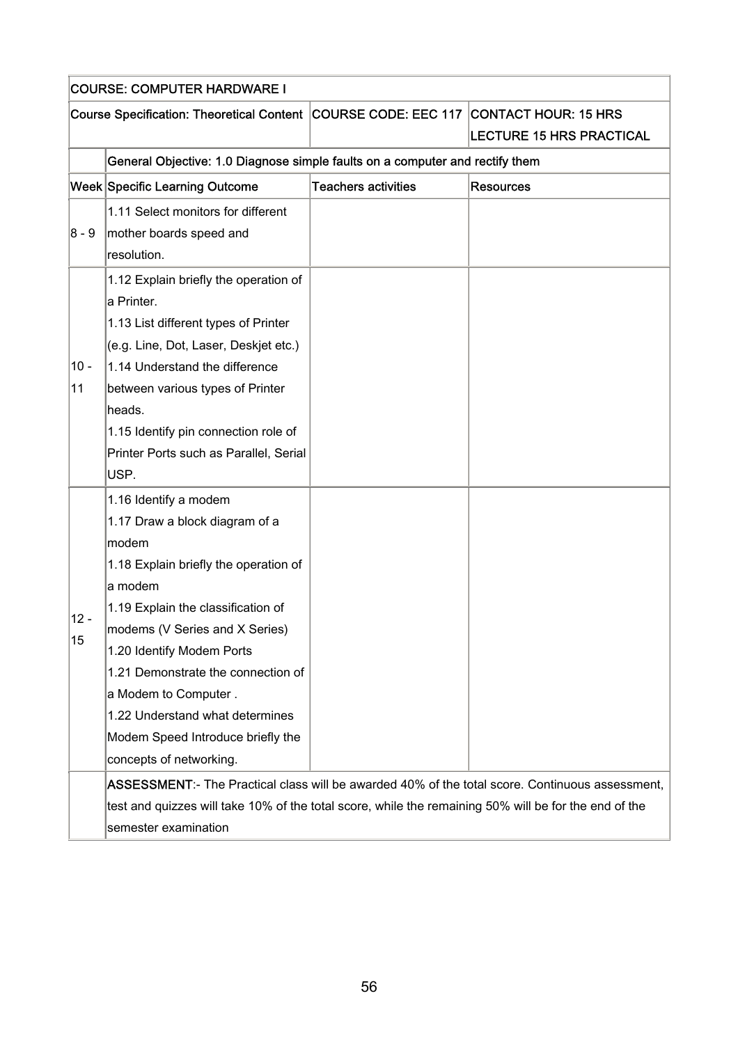| COURSE: COMPUTER HARDWARE I | | | |
|---|---|---|---|
| Course Specification: Theoretical Content | | COURSE CODE: EEC 117 | CONTACT HOUR: 15 HRS LECTURE 15 HRS PRACTICAL |
| | General Objective: 1.0 Diagnose simple faults on a computer and rectify them | | |
| Week | Specific Learning Outcome | Teachers activities | Resources |
| 8 - 9 | 1.11 Select monitors for different mother boards speed and resolution. | | |
| 10 - 11 | 1.12 Explain briefly the operation of a Printer.<br>1.13 List different types of Printer (e.g. Line, Dot, Laser, Deskjet etc.)<br>1.14 Understand the difference between various types of Printer heads.<br>1.15 Identify pin connection role of Printer Ports such as Parallel, Serial USP. | | |
| 12 - 15 | 1.16 Identify a modem<br>1.17 Draw a block diagram of a modem<br>1.18 Explain briefly the operation of a modem<br>1.19 Explain the classification of modems (V Series and X Series)<br>1.20 Identify Modem Ports<br>1.21 Demonstrate the connection of a Modem to Computer .<br>1.22 Understand what determines Modem Speed Introduce briefly the concepts of networking. | | |
| | **ASSESSMENT**:- The Practical class will be awarded 40% of the total score. Continuous assessment, test and quizzes will take 10% of the total score, while the remaining 50% will be for the end of the semester examination | | |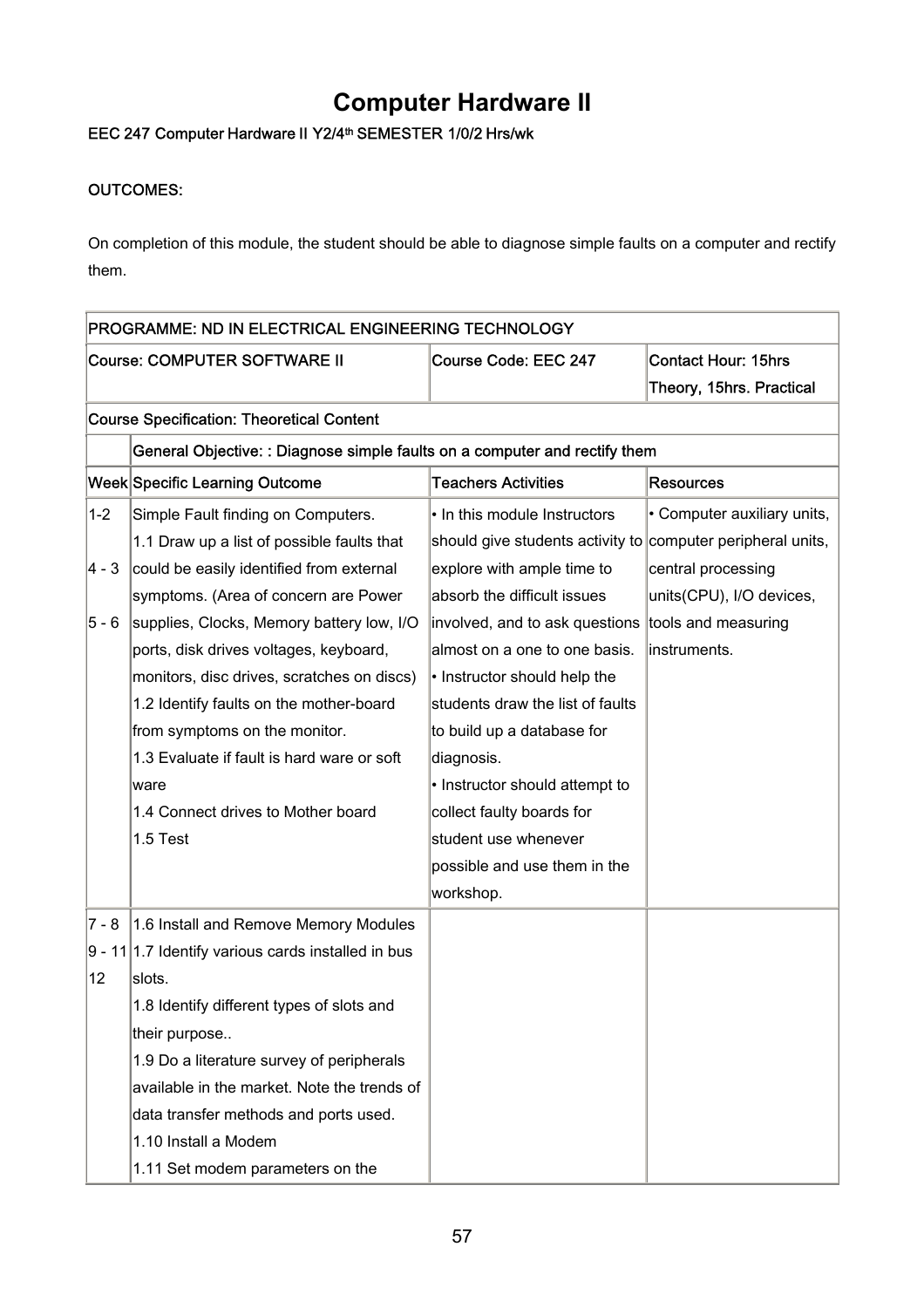# Computer Hardware II

EEC 247 Computer Hardware II Y2/4th SEMESTER 1/0/2 Hrs/wk

OUTCOMES:

On completion of this module, the student should be able to diagnose simple faults on a computer and rectify them.

| PROGRAMME: ND IN ELECTRICAL ENGINEERING TECHNOLOGY | | | |
|---|---|---|---|
| Course: COMPUTER SOFTWARE II | | Course Code: EEC 247 | Contact Hour: 15hrs Theory, 15hrs. Practical |
| Course Specification: Theoretical Content | | | |
| | General Objective: : Diagnose simple faults on a computer and rectify them | | |
| Week | Specific Learning Outcome | Teachers Activities | Resources |
| 1-2<br><br>4 - 3<br><br>5 - 6 | Simple Fault finding on Computers.<br>1.1 Draw up a list of possible faults that could be easily identified from external symptoms. (Area of concern are Power supplies, Clocks, Memory battery low, I/O ports, disk drives voltages, keyboard, monitors, disc drives, scratches on discs)<br>1.2 Identify faults on the mother-board from symptoms on the monitor.<br>1.3 Evaluate if fault is hard ware or soft ware<br>1.4 Connect drives to Mother board<br>1.5 Test | • In this module Instructors should give students activity to explore with ample time to absorb the difficult issues involved, and to ask questions almost on a one to one basis.<br>• Instructor should help the students draw the list of faults to build up a database for diagnosis.<br>• Instructor should attempt to collect faulty boards for student use whenever possible and use them in the workshop. | • Computer auxiliary units, computer peripheral units, central processing units(CPU), I/O devices, tools and measuring instruments. |
| 7 - 8<br>9 - 11<br>12 | 1.6 Install and Remove Memory Modules<br>1.7 Identify various cards installed in bus slots.<br>1.8 Identify different types of slots and their purpose..<br>1.9 Do a literature survey of peripherals available in the market. Note the trends of data transfer methods and ports used.<br>1.10 Install a Modem<br>1.11 Set modem parameters on the | | |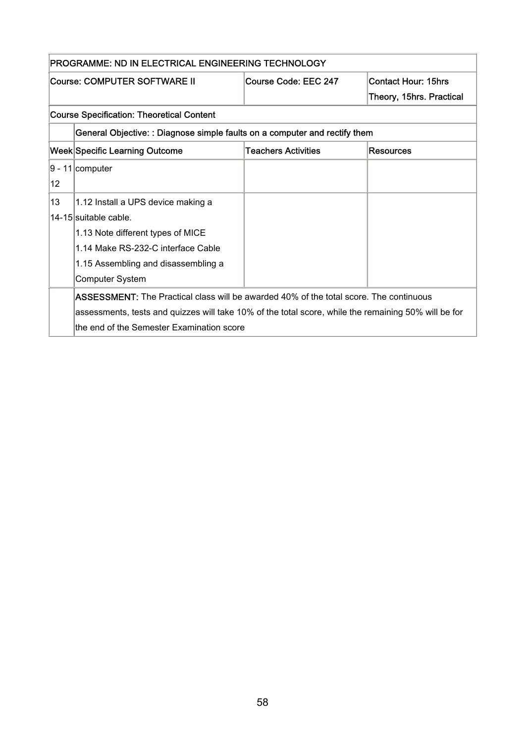| PROGRAMME: ND IN ELECTRICAL ENGINEERING TECHNOLOGY | | | |
|---|---|---|---|
| Course: COMPUTER SOFTWARE II | | Course Code: EEC 247 | Contact Hour: 15hrs Theory, 15hrs. Practical |
| Course Specification: Theoretical Content | | | |
| | General Objective: : Diagnose simple faults on a computer and rectify them | | |
| Week | Specific Learning Outcome | Teachers Activities | Resources |
| 9 - 11 12 | computer | | |
| 13 14-15 | 1.12 Install a UPS device making a suitable cable.<br>1.13 Note different types of MICE<br>1.14 Make RS-232-C interface Cable<br>1.15 Assembling and disassembling a Computer System | | |
| | **ASSESSMENT:** The Practical class will be awarded 40% of the total score. The continuous assessments, tests and quizzes will take 10% of the total score, while the remaining 50% will be for the end of the Semester Examination score | | |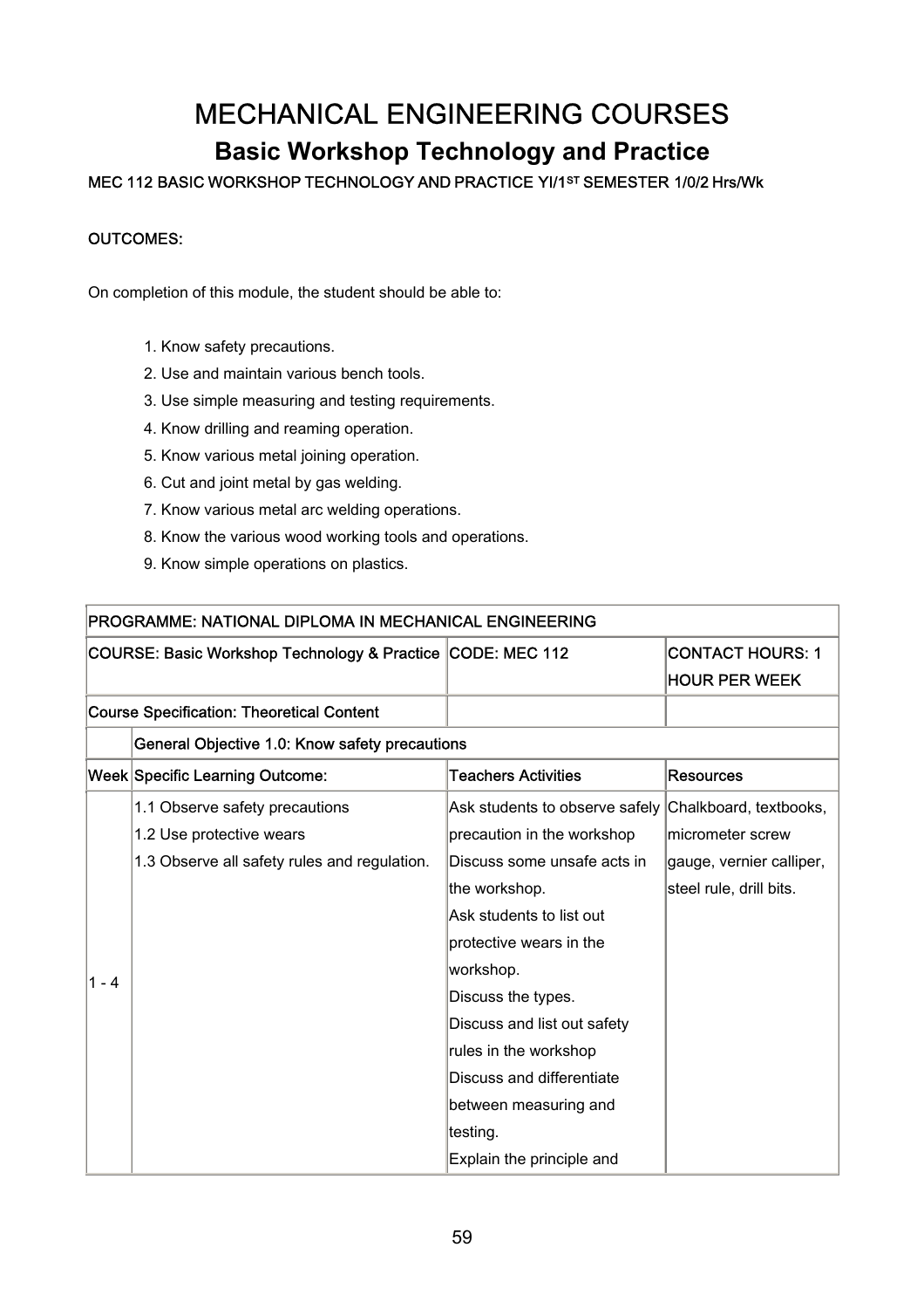# MECHANICAL ENGINEERING COURSES

## Basic Workshop Technology and Practice

**MEC 112 BASIC WORKSHOP TECHNOLOGY AND PRACTICE YI/1ST SEMESTER 1/0/2 Hrs/Wk**

**OUTCOMES:**

On completion of this module, the student should be able to:

1. Know safety precautions.
2. Use and maintain various bench tools.
3. Use simple measuring and testing requirements.
4. Know drilling and reaming operation.
5. Know various metal joining operation.
6. Cut and joint metal by gas welding.
7. Know various metal arc welding operations.
8. Know the various wood working tools and operations.
9. Know simple operations on plastics.

| PROGRAMME: NATIONAL DIPLOMA IN MECHANICAL ENGINEERING | | | |
|---|---|---|---|
| COURSE: Basic Workshop Technology & Practice | | CODE: MEC 112 | CONTACT HOURS: 1 HOUR PER WEEK |
| Course Specification: Theoretical Content | | | |
| | General Objective 1.0: Know safety precautions | | |
| Week | Specific Learning Outcome: | Teachers Activities | Resources |
| 1 - 4 | 1.1 Observe safety precautions<br>1.2 Use protective wears<br>1.3 Observe all safety rules and regulation. | Ask students to observe safely precaution in the workshop<br>Discuss some unsafe acts in the workshop.<br>Ask students to list out protective wears in the workshop.<br>Discuss the types.<br>Discuss and list out safety rules in the workshop<br>Discuss and differentiate between measuring and testing.<br>Explain the principle and | Chalkboard, textbooks, micrometer screw gauge, vernier calliper, steel rule, drill bits. |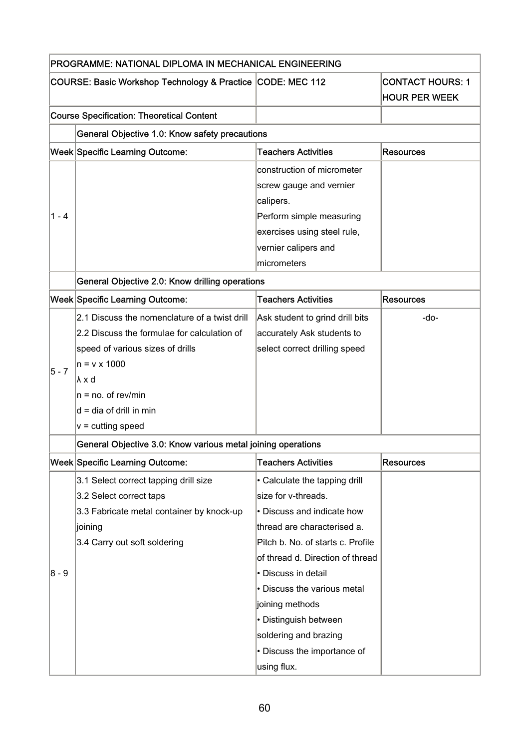| PROGRAMME: NATIONAL DIPLOMA IN MECHANICAL ENGINEERING | | | |
|---|---|---|---|
| COURSE: Basic Workshop Technology & Practice | | CODE: MEC 112 | CONTACT HOURS: 1 HOUR PER WEEK |
| Course Specification: Theoretical Content | | | |
| | General Objective 1.0: Know safety precautions | | |
| Week | Specific Learning Outcome: | Teachers Activities | Resources |
| 1 - 4 | | construction of micrometer screw gauge and vernier calipers.<br>Perform simple measuring exercises using steel rule, vernier calipers and micrometers | |
| | General Objective 2.0: Know drilling operations | | |
| Week | Specific Learning Outcome: | Teachers Activities | Resources |
| 5 - 7 | 2.1 Discuss the nomenclature of a twist drill<br>2.2 Discuss the formulae for calculation of speed of various sizes of drills<br>n = v x 1000<br>λ x d<br>n = no. of rev/min<br>d = dia of drill in min<br>v = cutting speed | Ask student to grind drill bits accurately Ask students to select correct drilling speed | -do- |
| | General Objective 3.0: Know various metal joining operations | | |
| Week | Specific Learning Outcome: | Teachers Activities | Resources |
| 8 - 9 | 3.1 Select correct tapping drill size<br>3.2 Select correct taps<br>3.3 Fabricate metal container by knock-up joining<br>3.4 Carry out soft soldering | • Calculate the tapping drill size for v-threads.<br>• Discuss and indicate how thread are characterised a. Pitch b. No. of starts c. Profile of thread d. Direction of thread<br>• Discuss in detail<br>• Discuss the various metal joining methods<br>• Distinguish between soldering and brazing<br>• Discuss the importance of using flux. | |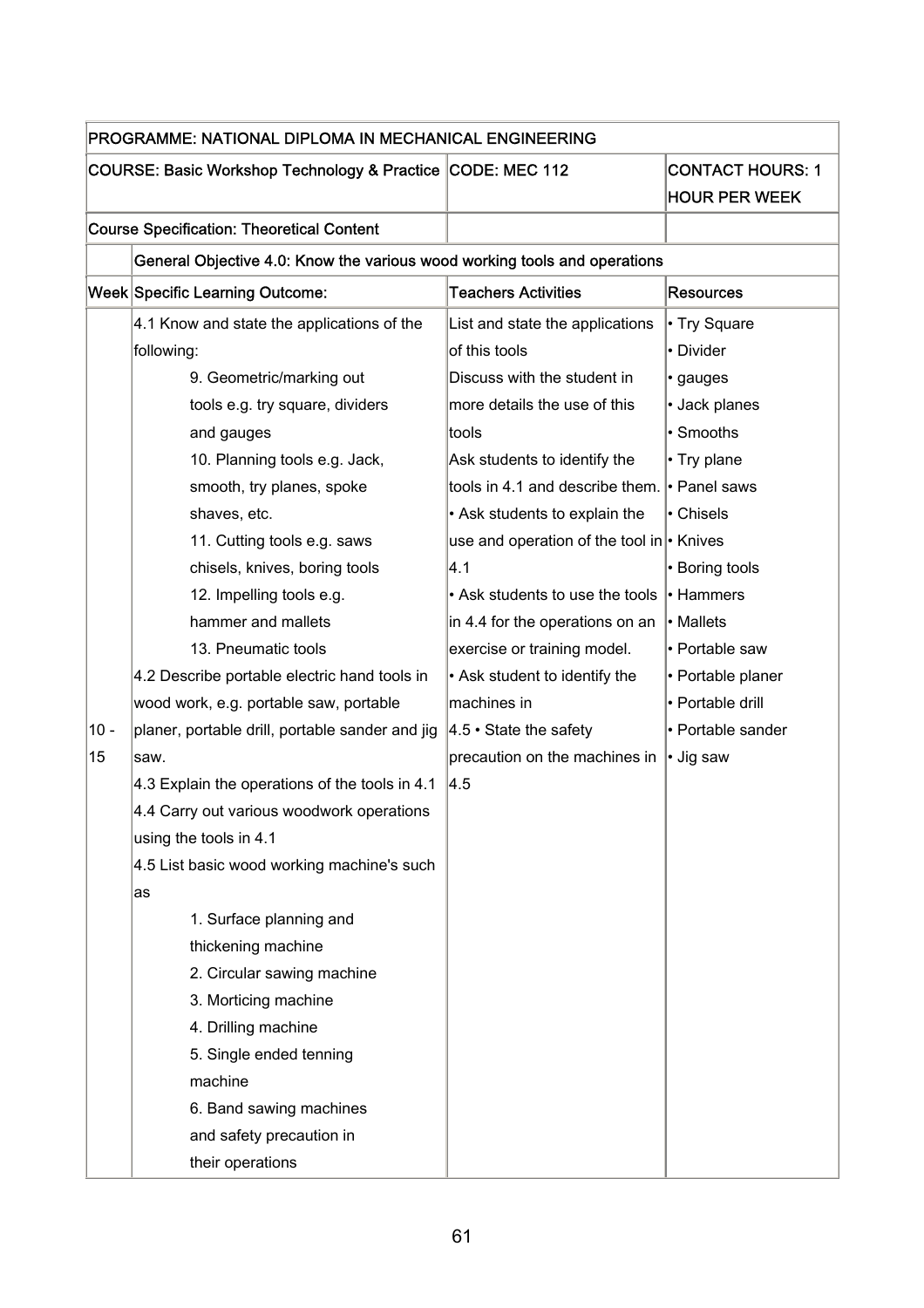| PROGRAMME: NATIONAL DIPLOMA IN MECHANICAL ENGINEERING | | | |
|---|---|---|---|
| COURSE: Basic Workshop Technology & Practice | | CODE: MEC 112 | CONTACT HOURS: 1 HOUR PER WEEK |
| Course Specification: Theoretical Content | | | |
| | General Objective 4.0: Know the various wood working tools and operations | | |
| Week | Specific Learning Outcome: | Teachers Activities | Resources |
| 10 - 15 | 4.1 Know and state the applications of the following:<br>9. Geometric/marking out tools e.g. try square, dividers and gauges<br>10. Planning tools e.g. Jack, smooth, try planes, spoke shaves, etc.<br>11. Cutting tools e.g. saws chisels, knives, boring tools<br>12. Impelling tools e.g. hammer and mallets<br>13. Pneumatic tools<br>4.2 Describe portable electric hand tools in wood work, e.g. portable saw, portable planer, portable drill, portable sander and jig saw.<br>4.3 Explain the operations of the tools in 4.1<br>4.4 Carry out various woodwork operations using the tools in 4.1<br>4.5 List basic wood working machine's such as<br>1. Surface planning and thickening machine<br>2. Circular sawing machine<br>3. Morticing machine<br>4. Drilling machine<br>5. Single ended tenning machine<br>6. Band sawing machines and safety precaution in their operations | List and state the applications of this tools<br>Discuss with the student in more details the use of this tools<br>Ask students to identify the tools in 4.1 and describe them.<br>• Ask students to explain the use and operation of the tool in 4.1<br>• Ask students to use the tools in 4.4 for the operations on an exercise or training model.<br>• Ask student to identify the machines in<br>4.5 • State the safety precaution on the machines in 4.5 | • Try Square<br>• Divider<br>• gauges<br>• Jack planes<br>• Smooths<br>• Try plane<br>• Panel saws<br>• Chisels<br>• Knives<br>• Boring tools<br>• Hammers<br>• Mallets<br>• Portable saw<br>• Portable planer<br>• Portable drill<br>• Portable sander<br>• Jig saw |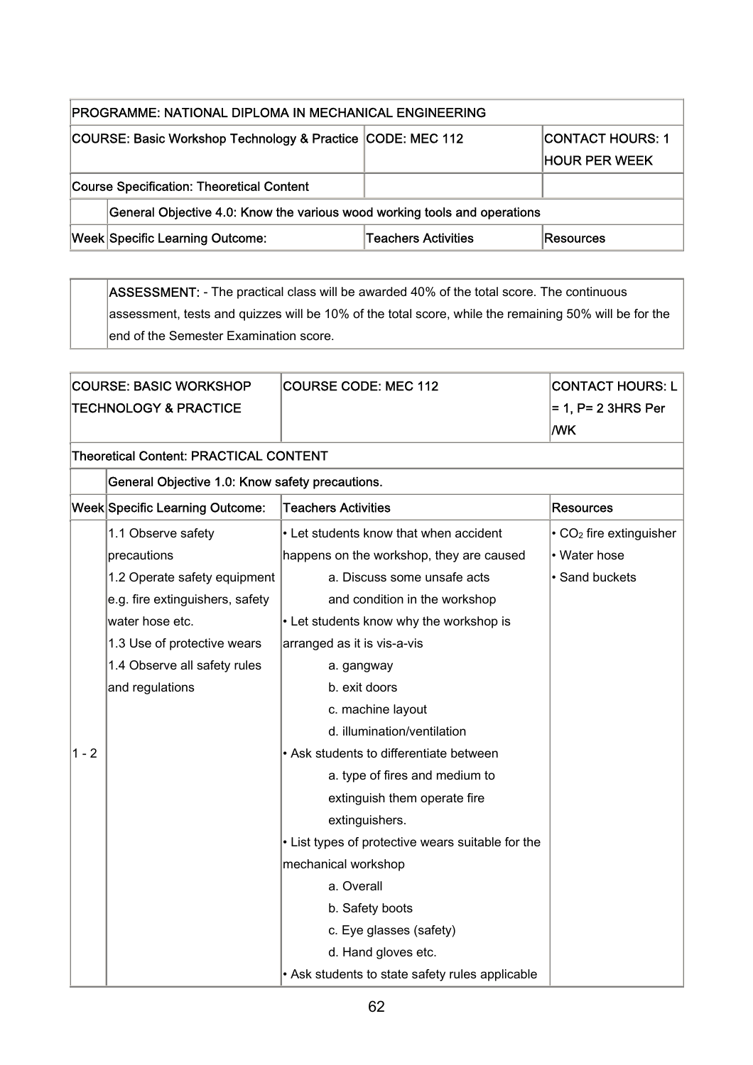| PROGRAMME: NATIONAL DIPLOMA IN MECHANICAL ENGINEERING | | | |
|---|---|---|---|
| COURSE: Basic Workshop Technology & Practice | | CODE: MEC 112 | CONTACT HOURS: 1 HOUR PER WEEK |
| Course Specification: Theoretical Content | | | |
| | General Objective 4.0: Know the various wood working tools and operations | | |
| Week | Specific Learning Outcome: | Teachers Activities | Resources |

| | |
|---|---|
| | **ASSESSMENT:** - The practical class will be awarded 40% of the total score. The continuous assessment, tests and quizzes will be 10% of the total score, while the remaining 50% will be for the end of the Semester Examination score. |

| COURSE: BASIC WORKSHOP TECHNOLOGY & PRACTICE | | COURSE CODE: MEC 112 | CONTACT HOURS: L = 1, P= 2 3HRS Per /WK |
|---|---|---|---|
| Theoretical Content: PRACTICAL CONTENT | | | |
| | General Objective 1.0: Know safety precautions. | | |
| Week | Specific Learning Outcome: | Teachers Activities | Resources |
| 1 - 2 | 1.1 Observe safety precautions<br>1.2 Operate safety equipment e.g. fire extinguishers, safety water hose etc.<br>1.3 Use of protective wears<br>1.4 Observe all safety rules and regulations | • Let students know that when accident happens on the workshop, they are caused<br>a. Discuss some unsafe acts and condition in the workshop<br>• Let students know why the workshop is arranged as it is vis-a-vis<br>a. gangway<br>b. exit doors<br>c. machine layout<br>d. illumination/ventilation<br>• Ask students to differentiate between<br>a. type of fires and medium to extinguish them operate fire extinguishers.<br>• List types of protective wears suitable for the mechanical workshop<br>a. Overall<br>b. Safety boots<br>c. Eye glasses (safety)<br>d. Hand gloves etc.<br>• Ask students to state safety rules applicable | • $CO_2$ fire extinguisher<br>• Water hose<br>• Sand buckets |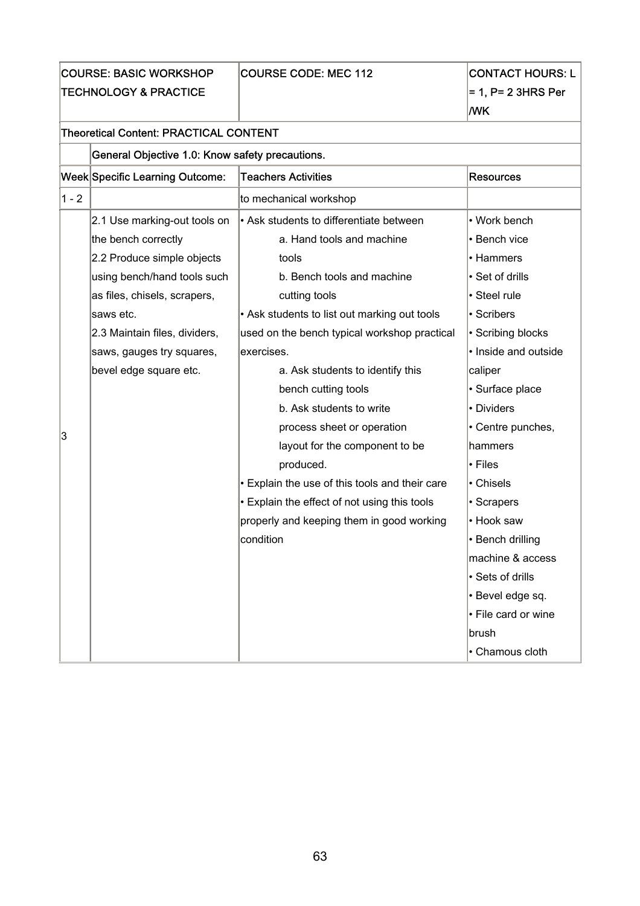| COURSE: BASIC WORKSHOP TECHNOLOGY & PRACTICE | | COURSE CODE: MEC 112 | CONTACT HOURS: L = 1, P= 2 3HRS Per /WK |
|---|---|---|---|
| Theoretical Content: PRACTICAL CONTENT | | | |
| | General Objective 1.0: Know safety precautions. | | |
| Week | Specific Learning Outcome: | Teachers Activities | Resources |
| 1 - 2 | | to mechanical workshop | |
| 3 | 2.1 Use marking-out tools on the bench correctly<br>2.2 Produce simple objects using bench/hand tools such as files, chisels, scrapers, saws etc.<br>2.3 Maintain files, dividers, saws, gauges try squares, bevel edge square etc. | • Ask students to differentiate between<br>a. Hand tools and machine tools<br>b. Bench tools and machine cutting tools<br>• Ask students to list out marking out tools used on the bench typical workshop practical exercises.<br>a. Ask students to identify this bench cutting tools<br>b. Ask students to write process sheet or operation layout for the component to be produced.<br>• Explain the use of this tools and their care<br>• Explain the effect of not using this tools properly and keeping them in good working condition | • Work bench<br>• Bench vice<br>• Hammers<br>• Set of drills<br>• Steel rule<br>• Scribers<br>• Scribing blocks<br>• Inside and outside caliper<br>• Surface place<br>• Dividers<br>• Centre punches, hammers<br>• Files<br>• Chisels<br>• Scrapers<br>• Hook saw<br>• Bench drilling machine & access<br>• Sets of drills<br>• Bevel edge sq.<br>• File card or wine brush<br>• Chamous cloth |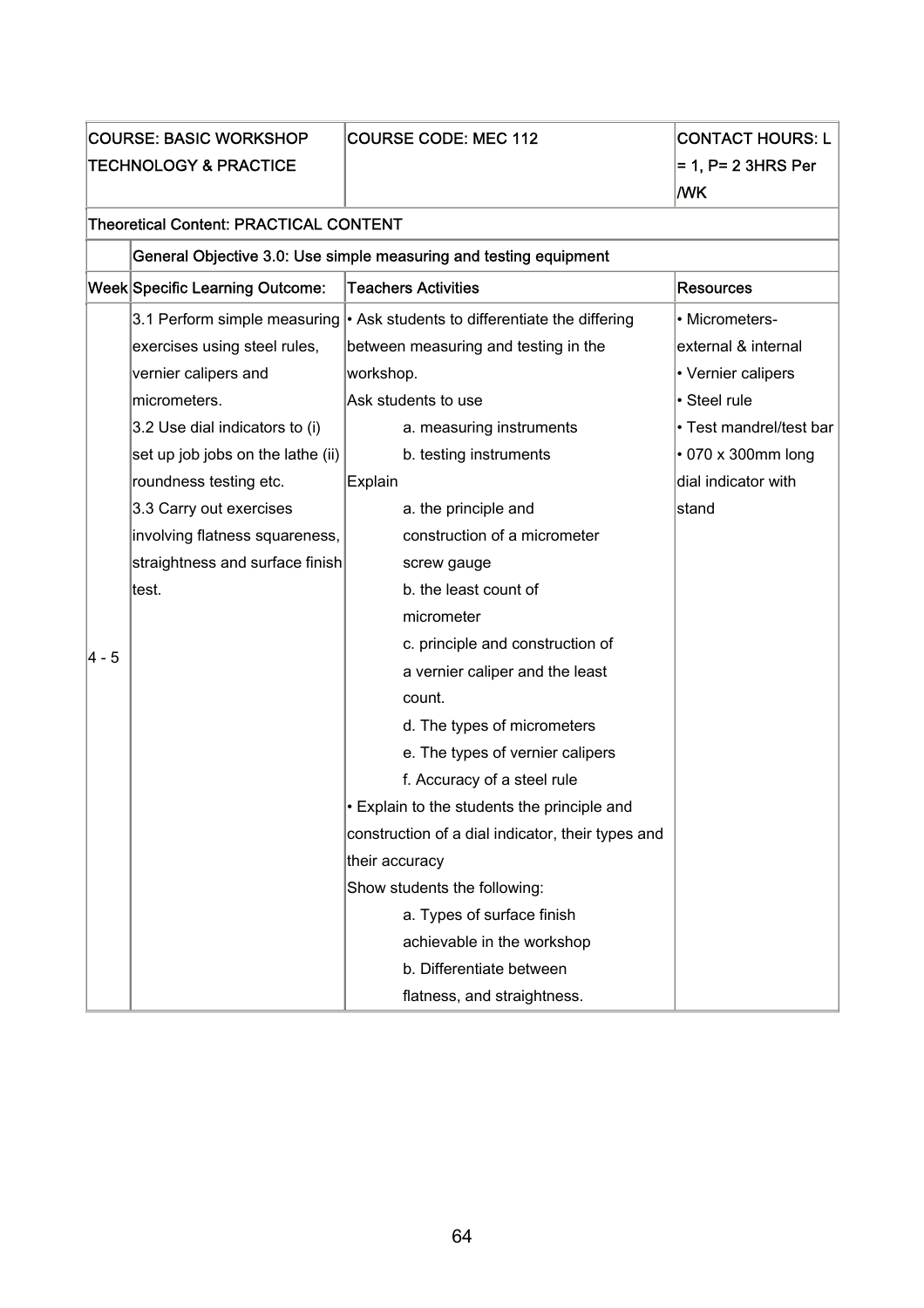| COURSE: BASIC WORKSHOP TECHNOLOGY & PRACTICE | | COURSE CODE: MEC 112 | CONTACT HOURS: L = 1, P= 2 3HRS Per /WK |
|---|---|---|---|
| **Theoretical Content: PRACTICAL CONTENT** | | | |
| | **General Objective 3.0: Use simple measuring and testing equipment** | | |
| **Week** | **Specific Learning Outcome:** | **Teachers Activities** | **Resources** |
| 4 - 5 | 3.1 Perform simple measuring exercises using steel rules, vernier calipers and micrometers.<br>3.2 Use dial indicators to (i) set up job jobs on the lathe (ii) roundness testing etc.<br>3.3 Carry out exercises involving flatness squareness, straightness and surface finish test. | • Ask students to differentiate the differing between measuring and testing in the workshop.<br>Ask students to use<br>a. measuring instruments<br>b. testing instruments<br>Explain<br>a. the principle and construction of a micrometer screw gauge<br>b. the least count of micrometer<br>c. principle and construction of a vernier caliper and the least count.<br>d. The types of micrometers<br>e. The types of vernier calipers<br>f. Accuracy of a steel rule<br>• Explain to the students the principle and construction of a dial indicator, their types and their accuracy<br>Show students the following:<br>a. Types of surface finish achievable in the workshop<br>b. Differentiate between flatness, and straightness. | • Micrometers- external & internal<br>• Vernier calipers<br>• Steel rule<br>• Test mandrel/test bar<br>• 070 x 300mm long dial indicator with stand |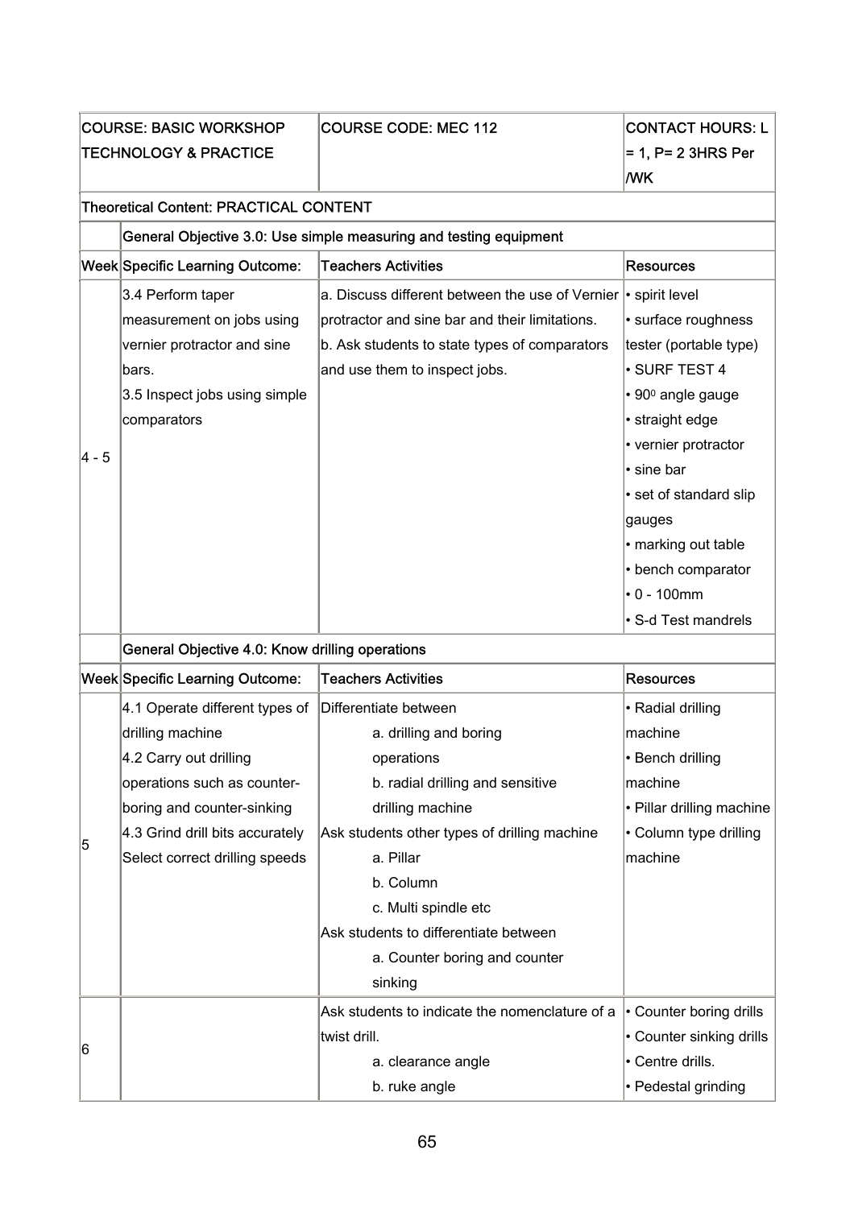| COURSE: BASIC WORKSHOP TECHNOLOGY & PRACTICE | | COURSE CODE: MEC 112 | CONTACT HOURS: L = 1, P= 2 3HRS Per /WK |
|---|---|---|---|
| Theoretical Content: PRACTICAL CONTENT | | | |
| | General Objective 3.0: Use simple measuring and testing equipment | | |
| Week | Specific Learning Outcome: | Teachers Activities | Resources |
| 4 - 5 | 3.4 Perform taper measurement on jobs using vernier protractor and sine bars.<br>3.5 Inspect jobs using simple comparators | a. Discuss different between the use of Vernier protractor and sine bar and their limitations.<br>b. Ask students to state types of comparators and use them to inspect jobs. | • spirit level<br>• surface roughness tester (portable type)<br>• SURF TEST 4<br>• 90$^0$ angle gauge<br>• straight edge<br>• vernier protractor<br>• sine bar<br>• set of standard slip gauges<br>• marking out table<br>• bench comparator<br>• 0 - 100mm<br>• S-d Test mandrels |
| | General Objective 4.0: Know drilling operations | | |
| Week | Specific Learning Outcome: | Teachers Activities | Resources |
| 5 | 4.1 Operate different types of drilling machine<br>4.2 Carry out drilling operations such as counter-boring and counter-sinking<br>4.3 Grind drill bits accurately Select correct drilling speeds | Differentiate between<br>a. drilling and boring operations<br>b. radial drilling and sensitive drilling machine<br>Ask students other types of drilling machine<br>a. Pillar<br>b. Column<br>c. Multi spindle etc<br>Ask students to differentiate between<br>a. Counter boring and counter sinking | • Radial drilling machine<br>• Bench drilling machine<br>• Pillar drilling machine<br>• Column type drilling machine |
| 6 | | Ask students to indicate the nomenclature of a twist drill.<br>a. clearance angle<br>b. ruke angle | • Counter boring drills<br>• Counter sinking drills<br>• Centre drills.<br>• Pedestal grinding |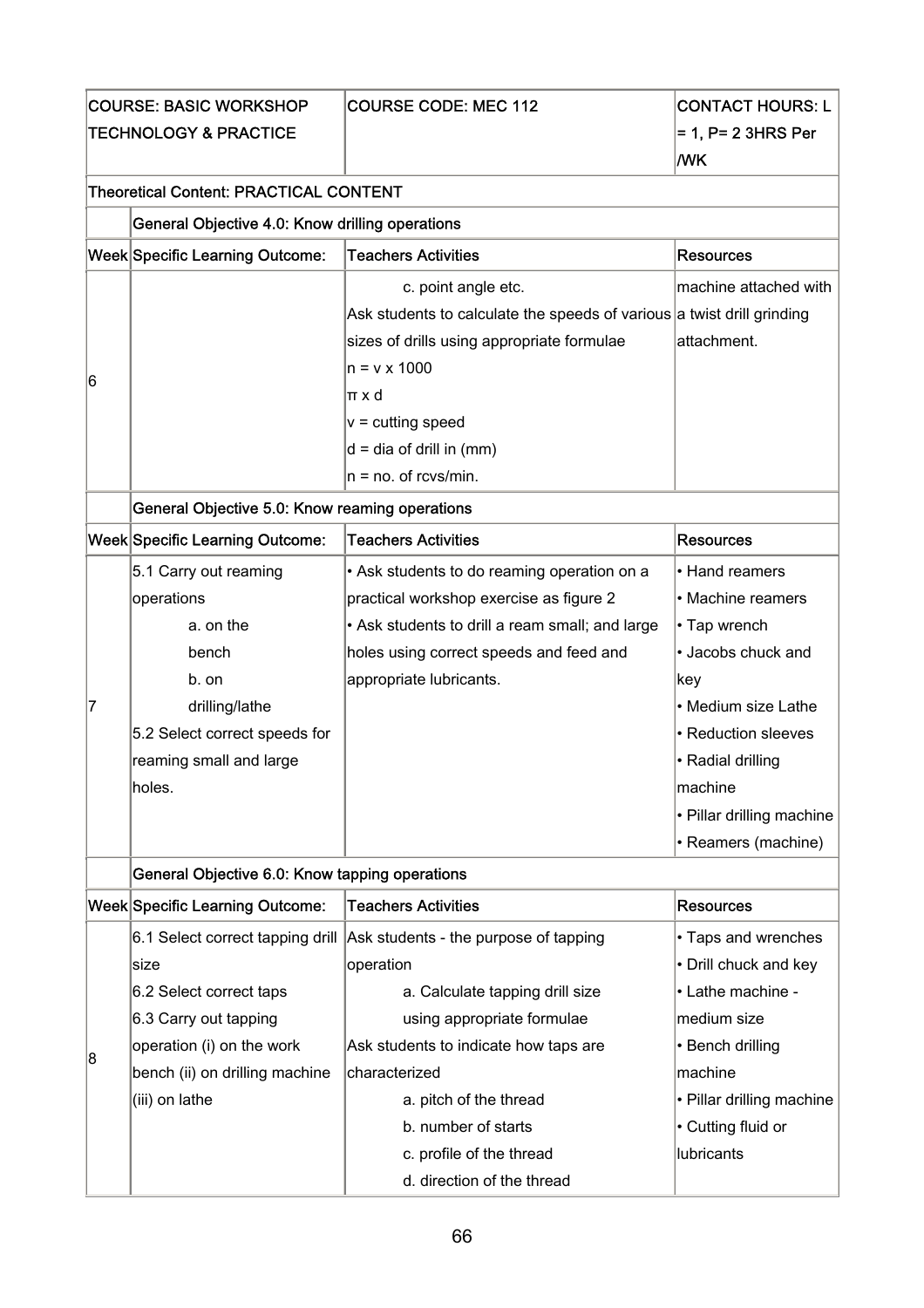| COURSE: BASIC WORKSHOP TECHNOLOGY & PRACTICE | | COURSE CODE: MEC 112 | CONTACT HOURS: L = 1, P= 2 3HRS Per /WK |
|---|---|---|---|
| Theoretical Content: PRACTICAL CONTENT | | | |
| | General Objective 4.0: Know drilling operations | | |
| Week | Specific Learning Outcome: | Teachers Activities | Resources |
| 6 | | c. point angle etc.<br>Ask students to calculate the speeds of various sizes of drills using appropriate formulae<br>$n = \frac{v \times 1000}{\pi \times d}$<br>v = cutting speed<br>d = dia of drill in (mm)<br>n = no. of rcvs/min. | machine attached with a twist drill grinding attachment. |
| | General Objective 5.0: Know reaming operations | | |
| Week | Specific Learning Outcome: | Teachers Activities | Resources |
| 7 | 5.1 Carry out reaming operations<br>a. on the bench<br>b. on drilling/lathe<br>5.2 Select correct speeds for reaming small and large holes. | • Ask students to do reaming operation on a practical workshop exercise as figure 2<br>• Ask students to drill a ream small; and large holes using correct speeds and feed and appropriate lubricants. | • Hand reamers<br>• Machine reamers<br>• Tap wrench<br>• Jacobs chuck and key<br>• Medium size Lathe<br>• Reduction sleeves<br>• Radial drilling machine<br>• Pillar drilling machine<br>• Reamers (machine) |
| | General Objective 6.0: Know tapping operations | | |
| Week | Specific Learning Outcome: | Teachers Activities | Resources |
| 8 | 6.1 Select correct tapping drill size<br>6.2 Select correct taps<br>6.3 Carry out tapping operation (i) on the work bench (ii) on drilling machine (iii) on lathe | Ask students - the purpose of tapping operation<br>a. Calculate tapping drill size using appropriate formulae<br>Ask students to indicate how taps are characterized<br>a. pitch of the thread<br>b. number of starts<br>c. profile of the thread<br>d. direction of the thread | • Taps and wrenches<br>• Drill chuck and key<br>• Lathe machine - medium size<br>• Bench drilling machine<br>• Pillar drilling machine<br>• Cutting fluid or lubricants |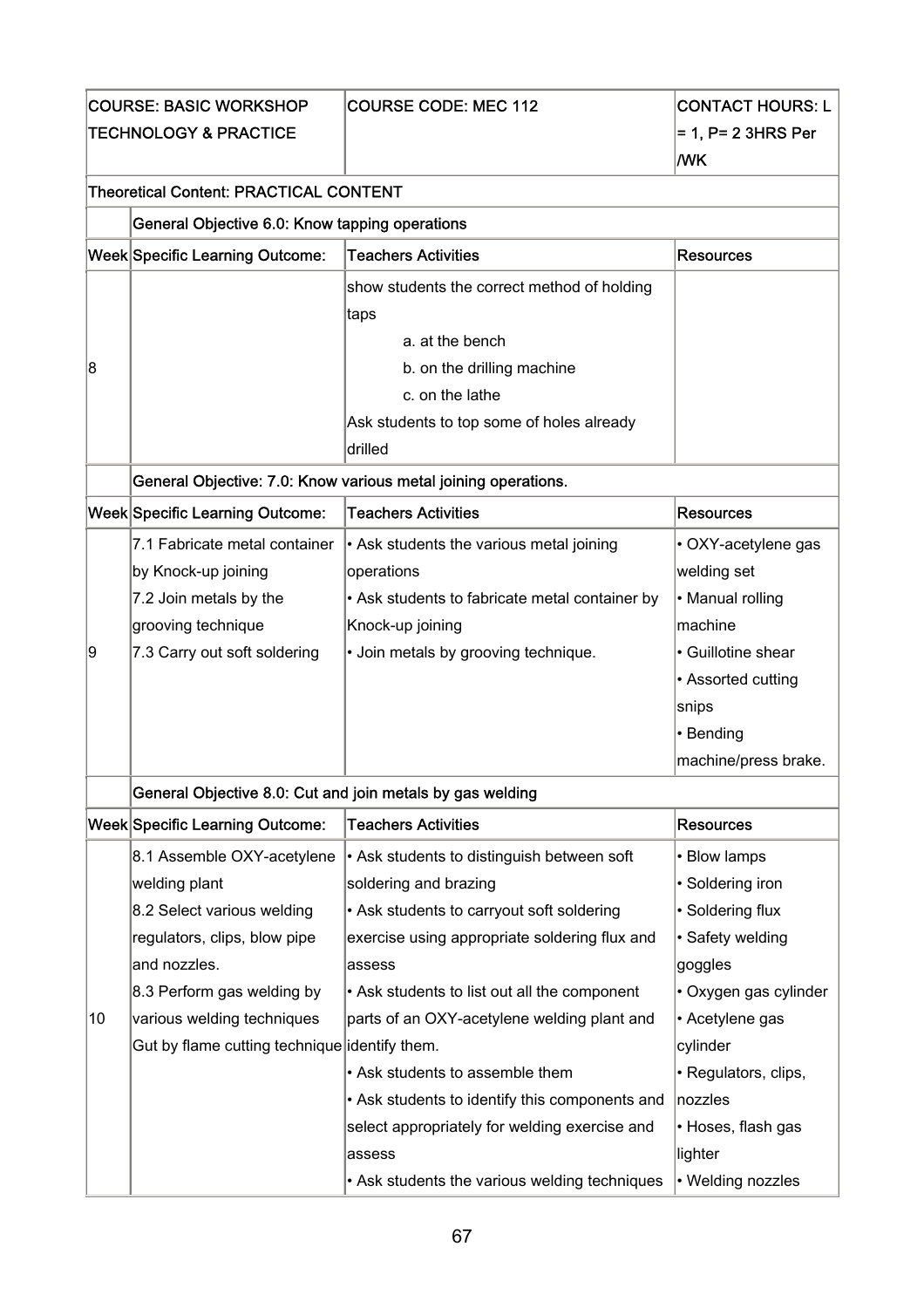| COURSE: BASIC WORKSHOP TECHNOLOGY & PRACTICE | | COURSE CODE: MEC 112 | CONTACT HOURS: L = 1, P= 2 3HRS Per /WK |
|---|---|---|---|
| Theoretical Content: PRACTICAL CONTENT | | | |
| | General Objective 6.0: Know tapping operations | | |
| Week | Specific Learning Outcome: | Teachers Activities | Resources |
| 8 | | show students the correct method of holding taps<br>a. at the bench<br>b. on the drilling machine<br>c. on the lathe<br>Ask students to top some of holes already drilled | |
| | General Objective: 7.0: Know various metal joining operations. | | |
| Week | Specific Learning Outcome: | Teachers Activities | Resources |
| 9 | 7.1 Fabricate metal container by Knock-up joining<br>7.2 Join metals by the grooving technique<br>7.3 Carry out soft soldering | • Ask students the various metal joining operations<br>• Ask students to fabricate metal container by Knock-up joining<br>• Join metals by grooving technique. | • OXY-acetylene gas welding set<br>• Manual rolling machine<br>• Guillotine shear<br>• Assorted cutting snips<br>• Bending machine/press brake. |
| | General Objective 8.0: Cut and join metals by gas welding | | |
| Week | Specific Learning Outcome: | Teachers Activities | Resources |
| 10 | 8.1 Assemble OXY-acetylene welding plant<br>8.2 Select various welding regulators, clips, blow pipe and nozzles.<br>8.3 Perform gas welding by various welding techniques Gut by flame cutting technique | • Ask students to distinguish between soft soldering and brazing<br>• Ask students to carryout soft soldering exercise using appropriate soldering flux and assess<br>• Ask students to list out all the component parts of an OXY-acetylene welding plant and identify them.<br>• Ask students to assemble them<br>• Ask students to identify this components and select appropriately for welding exercise and assess<br>• Ask students the various welding techniques | • Blow lamps<br>• Soldering iron<br>• Soldering flux<br>• Safety welding goggles<br>• Oxygen gas cylinder<br>• Acetylene gas cylinder<br>• Regulators, clips, nozzles<br>• Hoses, flash gas lighter<br>• Welding nozzles |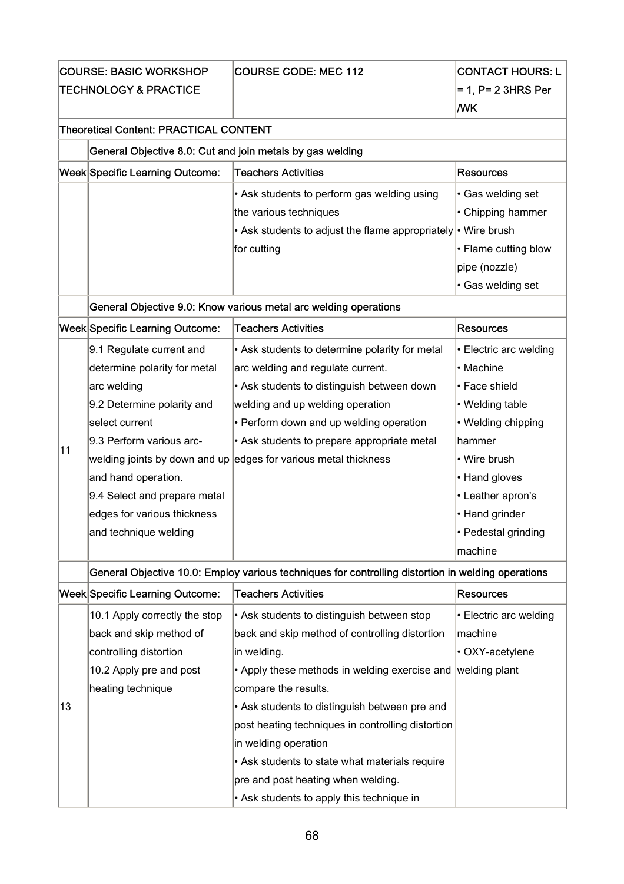| COURSE: BASIC WORKSHOP TECHNOLOGY & PRACTICE | | COURSE CODE: MEC 112 | CONTACT HOURS: L = 1, P= 2 3HRS Per /WK |
|---|---|---|---|
| Theoretical Content: PRACTICAL CONTENT | | | |
| | General Objective 8.0: Cut and join metals by gas welding | | |
| Week | Specific Learning Outcome: | Teachers Activities | Resources |
| | | • Ask students to perform gas welding using the various techniques<br>• Ask students to adjust the flame appropriately for cutting | • Gas welding set<br>• Chipping hammer<br>• Wire brush<br>• Flame cutting blow pipe (nozzle)<br>• Gas welding set |
| | General Objective 9.0: Know various metal arc welding operations | | |
| Week | Specific Learning Outcome: | Teachers Activities | Resources |
| 11 | 9.1 Regulate current and determine polarity for metal arc welding<br>9.2 Determine polarity and select current<br>9.3 Perform various arc-welding joints by down and up and hand operation.<br>9.4 Select and prepare metal edges for various thickness and technique welding | • Ask students to determine polarity for metal arc welding and regulate current.<br>• Ask students to distinguish between down welding and up welding operation<br>• Perform down and up welding operation<br>• Ask students to prepare appropriate metal edges for various metal thickness | • Electric arc welding<br>• Machine<br>• Face shield<br>• Welding table<br>• Welding chipping hammer<br>• Wire brush<br>• Hand gloves<br>• Leather apron's<br>• Hand grinder<br>• Pedestal grinding machine |
| | General Objective 10.0: Employ various techniques for controlling distortion in welding operations | | |
| Week | Specific Learning Outcome: | Teachers Activities | Resources |
| 13 | 10.1 Apply correctly the stop back and skip method of controlling distortion<br>10.2 Apply pre and post heating technique | • Ask students to distinguish between stop back and skip method of controlling distortion in welding.<br>• Apply these methods in welding exercise and compare the results.<br>• Ask students to distinguish between pre and post heating techniques in controlling distortion in welding operation<br>• Ask students to state what materials require pre and post heating when welding.<br>• Ask students to apply this technique in | • Electric arc welding machine<br>• OXY-acetylene welding plant |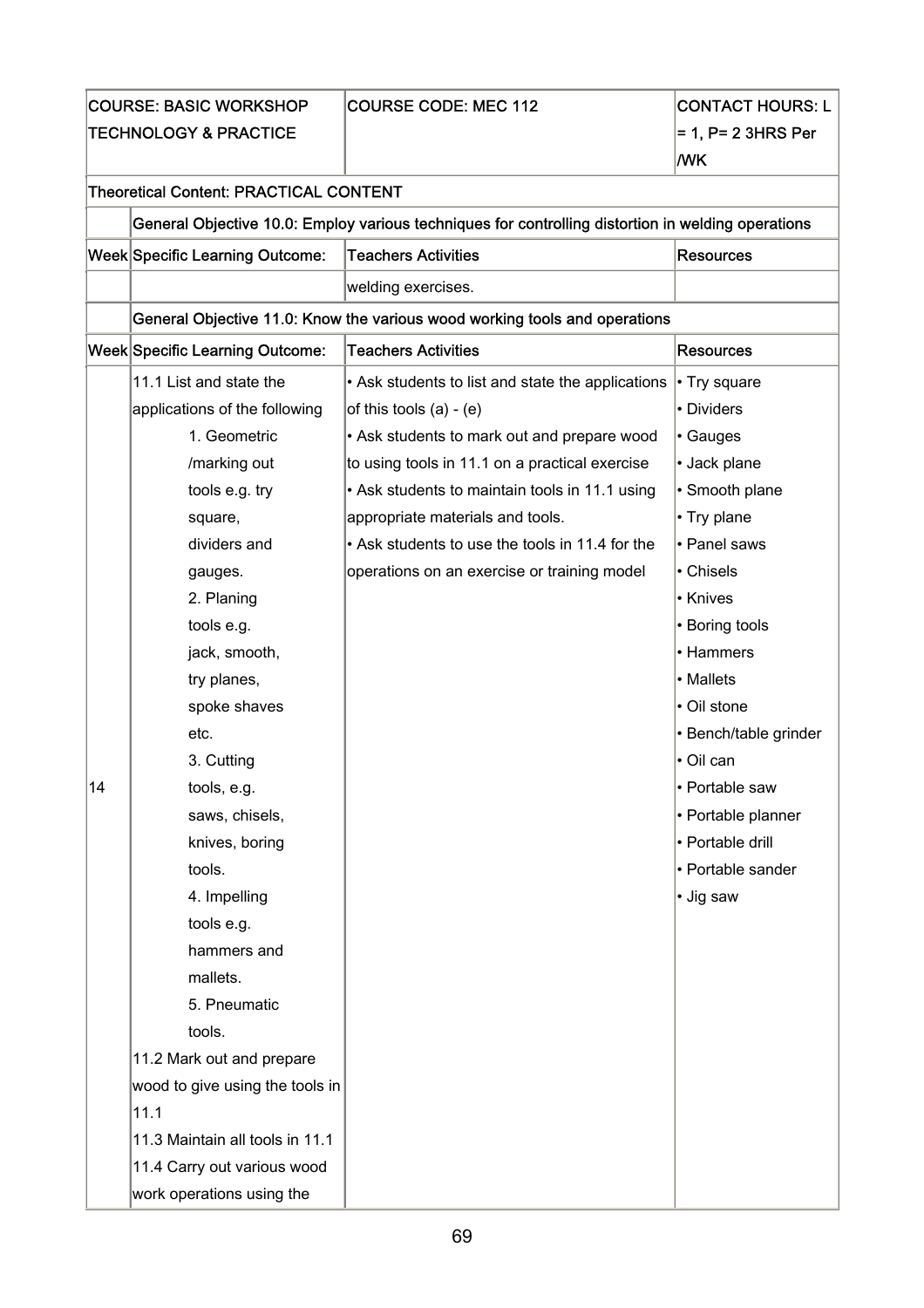| COURSE: BASIC WORKSHOP TECHNOLOGY & PRACTICE | | COURSE CODE: MEC 112 | CONTACT HOURS: L = 1, P= 2 3HRS Per /WK |
|---|---|---|---|
| Theoretical Content: PRACTICAL CONTENT | | | |
| | General Objective 10.0: Employ various techniques for controlling distortion in welding operations | | |
| Week | Specific Learning Outcome: | Teachers Activities | Resources |
| | | welding exercises. | |
| | General Objective 11.0: Know the various wood working tools and operations | | |
| Week | Specific Learning Outcome: | Teachers Activities | Resources |
| 14 | 11.1 List and state the applications of the following<br>1. Geometric /marking out tools e.g. try square, dividers and gauges.<br>2. Planing tools e.g. jack, smooth, try planes, spoke shaves etc.<br>3. Cutting tools, e.g. saws, chisels, knives, boring tools.<br>4. Impelling tools e.g. hammers and mallets.<br>5. Pneumatic tools.<br>11.2 Mark out and prepare wood to give using the tools in 11.1<br>11.3 Maintain all tools in 11.1<br>11.4 Carry out various wood work operations using the | • Ask students to list and state the applications of this tools (a) - (e)<br>• Ask students to mark out and prepare wood to using tools in 11.1 on a practical exercise<br>• Ask students to maintain tools in 11.1 using appropriate materials and tools.<br>• Ask students to use the tools in 11.4 for the operations on an exercise or training model | • Try square<br>• Dividers<br>• Gauges<br>• Jack plane<br>• Smooth plane<br>• Try plane<br>• Panel saws<br>• Chisels<br>• Knives<br>• Boring tools<br>• Hammers<br>• Mallets<br>• Oil stone<br>• Bench/table grinder<br>• Oil can<br>• Portable saw<br>• Portable planner<br>• Portable drill<br>• Portable sander<br>• Jig saw |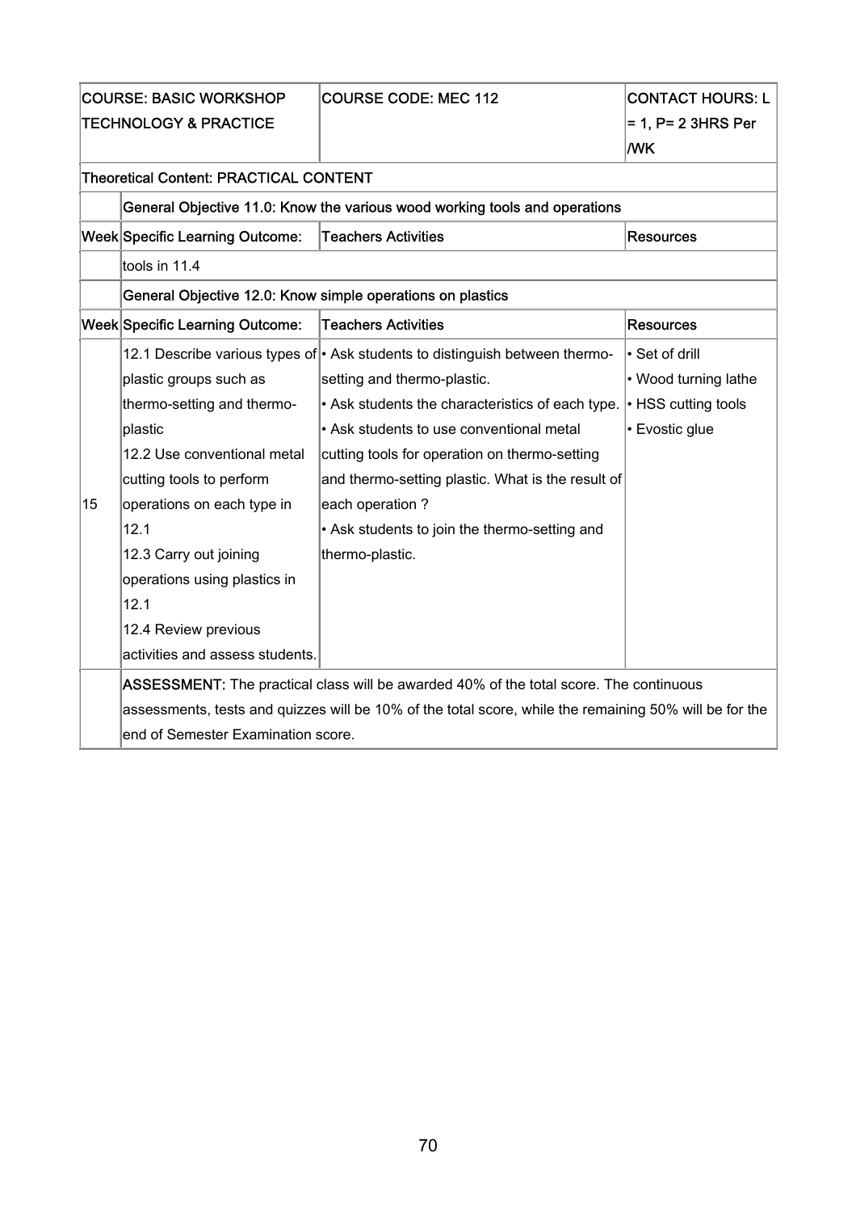| COURSE: BASIC WORKSHOP TECHNOLOGY & PRACTICE | | COURSE CODE: MEC 112 | CONTACT HOURS: L = 1, P= 2 3HRS Per /WK |
|---|---|---|---|
| Theoretical Content: PRACTICAL CONTENT | | | |
| | General Objective 11.0: Know the various wood working tools and operations | | |
| Week | Specific Learning Outcome: | Teachers Activities | Resources |
| | tools in 11.4 | | |
| | General Objective 12.0: Know simple operations on plastics | | |
| Week | Specific Learning Outcome: | Teachers Activities | Resources |
| 15 | 12.1 Describe various types of plastic groups such as thermo-setting and thermo-plastic<br>12.2 Use conventional metal cutting tools to perform operations on each type in 12.1<br>12.3 Carry out joining operations using plastics in 12.1<br>12.4 Review previous activities and assess students. | • Ask students to distinguish between thermo-setting and thermo-plastic.<br>• Ask students the characteristics of each type.<br>• Ask students to use conventional metal cutting tools for operation on thermo-setting and thermo-setting plastic. What is the result of each operation ?<br>• Ask students to join the thermo-setting and thermo-plastic. | • Set of drill<br>• Wood turning lathe<br>• HSS cutting tools<br>• Evostic glue |
| | **ASSESSMENT:** The practical class will be awarded 40% of the total score. The continuous assessments, tests and quizzes will be 10% of the total score, while the remaining 50% will be for the end of Semester Examination score. | | |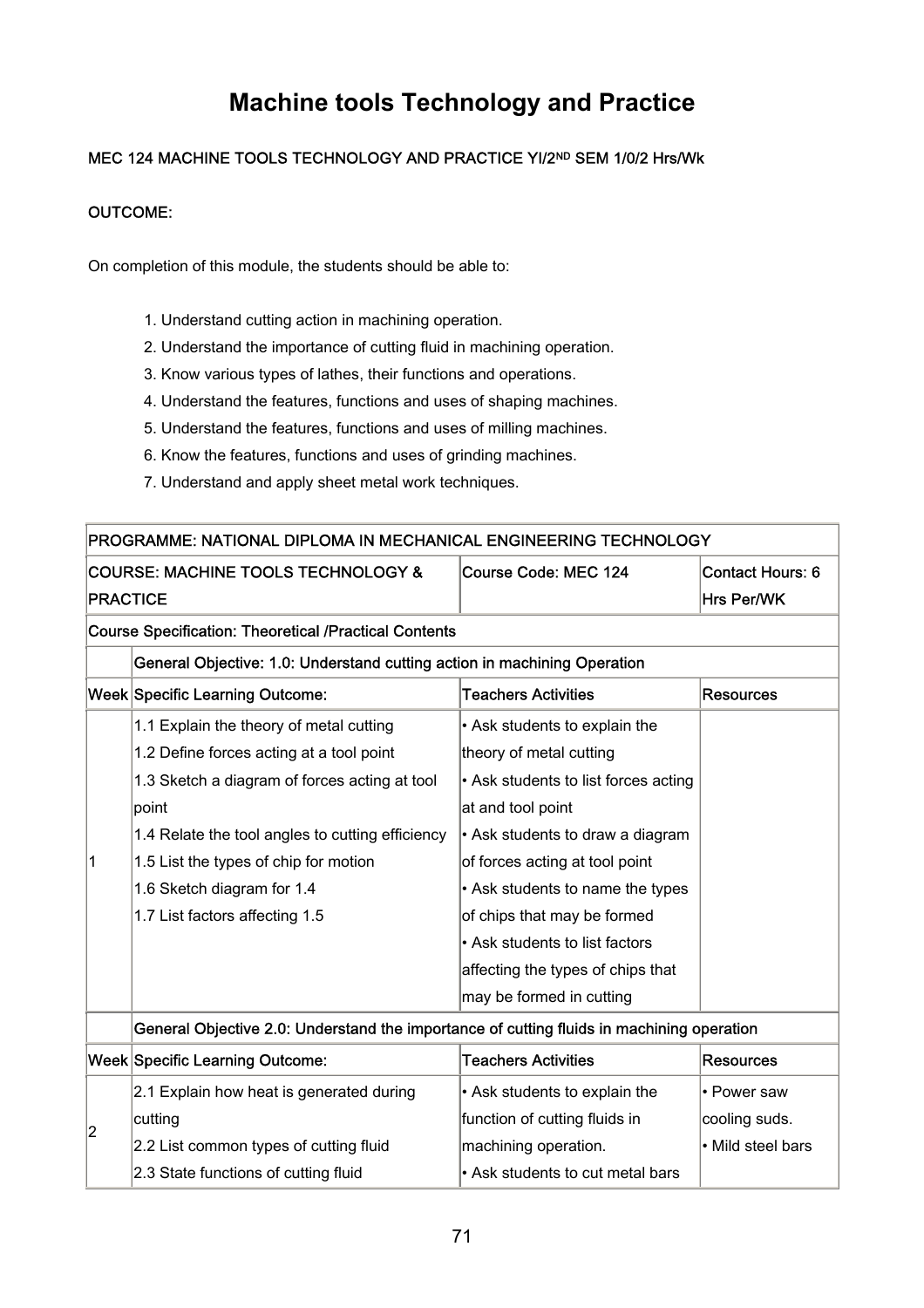# Machine tools Technology and Practice

**MEC 124 MACHINE TOOLS TECHNOLOGY AND PRACTICE YI/2ND SEM 1/0/2 Hrs/Wk**

**OUTCOME:**

On completion of this module, the students should be able to:

1. Understand cutting action in machining operation.
2. Understand the importance of cutting fluid in machining operation.
3. Know various types of lathes, their functions and operations.
4. Understand the features, functions and uses of shaping machines.
5. Understand the features, functions and uses of milling machines.
6. Know the features, functions and uses of grinding machines.
7. Understand and apply sheet metal work techniques.

| PROGRAMME: NATIONAL DIPLOMA IN MECHANICAL ENGINEERING TECHNOLOGY | | | |
|---|---|---|---|
| COURSE: MACHINE TOOLS TECHNOLOGY & PRACTICE | | Course Code: MEC 124 | Contact Hours: 6 Hrs Per/WK |
| Course Specification: Theoretical /Practical Contents | | | |
| | General Objective: 1.0: Understand cutting action in machining Operation | | |
| Week | Specific Learning Outcome: | Teachers Activities | Resources |
| 1 | 1.1 Explain the theory of metal cutting<br>1.2 Define forces acting at a tool point<br>1.3 Sketch a diagram of forces acting at tool point<br>1.4 Relate the tool angles to cutting efficiency<br>1.5 List the types of chip for motion<br>1.6 Sketch diagram for 1.4<br>1.7 List factors affecting 1.5 | • Ask students to explain the theory of metal cutting<br>• Ask students to list forces acting at and tool point<br>• Ask students to draw a diagram of forces acting at tool point<br>• Ask students to name the types of chips that may be formed<br>• Ask students to list factors affecting the types of chips that may be formed in cutting | |
| | General Objective 2.0: Understand the importance of cutting fluids in machining operation | | |
| Week | Specific Learning Outcome: | Teachers Activities | Resources |
| 2 | 2.1 Explain how heat is generated during cutting<br>2.2 List common types of cutting fluid<br>2.3 State functions of cutting fluid | • Ask students to explain the function of cutting fluids in machining operation.<br>• Ask students to cut metal bars | • Power saw cooling suds.<br>• Mild steel bars |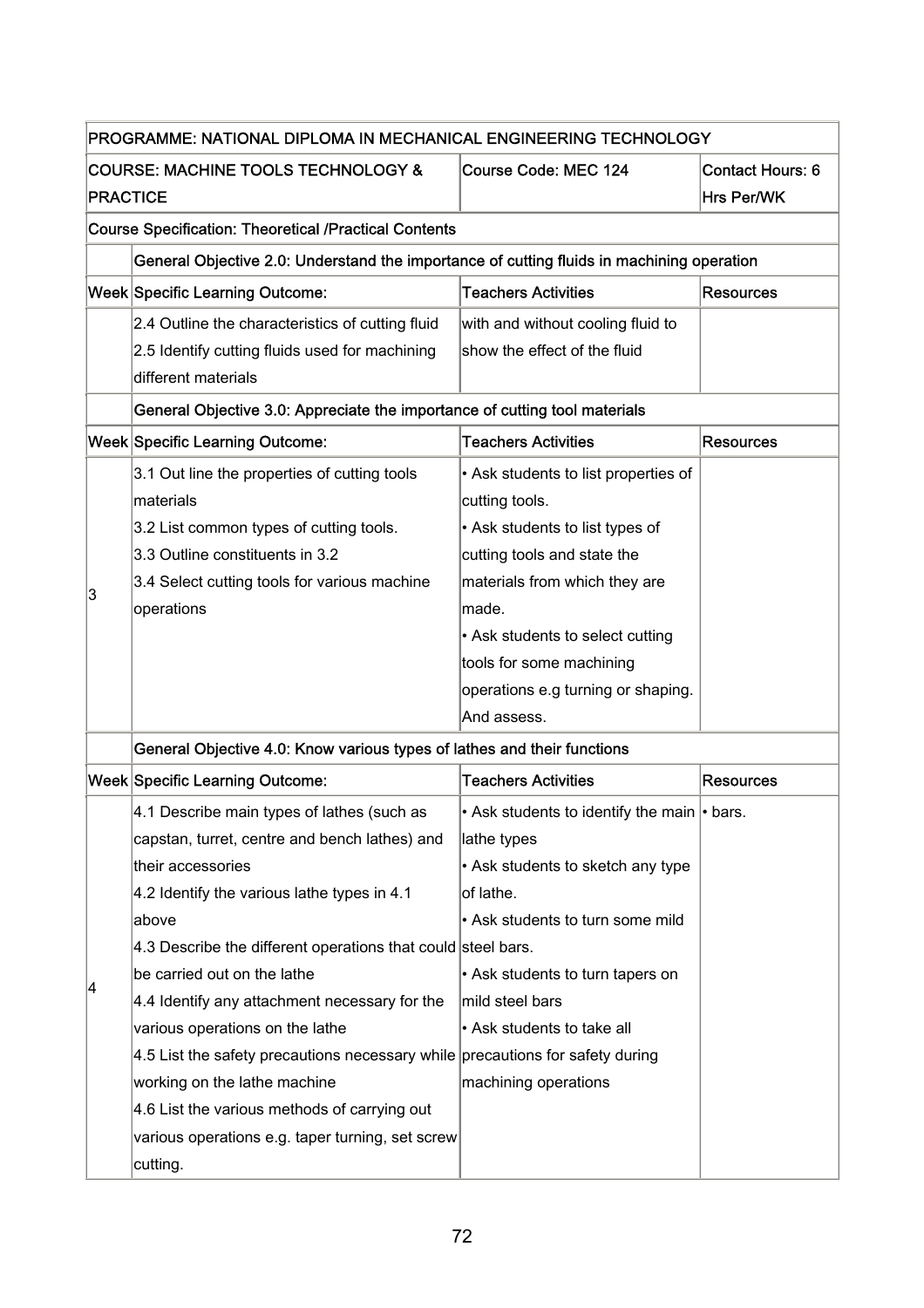| PROGRAMME: NATIONAL DIPLOMA IN MECHANICAL ENGINEERING TECHNOLOGY | | | |
|---|---|---|---|
| COURSE: MACHINE TOOLS TECHNOLOGY & PRACTICE | | Course Code: MEC 124 | Contact Hours: 6 Hrs Per/WK |
| Course Specification: Theoretical /Practical Contents | | | |
| | General Objective 2.0: Understand the importance of cutting fluids in machining operation | | |
| Week | Specific Learning Outcome: | Teachers Activities | Resources |
| | 2.4 Outline the characteristics of cutting fluid<br>2.5 Identify cutting fluids used for machining different materials | with and without cooling fluid to show the effect of the fluid | |
| | General Objective 3.0: Appreciate the importance of cutting tool materials | | |
| Week | Specific Learning Outcome: | Teachers Activities | Resources |
| 3 | 3.1 Out line the properties of cutting tools materials<br>3.2 List common types of cutting tools.<br>3.3 Outline constituents in 3.2<br>3.4 Select cutting tools for various machine operations | • Ask students to list properties of cutting tools.<br>• Ask students to list types of cutting tools and state the materials from which they are made.<br>• Ask students to select cutting tools for some machining operations e.g turning or shaping. And assess. | |
| | General Objective 4.0: Know various types of lathes and their functions | | |
| Week | Specific Learning Outcome: | Teachers Activities | Resources |
| 4 | 4.1 Describe main types of lathes (such as capstan, turret, centre and bench lathes) and their accessories<br>4.2 Identify the various lathe types in 4.1 above<br>4.3 Describe the different operations that could be carried out on the lathe<br>4.4 Identify any attachment necessary for the various operations on the lathe<br>4.5 List the safety precautions necessary while working on the lathe machine<br>4.6 List the various methods of carrying out various operations e.g. taper turning, set screw cutting. | • Ask students to identify the main lathe types<br>• Ask students to sketch any type of lathe.<br>• Ask students to turn some mild steel bars.<br>• Ask students to turn tapers on mild steel bars<br>• Ask students to take all precautions for safety during machining operations | • bars. |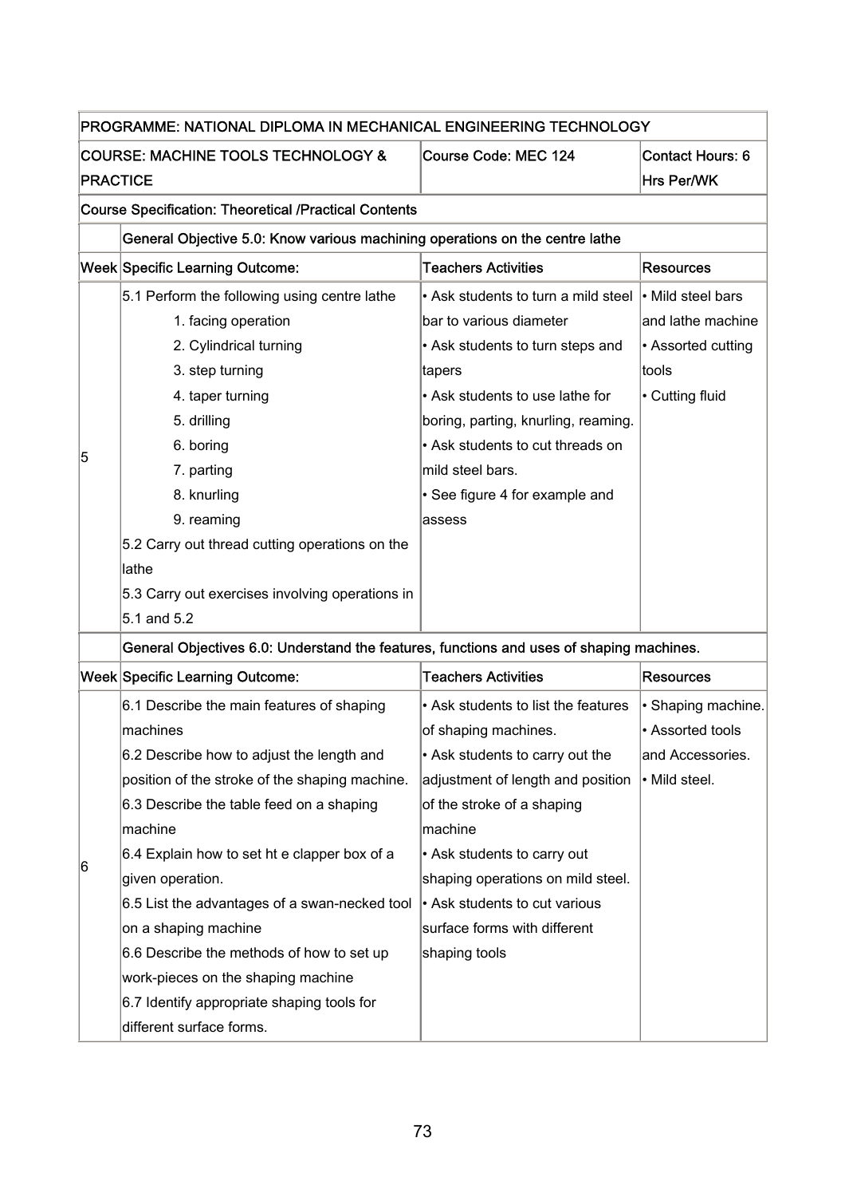| PROGRAMME: NATIONAL DIPLOMA IN MECHANICAL ENGINEERING TECHNOLOGY | | | |
|---|---|---|---|
| COURSE: MACHINE TOOLS TECHNOLOGY & PRACTICE | | Course Code: MEC 124 | Contact Hours: 6 Hrs Per/WK |
| Course Specification: Theoretical /Practical Contents | | | |
| | General Objective 5.0: Know various machining operations on the centre lathe | | |
| Week | Specific Learning Outcome: | Teachers Activities | Resources |
| 5 | 5.1 Perform the following using centre lathe<br>1. facing operation<br>2. Cylindrical turning<br>3. step turning<br>4. taper turning<br>5. drilling<br>6. boring<br>7. parting<br>8. knurling<br>9. reaming<br>5.2 Carry out thread cutting operations on the lathe<br>5.3 Carry out exercises involving operations in 5.1 and 5.2 | • Ask students to turn a mild steel bar to various diameter<br>• Ask students to turn steps and tapers<br>• Ask students to use lathe for boring, parting, knurling, reaming.<br>• Ask students to cut threads on mild steel bars.<br>• See figure 4 for example and assess | • Mild steel bars and lathe machine<br>• Assorted cutting tools<br>• Cutting fluid |
| | General Objectives 6.0: Understand the features, functions and uses of shaping machines. | | |
| Week | Specific Learning Outcome: | Teachers Activities | Resources |
| 6 | 6.1 Describe the main features of shaping machines<br>6.2 Describe how to adjust the length and position of the stroke of the shaping machine.<br>6.3 Describe the table feed on a shaping machine<br>6.4 Explain how to set ht e clapper box of a given operation.<br>6.5 List the advantages of a swan-necked tool on a shaping machine<br>6.6 Describe the methods of how to set up work-pieces on the shaping machine<br>6.7 Identify appropriate shaping tools for different surface forms. | • Ask students to list the features of shaping machines.<br>• Ask students to carry out the adjustment of length and position of the stroke of a shaping machine<br>• Ask students to carry out shaping operations on mild steel.<br>• Ask students to cut various surface forms with different shaping tools | • Shaping machine.<br>• Assorted tools and Accessories.<br>• Mild steel. |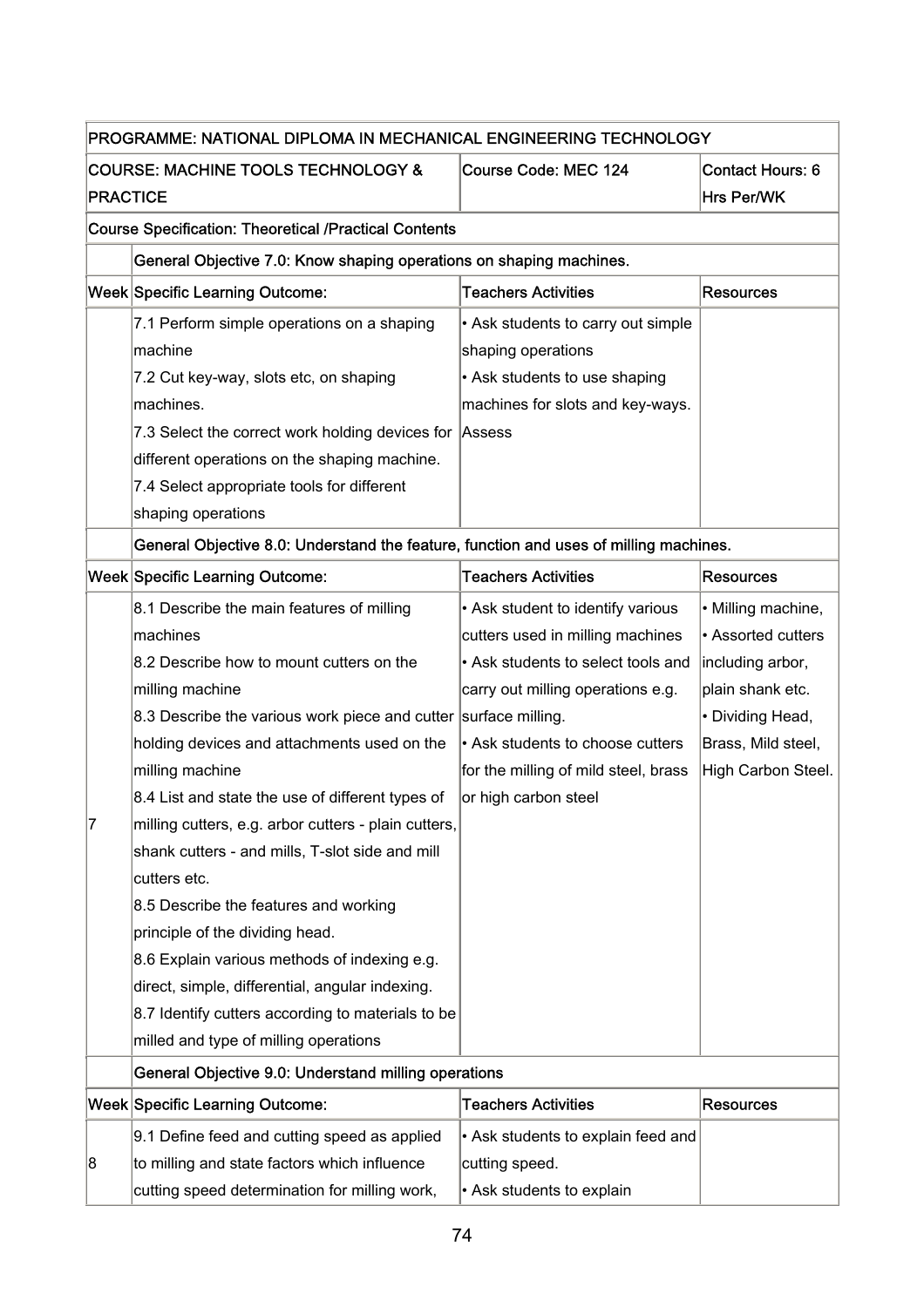| PROGRAMME: NATIONAL DIPLOMA IN MECHANICAL ENGINEERING TECHNOLOGY | | | |
|---|---|---|---|
| COURSE: MACHINE TOOLS TECHNOLOGY & PRACTICE | | Course Code: MEC 124 | Contact Hours: 6 Hrs Per/WK |
| Course Specification: Theoretical /Practical Contents | | | |
| | General Objective 7.0: Know shaping operations on shaping machines. | | |
| Week | Specific Learning Outcome: | Teachers Activities | Resources |
| | 7.1 Perform simple operations on a shaping machine<br>7.2 Cut key-way, slots etc, on shaping machines.<br>7.3 Select the correct work holding devices for different operations on the shaping machine.<br>7.4 Select appropriate tools for different shaping operations | • Ask students to carry out simple shaping operations<br>• Ask students to use shaping machines for slots and key-ways. Assess | |
| | General Objective 8.0: Understand the feature, function and uses of milling machines. | | |
| Week | Specific Learning Outcome: | Teachers Activities | Resources |
| 7 | 8.1 Describe the main features of milling machines<br>8.2 Describe how to mount cutters on the milling machine<br>8.3 Describe the various work piece and cutter holding devices and attachments used on the milling machine<br>8.4 List and state the use of different types of milling cutters, e.g. arbor cutters - plain cutters, shank cutters - and mills, T-slot side and mill cutters etc.<br>8.5 Describe the features and working principle of the dividing head.<br>8.6 Explain various methods of indexing e.g. direct, simple, differential, angular indexing.<br>8.7 Identify cutters according to materials to be milled and type of milling operations | • Ask student to identify various cutters used in milling machines<br>• Ask students to select tools and carry out milling operations e.g. surface milling.<br>• Ask students to choose cutters for the milling of mild steel, brass or high carbon steel | • Milling machine,<br>• Assorted cutters including arbor, plain shank etc.<br>• Dividing Head, Brass, Mild steel, High Carbon Steel. |
| | General Objective 9.0: Understand milling operations | | |
| Week | Specific Learning Outcome: | Teachers Activities | Resources |
| 8 | 9.1 Define feed and cutting speed as applied to milling and state factors which influence cutting speed determination for milling work, | • Ask students to explain feed and cutting speed.<br>• Ask students to explain | |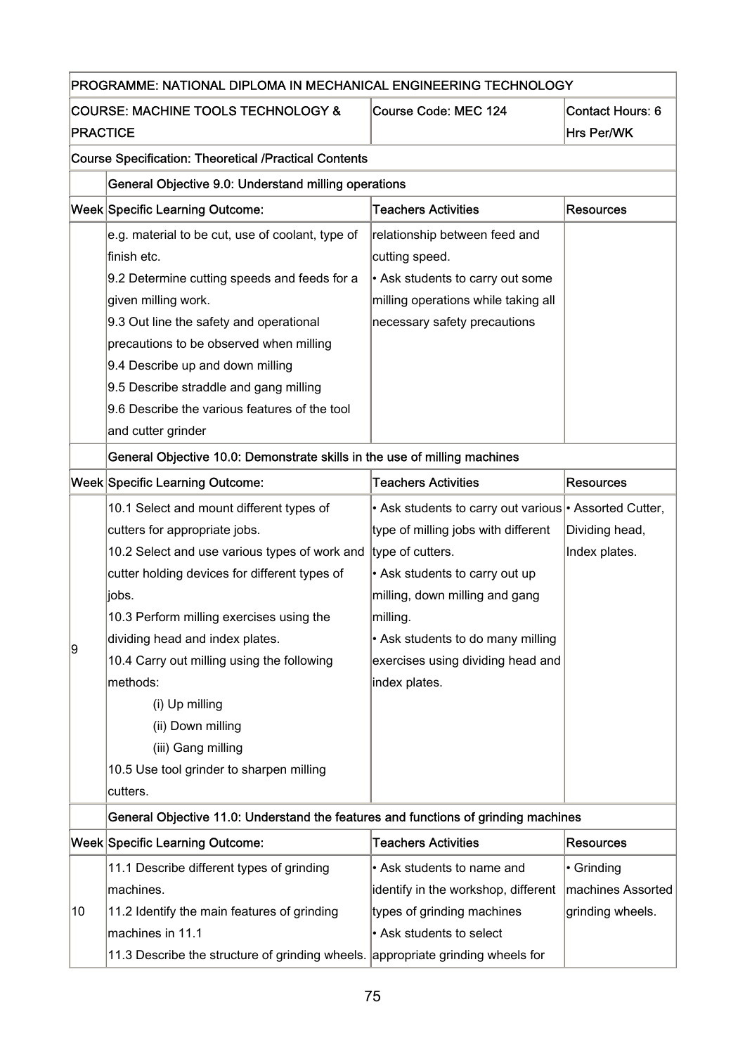| PROGRAMME: NATIONAL DIPLOMA IN MECHANICAL ENGINEERING TECHNOLOGY | | | |
|---|---|---|---|
| COURSE: MACHINE TOOLS TECHNOLOGY & PRACTICE | | Course Code: MEC 124 | Contact Hours: 6 Hrs Per/WK |
| Course Specification: Theoretical /Practical Contents | | | |
| | General Objective 9.0: Understand milling operations | | |
| Week | Specific Learning Outcome: | Teachers Activities | Resources |
| | e.g. material to be cut, use of coolant, type of finish etc.<br>9.2 Determine cutting speeds and feeds for a given milling work.<br>9.3 Out line the safety and operational precautions to be observed when milling<br>9.4 Describe up and down milling<br>9.5 Describe straddle and gang milling<br>9.6 Describe the various features of the tool and cutter grinder | relationship between feed and cutting speed.<br>• Ask students to carry out some milling operations while taking all necessary safety precautions | |
| | General Objective 10.0: Demonstrate skills in the use of milling machines | | |
| Week | Specific Learning Outcome: | Teachers Activities | Resources |
| 9 | 10.1 Select and mount different types of cutters for appropriate jobs.<br>10.2 Select and use various types of work and cutter holding devices for different types of jobs.<br>10.3 Perform milling exercises using the dividing head and index plates.<br>10.4 Carry out milling using the following methods:<br>(i) Up milling<br>(ii) Down milling<br>(iii) Gang milling<br>10.5 Use tool grinder to sharpen milling cutters. | • Ask students to carry out various type of milling jobs with different type of cutters.<br>• Ask students to carry out up milling, down milling and gang milling.<br>• Ask students to do many milling exercises using dividing head and index plates. | • Assorted Cutter, Dividing head, Index plates. |
| | General Objective 11.0: Understand the features and functions of grinding machines | | |
| Week | Specific Learning Outcome: | Teachers Activities | Resources |
| 10 | 11.1 Describe different types of grinding machines.<br>11.2 Identify the main features of grinding machines in 11.1<br>11.3 Describe the structure of grinding wheels. | • Ask students to name and identify in the workshop, different types of grinding machines<br>• Ask students to select appropriate grinding wheels for | • Grinding machines Assorted grinding wheels. |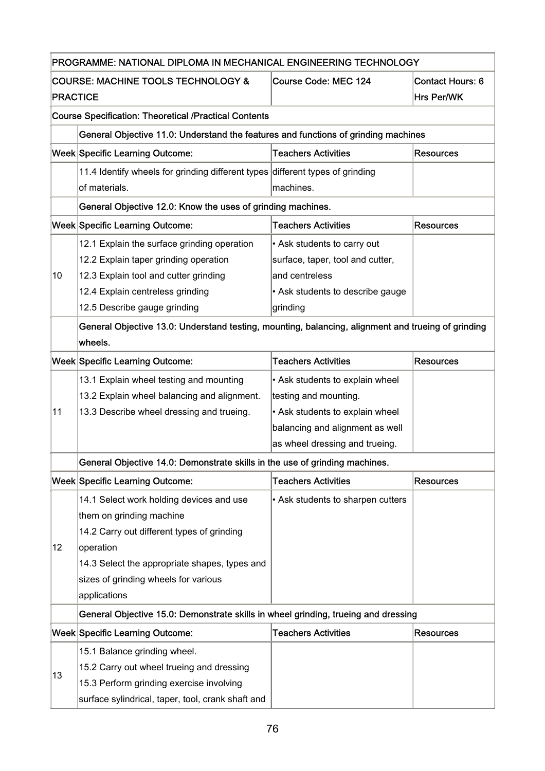| PROGRAMME: NATIONAL DIPLOMA IN MECHANICAL ENGINEERING TECHNOLOGY | | | |
|---|---|---|---|
| COURSE: MACHINE TOOLS TECHNOLOGY & PRACTICE | | Course Code: MEC 124 | Contact Hours: 6 Hrs Per/WK |
| Course Specification: Theoretical /Practical Contents | | | |
| | General Objective 11.0: Understand the features and functions of grinding machines | | |
| Week | Specific Learning Outcome: | Teachers Activities | Resources |
| | 11.4 Identify wheels for grinding different types of materials. | different types of grinding machines. | |
| | General Objective 12.0: Know the uses of grinding machines. | | |
| Week | Specific Learning Outcome: | Teachers Activities | Resources |
| 10 | 12.1 Explain the surface grinding operation<br>12.2 Explain taper grinding operation<br>12.3 Explain tool and cutter grinding<br>12.4 Explain centreless grinding<br>12.5 Describe gauge grinding | • Ask students to carry out surface, taper, tool and cutter, and centreless<br>• Ask students to describe gauge grinding | |
| | General Objective 13.0: Understand testing, mounting, balancing, alignment and trueing of grinding wheels. | | |
| Week | Specific Learning Outcome: | Teachers Activities | Resources |
| 11 | 13.1 Explain wheel testing and mounting<br>13.2 Explain wheel balancing and alignment.<br>13.3 Describe wheel dressing and trueing. | • Ask students to explain wheel testing and mounting.<br>• Ask students to explain wheel balancing and alignment as well as wheel dressing and trueing. | |
| | General Objective 14.0: Demonstrate skills in the use of grinding machines. | | |
| Week | Specific Learning Outcome: | Teachers Activities | Resources |
| 12 | 14.1 Select work holding devices and use them on grinding machine<br>14.2 Carry out different types of grinding operation<br>14.3 Select the appropriate shapes, types and sizes of grinding wheels for various applications | • Ask students to sharpen cutters | |
| | General Objective 15.0: Demonstrate skills in wheel grinding, trueing and dressing | | |
| Week | Specific Learning Outcome: | Teachers Activities | Resources |
| 13 | 15.1 Balance grinding wheel.<br>15.2 Carry out wheel trueing and dressing<br>15.3 Perform grinding exercise involving surface sylindrical, taper, tool, crank shaft and | | |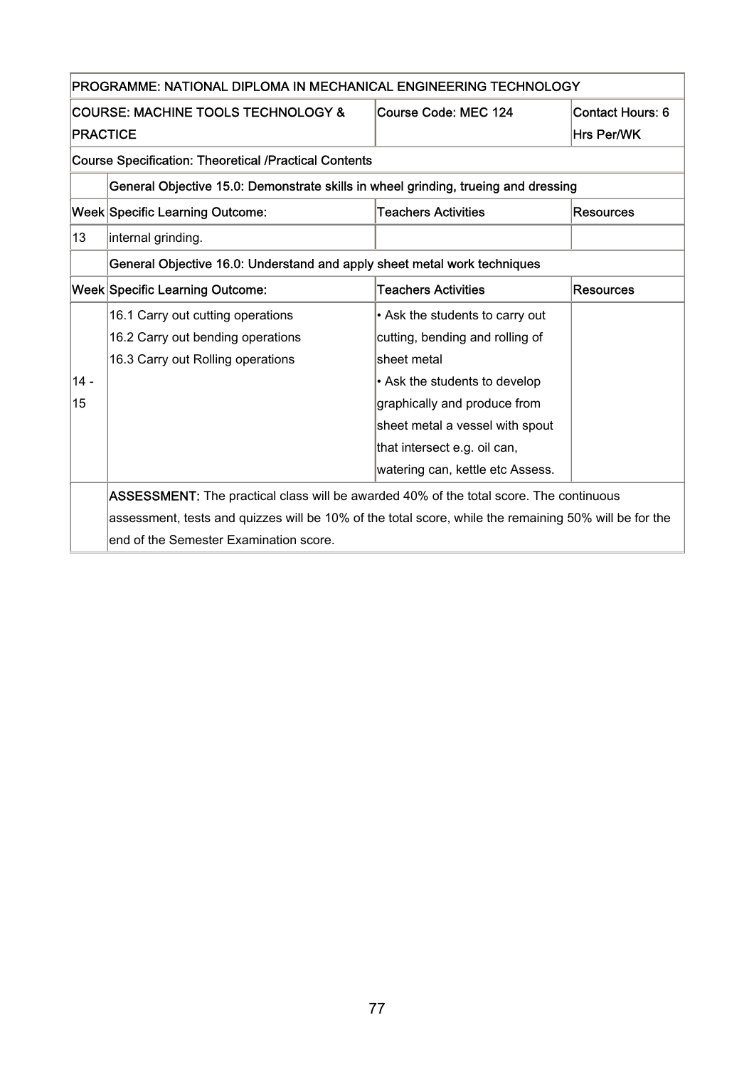| PROGRAMME: NATIONAL DIPLOMA IN MECHANICAL ENGINEERING TECHNOLOGY | | | |
|---|---|---|---|
| COURSE: MACHINE TOOLS TECHNOLOGY & PRACTICE | | Course Code: MEC 124 | Contact Hours: 6 Hrs Per/WK |
| Course Specification: Theoretical /Practical Contents | | | |
| | General Objective 15.0: Demonstrate skills in wheel grinding, trueing and dressing | | |
| Week | Specific Learning Outcome: | Teachers Activities | Resources |
| 13 | internal grinding. | | |
| | General Objective 16.0: Understand and apply sheet metal work techniques | | |
| Week | Specific Learning Outcome: | Teachers Activities | Resources |
| 14 - 15 | 16.1 Carry out cutting operations<br>16.2 Carry out bending operations<br>16.3 Carry out Rolling operations | • Ask the students to carry out cutting, bending and rolling of sheet metal<br>• Ask the students to develop graphically and produce from sheet metal a vessel with spout that intersect e.g. oil can, watering can, kettle etc Assess. | |
| | **ASSESSMENT:** The practical class will be awarded 40% of the total score. The continuous assessment, tests and quizzes will be 10% of the total score, while the remaining 50% will be for the end of the Semester Examination score. | | |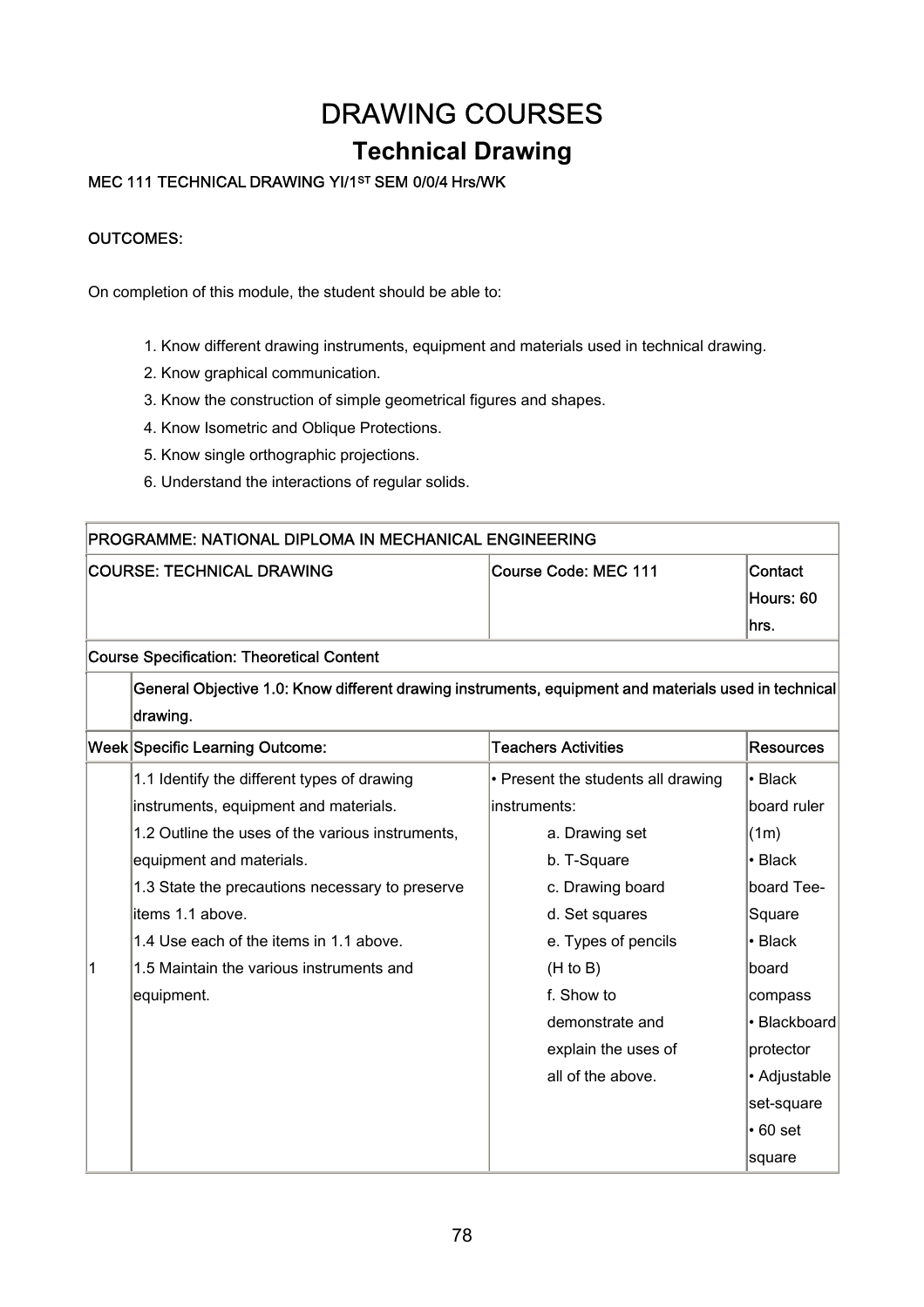# DRAWING COURSES

## Technical Drawing

**MEC 111 TECHNICAL DRAWING YI/1ST SEM 0/0/4 Hrs/WK**

**OUTCOMES:**

On completion of this module, the student should be able to:

1. Know different drawing instruments, equipment and materials used in technical drawing.
2. Know graphical communication.
3. Know the construction of simple geometrical figures and shapes.
4. Know Isometric and Oblique Protections.
5. Know single orthographic projections.
6. Understand the interactions of regular solids.

| PROGRAMME: NATIONAL DIPLOMA IN MECHANICAL ENGINEERING | | | |
|---|---|---|---|
| COURSE: TECHNICAL DRAWING | | Course Code: MEC 111 | Contact Hours: 60 hrs. |
| Course Specification: Theoretical Content | | | |
| | General Objective 1.0: Know different drawing instruments, equipment and materials used in technical drawing. | | |
| Week | Specific Learning Outcome: | Teachers Activities | Resources |
| 1 | 1.1 Identify the different types of drawing instruments, equipment and materials.<br>1.2 Outline the uses of the various instruments, equipment and materials.<br>1.3 State the precautions necessary to preserve items 1.1 above.<br>1.4 Use each of the items in 1.1 above.<br>1.5 Maintain the various instruments and equipment. | • Present the students all drawing instruments:<br>a. Drawing set<br>b. T-Square<br>c. Drawing board<br>d. Set squares<br>e. Types of pencils (H to B)<br>f. Show to demonstrate and explain the uses of all of the above. | • Black board ruler (1m)<br>• Black board Tee-Square<br>• Black board compass<br>• Blackboard protector<br>• Adjustable set-square<br>• 60 set square |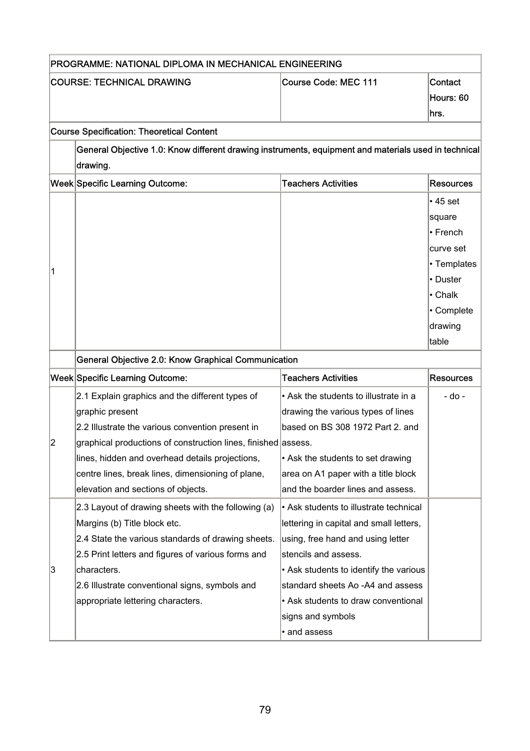| PROGRAMME: NATIONAL DIPLOMA IN MECHANICAL ENGINEERING | | | |
|---|---|---|---|
| COURSE: TECHNICAL DRAWING | | Course Code: MEC 111 | Contact Hours: 60 hrs. |
| Course Specification: Theoretical Content | | | |
| | General Objective 1.0: Know different drawing instruments, equipment and materials used in technical drawing. | | |
| Week | Specific Learning Outcome: | Teachers Activities | Resources |
| 1 | | | • 45 set square<br>• French curve set<br>• Templates<br>• Duster<br>• Chalk<br>• Complete drawing table |
| | General Objective 2.0: Know Graphical Communication | | |
| Week | Specific Learning Outcome: | Teachers Activities | Resources |
| 2 | 2.1 Explain graphics and the different types of graphic present<br>2.2 Illustrate the various convention present in graphical productions of construction lines, finished lines, hidden and overhead details projections, centre lines, break lines, dimensioning of plane, elevation and sections of objects. | • Ask the students to illustrate in a drawing the various types of lines based on BS 308 1972 Part 2. and assess.<br>• Ask the students to set drawing area on A1 paper with a title block and the boarder lines and assess. | - do - |
| 3 | 2.3 Layout of drawing sheets with the following (a) Margins (b) Title block etc.<br>2.4 State the various standards of drawing sheets.<br>2.5 Print letters and figures of various forms and characters.<br>2.6 Illustrate conventional signs, symbols and appropriate lettering characters. | • Ask students to illustrate technical lettering in capital and small letters, using, free hand and using letter stencils and assess.<br>• Ask students to identify the various standard sheets Ao -A4 and assess<br>• Ask students to draw conventional signs and symbols<br>• and assess | |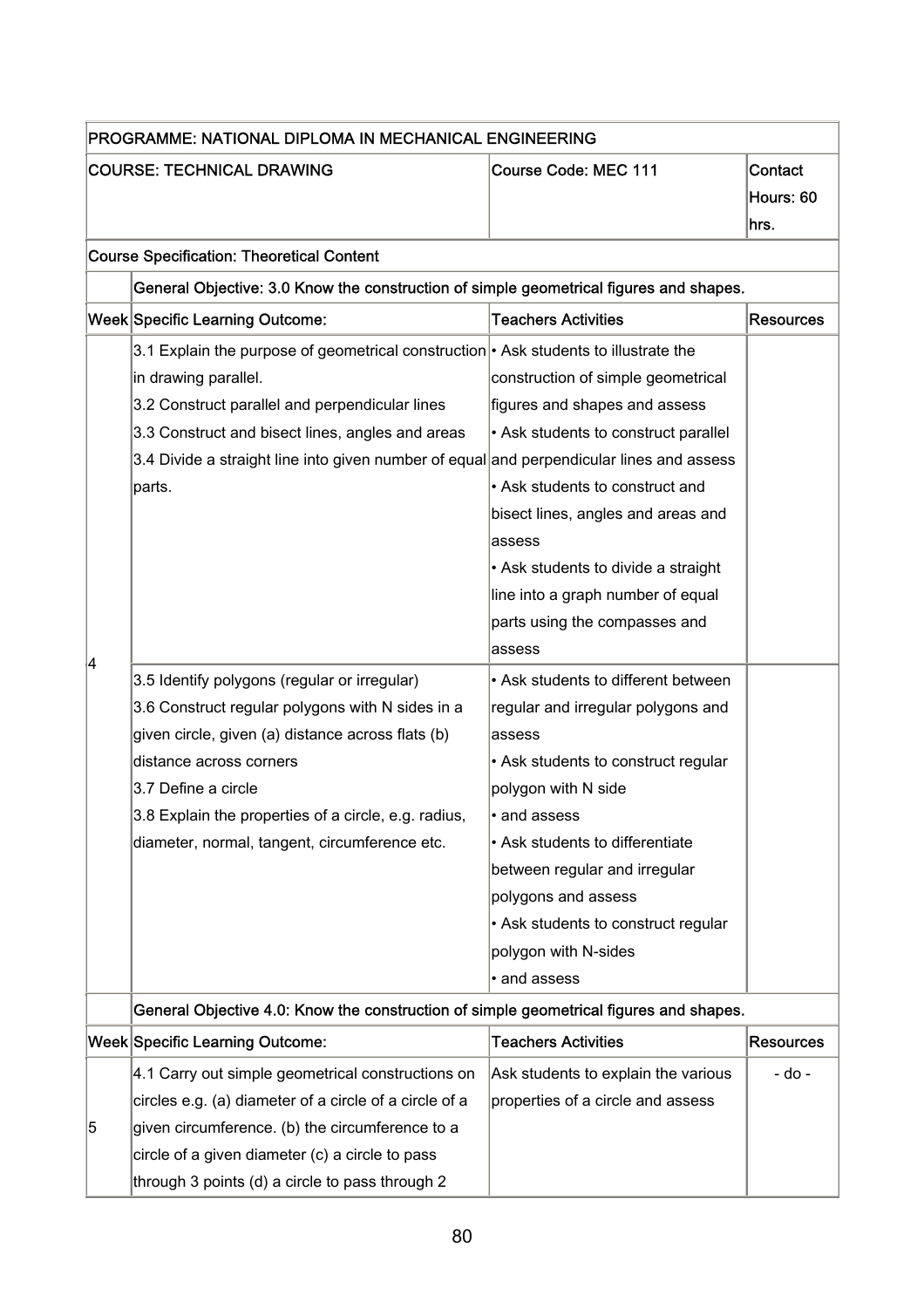| PROGRAMME: NATIONAL DIPLOMA IN MECHANICAL ENGINEERING | | | |
|---|---|---|---|
| COURSE: TECHNICAL DRAWING | | Course Code: MEC 111 | Contact Hours: 60 hrs. |
| Course Specification: Theoretical Content | | | |
| | **General Objective: 3.0 Know the construction of simple geometrical figures and shapes.** | | |
| **Week** | **Specific Learning Outcome:** | **Teachers Activities** | **Resources** |
| 4 | 3.1 Explain the purpose of geometrical construction in drawing parallel.<br>3.2 Construct parallel and perpendicular lines<br>3.3 Construct and bisect lines, angles and areas<br>3.4 Divide a straight line into given number of equal parts. | • Ask students to illustrate the construction of simple geometrical figures and shapes and assess<br>• Ask students to construct parallel and perpendicular lines and assess<br>• Ask students to construct and bisect lines, angles and areas and assess<br>• Ask students to divide a straight line into a graph number of equal parts using the compasses and assess | |
| | 3.5 Identify polygons (regular or irregular)<br>3.6 Construct regular polygons with N sides in a given circle, given (a) distance across flats (b) distance across corners<br>3.7 Define a circle<br>3.8 Explain the properties of a circle, e.g. radius, diameter, normal, tangent, circumference etc. | • Ask students to different between regular and irregular polygons and assess<br>• Ask students to construct regular polygon with N side<br>• and assess<br>• Ask students to differentiate between regular and irregular polygons and assess<br>• Ask students to construct regular polygon with N-sides<br>• and assess | |
| | **General Objective 4.0: Know the construction of simple geometrical figures and shapes.** | | |
| **Week** | **Specific Learning Outcome:** | **Teachers Activities** | **Resources** |
| 5 | 4.1 Carry out simple geometrical constructions on circles e.g. (a) diameter of a circle of a circle of a given circumference. (b) the circumference to a circle of a given diameter (c) a circle to pass through 3 points (d) a circle to pass through 2 | Ask students to explain the various properties of a circle and assess | - do - |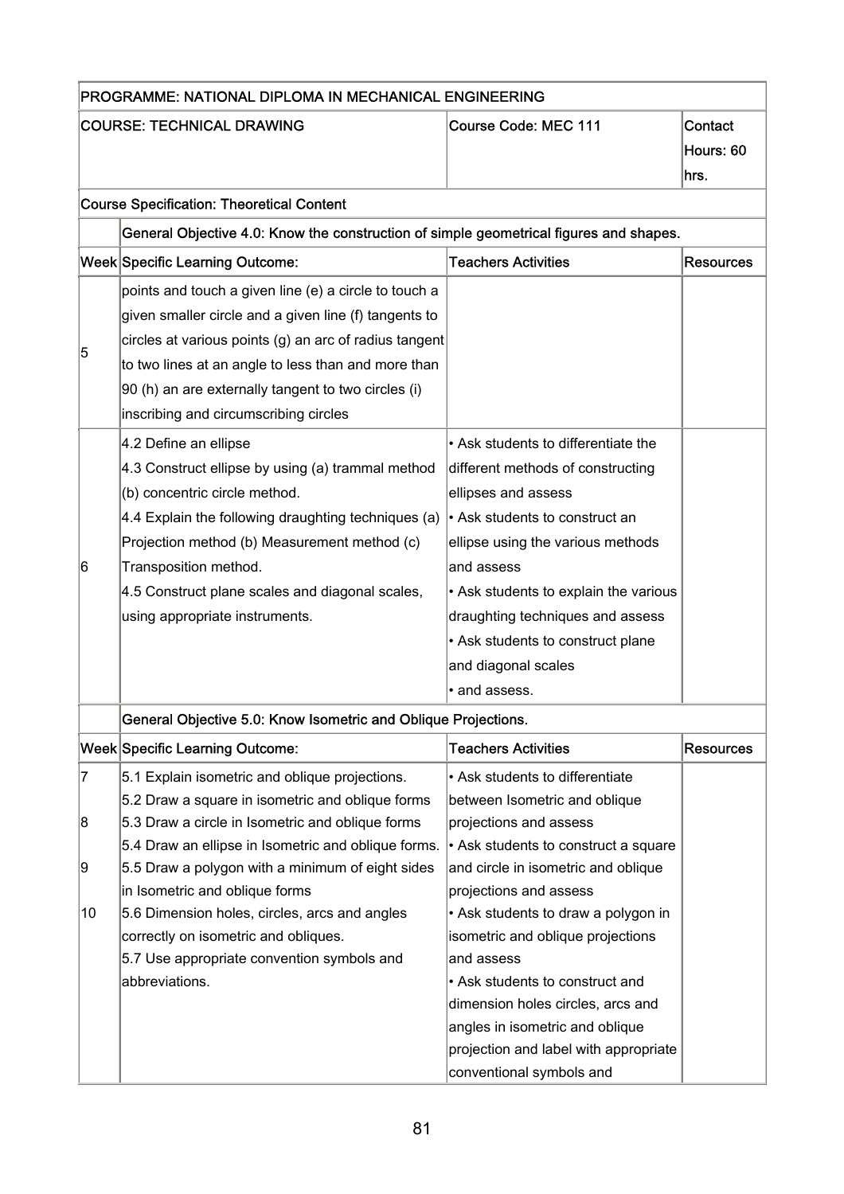| PROGRAMME: NATIONAL DIPLOMA IN MECHANICAL ENGINEERING | | | |
|---|---|---|---|
| COURSE: TECHNICAL DRAWING | | Course Code: MEC 111 | Contact Hours: 60 hrs. |
| Course Specification: Theoretical Content | | | |
| | General Objective 4.0: Know the construction of simple geometrical figures and shapes. | | |
| Week | Specific Learning Outcome: | Teachers Activities | Resources |
| 5 | points and touch a given line (e) a circle to touch a given smaller circle and a given line (f) tangents to circles at various points (g) an arc of radius tangent to two lines at an angle to less than and more than 90 (h) an are externally tangent to two circles (i) inscribing and circumscribing circles | | |
| 6 | 4.2 Define an ellipse<br>4.3 Construct ellipse by using (a) trammal method (b) concentric circle method.<br>4.4 Explain the following draughting techniques (a) Projection method (b) Measurement method (c) Transposition method.<br>4.5 Construct plane scales and diagonal scales, using appropriate instruments. | • Ask students to differentiate the different methods of constructing ellipses and assess<br>• Ask students to construct an ellipse using the various methods and assess<br>• Ask students to explain the various draughting techniques and assess<br>• Ask students to construct plane and diagonal scales<br>• and assess. | |
| | General Objective 5.0: Know Isometric and Oblique Projections. | | |
| Week | Specific Learning Outcome: | Teachers Activities | Resources |
| 7<br><br>8<br><br>9<br><br>10 | 5.1 Explain isometric and oblique projections.<br>5.2 Draw a square in isometric and oblique forms<br>5.3 Draw a circle in Isometric and oblique forms<br>5.4 Draw an ellipse in Isometric and oblique forms.<br>5.5 Draw a polygon with a minimum of eight sides in Isometric and oblique forms<br>5.6 Dimension holes, circles, arcs and angles correctly on isometric and obliques.<br>5.7 Use appropriate convention symbols and abbreviations. | • Ask students to differentiate between Isometric and oblique projections and assess<br>• Ask students to construct a square and circle in isometric and oblique projections and assess<br>• Ask students to draw a polygon in isometric and oblique projections and assess<br>• Ask students to construct and dimension holes circles, arcs and angles in isometric and oblique projection and label with appropriate conventional symbols and | |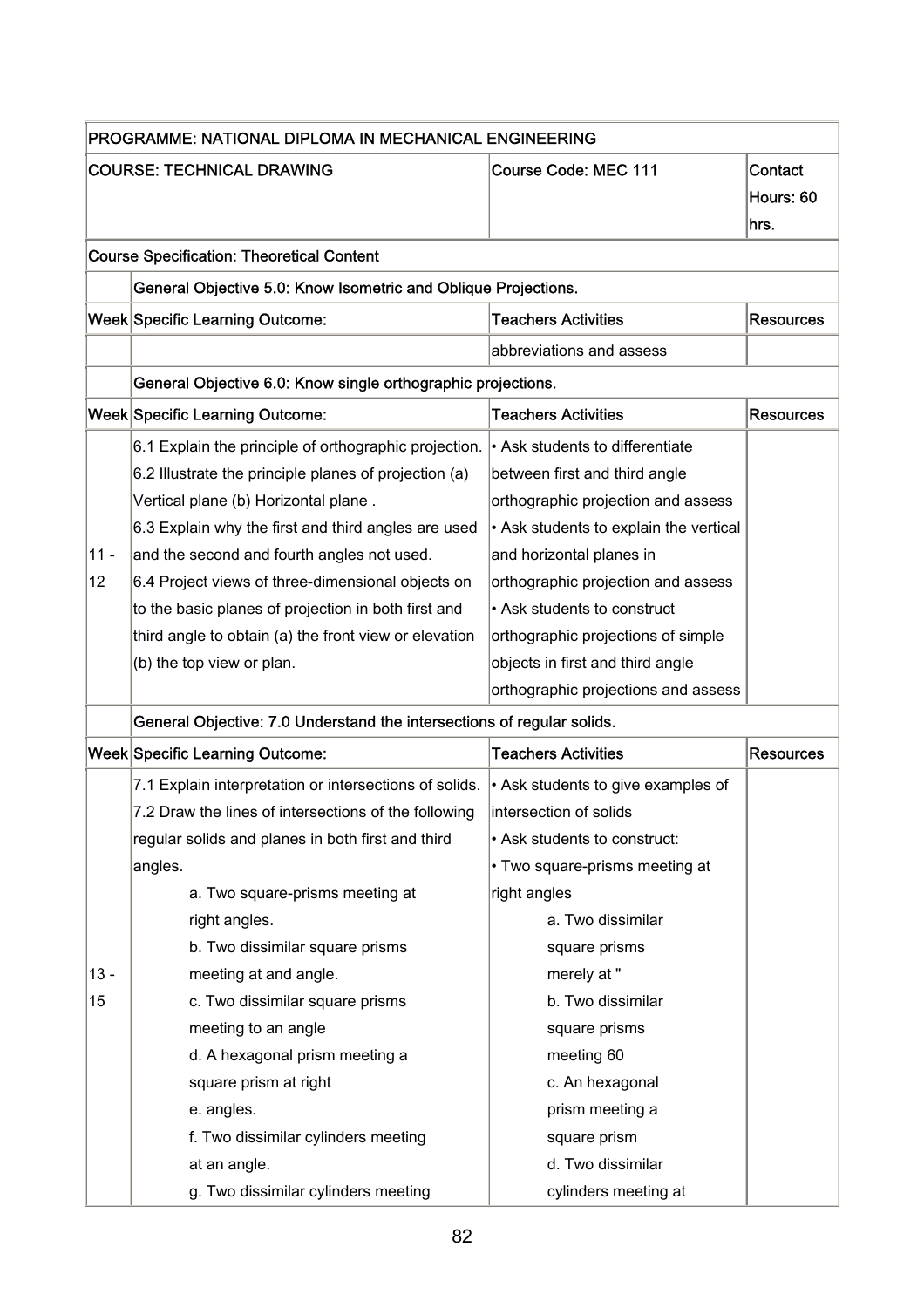| PROGRAMME: NATIONAL DIPLOMA IN MECHANICAL ENGINEERING | | | |
|---|---|---|---|
| COURSE: TECHNICAL DRAWING | | Course Code: MEC 111 | Contact Hours: 60 hrs. |
| Course Specification: Theoretical Content | | | |
| | General Objective 5.0: Know Isometric and Oblique Projections. | | |
| Week | Specific Learning Outcome: | Teachers Activities | Resources |
| | | abbreviations and assess | |
| | General Objective 6.0: Know single orthographic projections. | | |
| Week | Specific Learning Outcome: | Teachers Activities | Resources |
| 11 - 12 | 6.1 Explain the principle of orthographic projection.<br>6.2 Illustrate the principle planes of projection (a) Vertical plane (b) Horizontal plane .<br>6.3 Explain why the first and third angles are used and the second and fourth angles not used.<br>6.4 Project views of three-dimensional objects on to the basic planes of projection in both first and third angle to obtain (a) the front view or elevation (b) the top view or plan. | • Ask students to differentiate between first and third angle orthographic projection and assess<br>• Ask students to explain the vertical and horizontal planes in orthographic projection and assess<br>• Ask students to construct orthographic projections of simple objects in first and third angle orthographic projections and assess | |
| | General Objective: 7.0 Understand the intersections of regular solids. | | |
| Week | Specific Learning Outcome: | Teachers Activities | Resources |
| 13 - 15 | 7.1 Explain interpretation or intersections of solids.<br>7.2 Draw the lines of intersections of the following regular solids and planes in both first and third angles.<br>a. Two square-prisms meeting at right angles.<br>b. Two dissimilar square prisms meeting at and angle.<br>c. Two dissimilar square prisms meeting to an angle<br>d. A hexagonal prism meeting a square prism at right<br>e. angles.<br>f. Two dissimilar cylinders meeting at an angle.<br>g. Two dissimilar cylinders meeting | • Ask students to give examples of intersection of solids<br>• Ask students to construct:<br>• Two square-prisms meeting at right angles<br>a. Two dissimilar square prisms merely at "<br>b. Two dissimilar square prisms meeting 60<br>c. An hexagonal prism meeting a square prism<br>d. Two dissimilar cylinders meeting at | |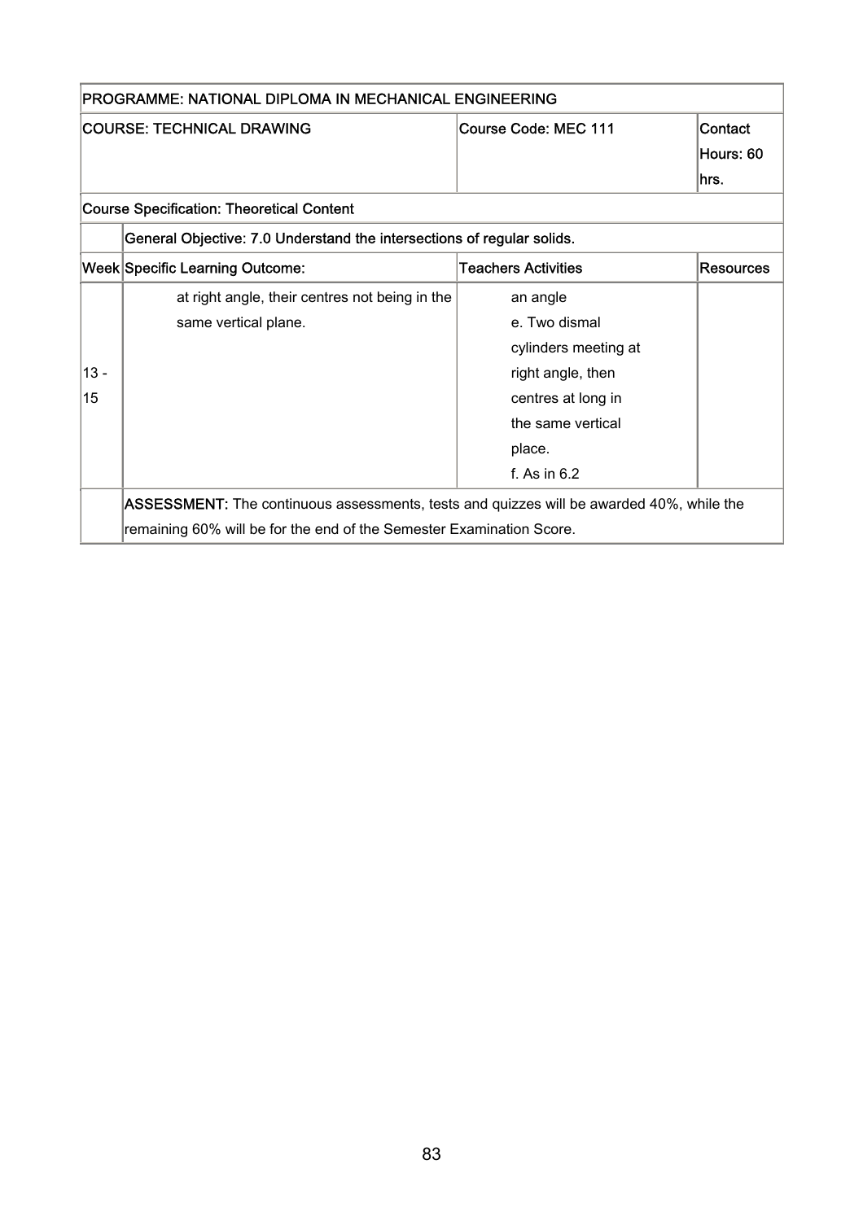| PROGRAMME: NATIONAL DIPLOMA IN MECHANICAL ENGINEERING | | | |
|---|---|---|---|
| COURSE: TECHNICAL DRAWING | | Course Code: MEC 111 | Contact Hours: 60 hrs. |
| Course Specification: Theoretical Content | | | |
| | General Objective: 7.0 Understand the intersections of regular solids. | | |
| Week | Specific Learning Outcome: | Teachers Activities | Resources |
| 13 - 15 | at right angle, their centres not being in the same vertical plane. | an angle<br>e. Two dismal cylinders meeting at right angle, then centres at long in the same vertical place.<br>f. As in 6.2 | |
| | **ASSESSMENT:** The continuous assessments, tests and quizzes will be awarded 40%, while the remaining 60% will be for the end of the Semester Examination Score. | | |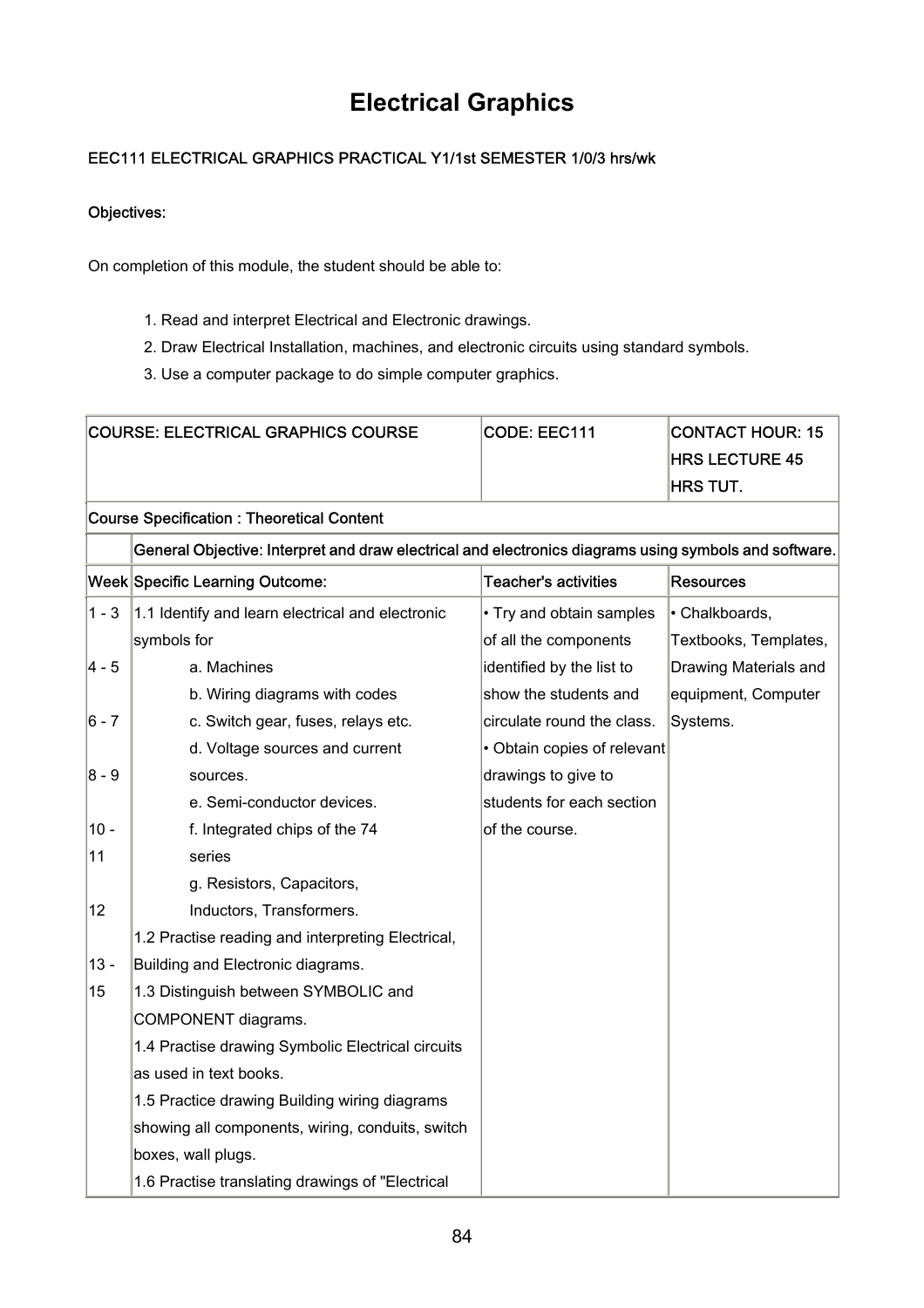# Electrical Graphics

**EEC111 ELECTRICAL GRAPHICS PRACTICAL Y1/1st SEMESTER 1/0/3 hrs/wk**

**Objectives:**

On completion of this module, the student should be able to:

1. Read and interpret Electrical and Electronic drawings.
2. Draw Electrical Installation, machines, and electronic circuits using standard symbols.
3. Use a computer package to do simple computer graphics.

| COURSE: ELECTRICAL GRAPHICS COURSE | | CODE: EEC111 | CONTACT HOUR: 15 HRS LECTURE 45 HRS TUT. |
|---|---|---|---|
| **Course Specification : Theoretical Content** | | | |
| | **General Objective: Interpret and draw electrical and electronics diagrams using symbols and software.** | | |
| **Week** | **Specific Learning Outcome:** | **Teacher's activities** | **Resources** |
| 1 - 3<br><br>4 - 5<br><br>6 - 7<br><br>8 - 9<br><br>10 - 11<br><br>12<br><br>13 - 15 | 1.1 Identify and learn electrical and electronic symbols for<br>a. Machines<br>b. Wiring diagrams with codes<br>c. Switch gear, fuses, relays etc.<br>d. Voltage sources and current sources.<br>e. Semi-conductor devices.<br>f. Integrated chips of the 74 series<br>g. Resistors, Capacitors, Inductors, Transformers.<br>1.2 Practise reading and interpreting Electrical, Building and Electronic diagrams.<br>1.3 Distinguish between SYMBOLIC and COMPONENT diagrams.<br>1.4 Practise drawing Symbolic Electrical circuits as used in text books.<br>1.5 Practice drawing Building wiring diagrams showing all components, wiring, conduits, switch boxes, wall plugs.<br>1.6 Practise translating drawings of "Electrical | • Try and obtain samples of all the components identified by the list to show the students and circulate round the class.<br>• Obtain copies of relevant drawings to give to students for each section of the course. | • Chalkboards, Textbooks, Templates, Drawing Materials and equipment, Computer Systems. |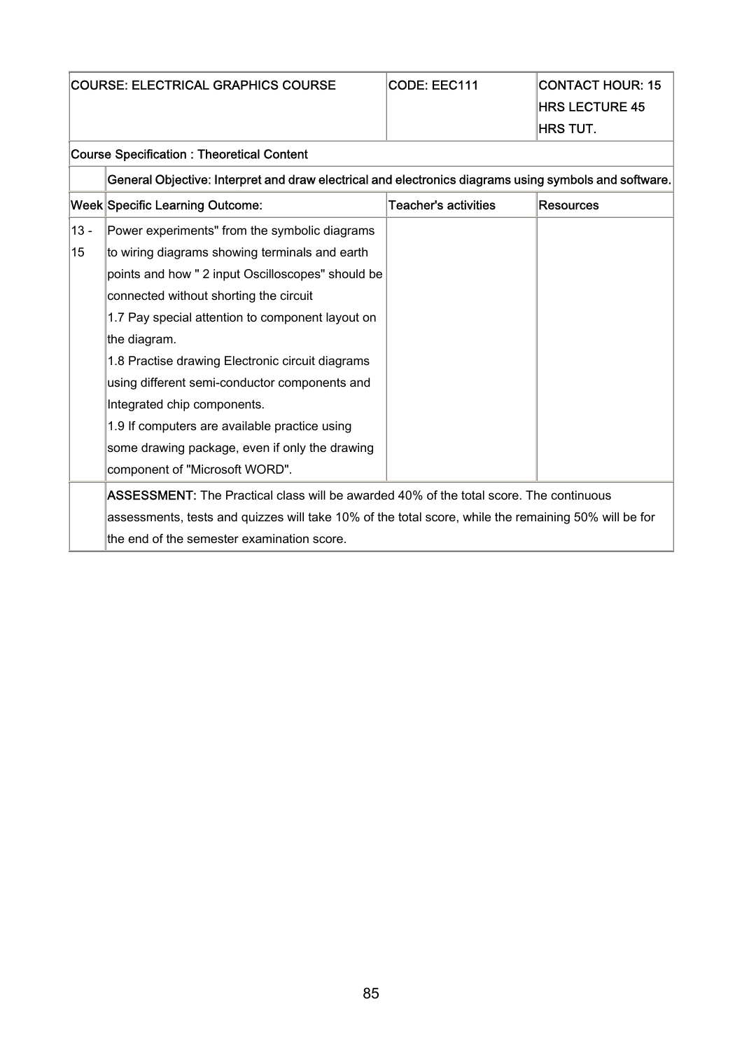| COURSE: ELECTRICAL GRAPHICS COURSE | | CODE: EEC111 | CONTACT HOUR: 15 HRS LECTURE 45 HRS TUT. |
|---|---|---|---|
| **Course Specification : Theoretical Content** | | | |
| | **General Objective: Interpret and draw electrical and electronics diagrams using symbols and software.** | | |
| **Week** | **Specific Learning Outcome:** | **Teacher's activities** | **Resources** |
| 13 - 15 | Power experiments" from the symbolic diagrams to wiring diagrams showing terminals and earth points and how " 2 input Oscilloscopes" should be connected without shorting the circuit<br>1.7 Pay special attention to component layout on the diagram.<br>1.8 Practise drawing Electronic circuit diagrams using different semi-conductor components and Integrated chip components.<br>1.9 If computers are available practice using some drawing package, even if only the drawing component of "Microsoft WORD". | | |
| | **ASSESSMENT:** The Practical class will be awarded 40% of the total score. The continuous assessments, tests and quizzes will take 10% of the total score, while the remaining 50% will be for the end of the semester examination score. | | |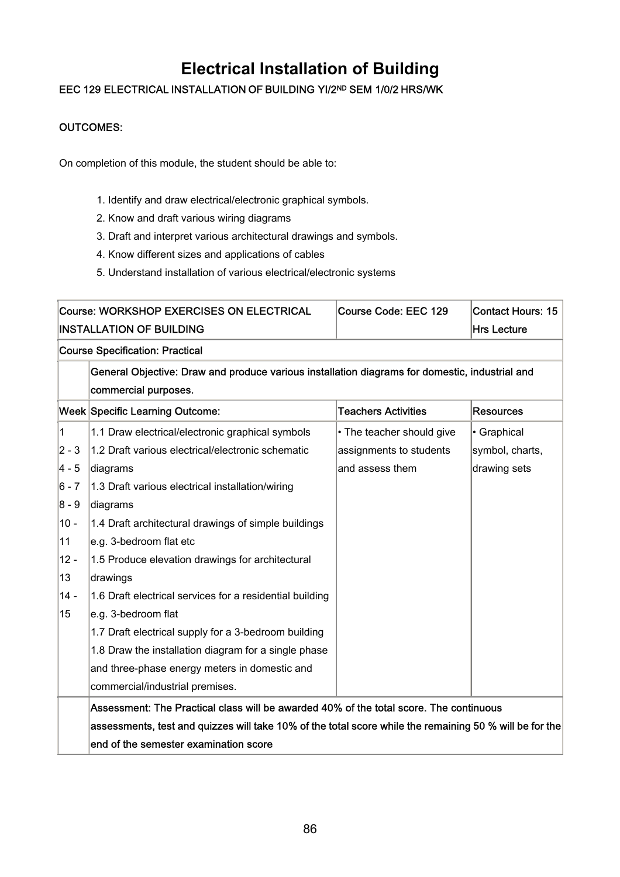# Electrical Installation of Building

**EEC 129 ELECTRICAL INSTALLATION OF BUILDING YI/2ND SEM 1/0/2 HRS/WK**

**OUTCOMES:**

On completion of this module, the student should be able to:

1. Identify and draw electrical/electronic graphical symbols.
2. Know and draft various wiring diagrams
3. Draft and interpret various architectural drawings and symbols.
4. Know different sizes and applications of cables
5. Understand installation of various electrical/electronic systems

| Course: WORKSHOP EXERCISES ON ELECTRICAL INSTALLATION OF BUILDING | | Course Code: EEC 129 | Contact Hours: 15 Hrs Lecture |
|---|---|---|---|
| Course Specification: Practical | | | |
| | General Objective: Draw and produce various installation diagrams for domestic, industrial and commercial purposes. | | |
| Week | Specific Learning Outcome: | Teachers Activities | Resources |
| 1<br>2 - 3<br>4 - 5<br>6 - 7<br>8 - 9<br>10 - 11<br>12 - 13<br>14 - 15 | 1.1 Draw electrical/electronic graphical symbols<br>1.2 Draft various electrical/electronic schematic diagrams<br>1.3 Draft various electrical installation/wiring diagrams<br>1.4 Draft architectural drawings of simple buildings e.g. 3-bedroom flat etc<br>1.5 Produce elevation drawings for architectural drawings<br>1.6 Draft electrical services for a residential building e.g. 3-bedroom flat<br>1.7 Draft electrical supply for a 3-bedroom building<br>1.8 Draw the installation diagram for a single phase and three-phase energy meters in domestic and commercial/industrial premises. | • The teacher should give assignments to students and assess them | • Graphical symbol, charts, drawing sets |
| | Assessment: The Practical class will be awarded 40% of the total score. The continuous assessments, test and quizzes will take 10% of the total score while the remaining 50 % will be for the end of the semester examination score | | |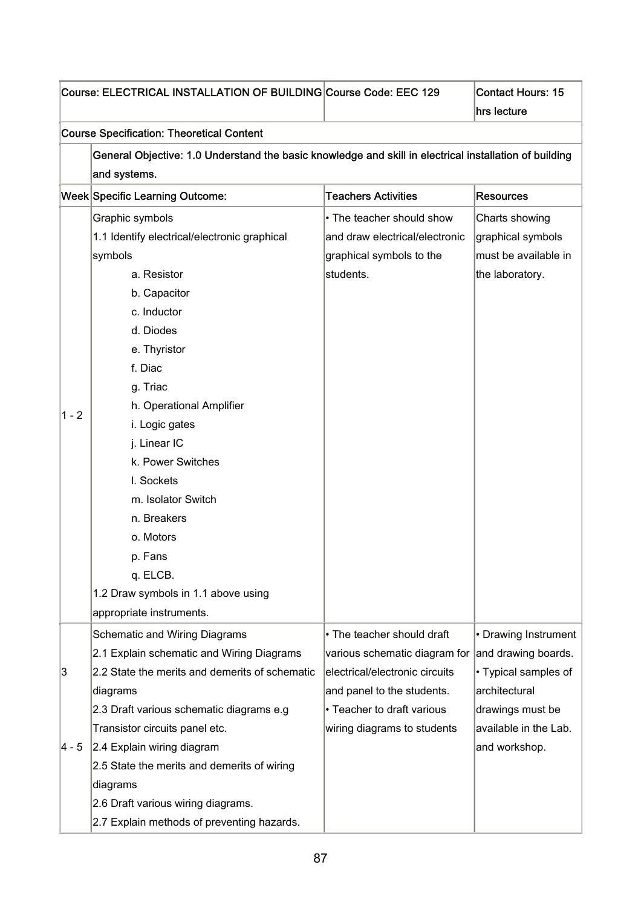| Course: ELECTRICAL INSTALLATION OF BUILDING | | Course Code: EEC 129 | Contact Hours: 15 hrs lecture |
|---|---|---|---|
| **Course Specification: Theoretical Content** | | | |
| | **General Objective: 1.0 Understand the basic knowledge and skill in electrical installation of building and systems.** | | |
| **Week** | **Specific Learning Outcome:** | **Teachers Activities** | **Resources** |
| 1 - 2 | Graphic symbols<br>1.1 Identify electrical/electronic graphical symbols<br>a. Resistor<br>b. Capacitor<br>c. Inductor<br>d. Diodes<br>e. Thyristor<br>f. Diac<br>g. Triac<br>h. Operational Amplifier<br>i. Logic gates<br>j. Linear IC<br>k. Power Switches<br>l. Sockets<br>m. Isolator Switch<br>n. Breakers<br>o. Motors<br>p. Fans<br>q. ELCB.<br>1.2 Draw symbols in 1.1 above using appropriate instruments. | • The teacher should show and draw electrical/electronic graphical symbols to the students. | Charts showing graphical symbols must be available in the laboratory. |
| 3<br><br><br><br><br>4 - 5 | Schematic and Wiring Diagrams<br>2.1 Explain schematic and Wiring Diagrams<br>2.2 State the merits and demerits of schematic diagrams<br>2.3 Draft various schematic diagrams e.g Transistor circuits panel etc.<br>2.4 Explain wiring diagram<br>2.5 State the merits and demerits of wiring diagrams<br>2.6 Draft various wiring diagrams.<br>2.7 Explain methods of preventing hazards. | • The teacher should draft various schematic diagram for electrical/electronic circuits and panel to the students.<br>• Teacher to draft various wiring diagrams to students | • Drawing Instrument and drawing boards.<br>• Typical samples of architectural drawings must be available in the Lab. and workshop. |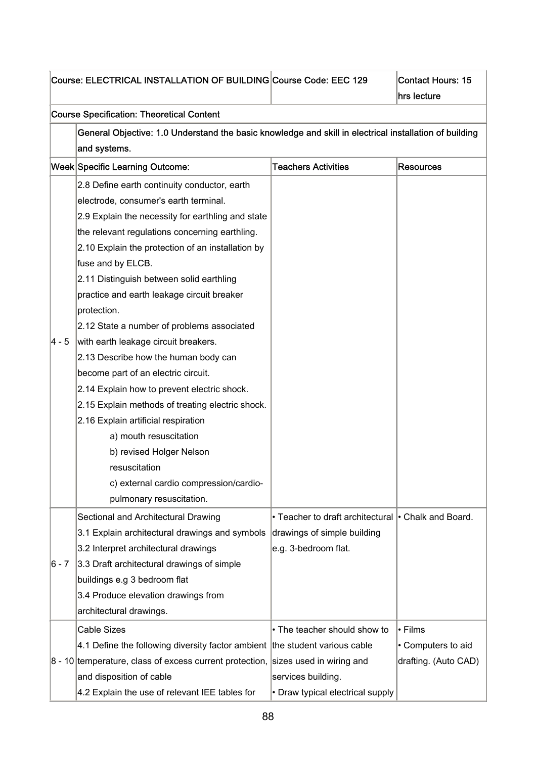| Course: ELECTRICAL INSTALLATION OF BUILDING | | Course Code: EEC 129 | Contact Hours: 15 hrs lecture |
|---|---|---|---|
| Course Specification: Theoretical Content | | | |
| | General Objective: 1.0 Understand the basic knowledge and skill in electrical installation of building and systems. | | |
| Week | Specific Learning Outcome: | Teachers Activities | Resources |
| 4 - 5 | 2.8 Define earth continuity conductor, earth electrode, consumer's earth terminal.<br>2.9 Explain the necessity for earthling and state the relevant regulations concerning earthling.<br>2.10 Explain the protection of an installation by fuse and by ELCB.<br>2.11 Distinguish between solid earthling practice and earth leakage circuit breaker protection.<br>2.12 State a number of problems associated with earth leakage circuit breakers.<br>2.13 Describe how the human body can become part of an electric circuit.<br>2.14 Explain how to prevent electric shock.<br>2.15 Explain methods of treating electric shock.<br>2.16 Explain artificial respiration<br>a) mouth resuscitation<br>b) revised Holger Nelson resuscitation<br>c) external cardio compression/cardio-pulmonary resuscitation. | | |
| 6 - 7 | Sectional and Architectural Drawing<br>3.1 Explain architectural drawings and symbols<br>3.2 Interpret architectural drawings<br>3.3 Draft architectural drawings of simple buildings e.g 3 bedroom flat<br>3.4 Produce elevation drawings from architectural drawings. | • Teacher to draft architectural drawings of simple building e.g. 3-bedroom flat. | • Chalk and Board. |
| 8 - 10 | Cable Sizes<br>4.1 Define the following diversity factor ambient temperature, class of excess current protection, and disposition of cable<br>4.2 Explain the use of relevant IEE tables for | • The teacher should show to the student various cable sizes used in wiring and services building.<br>• Draw typical electrical supply | • Films<br>• Computers to aid drafting. (Auto CAD) |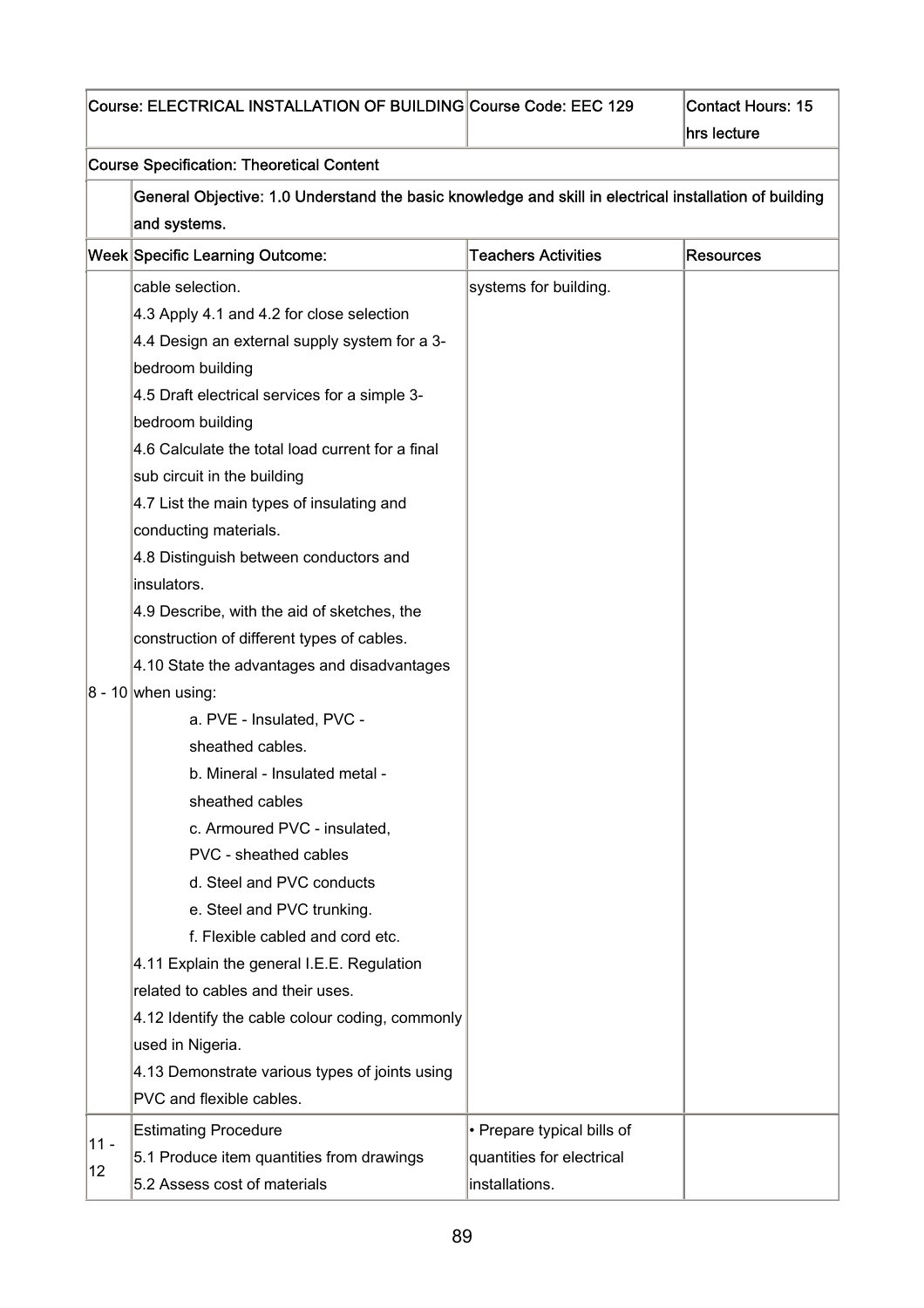| Course: ELECTRICAL INSTALLATION OF BUILDING | | Course Code: EEC 129 | Contact Hours: 15 hrs lecture |
|---|---|---|---|
| Course Specification: Theoretical Content | | | |
| | General Objective: 1.0 Understand the basic knowledge and skill in electrical installation of building and systems. | | |
| Week | Specific Learning Outcome: | Teachers Activities | Resources |
| 8 - 10 | cable selection.<br>4.3 Apply 4.1 and 4.2 for close selection<br>4.4 Design an external supply system for a 3-bedroom building<br>4.5 Draft electrical services for a simple 3-bedroom building<br>4.6 Calculate the total load current for a final sub circuit in the building<br>4.7 List the main types of insulating and conducting materials.<br>4.8 Distinguish between conductors and insulators.<br>4.9 Describe, with the aid of sketches, the construction of different types of cables.<br>4.10 State the advantages and disadvantages when using:<br>a. PVE - Insulated, PVC - sheathed cables.<br>b. Mineral - Insulated metal - sheathed cables<br>c. Armoured PVC - insulated, PVC - sheathed cables<br>d. Steel and PVC conducts<br>e. Steel and PVC trunking.<br>f. Flexible cabled and cord etc.<br>4.11 Explain the general I.E.E. Regulation related to cables and their uses.<br>4.12 Identify the cable colour coding, commonly used in Nigeria.<br>4.13 Demonstrate various types of joints using PVC and flexible cables. | systems for building. | |
| 11 - 12 | Estimating Procedure<br>5.1 Produce item quantities from drawings<br>5.2 Assess cost of materials | • Prepare typical bills of quantities for electrical installations. | |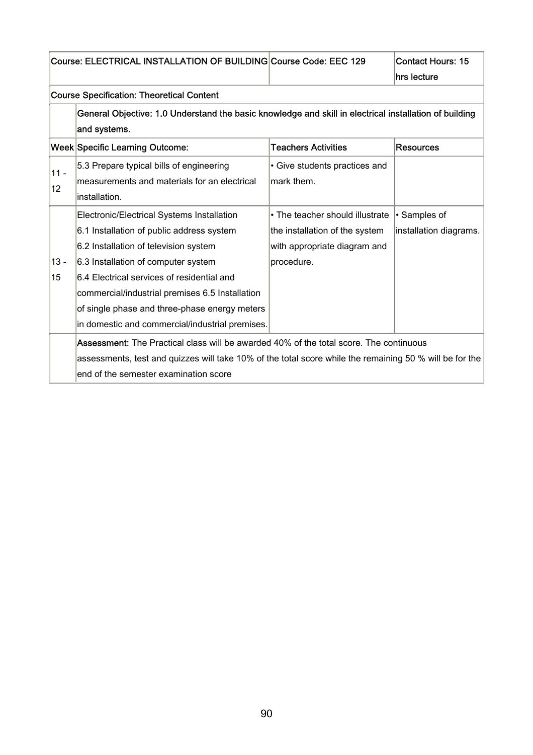| Course: ELECTRICAL INSTALLATION OF BUILDING | | Course Code: EEC 129 | Contact Hours: 15 hrs lecture |
|---|---|---|---|
| **Course Specification: Theoretical Content** | | | |
| | **General Objective: 1.0 Understand the basic knowledge and skill in electrical installation of building and systems.** | | |
| **Week** | **Specific Learning Outcome:** | **Teachers Activities** | **Resources** |
| 11 - 12 | 5.3 Prepare typical bills of engineering measurements and materials for an electrical installation. | • Give students practices and mark them. | |
| 13 - 15 | Electronic/Electrical Systems Installation<br>6.1 Installation of public address system<br>6.2 Installation of television system<br>6.3 Installation of computer system<br>6.4 Electrical services of residential and commercial/industrial premises 6.5 Installation of single phase and three-phase energy meters in domestic and commercial/industrial premises. | • The teacher should illustrate the installation of the system with appropriate diagram and procedure. | • Samples of installation diagrams. |
| | **Assessment:** The Practical class will be awarded 40% of the total score. The continuous assessments, test and quizzes will take 10% of the total score while the remaining 50 % will be for the end of the semester examination score | | |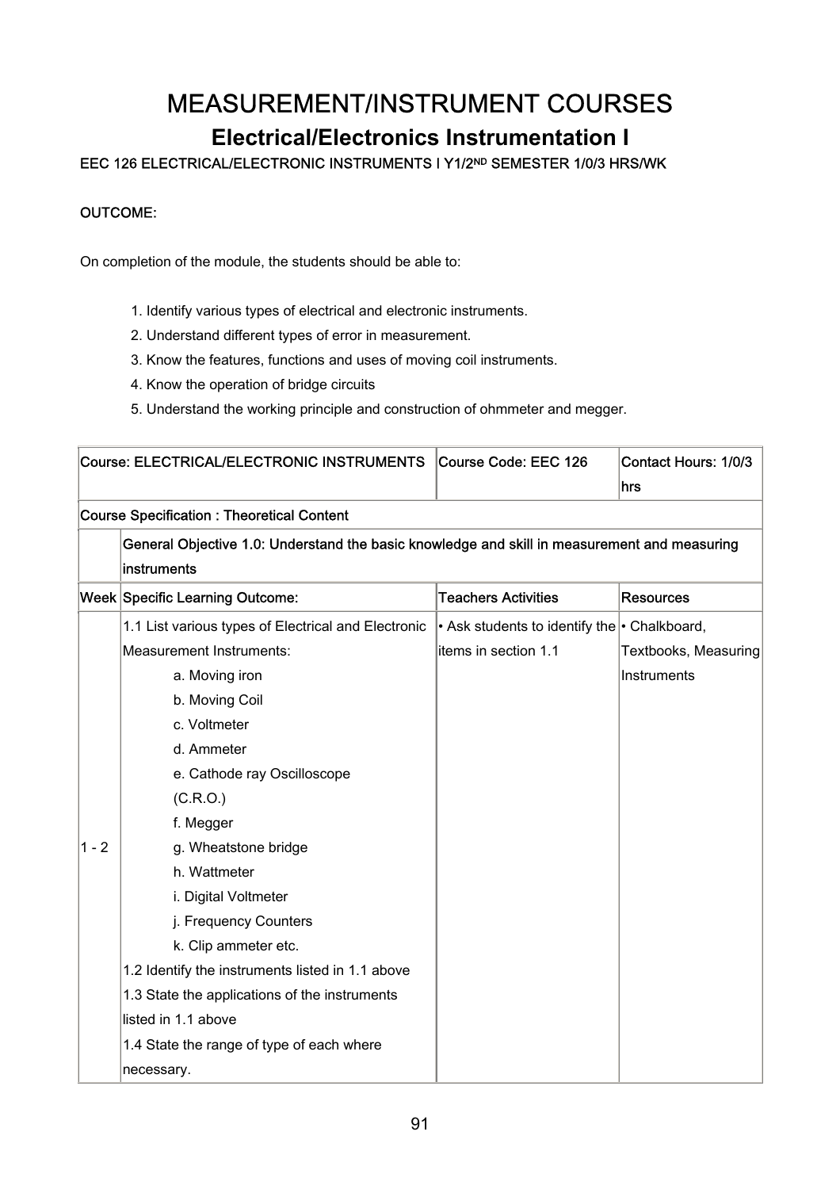# MEASUREMENT/INSTRUMENT COURSES

## Electrical/Electronics Instrumentation I

**EEC 126 ELECTRICAL/ELECTRONIC INSTRUMENTS I Y1/2ND SEMESTER 1/0/3 HRS/WK**

**OUTCOME:**

On completion of the module, the students should be able to:

1. Identify various types of electrical and electronic instruments.
2. Understand different types of error in measurement.
3. Know the features, functions and uses of moving coil instruments.
4. Know the operation of bridge circuits
5. Understand the working principle and construction of ohmmeter and megger.

| Course: ELECTRICAL/ELECTRONIC INSTRUMENTS | | Course Code: EEC 126 | Contact Hours: 1/0/3 hrs |
|---|---|---|---|
| Course Specification : Theoretical Content | | | |
| | General Objective 1.0: Understand the basic knowledge and skill in measurement and measuring instruments | | |
| Week | Specific Learning Outcome: | Teachers Activities | Resources |
| 1 - 2 | 1.1 List various types of Electrical and Electronic Measurement Instruments:<br>a. Moving iron<br>b. Moving Coil<br>c. Voltmeter<br>d. Ammeter<br>e. Cathode ray Oscilloscope (C.R.O.)<br>f. Megger<br>g. Wheatstone bridge<br>h. Wattmeter<br>i. Digital Voltmeter<br>j. Frequency Counters<br>k. Clip ammeter etc.<br>1.2 Identify the instruments listed in 1.1 above<br>1.3 State the applications of the instruments listed in 1.1 above<br>1.4 State the range of type of each where necessary. | • Ask students to identify the items in section 1.1 | • Chalkboard, Textbooks, Measuring Instruments |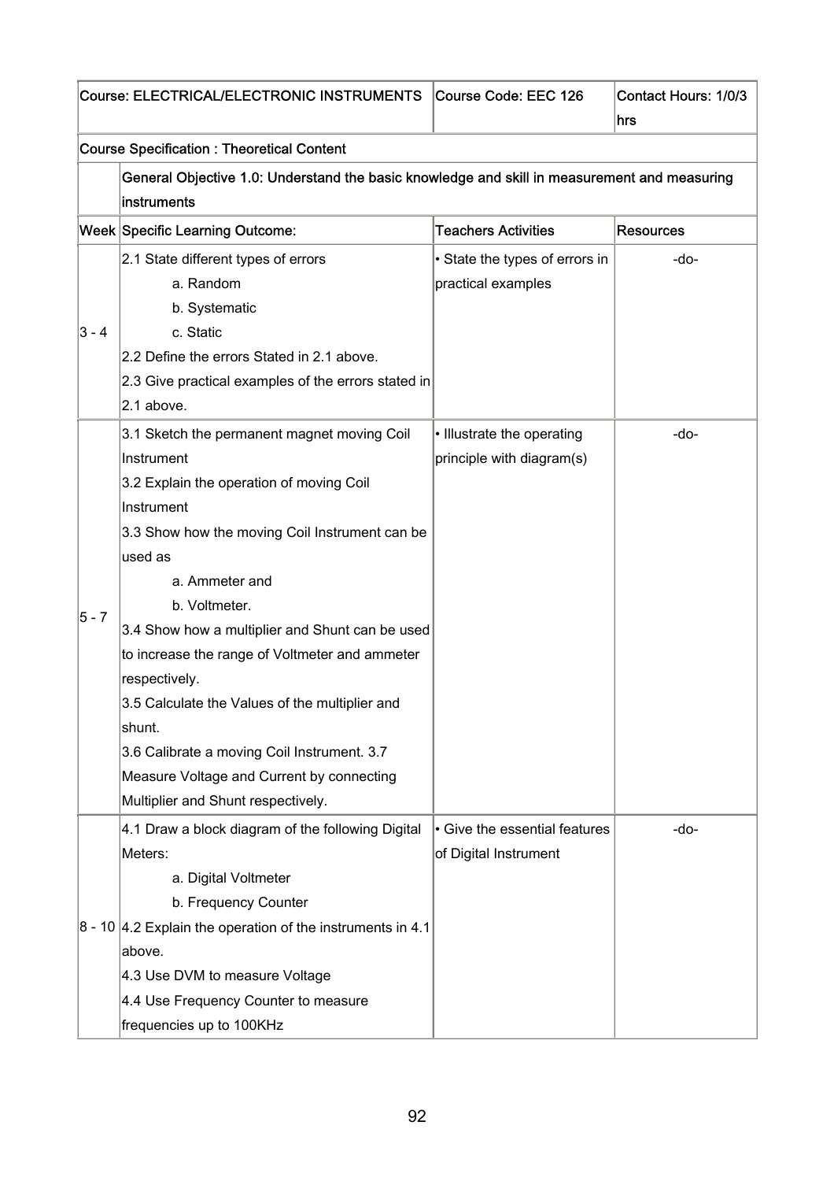| Course: ELECTRICAL/ELECTRONIC INSTRUMENTS | | Course Code: EEC 126 | Contact Hours: 1/0/3 hrs |
|---|---|---|---|
| **Course Specification : Theoretical Content** | | | |
| | **General Objective 1.0: Understand the basic knowledge and skill in measurement and measuring instruments** | | |
| **Week** | **Specific Learning Outcome:** | **Teachers Activities** | **Resources** |
| 3 - 4 | 2.1 State different types of errors<br>a. Random<br>b. Systematic<br>c. Static<br>2.2 Define the errors Stated in 2.1 above.<br>2.3 Give practical examples of the errors stated in 2.1 above. | • State the types of errors in practical examples | -do- |
| 5 - 7 | 3.1 Sketch the permanent magnet moving Coil Instrument<br>3.2 Explain the operation of moving Coil Instrument<br>3.3 Show how the moving Coil Instrument can be used as<br>a. Ammeter and<br>b. Voltmeter.<br>3.4 Show how a multiplier and Shunt can be used to increase the range of Voltmeter and ammeter respectively.<br>3.5 Calculate the Values of the multiplier and shunt.<br>3.6 Calibrate a moving Coil Instrument. 3.7 Measure Voltage and Current by connecting Multiplier and Shunt respectively. | • Illustrate the operating principle with diagram(s) | -do- |
| 8 - 10 | 4.1 Draw a block diagram of the following Digital Meters:<br>a. Digital Voltmeter<br>b. Frequency Counter<br>4.2 Explain the operation of the instruments in 4.1 above.<br>4.3 Use DVM to measure Voltage<br>4.4 Use Frequency Counter to measure frequencies up to 100KHz | • Give the essential features of Digital Instrument | -do- |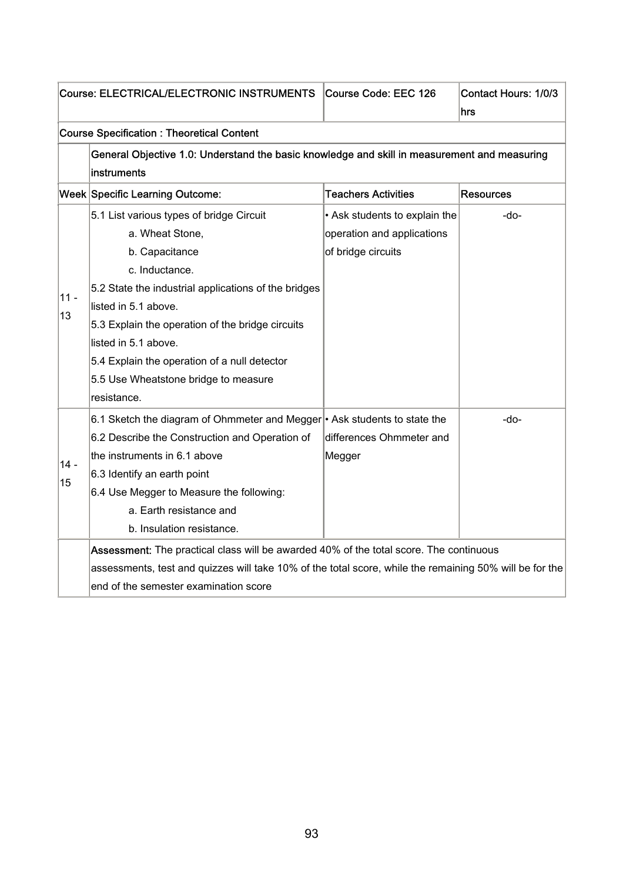| Course: ELECTRICAL/ELECTRONIC INSTRUMENTS | | Course Code: EEC 126 | Contact Hours: 1/0/3 hrs |
|---|---|---|---|
| Course Specification : Theoretical Content | | | |
| | General Objective 1.0: Understand the basic knowledge and skill in measurement and measuring instruments | | |
| Week | Specific Learning Outcome: | Teachers Activities | Resources |
| 11 - 13 | 5.1 List various types of bridge Circuit<br>a. Wheat Stone,<br>b. Capacitance<br>c. Inductance.<br>5.2 State the industrial applications of the bridges listed in 5.1 above.<br>5.3 Explain the operation of the bridge circuits listed in 5.1 above.<br>5.4 Explain the operation of a null detector<br>5.5 Use Wheatstone bridge to measure resistance. | • Ask students to explain the operation and applications of bridge circuits | -do- |
| 14 - 15 | 6.1 Sketch the diagram of Ohmmeter and Megger<br>6.2 Describe the Construction and Operation of the instruments in 6.1 above<br>6.3 Identify an earth point<br>6.4 Use Megger to Measure the following:<br>a. Earth resistance and<br>b. Insulation resistance. | • Ask students to state the differences Ohmmeter and Megger | -do- |
| | **Assessment:** The practical class will be awarded 40% of the total score. The continuous assessments, test and quizzes will take 10% of the total score, while the remaining 50% will be for the end of the semester examination score | | |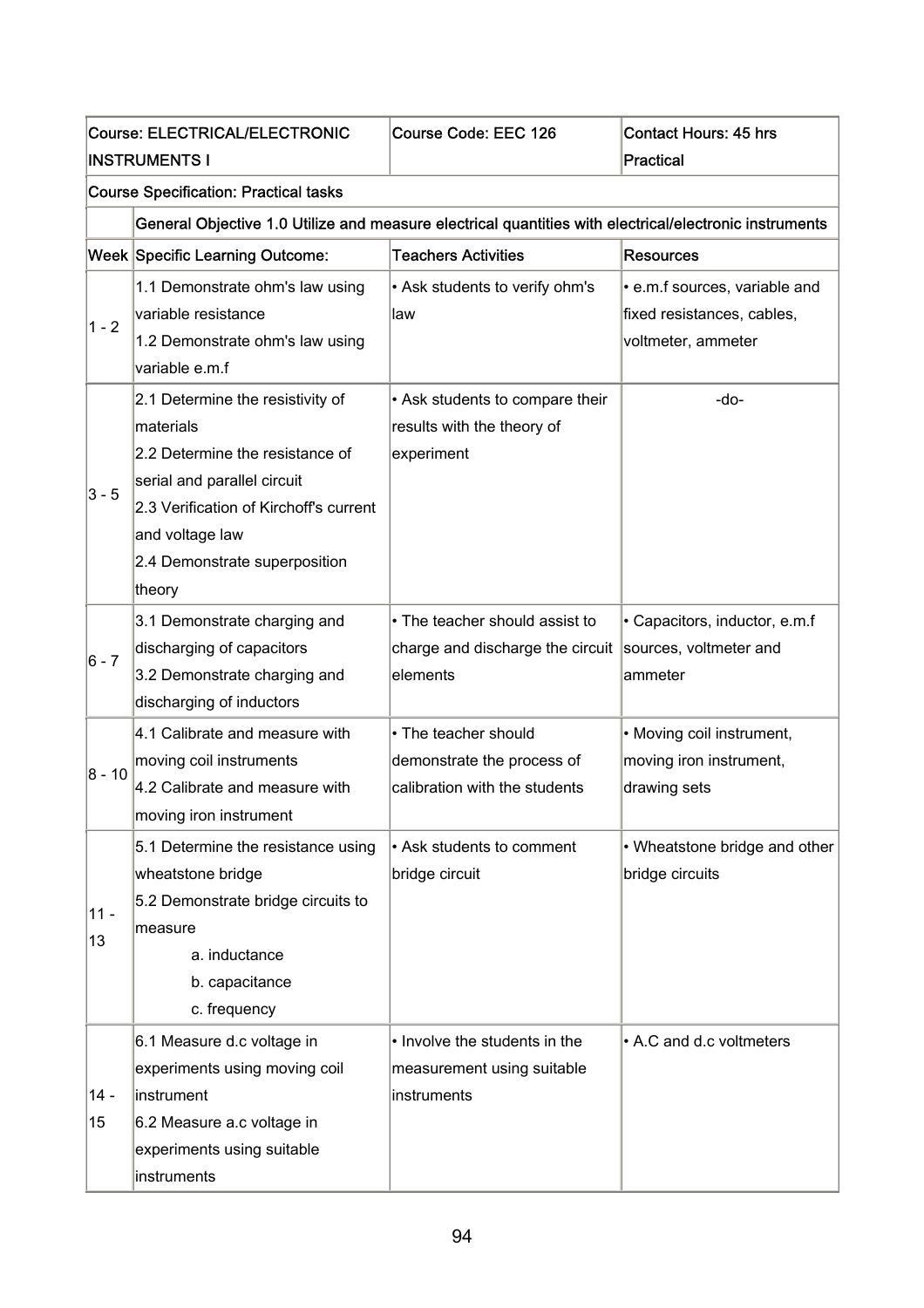| Course: ELECTRICAL/ELECTRONIC INSTRUMENTS I | | Course Code: EEC 126 | Contact Hours: 45 hrs Practical |
|---|---|---|---|
| **Course Specification: Practical tasks** | | | |
| | **General Objective 1.0 Utilize and measure electrical quantities with electrical/electronic instruments** | | |
| **Week** | **Specific Learning Outcome:** | **Teachers Activities** | **Resources** |
| 1 - 2 | 1.1 Demonstrate ohm's law using variable resistance<br>1.2 Demonstrate ohm's law using variable e.m.f | • Ask students to verify ohm's law | • e.m.f sources, variable and fixed resistances, cables, voltmeter, ammeter |
| 3 - 5 | 2.1 Determine the resistivity of materials<br>2.2 Determine the resistance of serial and parallel circuit<br>2.3 Verification of Kirchoff's current and voltage law<br>2.4 Demonstrate superposition theory | • Ask students to compare their results with the theory of experiment | -do- |
| 6 - 7 | 3.1 Demonstrate charging and discharging of capacitors<br>3.2 Demonstrate charging and discharging of inductors | • The teacher should assist to charge and discharge the circuit elements | • Capacitors, inductor, e.m.f sources, voltmeter and ammeter |
| 8 - 10 | 4.1 Calibrate and measure with moving coil instruments<br>4.2 Calibrate and measure with moving iron instrument | • The teacher should demonstrate the process of calibration with the students | • Moving coil instrument, moving iron instrument, drawing sets |
| 11 - 13 | 5.1 Determine the resistance using wheatstone bridge<br>5.2 Demonstrate bridge circuits to measure<br>a. inductance<br>b. capacitance<br>c. frequency | • Ask students to comment bridge circuit | • Wheatstone bridge and other bridge circuits |
| 14 - 15 | 6.1 Measure d.c voltage in experiments using moving coil instrument<br>6.2 Measure a.c voltage in experiments using suitable instruments | • Involve the students in the measurement using suitable instruments | • A.C and d.c voltmeters |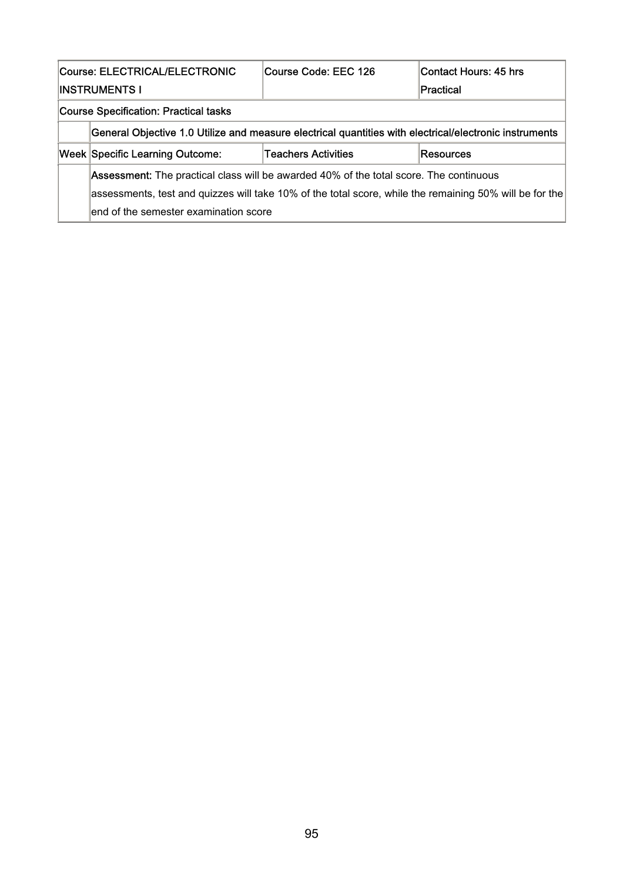| Course: ELECTRICAL/ELECTRONIC INSTRUMENTS I | | Course Code: EEC 126 | Contact Hours: 45 hrs Practical |
|---|---|---|---|
| **Course Specification: Practical tasks** | | | |
| | **General Objective 1.0 Utilize and measure electrical quantities with electrical/electronic instruments** | | |
| **Week** | **Specific Learning Outcome:** | **Teachers Activities** | **Resources** |
| | **Assessment:** The practical class will be awarded 40% of the total score. The continuous assessments, test and quizzes will take 10% of the total score, while the remaining 50% will be for the end of the semester examination score | | |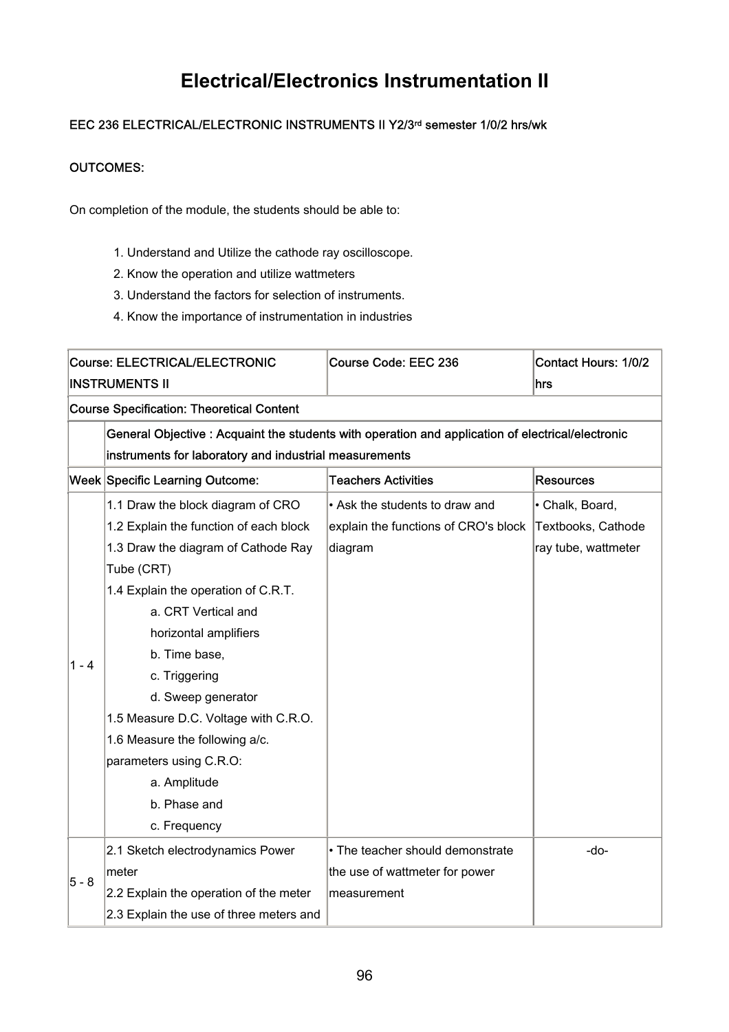# Electrical/Electronics Instrumentation II

**EEC 236 ELECTRICAL/ELECTRONIC INSTRUMENTS II Y2/3rd semester 1/0/2 hrs/wk**

**OUTCOMES:**

On completion of the module, the students should be able to:

1. Understand and Utilize the cathode ray oscilloscope.
2. Know the operation and utilize wattmeters
3. Understand the factors for selection of instruments.
4. Know the importance of instrumentation in industries

| Course: ELECTRICAL/ELECTRONIC INSTRUMENTS II | | Course Code: EEC 236 | Contact Hours: 1/0/2 hrs |
|---|---|---|---|
| Course Specification: Theoretical Content | | | |
| | General Objective : Acquaint the students with operation and application of electrical/electronic instruments for laboratory and industrial measurements | | |
| Week | Specific Learning Outcome: | Teachers Activities | Resources |
| 1 - 4 | 1.1 Draw the block diagram of CRO<br>1.2 Explain the function of each block<br>1.3 Draw the diagram of Cathode Ray Tube (CRT)<br>1.4 Explain the operation of C.R.T.<br>a. CRT Vertical and horizontal amplifiers<br>b. Time base,<br>c. Triggering<br>d. Sweep generator<br>1.5 Measure D.C. Voltage with C.R.O.<br>1.6 Measure the following a/c. parameters using C.R.O:<br>a. Amplitude<br>b. Phase and<br>c. Frequency | • Ask the students to draw and explain the functions of CRO's block diagram | • Chalk, Board, Textbooks, Cathode ray tube, wattmeter |
| 5 - 8 | 2.1 Sketch electrodynamics Power meter<br>2.2 Explain the operation of the meter<br>2.3 Explain the use of three meters and | • The teacher should demonstrate the use of wattmeter for power measurement | -do- |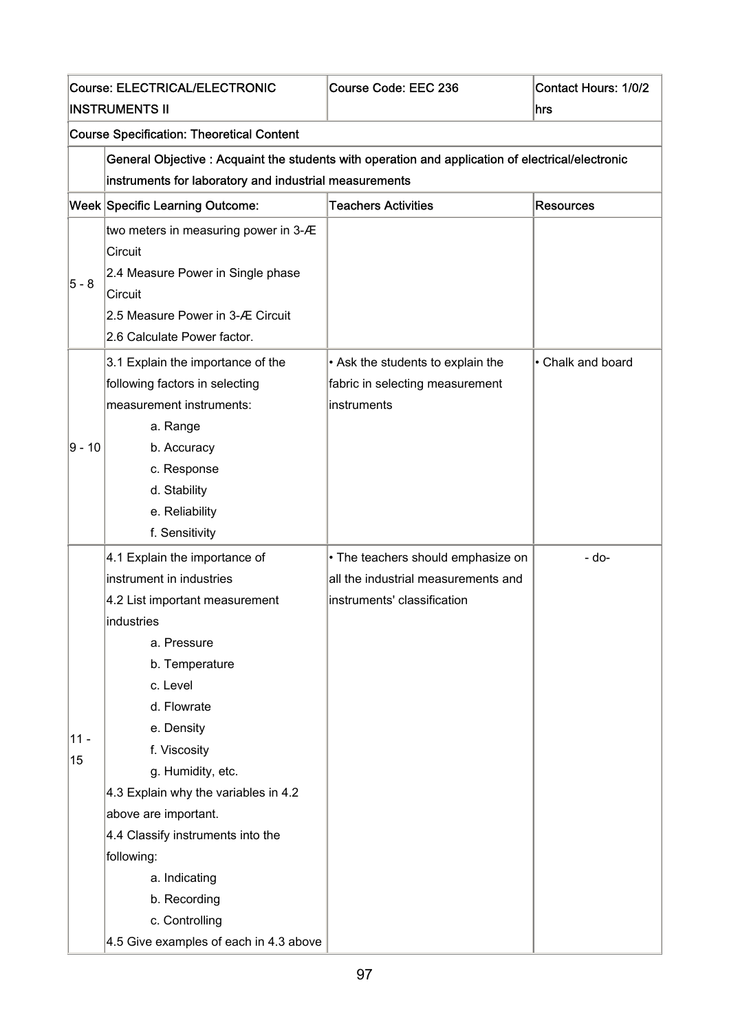| Course: ELECTRICAL/ELECTRONIC INSTRUMENTS II | | Course Code: EEC 236 | Contact Hours: 1/0/2 hrs |
|---|---|---|---|
| **Course Specification: Theoretical Content** | | | |
| | General Objective : Acquaint the students with operation and application of electrical/electronic instruments for laboratory and industrial measurements | | |
| **Week** | **Specific Learning Outcome:** | **Teachers Activities** | **Resources** |
| 5 - 8 | two meters in measuring power in 3-Æ Circuit<br>2.4 Measure Power in Single phase Circuit<br>2.5 Measure Power in 3-Æ Circuit<br>2.6 Calculate Power factor. | | |
| 9 - 10 | 3.1 Explain the importance of the following factors in selecting measurement instruments:<br>a. Range<br>b. Accuracy<br>c. Response<br>d. Stability<br>e. Reliability<br>f. Sensitivity | • Ask the students to explain the fabric in selecting measurement instruments | • Chalk and board |
| 11 - 15 | 4.1 Explain the importance of instrument in industries<br>4.2 List important measurement industries<br>a. Pressure<br>b. Temperature<br>c. Level<br>d. Flowrate<br>e. Density<br>f. Viscosity<br>g. Humidity, etc.<br>4.3 Explain why the variables in 4.2 above are important.<br>4.4 Classify instruments into the following:<br>a. Indicating<br>b. Recording<br>c. Controlling<br>4.5 Give examples of each in 4.3 above | • The teachers should emphasize on all the industrial measurements and instruments' classification | - do- |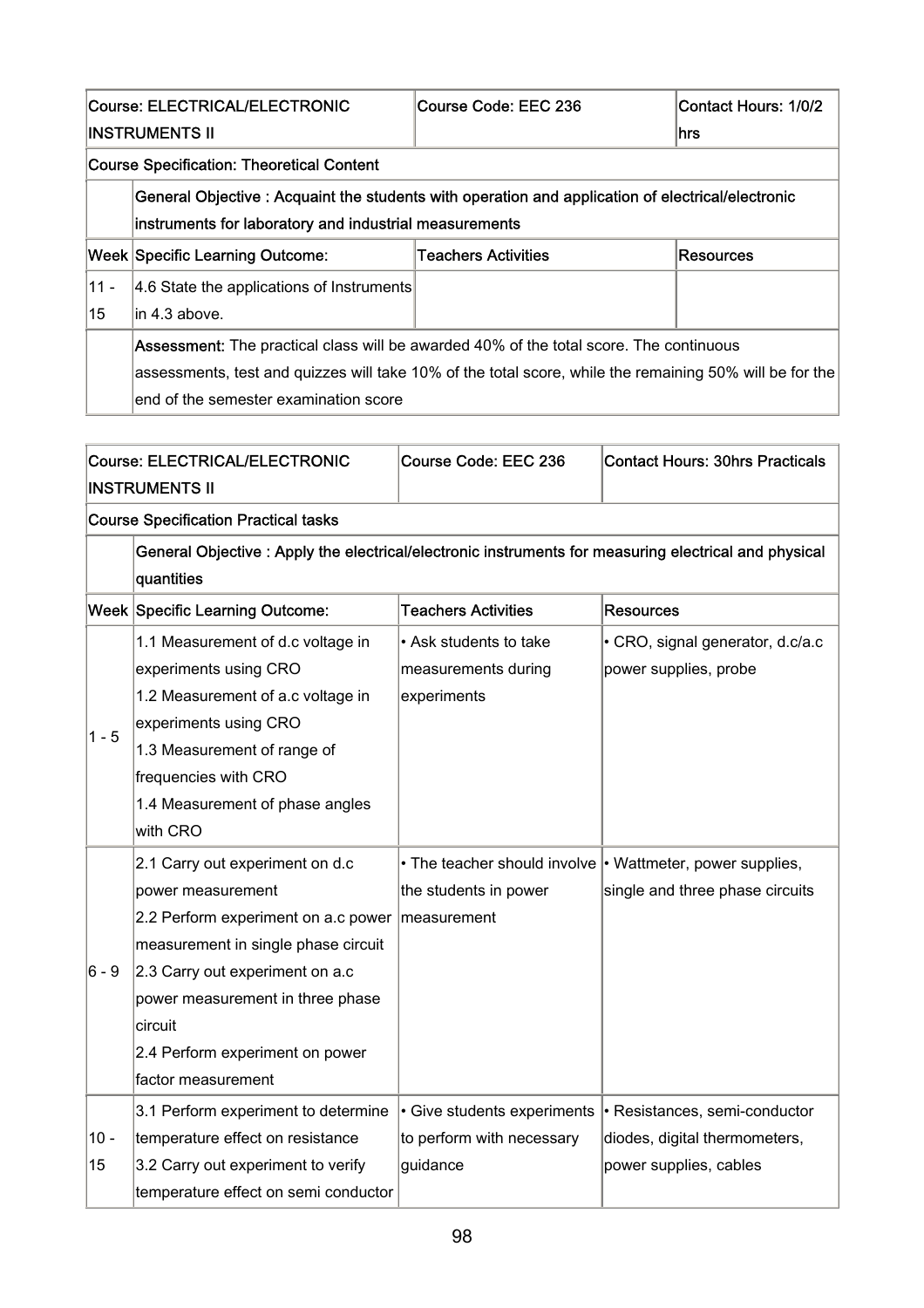| Course: ELECTRICAL/ELECTRONIC INSTRUMENTS II | | Course Code: EEC 236 | Contact Hours: 1/0/2 hrs |
|---|---|---|---|
| **Course Specification: Theoretical Content** | | | |
| | **General Objective :** Acquaint the students with operation and application of electrical/electronic instruments for laboratory and industrial measurements | | |
| **Week** | **Specific Learning Outcome:** | **Teachers Activities** | **Resources** |
| 11 - 15 | 4.6 State the applications of Instruments in 4.3 above. | | |
| | **Assessment:** The practical class will be awarded 40% of the total score. The continuous assessments, test and quizzes will take 10% of the total score, while the remaining 50% will be for the end of the semester examination score | | |

| Course: ELECTRICAL/ELECTRONIC INSTRUMENTS II | | Course Code: EEC 236 | Contact Hours: 30hrs Practicals |
|---|---|---|---|
| **Course Specification Practical tasks** | | | |
| | **General Objective :** Apply the electrical/electronic instruments for measuring electrical and physical quantities | | |
| **Week** | **Specific Learning Outcome:** | **Teachers Activities** | **Resources** |
| 1 - 5 | 1.1 Measurement of d.c voltage in experiments using CRO<br>1.2 Measurement of a.c voltage in experiments using CRO<br>1.3 Measurement of range of frequencies with CRO<br>1.4 Measurement of phase angles with CRO | • Ask students to take measurements during experiments | • CRO, signal generator, d.c/a.c power supplies, probe |
| 6 - 9 | 2.1 Carry out experiment on d.c power measurement<br>2.2 Perform experiment on a.c power measurement in single phase circuit<br>2.3 Carry out experiment on a.c power measurement in three phase circuit<br>2.4 Perform experiment on power factor measurement | • The teacher should involve the students in power measurement | • Wattmeter, power supplies, single and three phase circuits |
| 10 - 15 | 3.1 Perform experiment to determine temperature effect on resistance<br>3.2 Carry out experiment to verify temperature effect on semi conductor | • Give students experiments to perform with necessary guidance | • Resistances, semi-conductor diodes, digital thermometers, power supplies, cables |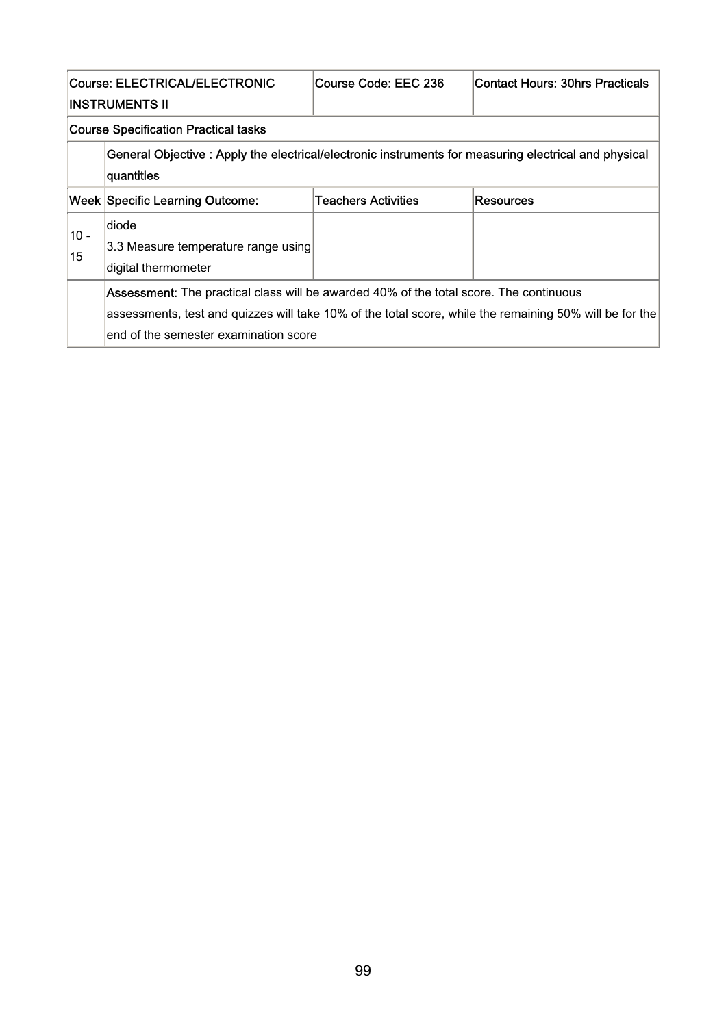| Course: ELECTRICAL/ELECTRONIC INSTRUMENTS II | | Course Code: EEC 236 | Contact Hours: 30hrs Practicals |
|---|---|---|---|
| Course Specification Practical tasks | | | |
| | General Objective : Apply the electrical/electronic instruments for measuring electrical and physical quantities | | |
| Week | Specific Learning Outcome: | Teachers Activities | Resources |
| 10 - 15 | diode<br>3.3 Measure temperature range using digital thermometer | | |
| | **Assessment:** The practical class will be awarded 40% of the total score. The continuous assessments, test and quizzes will take 10% of the total score, while the remaining 50% will be for the end of the semester examination score | | |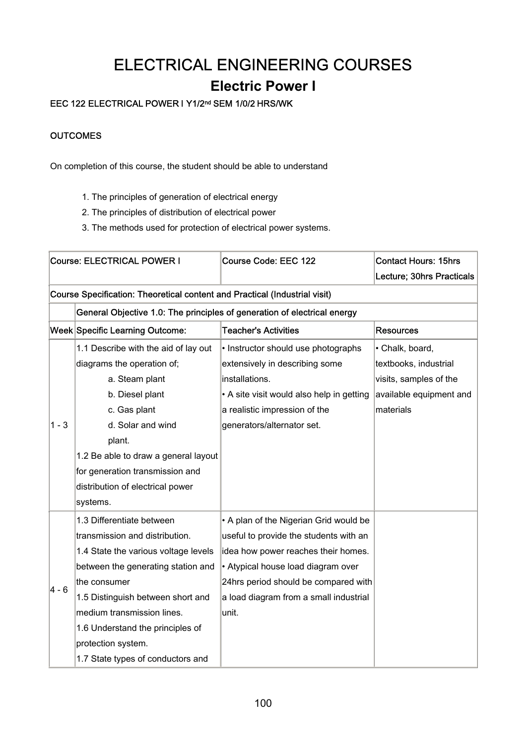# ELECTRICAL ENGINEERING COURSES

## Electric Power I

EEC 122 ELECTRICAL POWER I Y1/2nd SEM 1/0/2 HRS/WK

OUTCOMES

On completion of this course, the student should be able to understand

1. The principles of generation of electrical energy
2. The principles of distribution of electrical power
3. The methods used for protection of electrical power systems.

| Course: ELECTRICAL POWER I | | Course Code: EEC 122 | Contact Hours: 15hrs Lecture; 30hrs Practicals |
|---|---|---|---|
| Course Specification: Theoretical content and Practical (Industrial visit) | | | |
| | General Objective 1.0: The principles of generation of electrical energy | | |
| Week | Specific Learning Outcome: | Teacher's Activities | Resources |
| 1 - 3 | 1.1 Describe with the aid of lay out diagrams the operation of; a. Steam plant b. Diesel plant c. Gas plant d. Solar and wind plant. 1.2 Be able to draw a general layout for generation transmission and distribution of electrical power systems. | • Instructor should use photographs extensively in describing some installations. • A site visit would also help in getting a realistic impression of the generators/alternator set. | • Chalk, board, textbooks, industrial visits, samples of the available equipment and materials |
| 4 - 6 | 1.3 Differentiate between transmission and distribution. 1.4 State the various voltage levels between the generating station and the consumer 1.5 Distinguish between short and medium transmission lines. 1.6 Understand the principles of protection system. 1.7 State types of conductors and | • A plan of the Nigerian Grid would be useful to provide the students with an idea how power reaches their homes. • Atypical house load diagram over 24hrs period should be compared with a load diagram from a small industrial unit. | |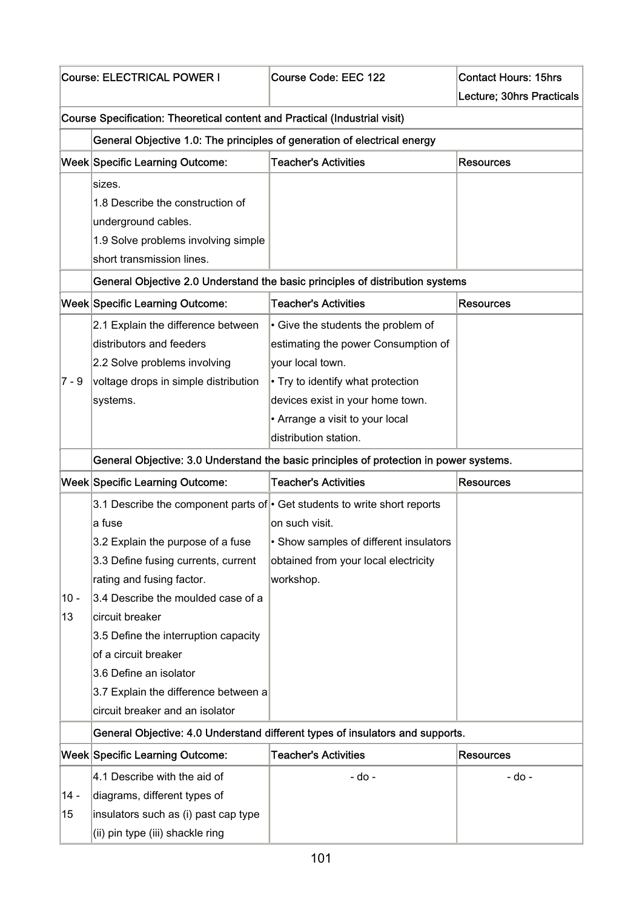| Course: ELECTRICAL POWER I | | Course Code: EEC 122 | Contact Hours: 15hrs Lecture; 30hrs Practicals |
|---|---|---|---|
| **Course Specification: Theoretical content and Practical (Industrial visit)** | | | |
| | **General Objective 1.0: The principles of generation of electrical energy** | | |
| **Week** | **Specific Learning Outcome:** | **Teacher's Activities** | **Resources** |
| | sizes.<br>1.8 Describe the construction of underground cables.<br>1.9 Solve problems involving simple short transmission lines. | | |
| | **General Objective 2.0 Understand the basic principles of distribution systems** | | |
| **Week** | **Specific Learning Outcome:** | **Teacher's Activities** | **Resources** |
| 7 - 9 | 2.1 Explain the difference between distributors and feeders<br>2.2 Solve problems involving voltage drops in simple distribution systems. | • Give the students the problem of estimating the power Consumption of your local town.<br>• Try to identify what protection devices exist in your home town.<br>• Arrange a visit to your local distribution station. | |
| | **General Objective: 3.0 Understand the basic principles of protection in power systems.** | | |
| **Week** | **Specific Learning Outcome:** | **Teacher's Activities** | **Resources** |
| 10 - 13 | 3.1 Describe the component parts of a fuse<br>3.2 Explain the purpose of a fuse<br>3.3 Define fusing currents, current rating and fusing factor.<br>3.4 Describe the moulded case of a circuit breaker<br>3.5 Define the interruption capacity of a circuit breaker<br>3.6 Define an isolator<br>3.7 Explain the difference between a circuit breaker and an isolator | • Get students to write short reports on such visit.<br>• Show samples of different insulators obtained from your local electricity workshop. | |
| | **General Objective: 4.0 Understand different types of insulators and supports.** | | |
| **Week** | **Specific Learning Outcome:** | **Teacher's Activities** | **Resources** |
| 14 - 15 | 4.1 Describe with the aid of diagrams, different types of insulators such as (i) past cap type (ii) pin type (iii) shackle ring | - do - | - do - |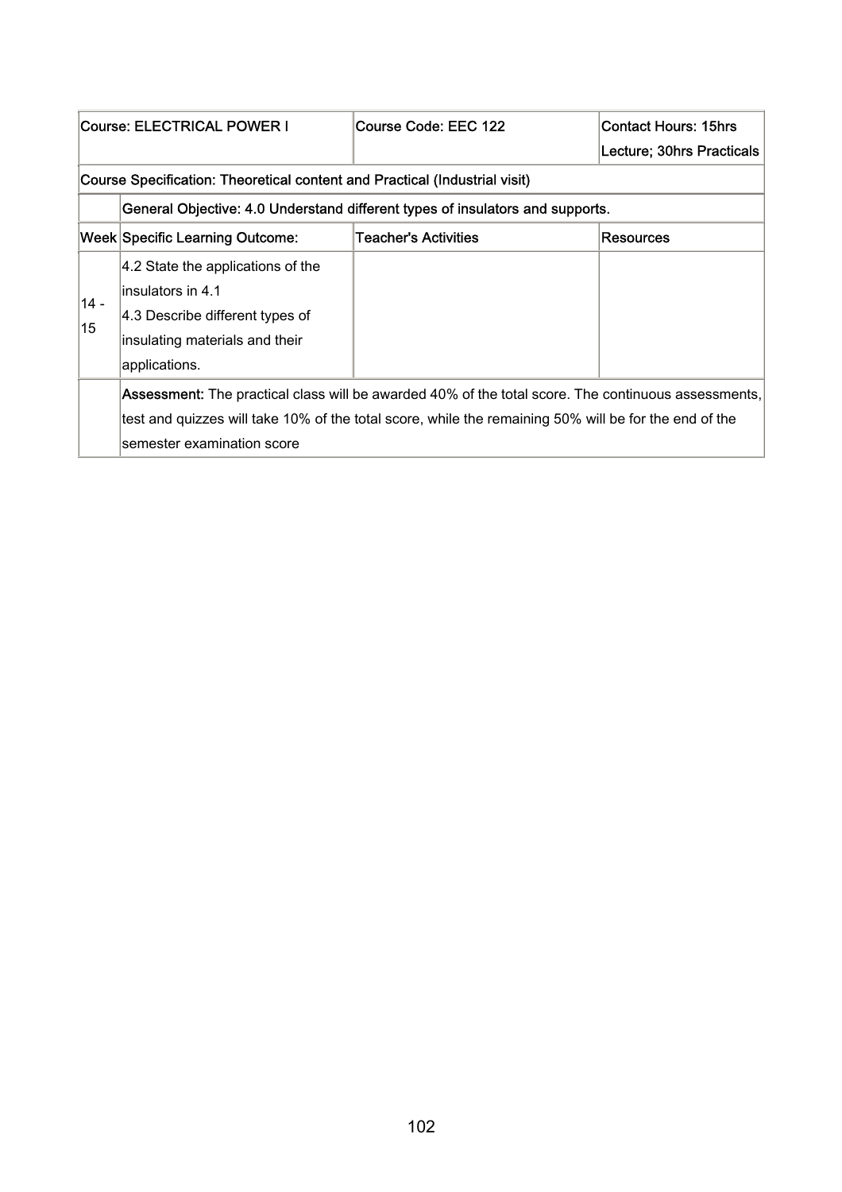| Course: ELECTRICAL POWER I | | Course Code: EEC 122 | Contact Hours: 15hrs Lecture; 30hrs Practicals |
|---|---|---|---|
| Course Specification: Theoretical content and Practical (Industrial visit) | | | |
| | General Objective: 4.0 Understand different types of insulators and supports. | | |
| Week | Specific Learning Outcome: | Teacher's Activities | Resources |
| 14 - 15 | 4.2 State the applications of the insulators in 4.1<br>4.3 Describe different types of insulating materials and their applications. | | |
| | **Assessment:** The practical class will be awarded 40% of the total score. The continuous assessments, test and quizzes will take 10% of the total score, while the remaining 50% will be for the end of the semester examination score | | |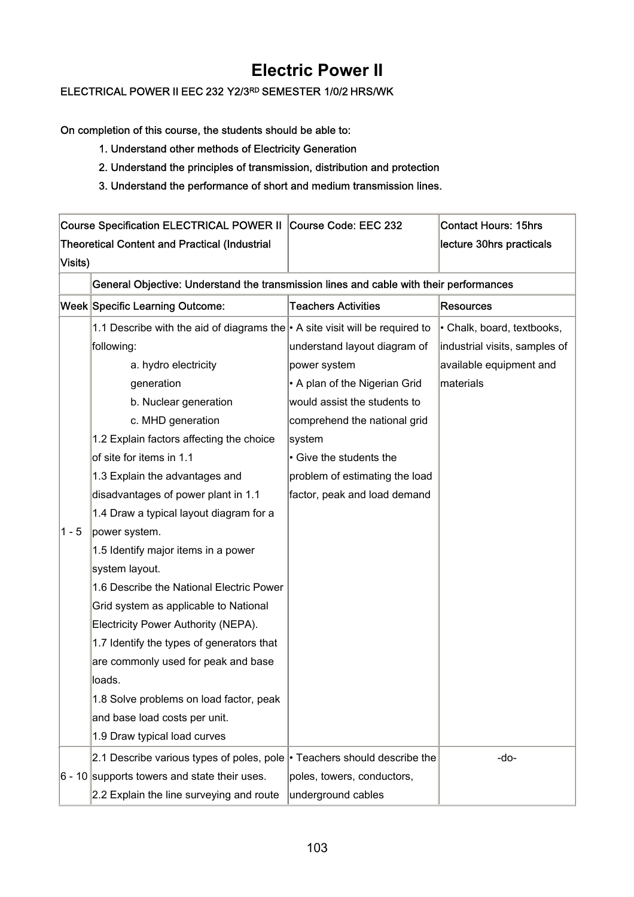# Electric Power II

ELECTRICAL POWER II EEC 232 Y2/3RD SEMESTER 1/0/2 HRS/WK

On completion of this course, the students should be able to:

1. Understand other methods of Electricity Generation
2. Understand the principles of transmission, distribution and protection
3. Understand the performance of short and medium transmission lines.

| Course Specification ELECTRICAL POWER II Theoretical Content and Practical (Industrial Visits) | | Course Code: EEC 232 | Contact Hours: 15hrs lecture 30hrs practicals |
|---|---|---|---|
| | General Objective: Understand the transmission lines and cable with their performances | | |
| Week | Specific Learning Outcome: | Teachers Activities | Resources |
| 1 - 5 | 1.1 Describe with the aid of diagrams the following:<br>a. hydro electricity generation<br>b. Nuclear generation<br>c. MHD generation<br>1.2 Explain factors affecting the choice of site for items in 1.1<br>1.3 Explain the advantages and disadvantages of power plant in 1.1<br>1.4 Draw a typical layout diagram for a power system.<br>1.5 Identify major items in a power system layout.<br>1.6 Describe the National Electric Power Grid system as applicable to National Electricity Power Authority (NEPA).<br>1.7 Identify the types of generators that are commonly used for peak and base loads.<br>1.8 Solve problems on load factor, peak and base load costs per unit.<br>1.9 Draw typical load curves | • A site visit will be required to understand layout diagram of power system<br>• A plan of the Nigerian Grid would assist the students to comprehend the national grid system<br>• Give the students the problem of estimating the load factor, peak and load demand | • Chalk, board, textbooks, industrial visits, samples of available equipment and materials |
| 6 - 10 | 2.1 Describe various types of poles, pole supports towers and state their uses.<br>2.2 Explain the line surveying and route | • Teachers should describe the poles, towers, conductors, underground cables | -do- |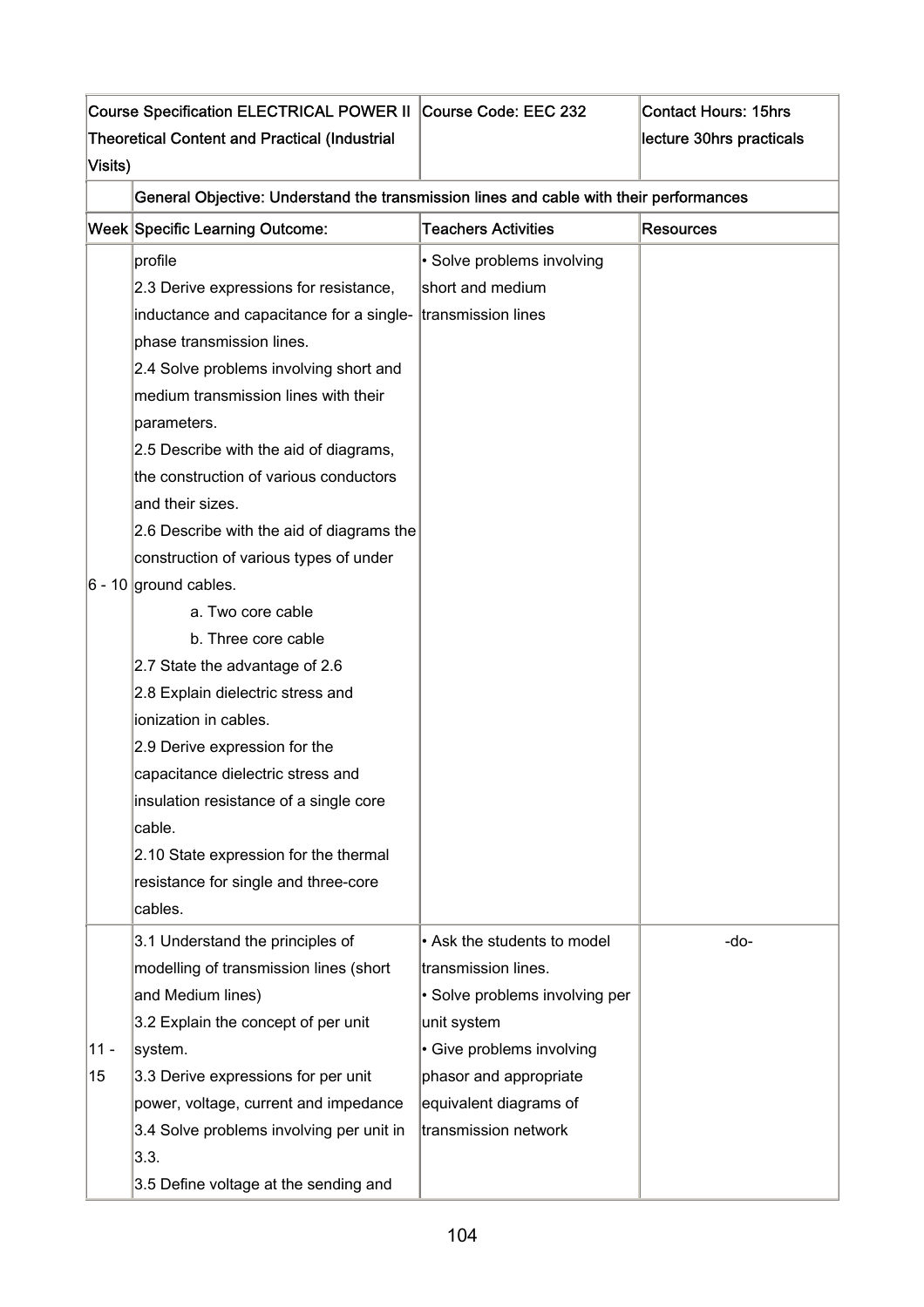| Course Specification ELECTRICAL POWER II Theoretical Content and Practical (Industrial Visits) | | Course Code: EEC 232 | Contact Hours: 15hrs lecture 30hrs practicals |
|---|---|---|---|
| | General Objective: Understand the transmission lines and cable with their performances | | |
| Week | Specific Learning Outcome: | Teachers Activities | Resources |
| 6 - 10 | profile<br>2.3 Derive expressions for resistance, inductance and capacitance for a single-phase transmission lines.<br>2.4 Solve problems involving short and medium transmission lines with their parameters.<br>2.5 Describe with the aid of diagrams, the construction of various conductors and their sizes.<br>2.6 Describe with the aid of diagrams the construction of various types of under ground cables.<br>a. Two core cable<br>b. Three core cable<br>2.7 State the advantage of 2.6<br>2.8 Explain dielectric stress and ionization in cables.<br>2.9 Derive expression for the capacitance dielectric stress and insulation resistance of a single core cable.<br>2.10 State expression for the thermal resistance for single and three-core cables. | • Solve problems involving short and medium transmission lines | |
| 11 - 15 | 3.1 Understand the principles of modelling of transmission lines (short and Medium lines)<br>3.2 Explain the concept of per unit system.<br>3.3 Derive expressions for per unit power, voltage, current and impedance<br>3.4 Solve problems involving per unit in 3.3.<br>3.5 Define voltage at the sending and | • Ask the students to model transmission lines.<br>• Solve problems involving per unit system<br>• Give problems involving phasor and appropriate equivalent diagrams of transmission network | -do- |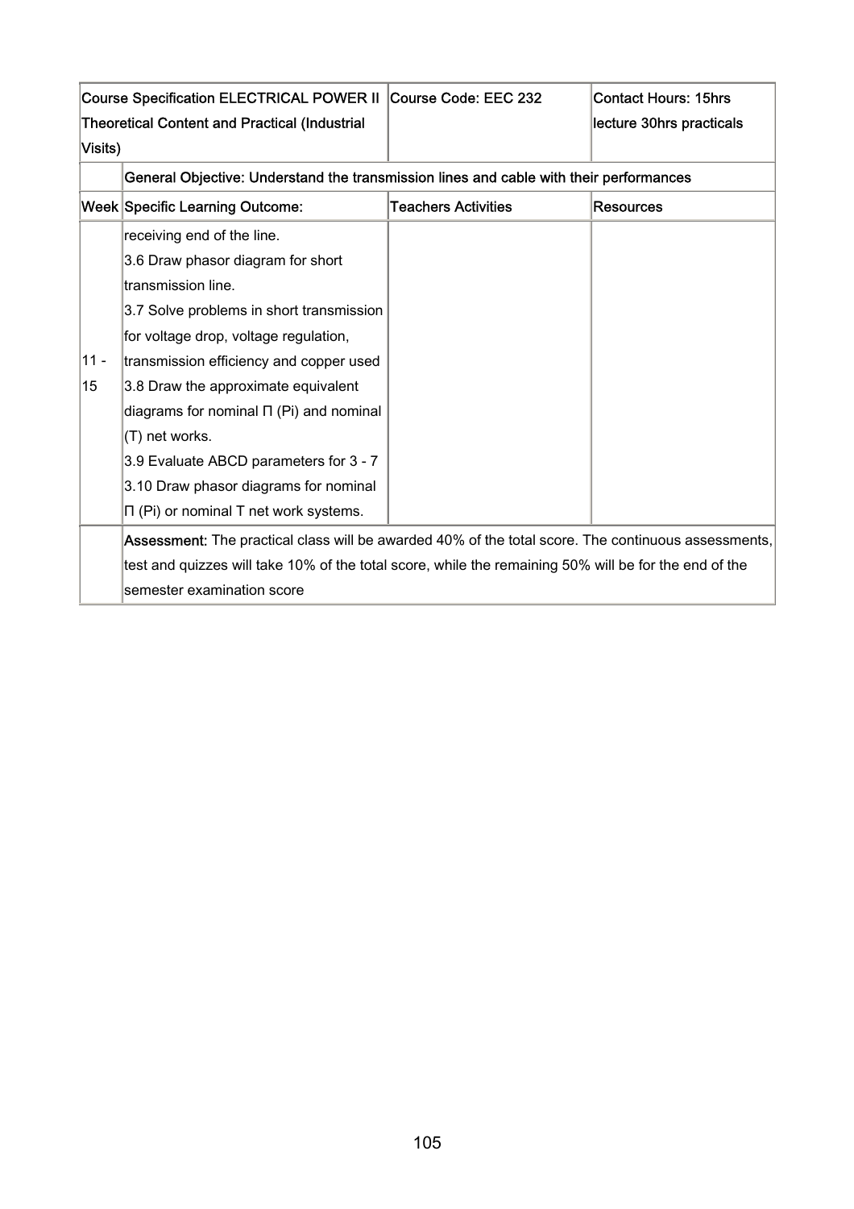| Course Specification ELECTRICAL POWER II Theoretical Content and Practical (Industrial Visits) | | Course Code: EEC 232 | Contact Hours: 15hrs lecture 30hrs practicals |
|---|---|---|---|
| | General Objective: Understand the transmission lines and cable with their performances | | |
| Week | Specific Learning Outcome: | Teachers Activities | Resources |
| 11 - 15 | receiving end of the line.<br>3.6 Draw phasor diagram for short transmission line.<br>3.7 Solve problems in short transmission for voltage drop, voltage regulation, transmission efficiency and copper used<br>3.8 Draw the approximate equivalent diagrams for nominal Π (Pi) and nominal (T) net works.<br>3.9 Evaluate ABCD parameters for 3 - 7<br>3.10 Draw phasor diagrams for nominal Π (Pi) or nominal T net work systems. | | |
| | **Assessment:** The practical class will be awarded 40% of the total score. The continuous assessments, test and quizzes will take 10% of the total score, while the remaining 50% will be for the end of the semester examination score | | |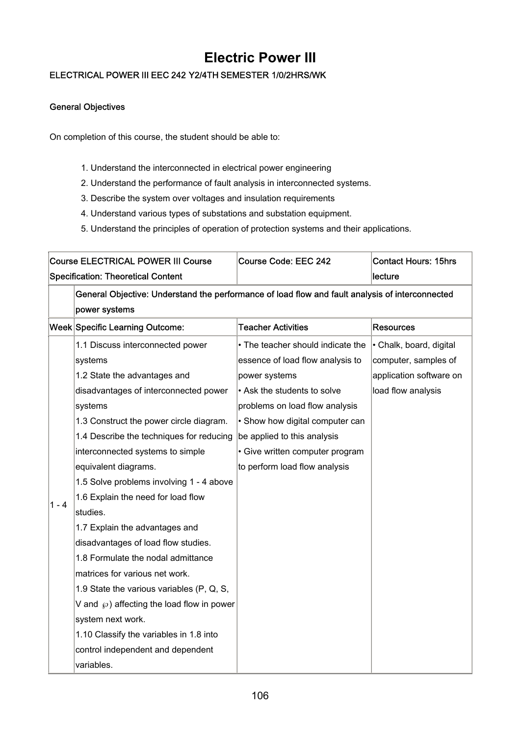# Electric Power III

**ELECTRICAL POWER III EEC 242 Y2/4TH SEMESTER 1/0/2HRS/WK**

**General Objectives**

On completion of this course, the student should be able to:

1. Understand the interconnected in electrical power engineering
2. Understand the performance of fault analysis in interconnected systems.
3. Describe the system over voltages and insulation requirements
4. Understand various types of substations and substation equipment.
5. Understand the principles of operation of protection systems and their applications.

| Course ELECTRICAL POWER III Course Specification: Theoretical Content | | Course Code: EEC 242 | Contact Hours: 15hrs lecture |
|---|---|---|---|
| | General Objective: Understand the performance of load flow and fault analysis of interconnected power systems | | |
| Week | Specific Learning Outcome: | Teacher Activities | Resources |
| 1 - 4 | 1.1 Discuss interconnected power systems<br>1.2 State the advantages and disadvantages of interconnected power systems<br>1.3 Construct the power circle diagram.<br>1.4 Describe the techniques for reducing interconnected systems to simple equivalent diagrams.<br>1.5 Solve problems involving 1 - 4 above<br>1.6 Explain the need for load flow studies.<br>1.7 Explain the advantages and disadvantages of load flow studies.<br>1.8 Formulate the nodal admittance matrices for various net work.<br>1.9 State the various variables (P, Q, S, V and $\wp$) affecting the load flow in power system next work.<br>1.10 Classify the variables in 1.8 into control independent and dependent variables. | • The teacher should indicate the essence of load flow analysis to power systems<br>• Ask the students to solve problems on load flow analysis<br>• Show how digital computer can be applied to this analysis<br>• Give written computer program to perform load flow analysis | • Chalk, board, digital computer, samples of application software on load flow analysis |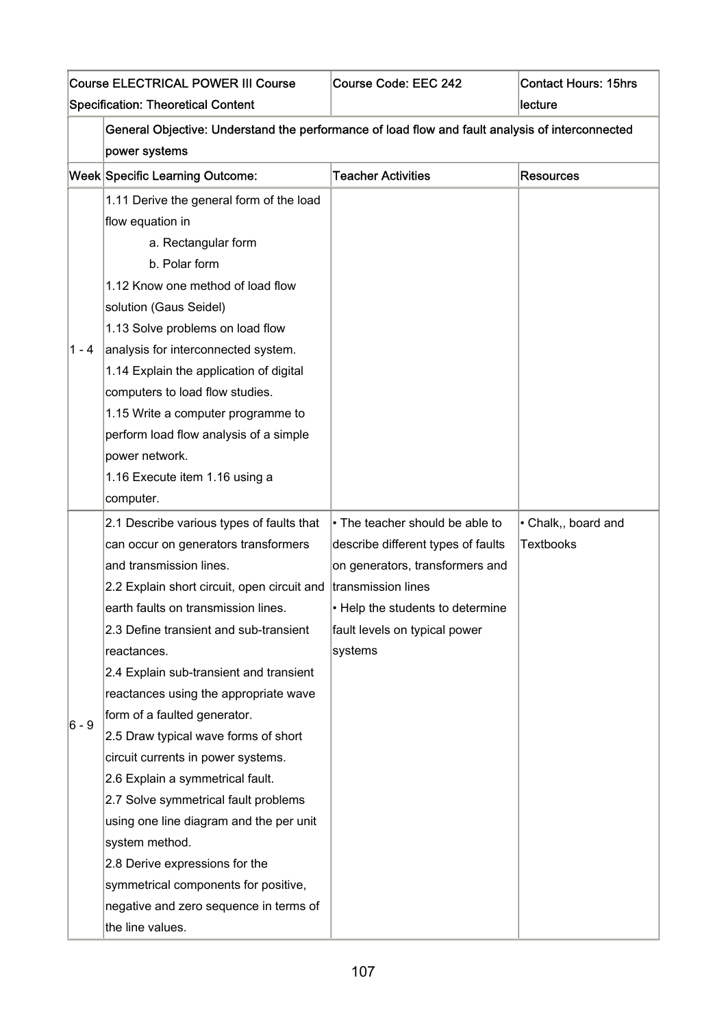| Course ELECTRICAL POWER III Course Specification: Theoretical Content | | Course Code: EEC 242 | Contact Hours: 15hrs lecture |
|---|---|---|---|
| | General Objective: Understand the performance of load flow and fault analysis of interconnected power systems | | |
| Week | Specific Learning Outcome: | Teacher Activities | Resources |
| 1 - 4 | 1.11 Derive the general form of the load flow equation in<br>a. Rectangular form<br>b. Polar form<br>1.12 Know one method of load flow solution (Gaus Seidel)<br>1.13 Solve problems on load flow analysis for interconnected system.<br>1.14 Explain the application of digital computers to load flow studies.<br>1.15 Write a computer programme to perform load flow analysis of a simple power network.<br>1.16 Execute item 1.16 using a computer. | | |
| 6 - 9 | 2.1 Describe various types of faults that can occur on generators transformers and transmission lines.<br>2.2 Explain short circuit, open circuit and earth faults on transmission lines.<br>2.3 Define transient and sub-transient reactances.<br>2.4 Explain sub-transient and transient reactances using the appropriate wave form of a faulted generator.<br>2.5 Draw typical wave forms of short circuit currents in power systems.<br>2.6 Explain a symmetrical fault.<br>2.7 Solve symmetrical fault problems using one line diagram and the per unit system method.<br>2.8 Derive expressions for the symmetrical components for positive, negative and zero sequence in terms of the line values. | • The teacher should be able to describe different types of faults on generators, transformers and transmission lines<br>• Help the students to determine fault levels on typical power systems | • Chalk,, board and Textbooks |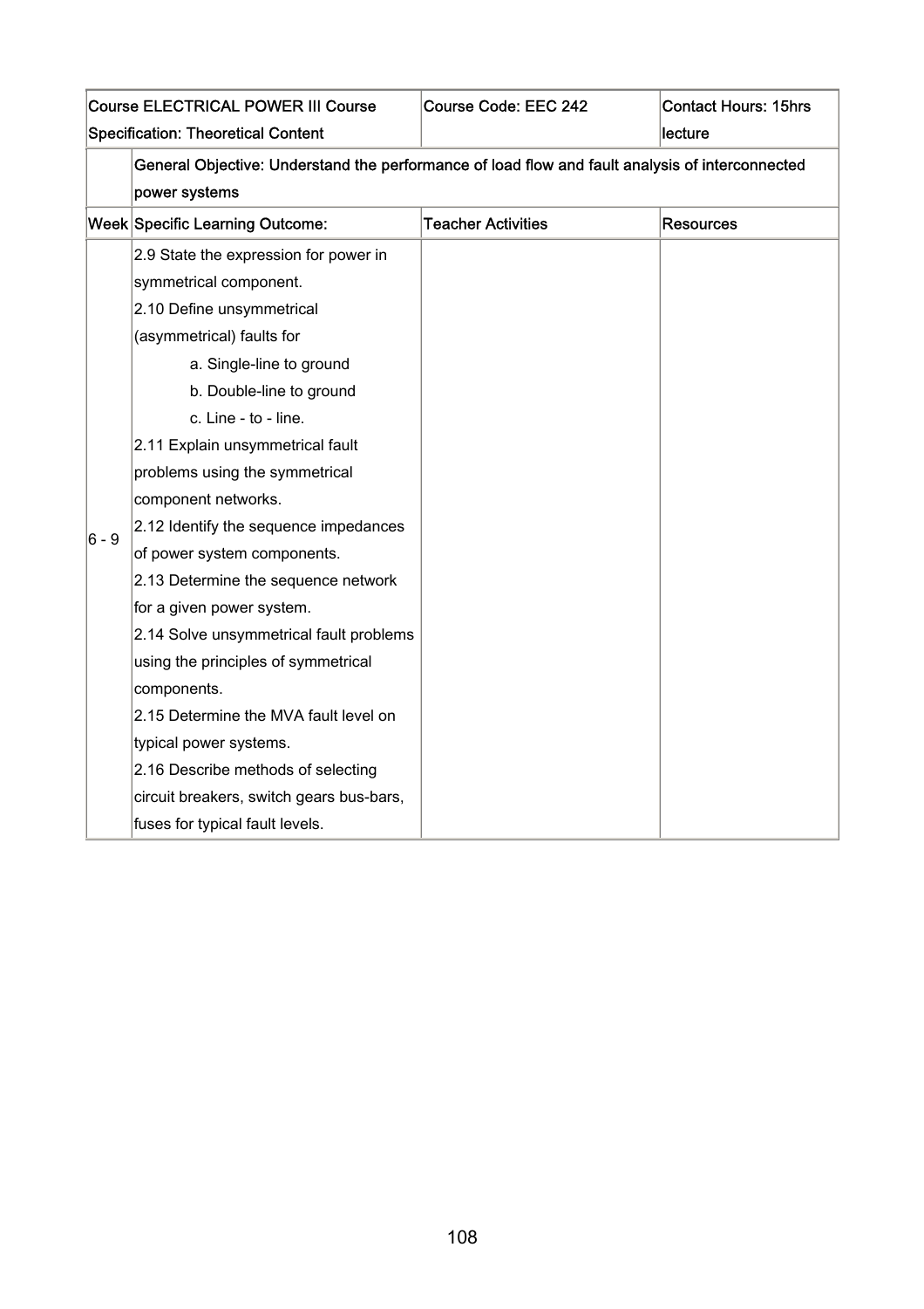| Course ELECTRICAL POWER III Course Specification: Theoretical Content | | Course Code: EEC 242 | Contact Hours: 15hrs lecture |
|---|---|---|---|
| | General Objective: Understand the performance of load flow and fault analysis of interconnected power systems | | |
| Week | Specific Learning Outcome: | Teacher Activities | Resources |
| 6 - 9 | 2.9 State the expression for power in symmetrical component.<br>2.10 Define unsymmetrical (asymmetrical) faults for<br>a. Single-line to ground<br>b. Double-line to ground<br>c. Line - to - line.<br>2.11 Explain unsymmetrical fault problems using the symmetrical component networks.<br>2.12 Identify the sequence impedances of power system components.<br>2.13 Determine the sequence network for a given power system.<br>2.14 Solve unsymmetrical fault problems using the principles of symmetrical components.<br>2.15 Determine the MVA fault level on typical power systems.<br>2.16 Describe methods of selecting circuit breakers, switch gears bus-bars, fuses for typical fault levels. | | |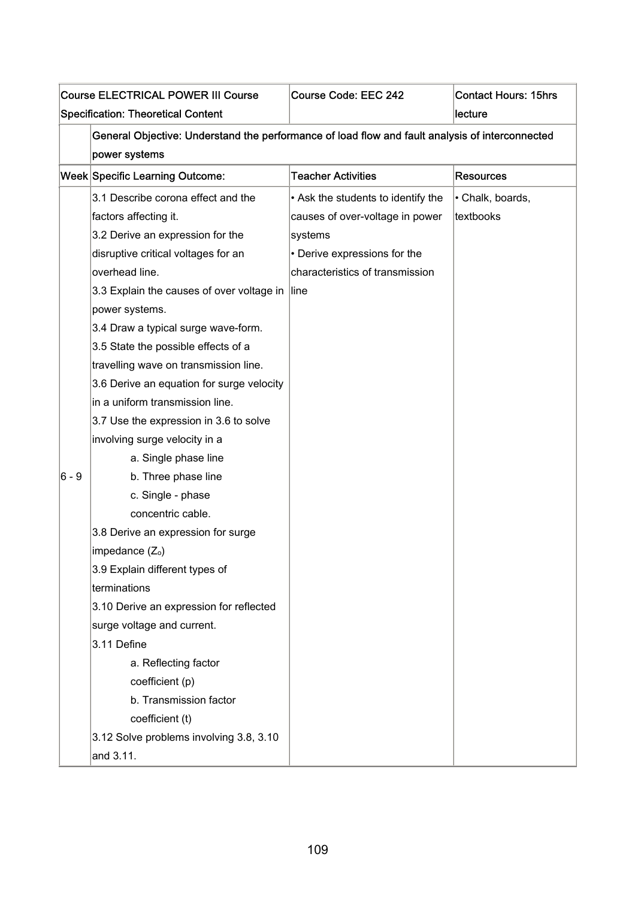| Course ELECTRICAL POWER III Course Specification: Theoretical Content | | Course Code: EEC 242 | Contact Hours: 15hrs lecture |
|---|---|---|---|
| | General Objective: Understand the performance of load flow and fault analysis of interconnected power systems | | |
| Week | Specific Learning Outcome: | Teacher Activities | Resources |
| 6 - 9 | 3.1 Describe corona effect and the factors affecting it.<br>3.2 Derive an expression for the disruptive critical voltages for an overhead line.<br>3.3 Explain the causes of over voltage in power systems.<br>3.4 Draw a typical surge wave-form.<br>3.5 State the possible effects of a travelling wave on transmission line.<br>3.6 Derive an equation for surge velocity in a uniform transmission line.<br>3.7 Use the expression in 3.6 to solve involving surge velocity in a<br>a. Single phase line<br>b. Three phase line<br>c. Single - phase concentric cable.<br>3.8 Derive an expression for surge impedance ($Z_o$)<br>3.9 Explain different types of terminations<br>3.10 Derive an expression for reflected surge voltage and current.<br>3.11 Define<br>a. Reflecting factor coefficient (p)<br>b. Transmission factor coefficient (t)<br>3.12 Solve problems involving 3.8, 3.10 and 3.11. | • Ask the students to identify the causes of over-voltage in power systems<br>• Derive expressions for the characteristics of transmission line | • Chalk, boards, textbooks |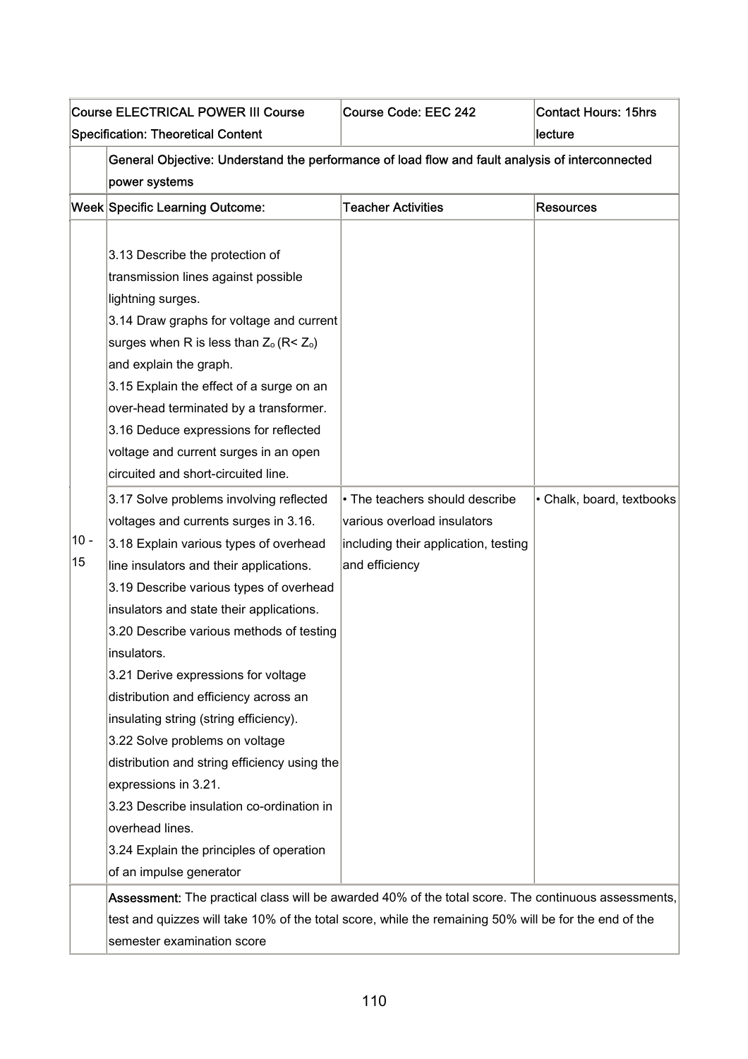| Course ELECTRICAL POWER III Course Specification: Theoretical Content | | Course Code: EEC 242 | Contact Hours: 15hrs lecture |
|---|---|---|---|
| | **General Objective: Understand the performance of load flow and fault analysis of interconnected power systems** | | |
| **Week** | **Specific Learning Outcome:** | **Teacher Activities** | **Resources** |
| | 3.13 Describe the protection of transmission lines against possible lightning surges.<br>3.14 Draw graphs for voltage and current surges when R is less than $Z_o$ ($R< Z_o$) and explain the graph.<br>3.15 Explain the effect of a surge on an over-head terminated by a transformer.<br>3.16 Deduce expressions for reflected voltage and current surges in an open circuited and short-circuited line. | | |
| 10 - 15 | 3.17 Solve problems involving reflected voltages and currents surges in 3.16.<br>3.18 Explain various types of overhead line insulators and their applications.<br>3.19 Describe various types of overhead insulators and state their applications.<br>3.20 Describe various methods of testing insulators.<br>3.21 Derive expressions for voltage distribution and efficiency across an insulating string (string efficiency).<br>3.22 Solve problems on voltage distribution and string efficiency using the expressions in 3.21.<br>3.23 Describe insulation co-ordination in overhead lines.<br>3.24 Explain the principles of operation of an impulse generator | • The teachers should describe various overload insulators including their application, testing and efficiency | • Chalk, board, textbooks |
| | **Assessment:** The practical class will be awarded 40% of the total score. The continuous assessments, test and quizzes will take 10% of the total score, while the remaining 50% will be for the end of the semester examination score | | |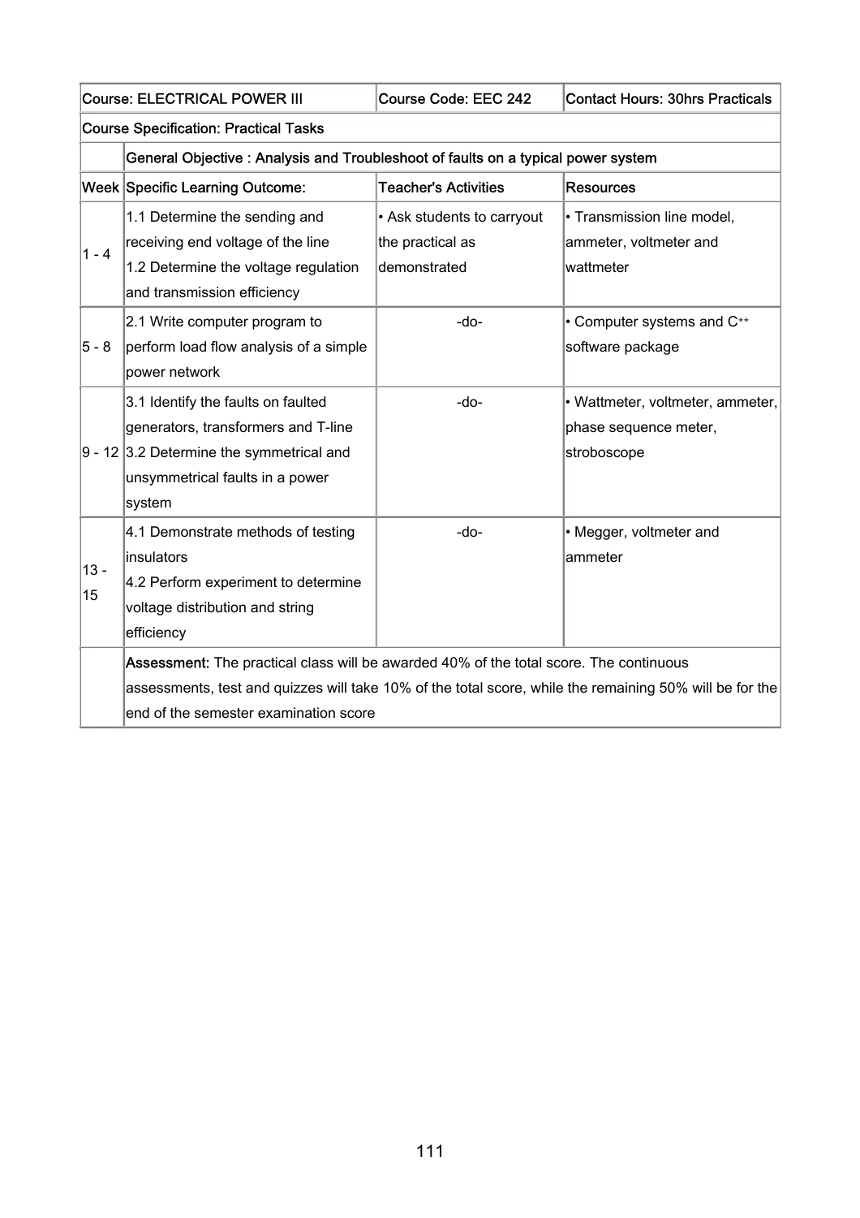| Course: ELECTRICAL POWER III | | Course Code: EEC 242 | Contact Hours: 30hrs Practicals |
|---|---|---|---|
| Course Specification: Practical Tasks | | | |
| | **General Objective : Analysis and Troubleshoot of faults on a typical power system** | | |
| **Week** | **Specific Learning Outcome:** | **Teacher's Activities** | **Resources** |
| 1 - 4 | 1.1 Determine the sending and receiving end voltage of the line<br>1.2 Determine the voltage regulation and transmission efficiency | • Ask students to carryout the practical as demonstrated | • Transmission line model, ammeter, voltmeter and wattmeter |
| 5 - 8 | 2.1 Write computer program to perform load flow analysis of a simple power network | -do- | • Computer systems and C++ software package |
| 9 - 12 | 3.1 Identify the faults on faulted generators, transformers and T-line<br>3.2 Determine the symmetrical and unsymmetrical faults in a power system | -do- | • Wattmeter, voltmeter, ammeter, phase sequence meter, stroboscope |
| 13 - 15 | 4.1 Demonstrate methods of testing insulators<br>4.2 Perform experiment to determine voltage distribution and string efficiency | -do- | • Megger, voltmeter and ammeter |
| | **Assessment:** The practical class will be awarded 40% of the total score. The continuous assessments, test and quizzes will take 10% of the total score, while the remaining 50% will be for the end of the semester examination score | | |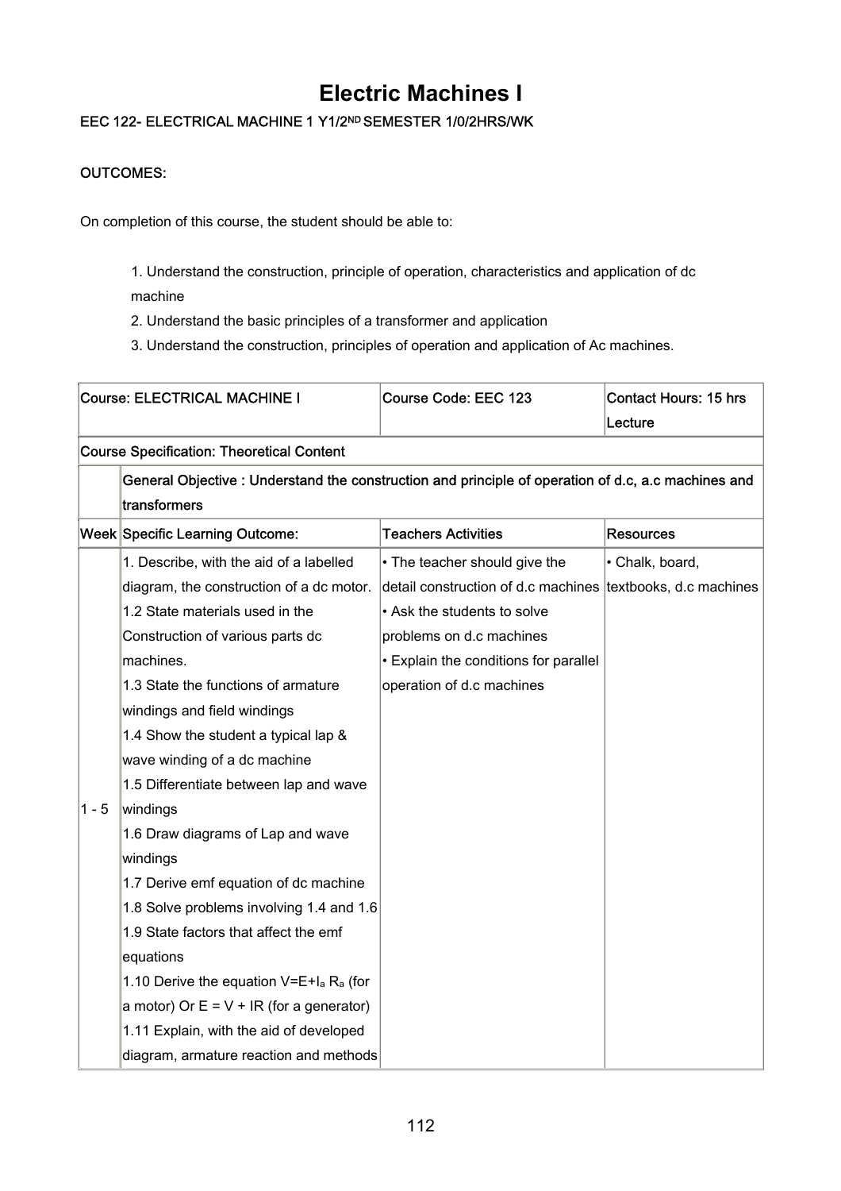# Electric Machines I

**EEC 122- ELECTRICAL MACHINE 1 Y1/2ND SEMESTER 1/0/2HRS/WK**

**OUTCOMES:**

On completion of this course, the student should be able to:

1. Understand the construction, principle of operation, characteristics and application of dc machine
2. Understand the basic principles of a transformer and application
3. Understand the construction, principles of operation and application of Ac machines.

| Course: ELECTRICAL MACHINE I | | Course Code: EEC 123 | Contact Hours: 15 hrs Lecture |
|---|---|---|---|
| Course Specification: Theoretical Content | | | |
| | General Objective : Understand the construction and principle of operation of d.c, a.c machines and transformers | | |
| Week | Specific Learning Outcome: | Teachers Activities | Resources |
| 1 - 5 | 1. Describe, with the aid of a labelled diagram, the construction of a dc motor.<br>1.2 State materials used in the Construction of various parts dc machines.<br>1.3 State the functions of armature windings and field windings<br>1.4 Show the student a typical lap & wave winding of a dc machine<br>1.5 Differentiate between lap and wave windings<br>1.6 Draw diagrams of Lap and wave windings<br>1.7 Derive emf equation of dc machine<br>1.8 Solve problems involving 1.4 and 1.6<br>1.9 State factors that affect the emf equations<br>1.10 Derive the equation $V=E+I_a R_a$ (for a motor) Or $E = V + IR$ (for a generator)<br>1.11 Explain, with the aid of developed diagram, armature reaction and methods | • The teacher should give the detail construction of d.c machines<br>• Ask the students to solve problems on d.c machines<br>• Explain the conditions for parallel operation of d.c machines | • Chalk, board, textbooks, d.c machines |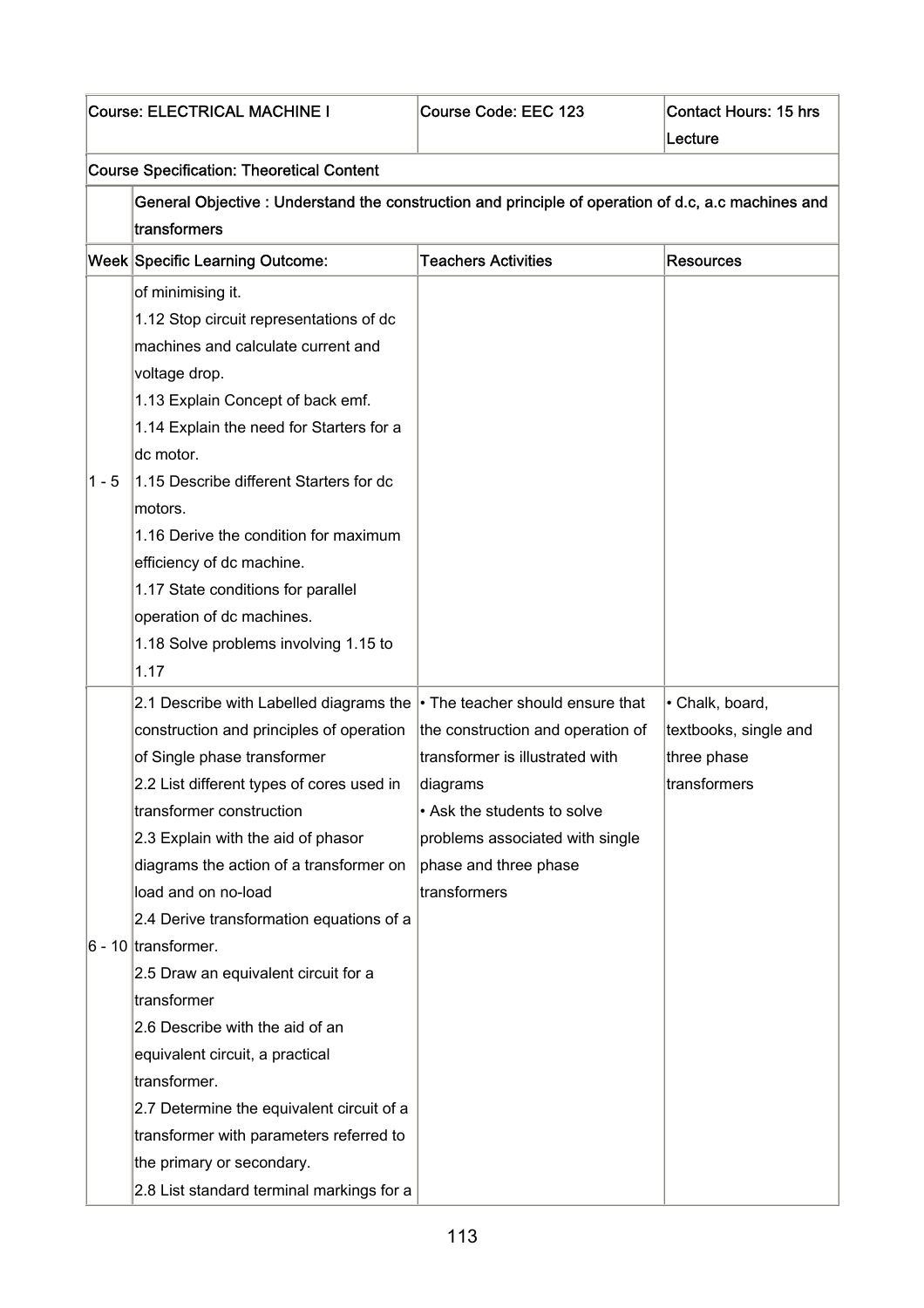| Course: ELECTRICAL MACHINE I | | Course Code: EEC 123 | Contact Hours: 15 hrs Lecture |
|---|---|---|---|
| Course Specification: Theoretical Content | | | |
| | General Objective : Understand the construction and principle of operation of d.c, a.c machines and transformers | | |
| Week | Specific Learning Outcome: | Teachers Activities | Resources |
| 1 - 5 | of minimising it.<br>1.12 Stop circuit representations of dc machines and calculate current and voltage drop.<br>1.13 Explain Concept of back emf.<br>1.14 Explain the need for Starters for a dc motor.<br>1.15 Describe different Starters for dc motors.<br>1.16 Derive the condition for maximum efficiency of dc machine.<br>1.17 State conditions for parallel operation of dc machines.<br>1.18 Solve problems involving 1.15 to 1.17 | | |
| 6 - 10 | 2.1 Describe with Labelled diagrams the construction and principles of operation of Single phase transformer<br>2.2 List different types of cores used in transformer construction<br>2.3 Explain with the aid of phasor diagrams the action of a transformer on load and on no-load<br>2.4 Derive transformation equations of a transformer.<br>2.5 Draw an equivalent circuit for a transformer<br>2.6 Describe with the aid of an equivalent circuit, a practical transformer.<br>2.7 Determine the equivalent circuit of a transformer with parameters referred to the primary or secondary.<br>2.8 List standard terminal markings for a | • The teacher should ensure that the construction and operation of transformer is illustrated with diagrams<br>• Ask the students to solve problems associated with single phase and three phase transformers | • Chalk, board, textbooks, single and three phase transformers |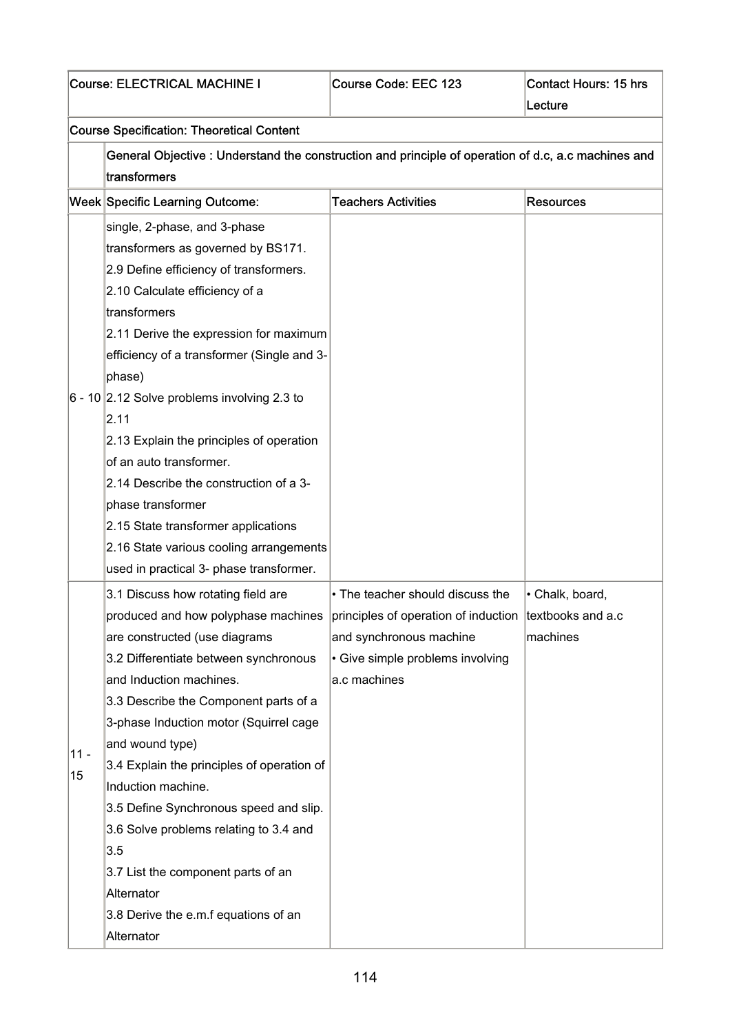| Course: ELECTRICAL MACHINE I | | Course Code: EEC 123 | Contact Hours: 15 hrs Lecture |
|---|---|---|---|
| **Course Specification: Theoretical Content** | | | |
| | **General Objective : Understand the construction and principle of operation of d.c, a.c machines and transformers** | | |
| **Week** | **Specific Learning Outcome:** | **Teachers Activities** | **Resources** |
| 6 - 10 | single, 2-phase, and 3-phase transformers as governed by BS171.<br>2.9 Define efficiency of transformers.<br>2.10 Calculate efficiency of a transformers<br>2.11 Derive the expression for maximum efficiency of a transformer (Single and 3-phase)<br>2.12 Solve problems involving 2.3 to 2.11<br>2.13 Explain the principles of operation of an auto transformer.<br>2.14 Describe the construction of a 3-phase transformer<br>2.15 State transformer applications<br>2.16 State various cooling arrangements used in practical 3- phase transformer. | | |
| 11 - 15 | 3.1 Discuss how rotating field are produced and how polyphase machines are constructed (use diagrams<br>3.2 Differentiate between synchronous and Induction machines.<br>3.3 Describe the Component parts of a 3-phase Induction motor (Squirrel cage and wound type)<br>3.4 Explain the principles of operation of Induction machine.<br>3.5 Define Synchronous speed and slip.<br>3.6 Solve problems relating to 3.4 and 3.5<br>3.7 List the component parts of an Alternator<br>3.8 Derive the e.m.f equations of an Alternator | • The teacher should discuss the principles of operation of induction and synchronous machine<br>• Give simple problems involving a.c machines | • Chalk, board, textbooks and a.c machines |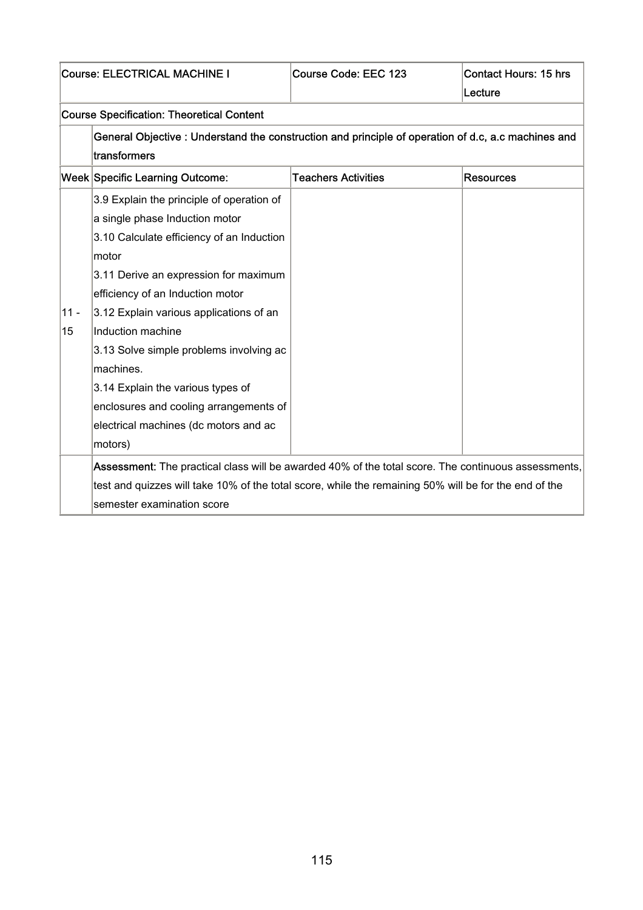| Course: ELECTRICAL MACHINE I | | Course Code: EEC 123 | Contact Hours: 15 hrs Lecture |
|---|---|---|---|
| Course Specification: Theoretical Content | | | |
| | **General Objective : Understand the construction and principle of operation of d.c, a.c machines and transformers** | | |
| Week | Specific Learning Outcome: | Teachers Activities | Resources |
| 11 - 15 | 3.9 Explain the principle of operation of a single phase Induction motor<br>3.10 Calculate efficiency of an Induction motor<br>3.11 Derive an expression for maximum efficiency of an Induction motor<br>3.12 Explain various applications of an Induction machine<br>3.13 Solve simple problems involving ac machines.<br>3.14 Explain the various types of enclosures and cooling arrangements of electrical machines (dc motors and ac motors) | | |
| | **Assessment:** The practical class will be awarded 40% of the total score. The continuous assessments, test and quizzes will take 10% of the total score, while the remaining 50% will be for the end of the semester examination score | | |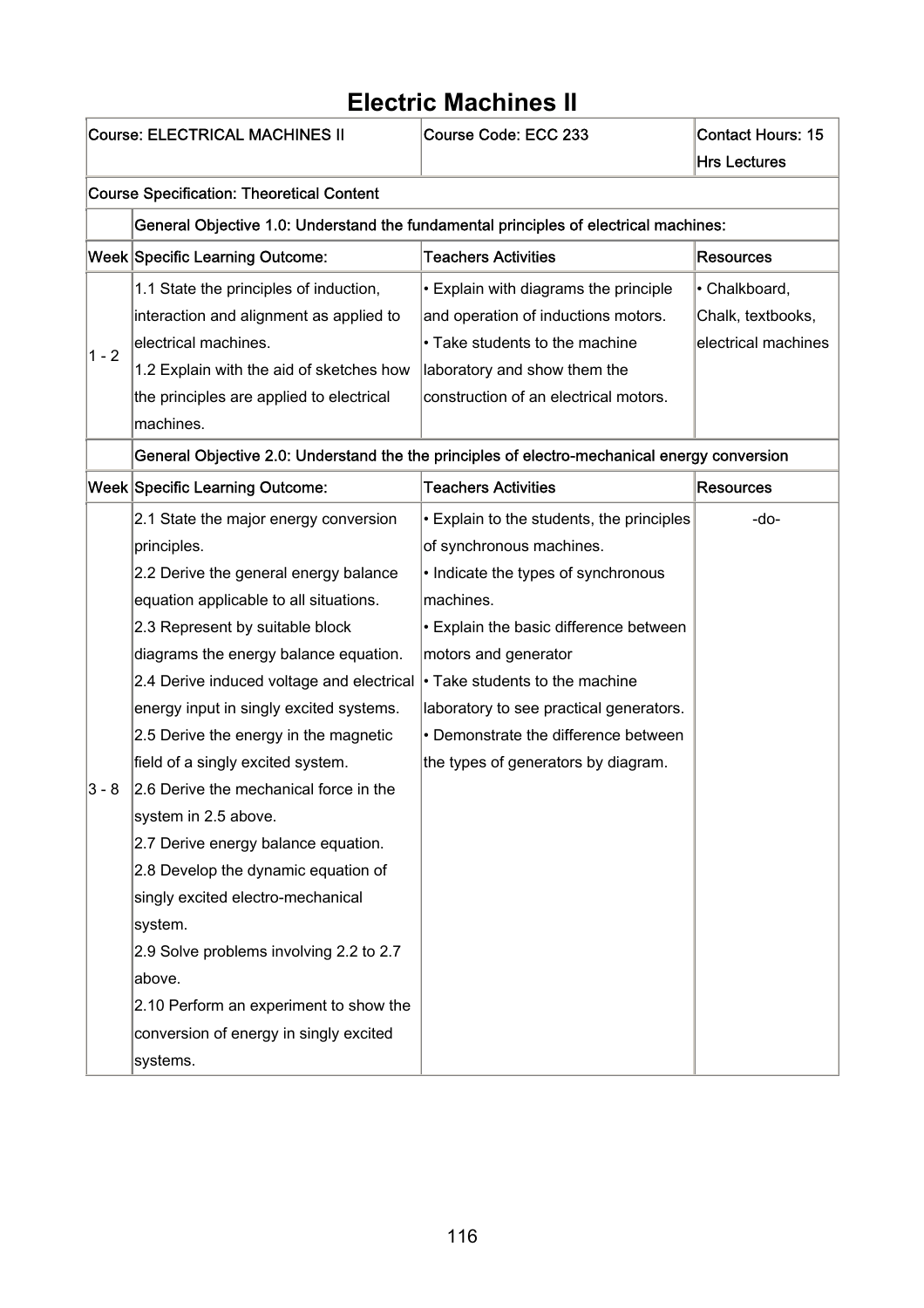# Electric Machines II

| Course: ELECTRICAL MACHINES II | | Course Code: ECC 233 | Contact Hours: 15 Hrs Lectures |
|---|---|---|---|
| Course Specification: Theoretical Content | | | |
| | General Objective 1.0: Understand the fundamental principles of electrical machines: | | |
| Week | Specific Learning Outcome: | Teachers Activities | Resources |
| 1 - 2 | 1.1 State the principles of induction, interaction and alignment as applied to electrical machines.<br>1.2 Explain with the aid of sketches how the principles are applied to electrical machines. | • Explain with diagrams the principle and operation of inductions motors.<br>• Take students to the machine laboratory and show them the construction of an electrical motors. | • Chalkboard, Chalk, textbooks, electrical machines |
| | General Objective 2.0: Understand the the principles of electro-mechanical energy conversion | | |
| Week | Specific Learning Outcome: | Teachers Activities | Resources |
| 3 - 8 | 2.1 State the major energy conversion principles.<br>2.2 Derive the general energy balance equation applicable to all situations.<br>2.3 Represent by suitable block diagrams the energy balance equation.<br>2.4 Derive induced voltage and electrical energy input in singly excited systems.<br>2.5 Derive the energy in the magnetic field of a singly excited system.<br>2.6 Derive the mechanical force in the system in 2.5 above.<br>2.7 Derive energy balance equation.<br>2.8 Develop the dynamic equation of singly excited electro-mechanical system.<br>2.9 Solve problems involving 2.2 to 2.7 above.<br>2.10 Perform an experiment to show the conversion of energy in singly excited systems. | • Explain to the students, the principles of synchronous machines.<br>• Indicate the types of synchronous machines.<br>• Explain the basic difference between motors and generator<br>• Take students to the machine laboratory to see practical generators.<br>• Demonstrate the difference between the types of generators by diagram. | -do- |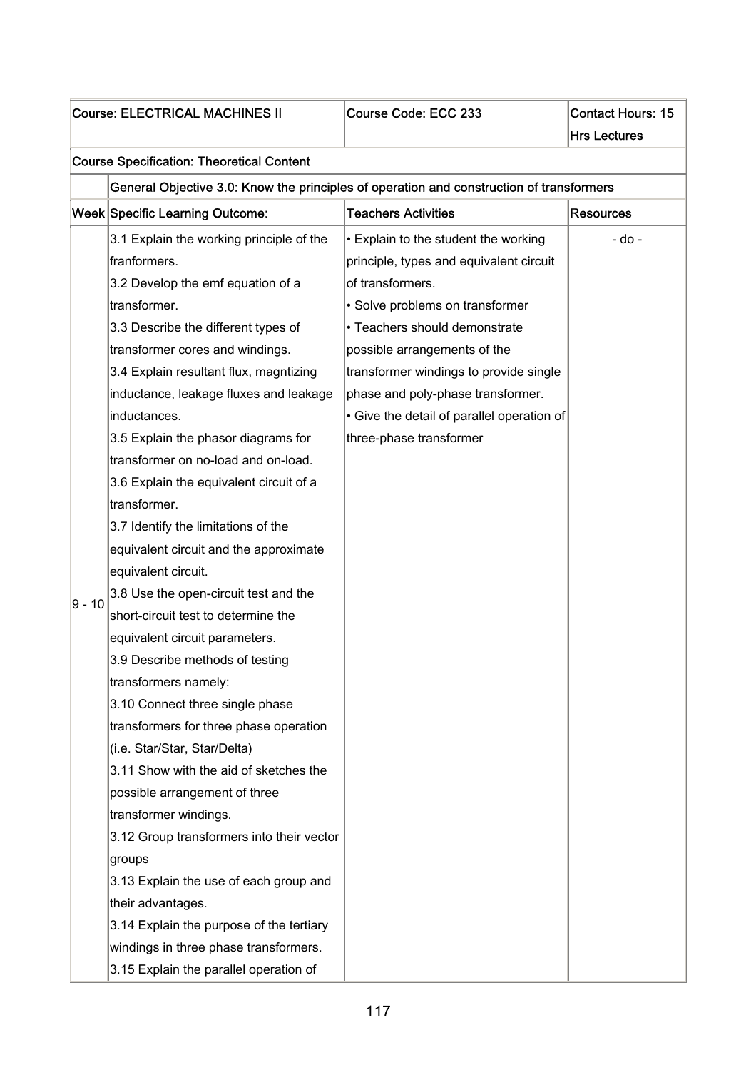| Course: ELECTRICAL MACHINES II | | Course Code: ECC 233 | Contact Hours: 15 Hrs Lectures |
|---|---|---|---|
| Course Specification: Theoretical Content | | | |
| | General Objective 3.0: Know the principles of operation and construction of transformers | | |
| Week | Specific Learning Outcome: | Teachers Activities | Resources |
| 9 - 10 | 3.1 Explain the working principle of the franformers.<br>3.2 Develop the emf equation of a transformer.<br>3.3 Describe the different types of transformer cores and windings.<br>3.4 Explain resultant flux, magntizing inductance, leakage fluxes and leakage inductances.<br>3.5 Explain the phasor diagrams for transformer on no-load and on-load.<br>3.6 Explain the equivalent circuit of a transformer.<br>3.7 Identify the limitations of the equivalent circuit and the approximate equivalent circuit.<br>3.8 Use the open-circuit test and the short-circuit test to determine the equivalent circuit parameters.<br>3.9 Describe methods of testing transformers namely:<br>3.10 Connect three single phase transformers for three phase operation (i.e. Star/Star, Star/Delta)<br>3.11 Show with the aid of sketches the possible arrangement of three transformer windings.<br>3.12 Group transformers into their vector groups<br>3.13 Explain the use of each group and their advantages.<br>3.14 Explain the purpose of the tertiary windings in three phase transformers.<br>3.15 Explain the parallel operation of | • Explain to the student the working principle, types and equivalent circuit of transformers.<br>• Solve problems on transformer<br>• Teachers should demonstrate possible arrangements of the transformer windings to provide single phase and poly-phase transformer.<br>• Give the detail of parallel operation of three-phase transformer | - do - |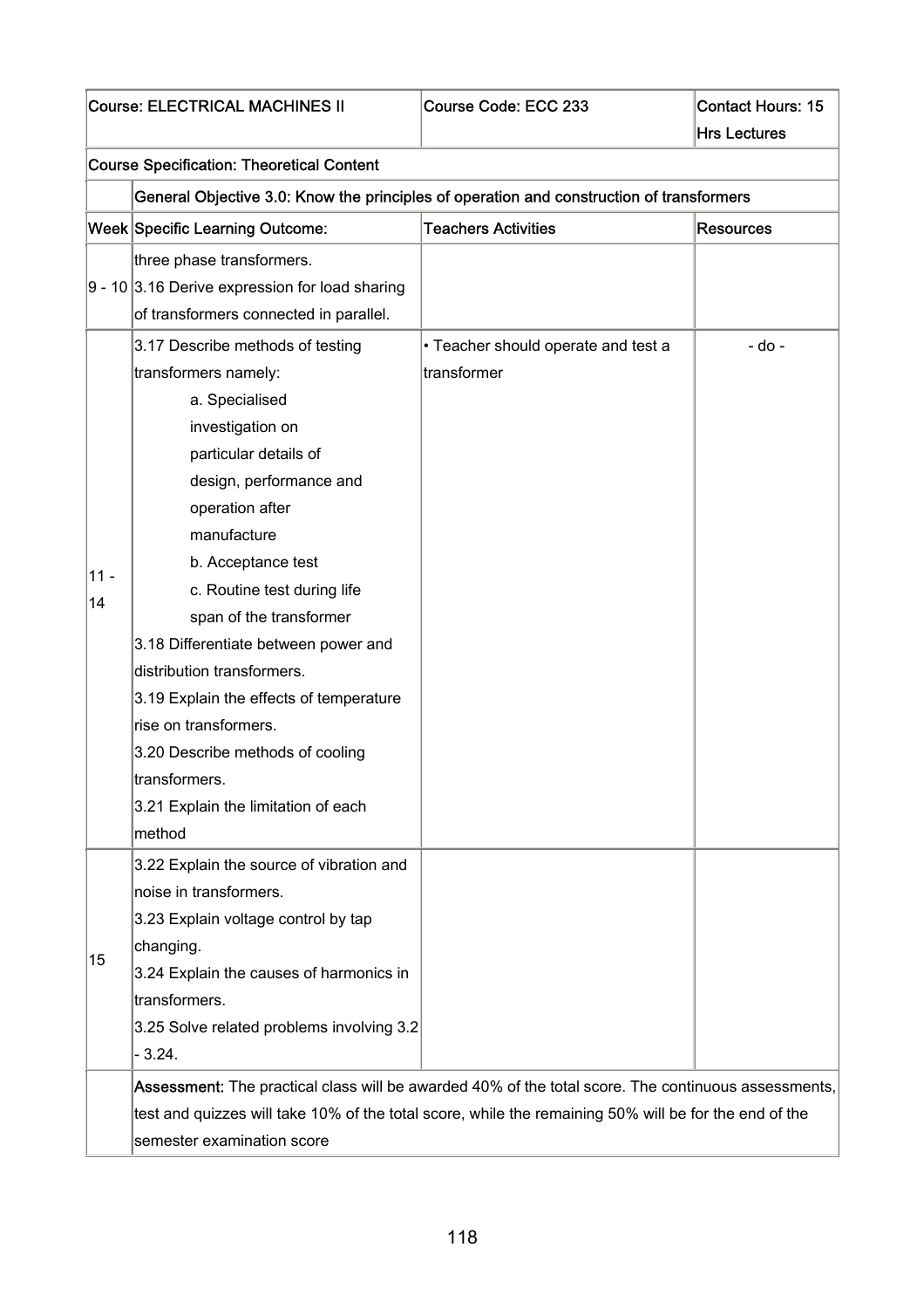| Course: ELECTRICAL MACHINES II | | Course Code: ECC 233 | Contact Hours: 15 Hrs Lectures |
|---|---|---|---|
| **Course Specification: Theoretical Content** | | | |
| | **General Objective 3.0: Know the principles of operation and construction of transformers** | | |
| **Week** | **Specific Learning Outcome:** | **Teachers Activities** | **Resources** |
| 9 - 10 | three phase transformers.<br>3.16 Derive expression for load sharing of transformers connected in parallel. | | |
| 11 - 14 | 3.17 Describe methods of testing transformers namely:<br>a. Specialised investigation on particular details of design, performance and operation after manufacture<br>b. Acceptance test<br>c. Routine test during life span of the transformer<br>3.18 Differentiate between power and distribution transformers.<br>3.19 Explain the effects of temperature rise on transformers.<br>3.20 Describe methods of cooling transformers.<br>3.21 Explain the limitation of each method | • Teacher should operate and test a transformer | - do - |
| 15 | 3.22 Explain the source of vibration and noise in transformers.<br>3.23 Explain voltage control by tap changing.<br>3.24 Explain the causes of harmonics in transformers.<br>3.25 Solve related problems involving 3.2 - 3.24. | | |
| | **Assessment:** The practical class will be awarded 40% of the total score. The continuous assessments, test and quizzes will take 10% of the total score, while the remaining 50% will be for the end of the semester examination score | | |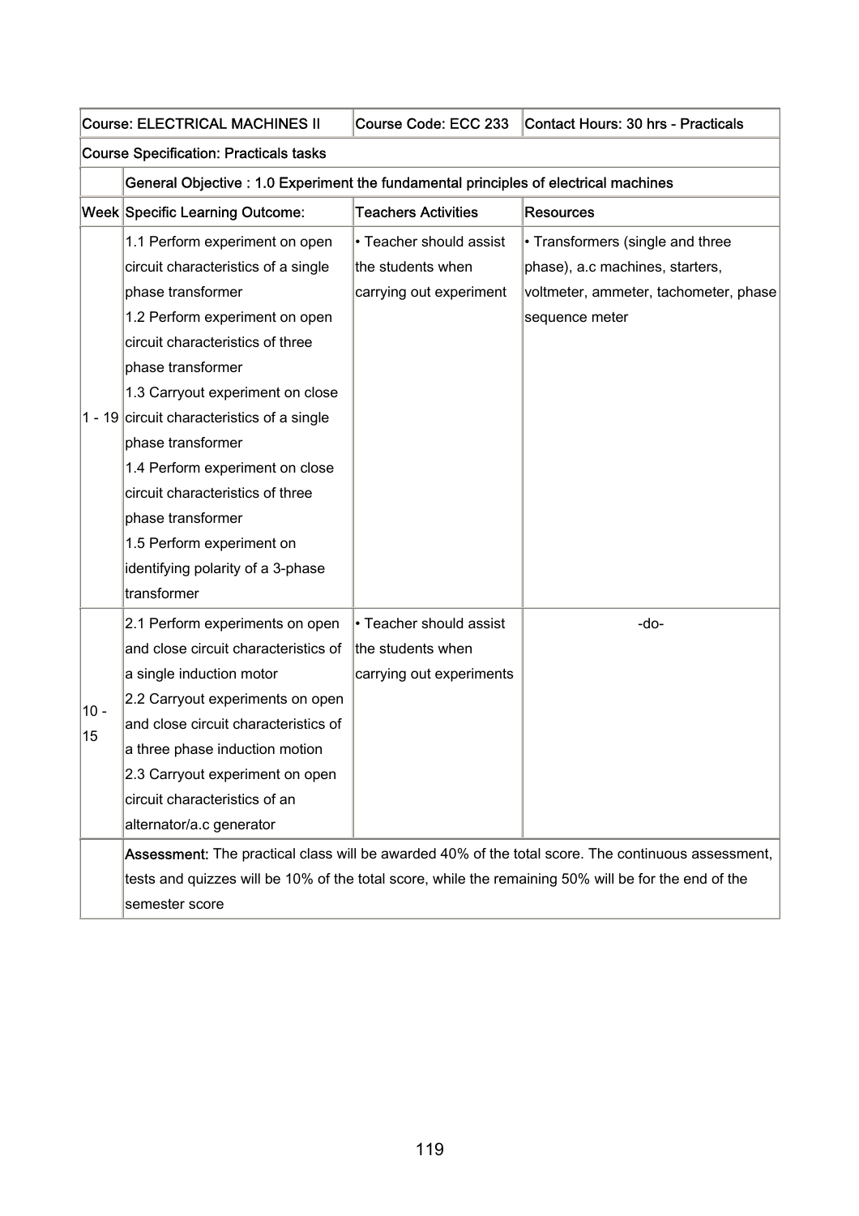| Course: ELECTRICAL MACHINES II | | Course Code: ECC 233 | Contact Hours: 30 hrs - Practicals |
|---|---|---|---|
| **Course Specification: Practicals tasks** | | | |
| | **General Objective : 1.0 Experiment the fundamental principles of electrical machines** | | |
| **Week** | **Specific Learning Outcome:** | **Teachers Activities** | **Resources** |
| 1 - 19 | 1.1 Perform experiment on open circuit characteristics of a single phase transformer<br>1.2 Perform experiment on open circuit characteristics of three phase transformer<br>1.3 Carryout experiment on close circuit characteristics of a single phase transformer<br>1.4 Perform experiment on close circuit characteristics of three phase transformer<br>1.5 Perform experiment on identifying polarity of a 3-phase transformer | • Teacher should assist the students when carrying out experiment | • Transformers (single and three phase), a.c machines, starters, voltmeter, ammeter, tachometer, phase sequence meter |
| 10 - 15 | 2.1 Perform experiments on open and close circuit characteristics of a single induction motor<br>2.2 Carryout experiments on open and close circuit characteristics of a three phase induction motion<br>2.3 Carryout experiment on open circuit characteristics of an alternator/a.c generator | • Teacher should assist the students when carrying out experiments | -do- |
| | **Assessment:** The practical class will be awarded 40% of the total score. The continuous assessment, tests and quizzes will be 10% of the total score, while the remaining 50% will be for the end of the semester score | | |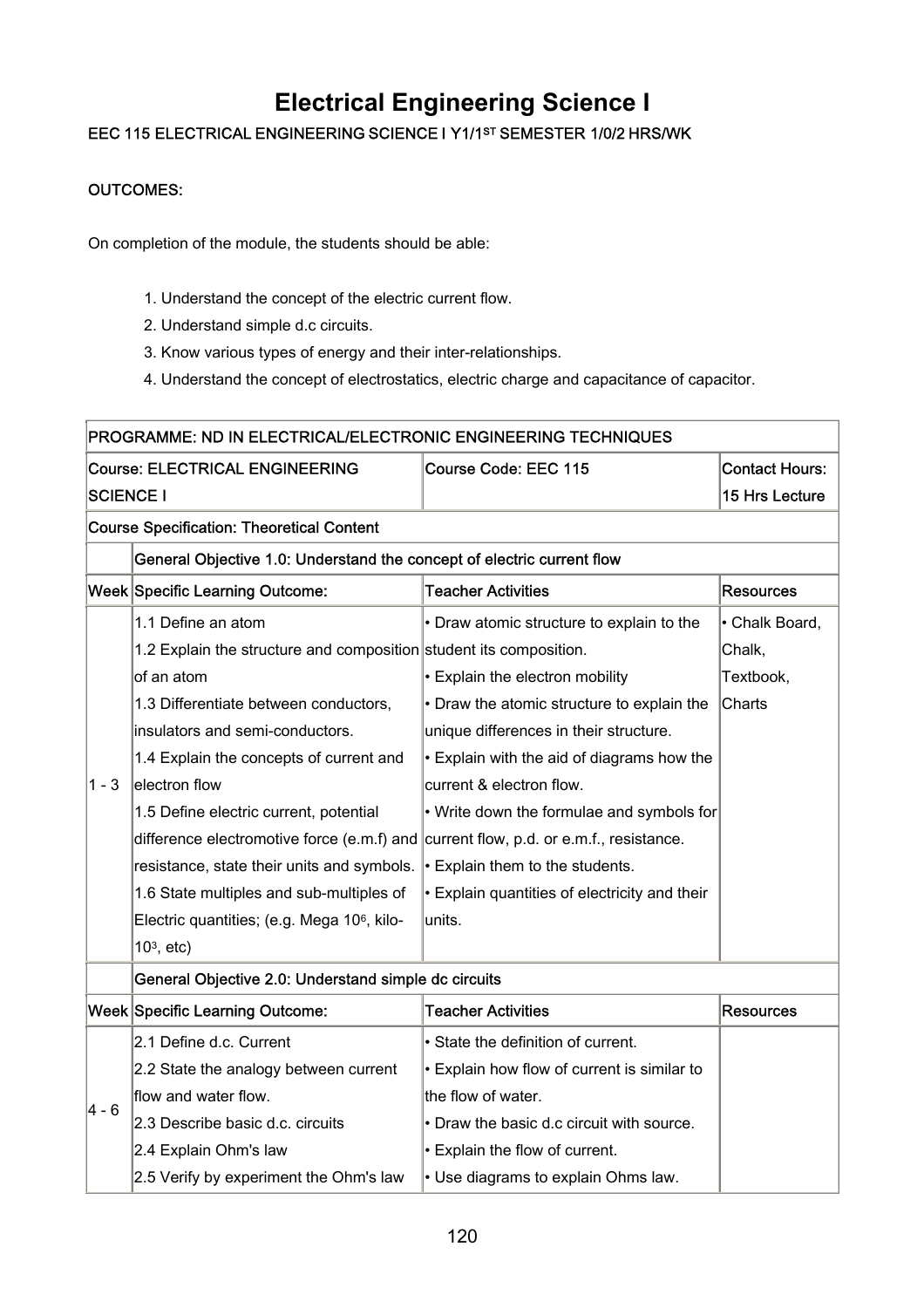# Electrical Engineering Science I

EEC 115 ELECTRICAL ENGINEERING SCIENCE I Y1/1ST SEMESTER 1/0/2 HRS/WK

OUTCOMES:

On completion of the module, the students should be able:

1. Understand the concept of the electric current flow.
2. Understand simple d.c circuits.
3. Know various types of energy and their inter-relationships.
4. Understand the concept of electrostatics, electric charge and capacitance of capacitor.

| PROGRAMME: ND IN ELECTRICAL/ELECTRONIC ENGINEERING TECHNIQUES | | | |
|---|---|---|---|
| Course: ELECTRICAL ENGINEERING SCIENCE I | | Course Code: EEC 115 | Contact Hours: 15 Hrs Lecture |
| Course Specification: Theoretical Content | | | |
| | General Objective 1.0: Understand the concept of electric current flow | | |
| Week | Specific Learning Outcome: | Teacher Activities | Resources |
| 1 - 3 | 1.1 Define an atom<br>1.2 Explain the structure and composition of an atom<br>1.3 Differentiate between conductors, insulators and semi-conductors.<br>1.4 Explain the concepts of current and electron flow<br>1.5 Define electric current, potential difference electromotive force (e.m.f) and resistance, state their units and symbols.<br>1.6 State multiples and sub-multiples of Electric quantities; (e.g. Mega $10^6$, kilo- $10^3$, etc) | • Draw atomic structure to explain to the student its composition.<br>• Explain the electron mobility<br>• Draw the atomic structure to explain the unique differences in their structure.<br>• Explain with the aid of diagrams how the current & electron flow.<br>• Write down the formulae and symbols for current flow, p.d. or e.m.f., resistance.<br>• Explain them to the students.<br>• Explain quantities of electricity and their units. | • Chalk Board, Chalk, Textbook, Charts |
| | General Objective 2.0: Understand simple dc circuits | | |
| Week | Specific Learning Outcome: | Teacher Activities | Resources |
| 4 - 6 | 2.1 Define d.c. Current<br>2.2 State the analogy between current flow and water flow.<br>2.3 Describe basic d.c. circuits<br>2.4 Explain Ohm's law<br>2.5 Verify by experiment the Ohm's law | • State the definition of current.<br>• Explain how flow of current is similar to the flow of water.<br>• Draw the basic d.c circuit with source.<br>• Explain the flow of current.<br>• Use diagrams to explain Ohms law. | |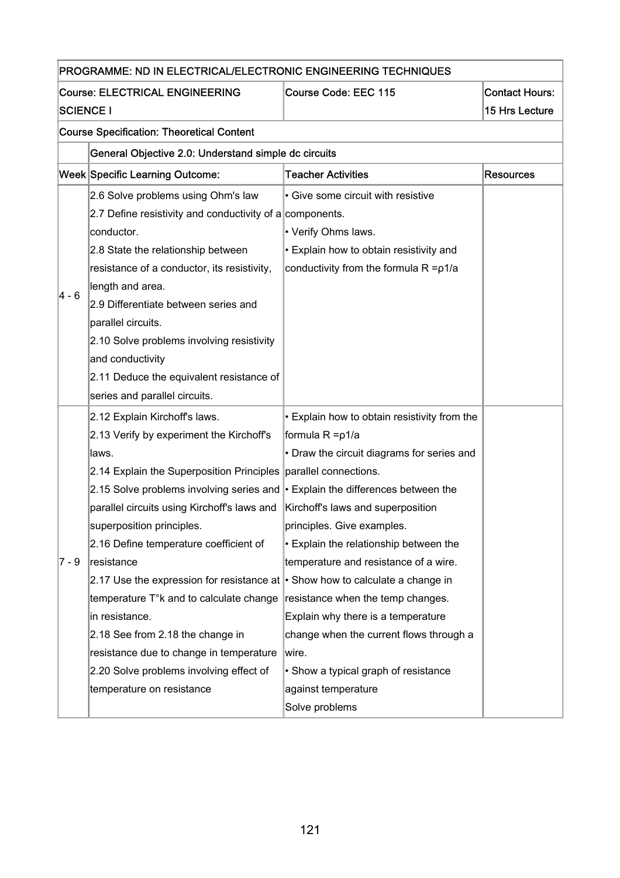| PROGRAMME: ND IN ELECTRICAL/ELECTRONIC ENGINEERING TECHNIQUES | | | |
|---|---|---|---|
| Course: ELECTRICAL ENGINEERING SCIENCE I | | Course Code: EEC 115 | Contact Hours: 15 Hrs Lecture |
| Course Specification: Theoretical Content | | | |
| | General Objective 2.0: Understand simple dc circuits | | |
| Week | Specific Learning Outcome: | Teacher Activities | Resources |
| 4 - 6 | 2.6 Solve problems using Ohm's law<br>2.7 Define resistivity and conductivity of a conductor.<br>2.8 State the relationship between resistance of a conductor, its resistivity, length and area.<br>2.9 Differentiate between series and parallel circuits.<br>2.10 Solve problems involving resistivity and conductivity<br>2.11 Deduce the equivalent resistance of series and parallel circuits. | • Give some circuit with resistive components.<br>• Verify Ohms laws.<br>• Explain how to obtain resistivity and conductivity from the formula $R = \rho 1/a$ | |
| 7 - 9 | 2.12 Explain Kirchoff's laws.<br>2.13 Verify by experiment the Kirchoff's laws.<br>2.14 Explain the Superposition Principles<br>2.15 Solve problems involving series and parallel circuits using Kirchoff's laws and superposition principles.<br>2.16 Define temperature coefficient of resistance<br>2.17 Use the expression for resistance at temperature T°k and to calculate change in resistance.<br>2.18 See from 2.18 the change in resistance due to change in temperature<br>2.20 Solve problems involving effect of temperature on resistance | • Explain how to obtain resistivity from the formula $R = \rho 1/a$<br>• Draw the circuit diagrams for series and parallel connections.<br>• Explain the differences between the Kirchoff's laws and superposition principles. Give examples.<br>• Explain the relationship between the temperature and resistance of a wire.<br>• Show how to calculate a change in resistance when the temp changes. Explain why there is a temperature change when the current flows through a wire.<br>• Show a typical graph of resistance against temperature<br>Solve problems | |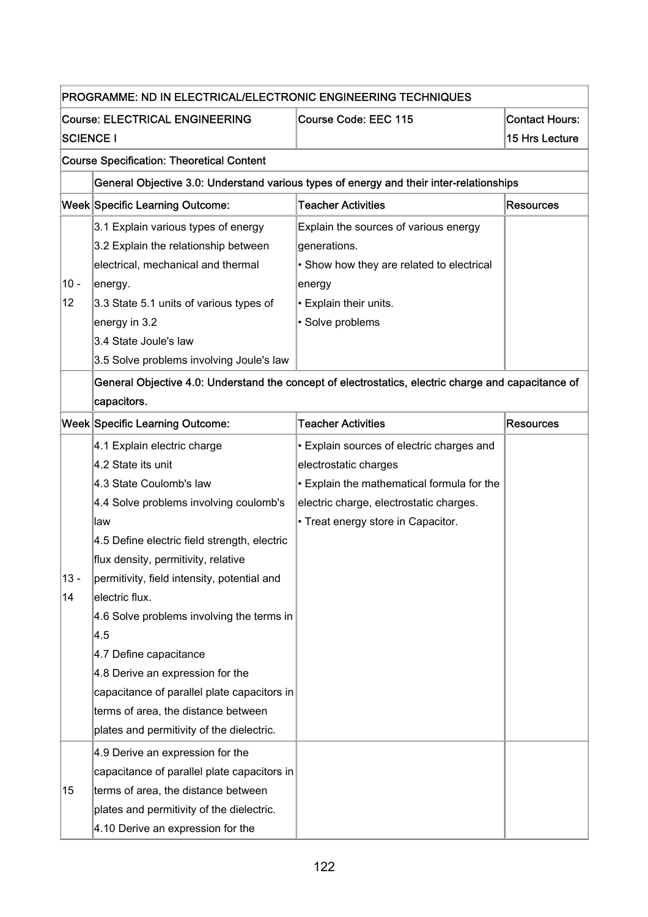| PROGRAMME: ND IN ELECTRICAL/ELECTRONIC ENGINEERING TECHNIQUES | | | |
|---|---|---|---|
| Course: ELECTRICAL ENGINEERING SCIENCE I | | Course Code: EEC 115 | Contact Hours: 15 Hrs Lecture |
| Course Specification: Theoretical Content | | | |
| | General Objective 3.0: Understand various types of energy and their inter-relationships | | |
| Week | Specific Learning Outcome: | Teacher Activities | Resources |
| 10 - 12 | 3.1 Explain various types of energy<br>3.2 Explain the relationship between electrical, mechanical and thermal energy.<br>3.3 State 5.1 units of various types of energy in 3.2<br>3.4 State Joule's law<br>3.5 Solve problems involving Joule's law | Explain the sources of various energy generations.<br>• Show how they are related to electrical energy<br>• Explain their units.<br>• Solve problems | |
| | General Objective 4.0: Understand the concept of electrostatics, electric charge and capacitance of capacitors. | | |
| Week | Specific Learning Outcome: | Teacher Activities | Resources |
| 13 - 14 | 4.1 Explain electric charge<br>4.2 State its unit<br>4.3 State Coulomb's law<br>4.4 Solve problems involving coulomb's law<br>4.5 Define electric field strength, electric flux density, permitivity, relative permitivity, field intensity, potential and electric flux.<br>4.6 Solve problems involving the terms in 4.5<br>4.7 Define capacitance<br>4.8 Derive an expression for the capacitance of parallel plate capacitors in terms of area, the distance between plates and permitivity of the dielectric. | • Explain sources of electric charges and electrostatic charges<br>• Explain the mathematical formula for the electric charge, electrostatic charges.<br>• Treat energy store in Capacitor. | |
| 15 | 4.9 Derive an expression for the capacitance of parallel plate capacitors in terms of area, the distance between plates and permitivity of the dielectric.<br>4.10 Derive an expression for the | | |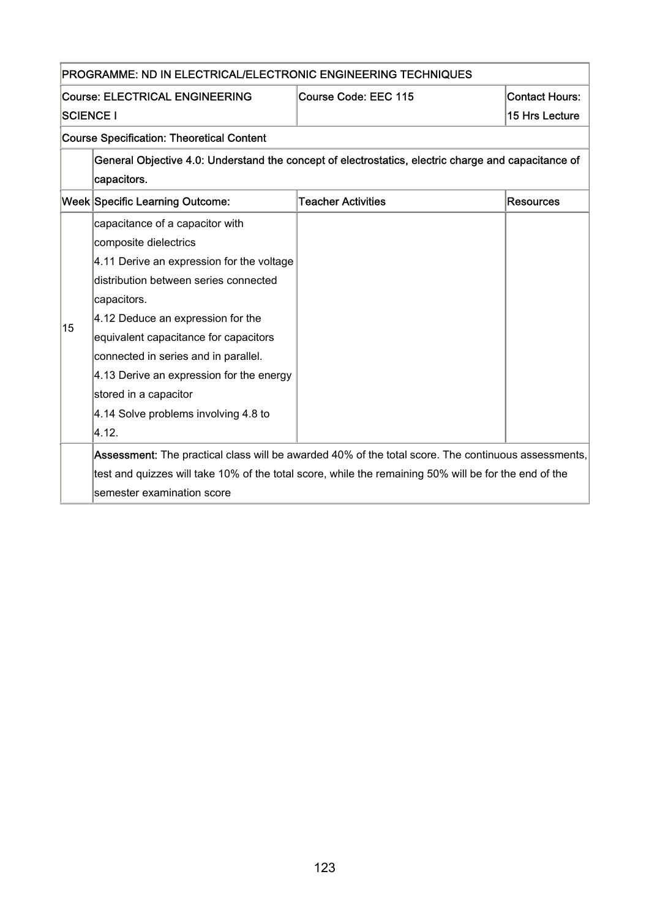| PROGRAMME: ND IN ELECTRICAL/ELECTRONIC ENGINEERING TECHNIQUES | | | |
|---|---|---|---|
| **Course: ELECTRICAL ENGINEERING SCIENCE I** | | **Course Code: EEC 115** | **Contact Hours: 15 Hrs Lecture** |
| **Course Specification: Theoretical Content** | | | |
| | **General Objective 4.0: Understand the concept of electrostatics, electric charge and capacitance of capacitors.** | | |
| **Week** | **Specific Learning Outcome:** | **Teacher Activities** | **Resources** |
| 15 | capacitance of a capacitor with composite dielectrics<br>4.11 Derive an expression for the voltage distribution between series connected capacitors.<br>4.12 Deduce an expression for the equivalent capacitance for capacitors connected in series and in parallel.<br>4.13 Derive an expression for the energy stored in a capacitor<br>4.14 Solve problems involving 4.8 to 4.12. | | |
| | **Assessment:** The practical class will be awarded 40% of the total score. The continuous assessments, test and quizzes will take 10% of the total score, while the remaining 50% will be for the end of the semester examination score | | |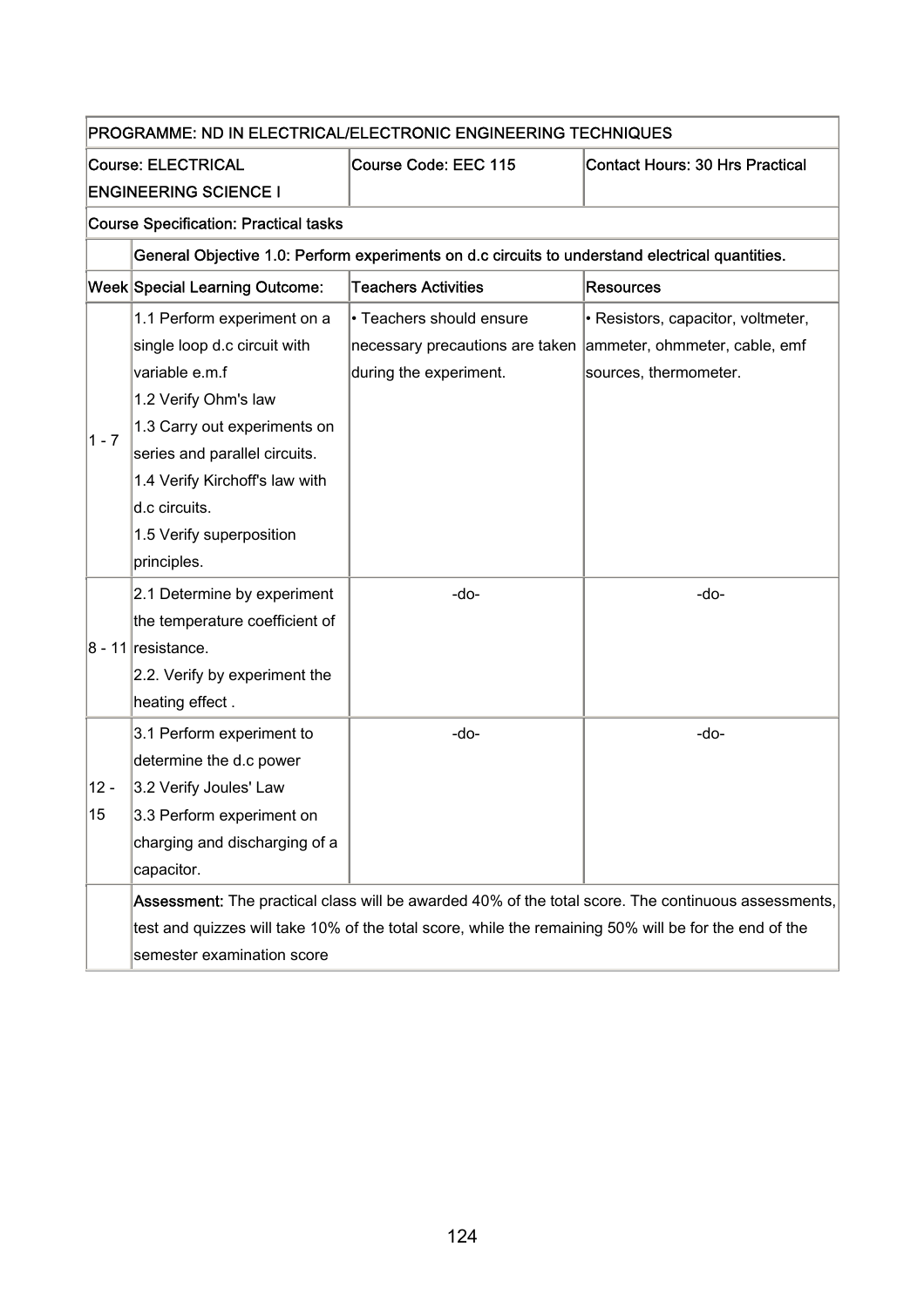| PROGRAMME: ND IN ELECTRICAL/ELECTRONIC ENGINEERING TECHNIQUES | | | |
|---|---|---|---|
| Course: ELECTRICAL ENGINEERING SCIENCE I | | Course Code: EEC 115 | Contact Hours: 30 Hrs Practical |
| Course Specification: Practical tasks | | | |
| | **General Objective 1.0: Perform experiments on d.c circuits to understand electrical quantities.** | | |
| **Week** | **Special Learning Outcome:** | **Teachers Activities** | **Resources** |
| 1 - 7 | 1.1 Perform experiment on a single loop d.c circuit with variable e.m.f<br>1.2 Verify Ohm's law<br>1.3 Carry out experiments on series and parallel circuits.<br>1.4 Verify Kirchoff's law with d.c circuits.<br>1.5 Verify superposition principles. | • Teachers should ensure necessary precautions are taken during the experiment. | • Resistors, capacitor, voltmeter, ammeter, ohmmeter, cable, emf sources, thermometer. |
| 8 - 11 | 2.1 Determine by experiment the temperature coefficient of resistance.<br>2.2. Verify by experiment the heating effect . | -do- | -do- |
| 12 - 15 | 3.1 Perform experiment to determine the d.c power<br>3.2 Verify Joules' Law<br>3.3 Perform experiment on charging and discharging of a capacitor. | -do- | -do- |
| | **Assessment:** The practical class will be awarded 40% of the total score. The continuous assessments, test and quizzes will take 10% of the total score, while the remaining 50% will be for the end of the semester examination score | | |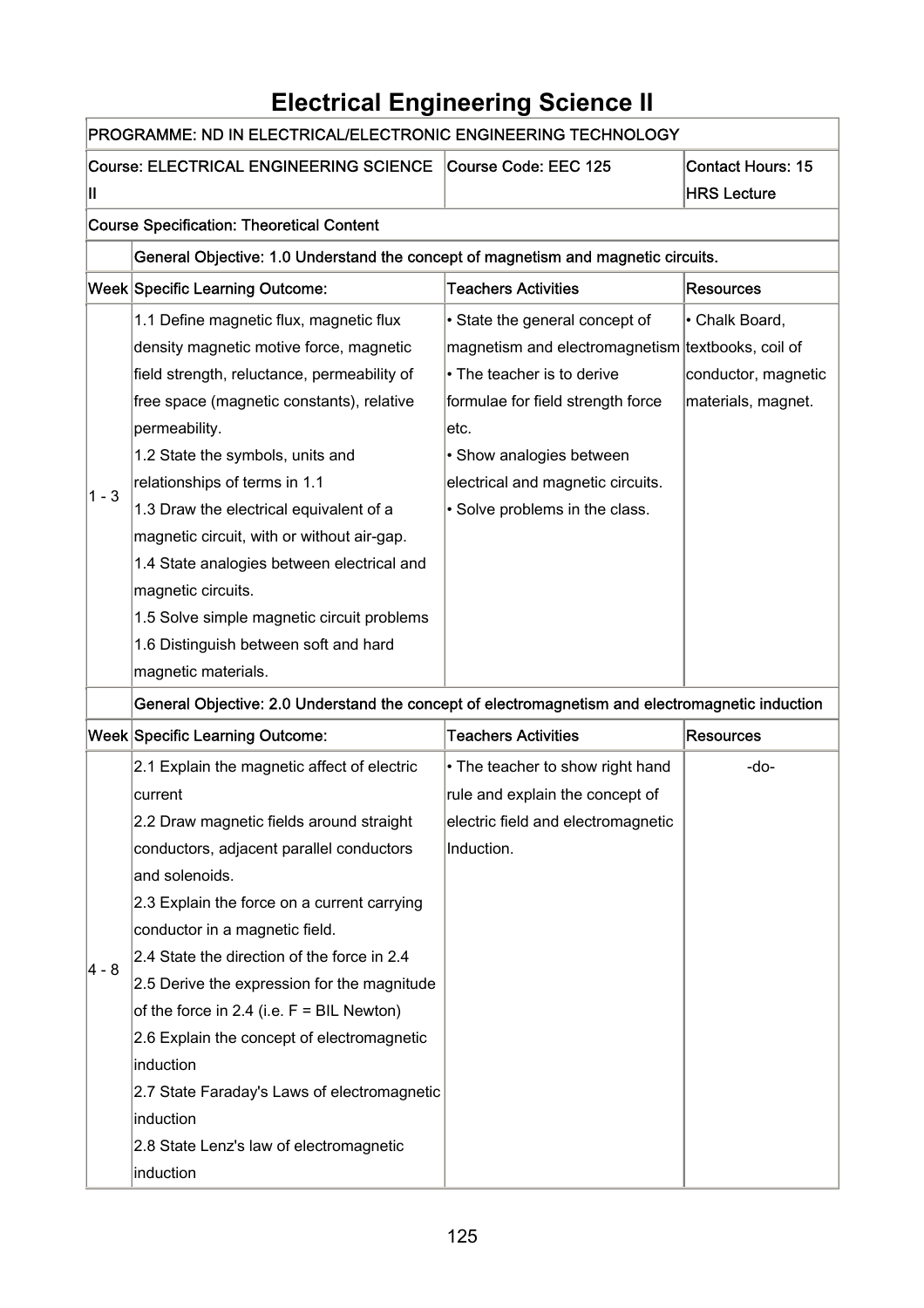# Electrical Engineering Science II

| PROGRAMME: ND IN ELECTRICAL/ELECTRONIC ENGINEERING TECHNOLOGY | | | |
|---|---|---|---|
| Course: ELECTRICAL ENGINEERING SCIENCE II | | Course Code: EEC 125 | Contact Hours: 15 HRS Lecture |
| Course Specification: Theoretical Content | | | |
| | General Objective: 1.0 Understand the concept of magnetism and magnetic circuits. | | |
| Week | Specific Learning Outcome: | Teachers Activities | Resources |
| 1 - 3 | 1.1 Define magnetic flux, magnetic flux density magnetic motive force, magnetic field strength, reluctance, permeability of free space (magnetic constants), relative permeability.<br>1.2 State the symbols, units and relationships of terms in 1.1<br>1.3 Draw the electrical equivalent of a magnetic circuit, with or without air-gap.<br>1.4 State analogies between electrical and magnetic circuits.<br>1.5 Solve simple magnetic circuit problems<br>1.6 Distinguish between soft and hard magnetic materials. | • State the general concept of magnetism and electromagnetism<br>• The teacher is to derive formulae for field strength force etc.<br>• Show analogies between electrical and magnetic circuits.<br>• Solve problems in the class. | • Chalk Board, textbooks, coil of conductor, magnetic materials, magnet. |
| | General Objective: 2.0 Understand the concept of electromagnetism and electromagnetic induction | | |
| Week | Specific Learning Outcome: | Teachers Activities | Resources |
| 4 - 8 | 2.1 Explain the magnetic affect of electric current<br>2.2 Draw magnetic fields around straight conductors, adjacent parallel conductors and solenoids.<br>2.3 Explain the force on a current carrying conductor in a magnetic field.<br>2.4 State the direction of the force in 2.4<br>2.5 Derive the expression for the magnitude of the force in 2.4 (i.e. $F = BIL$ Newton)<br>2.6 Explain the concept of electromagnetic induction<br>2.7 State Faraday's Laws of electromagnetic induction<br>2.8 State Lenz's law of electromagnetic induction | • The teacher to show right hand rule and explain the concept of electric field and electromagnetic Induction. | -do- |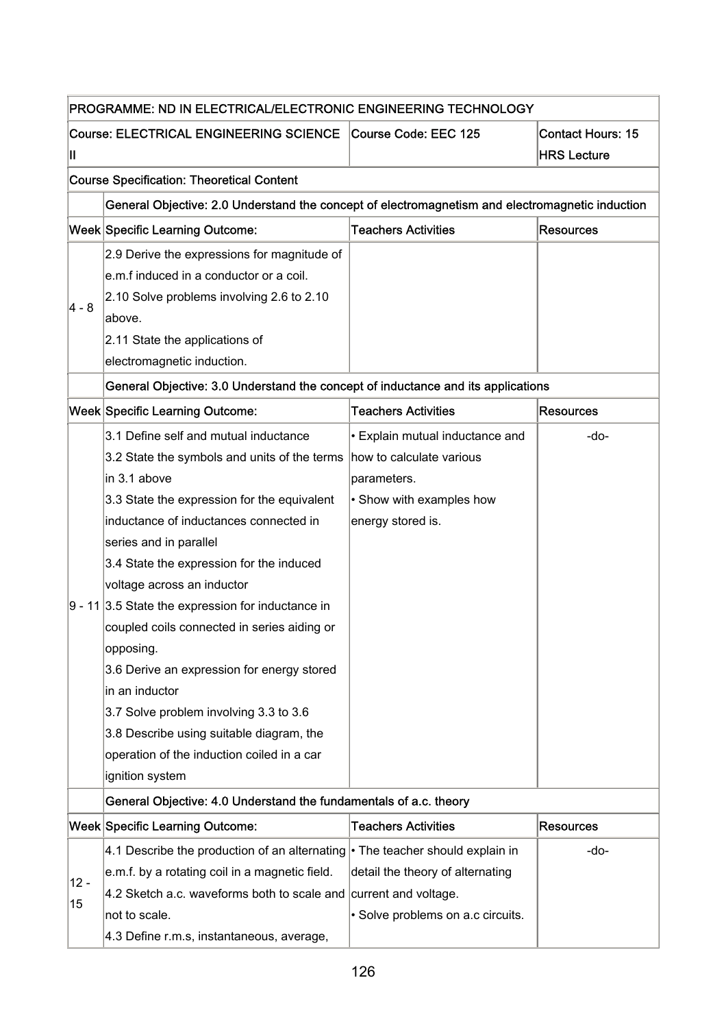| PROGRAMME: ND IN ELECTRICAL/ELECTRONIC ENGINEERING TECHNOLOGY | | | |
|---|---|---|---|
| Course: ELECTRICAL ENGINEERING SCIENCE II | | Course Code: EEC 125 | Contact Hours: 15 HRS Lecture |
| Course Specification: Theoretical Content | | | |
| | General Objective: 2.0 Understand the concept of electromagnetism and electromagnetic induction | | |
| Week | Specific Learning Outcome: | Teachers Activities | Resources |
| 4 - 8 | 2.9 Derive the expressions for magnitude of e.m.f induced in a conductor or a coil.<br>2.10 Solve problems involving 2.6 to 2.10 above.<br>2.11 State the applications of electromagnetic induction. | | |
| | General Objective: 3.0 Understand the concept of inductance and its applications | | |
| Week | Specific Learning Outcome: | Teachers Activities | Resources |
| 9 - 11 | 3.1 Define self and mutual inductance<br>3.2 State the symbols and units of the terms in 3.1 above<br>3.3 State the expression for the equivalent inductance of inductances connected in series and in parallel<br>3.4 State the expression for the induced voltage across an inductor<br>3.5 State the expression for inductance in coupled coils connected in series aiding or opposing.<br>3.6 Derive an expression for energy stored in an inductor<br>3.7 Solve problem involving 3.3 to 3.6<br>3.8 Describe using suitable diagram, the operation of the induction coiled in a car ignition system | • Explain mutual inductance and how to calculate various parameters.<br>• Show with examples how energy stored is. | -do- |
| | General Objective: 4.0 Understand the fundamentals of a.c. theory | | |
| Week | Specific Learning Outcome: | Teachers Activities | Resources |
| 12 - 15 | 4.1 Describe the production of an alternating e.m.f. by a rotating coil in a magnetic field.<br>4.2 Sketch a.c. waveforms both to scale and not to scale.<br>4.3 Define r.m.s, instantaneous, average, | • The teacher should explain in detail the theory of alternating current and voltage.<br>• Solve problems on a.c circuits. | -do- |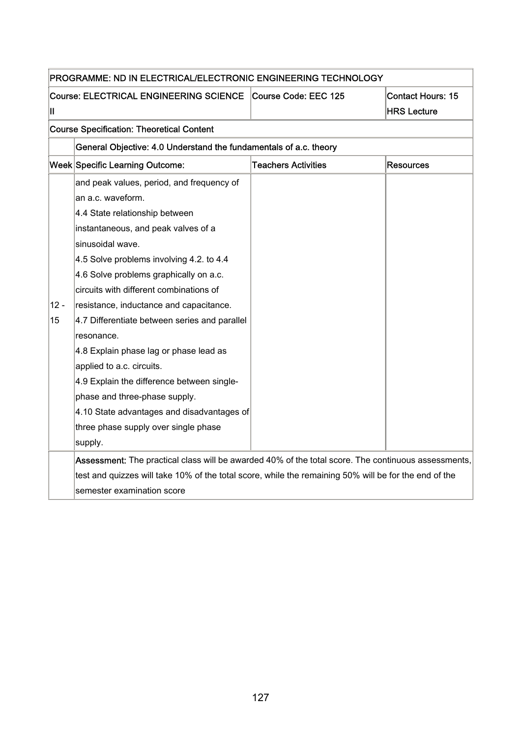| PROGRAMME: ND IN ELECTRICAL/ELECTRONIC ENGINEERING TECHNOLOGY | | | |
|---|---|---|---|
| Course: ELECTRICAL ENGINEERING SCIENCE II | | Course Code: EEC 125 | Contact Hours: 15 HRS Lecture |
| Course Specification: Theoretical Content | | | |
| | General Objective: 4.0 Understand the fundamentals of a.c. theory | | |
| Week | Specific Learning Outcome: | Teachers Activities | Resources |
| 12 - 15 | and peak values, period, and frequency of an a.c. waveform.<br>4.4 State relationship between instantaneous, and peak valves of a sinusoidal wave.<br>4.5 Solve problems involving 4.2. to 4.4<br>4.6 Solve problems graphically on a.c. circuits with different combinations of resistance, inductance and capacitance.<br>4.7 Differentiate between series and parallel resonance.<br>4.8 Explain phase lag or phase lead as applied to a.c. circuits.<br>4.9 Explain the difference between single-phase and three-phase supply.<br>4.10 State advantages and disadvantages of three phase supply over single phase supply. | | |
| | **Assessment:** The practical class will be awarded 40% of the total score. The continuous assessments, test and quizzes will take 10% of the total score, while the remaining 50% will be for the end of the semester examination score | | |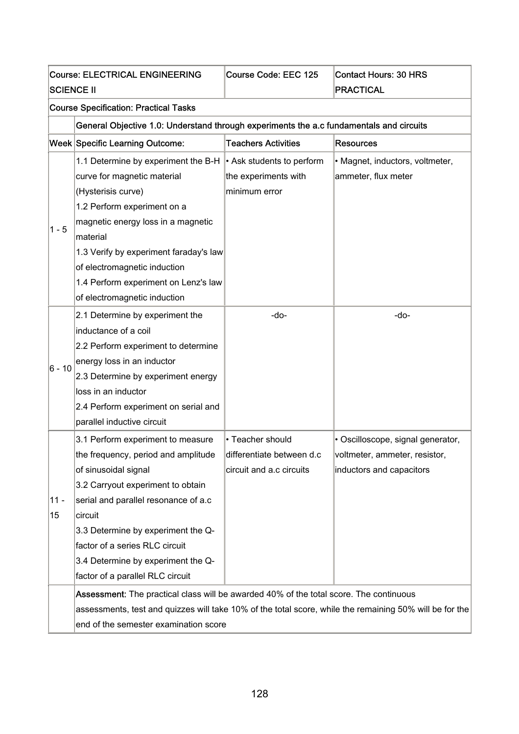| Course: ELECTRICAL ENGINEERING SCIENCE II | | Course Code: EEC 125 | Contact Hours: 30 HRS PRACTICAL |
|---|---|---|---|
| **Course Specification: Practical Tasks** | | | |
| | **General Objective 1.0: Understand through experiments the a.c fundamentals and circuits** | | |
| **Week** | **Specific Learning Outcome:** | **Teachers Activities** | **Resources** |
| 1 - 5 | 1.1 Determine by experiment the B-H curve for magnetic material (Hysterisis curve)<br>1.2 Perform experiment on a magnetic energy loss in a magnetic material<br>1.3 Verify by experiment faraday's law of electromagnetic induction<br>1.4 Perform experiment on Lenz's law of electromagnetic induction | • Ask students to perform the experiments with minimum error | • Magnet, inductors, voltmeter, ammeter, flux meter |
| 6 - 10 | 2.1 Determine by experiment the inductance of a coil<br>2.2 Perform experiment to determine energy loss in an inductor<br>2.3 Determine by experiment energy loss in an inductor<br>2.4 Perform experiment on serial and parallel inductive circuit | -do- | -do- |
| 11 - 15 | 3.1 Perform experiment to measure the frequency, period and amplitude of sinusoidal signal<br>3.2 Carryout experiment to obtain serial and parallel resonance of a.c circuit<br>3.3 Determine by experiment the Q-factor of a series RLC circuit<br>3.4 Determine by experiment the Q-factor of a parallel RLC circuit | • Teacher should differentiate between d.c circuit and a.c circuits | • Oscilloscope, signal generator, voltmeter, ammeter, resistor, inductors and capacitors |
| | **Assessment:** The practical class will be awarded 40% of the total score. The continuous assessments, test and quizzes will take 10% of the total score, while the remaining 50% will be for the end of the semester examination score | | |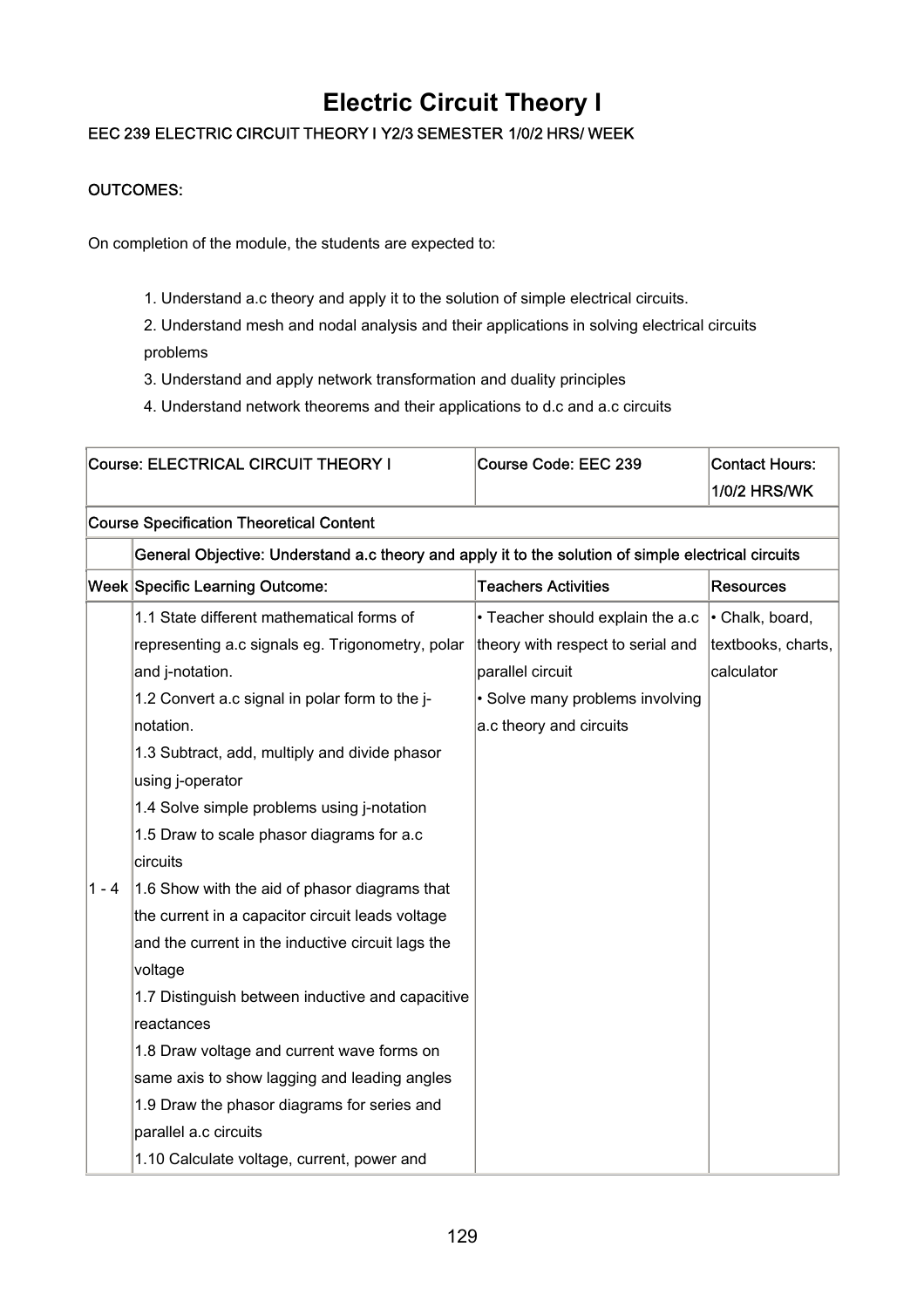# Electric Circuit Theory I

**EEC 239 ELECTRIC CIRCUIT THEORY I Y2/3 SEMESTER 1/0/2 HRS/ WEEK**

**OUTCOMES:**

On completion of the module, the students are expected to:

1. Understand a.c theory and apply it to the solution of simple electrical circuits.
2. Understand mesh and nodal analysis and their applications in solving electrical circuits problems
3. Understand and apply network transformation and duality principles
4. Understand network theorems and their applications to d.c and a.c circuits

| Course: ELECTRICAL CIRCUIT THEORY I | | Course Code: EEC 239 | Contact Hours: 1/0/2 HRS/WK |
|---|---|---|---|
| Course Specification Theoretical Content | | | |
| | General Objective: Understand a.c theory and apply it to the solution of simple electrical circuits | | |
| Week | Specific Learning Outcome: | Teachers Activities | Resources |
| 1 - 4 | 1.1 State different mathematical forms of representing a.c signals eg. Trigonometry, polar and j-notation.<br>1.2 Convert a.c signal in polar form to the j-notation.<br>1.3 Subtract, add, multiply and divide phasor using j-operator<br>1.4 Solve simple problems using j-notation<br>1.5 Draw to scale phasor diagrams for a.c circuits<br>1.6 Show with the aid of phasor diagrams that the current in a capacitor circuit leads voltage and the current in the inductive circuit lags the voltage<br>1.7 Distinguish between inductive and capacitive reactances<br>1.8 Draw voltage and current wave forms on same axis to show lagging and leading angles<br>1.9 Draw the phasor diagrams for series and parallel a.c circuits<br>1.10 Calculate voltage, current, power and | • Teacher should explain the a.c theory with respect to serial and parallel circuit<br>• Solve many problems involving a.c theory and circuits | • Chalk, board, textbooks, charts, calculator |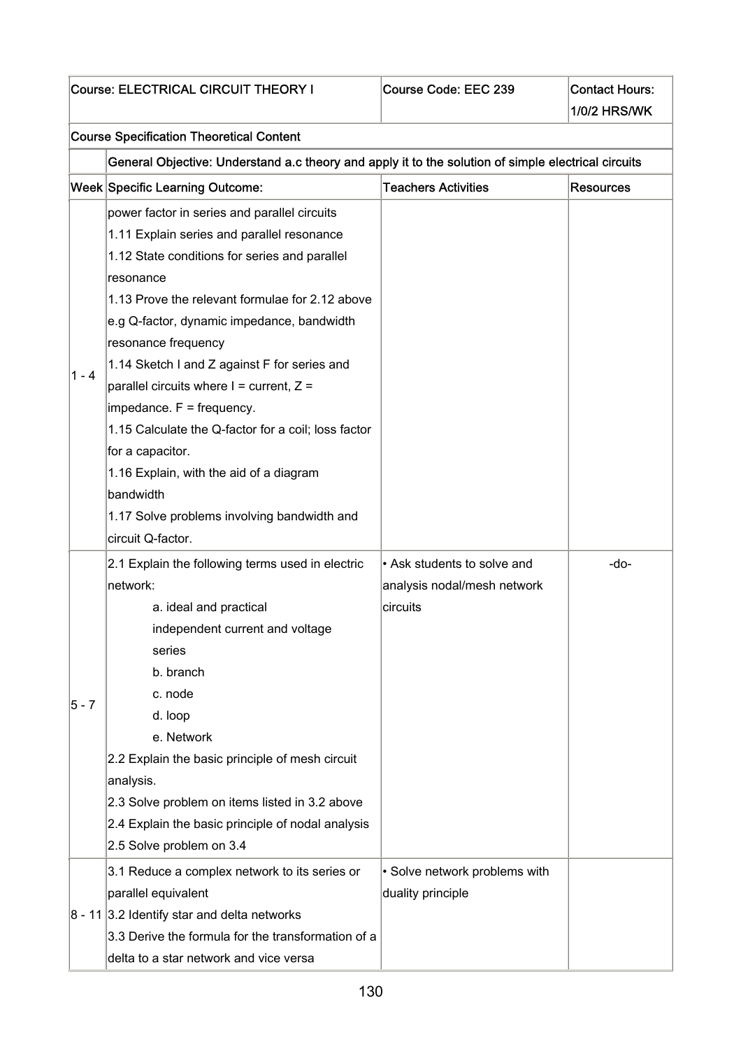| Course: ELECTRICAL CIRCUIT THEORY I | | Course Code: EEC 239 | Contact Hours: 1/0/2 HRS/WK |
|---|---|---|---|
| Course Specification Theoretical Content | | | |
| | General Objective: Understand a.c theory and apply it to the solution of simple electrical circuits | | |
| Week | Specific Learning Outcome: | Teachers Activities | Resources |
| 1 - 4 | power factor in series and parallel circuits<br>1.11 Explain series and parallel resonance<br>1.12 State conditions for series and parallel resonance<br>1.13 Prove the relevant formulae for 2.12 above e.g Q-factor, dynamic impedance, bandwidth resonance frequency<br>1.14 Sketch I and Z against F for series and parallel circuits where I = current, Z = impedance. F = frequency.<br>1.15 Calculate the Q-factor for a coil; loss factor for a capacitor.<br>1.16 Explain, with the aid of a diagram bandwidth<br>1.17 Solve problems involving bandwidth and circuit Q-factor. | | |
| 5 - 7 | 2.1 Explain the following terms used in electric network:<br>a. ideal and practical independent current and voltage series<br>b. branch<br>c. node<br>d. loop<br>e. Network<br>2.2 Explain the basic principle of mesh circuit analysis.<br>2.3 Solve problem on items listed in 3.2 above<br>2.4 Explain the basic principle of nodal analysis<br>2.5 Solve problem on 3.4 | • Ask students to solve and analysis nodal/mesh network circuits | -do- |
| 8 - 11 | 3.1 Reduce a complex network to its series or parallel equivalent<br>3.2 Identify star and delta networks<br>3.3 Derive the formula for the transformation of a delta to a star network and vice versa | • Solve network problems with duality principle | |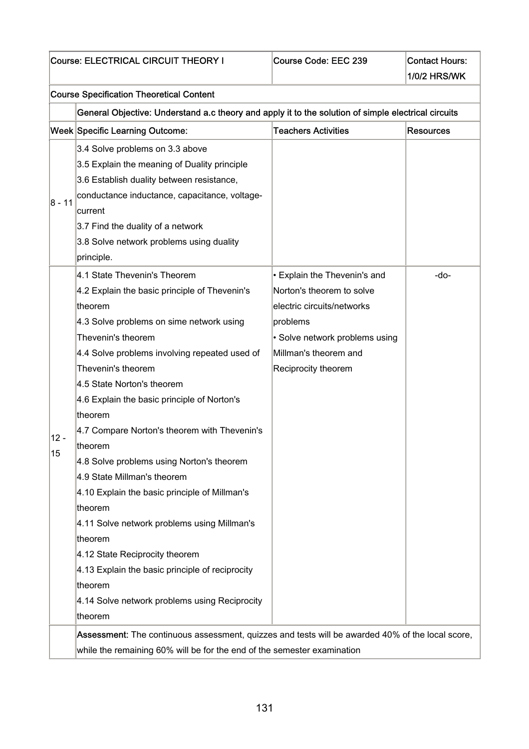| Course: ELECTRICAL CIRCUIT THEORY I | | Course Code: EEC 239 | Contact Hours: 1/0/2 HRS/WK |
|---|---|---|---|
| Course Specification Theoretical Content | | | |
| | General Objective: Understand a.c theory and apply it to the solution of simple electrical circuits | | |
| Week | Specific Learning Outcome: | Teachers Activities | Resources |
| 8 - 11 | 3.4 Solve problems on 3.3 above<br>3.5 Explain the meaning of Duality principle<br>3.6 Establish duality between resistance, conductance inductance, capacitance, voltage-current<br>3.7 Find the duality of a network<br>3.8 Solve network problems using duality principle. | | |
| 12 - 15 | 4.1 State Thevenin's Theorem<br>4.2 Explain the basic principle of Thevenin's theorem<br>4.3 Solve problems on sime network using Thevenin's theorem<br>4.4 Solve problems involving repeated used of Thevenin's theorem<br>4.5 State Norton's theorem<br>4.6 Explain the basic principle of Norton's theorem<br>4.7 Compare Norton's theorem with Thevenin's theorem<br>4.8 Solve problems using Norton's theorem<br>4.9 State Millman's theorem<br>4.10 Explain the basic principle of Millman's theorem<br>4.11 Solve network problems using Millman's theorem<br>4.12 State Reciprocity theorem<br>4.13 Explain the basic principle of reciprocity theorem<br>4.14 Solve network problems using Reciprocity theorem | • Explain the Thevenin's and Norton's theorem to solve electric circuits/networks problems<br>• Solve network problems using Millman's theorem and Reciprocity theorem | -do- |
| | **Assessment:** The continuous assessment, quizzes and tests will be awarded 40% of the local score, while the remaining 60% will be for the end of the semester examination | | |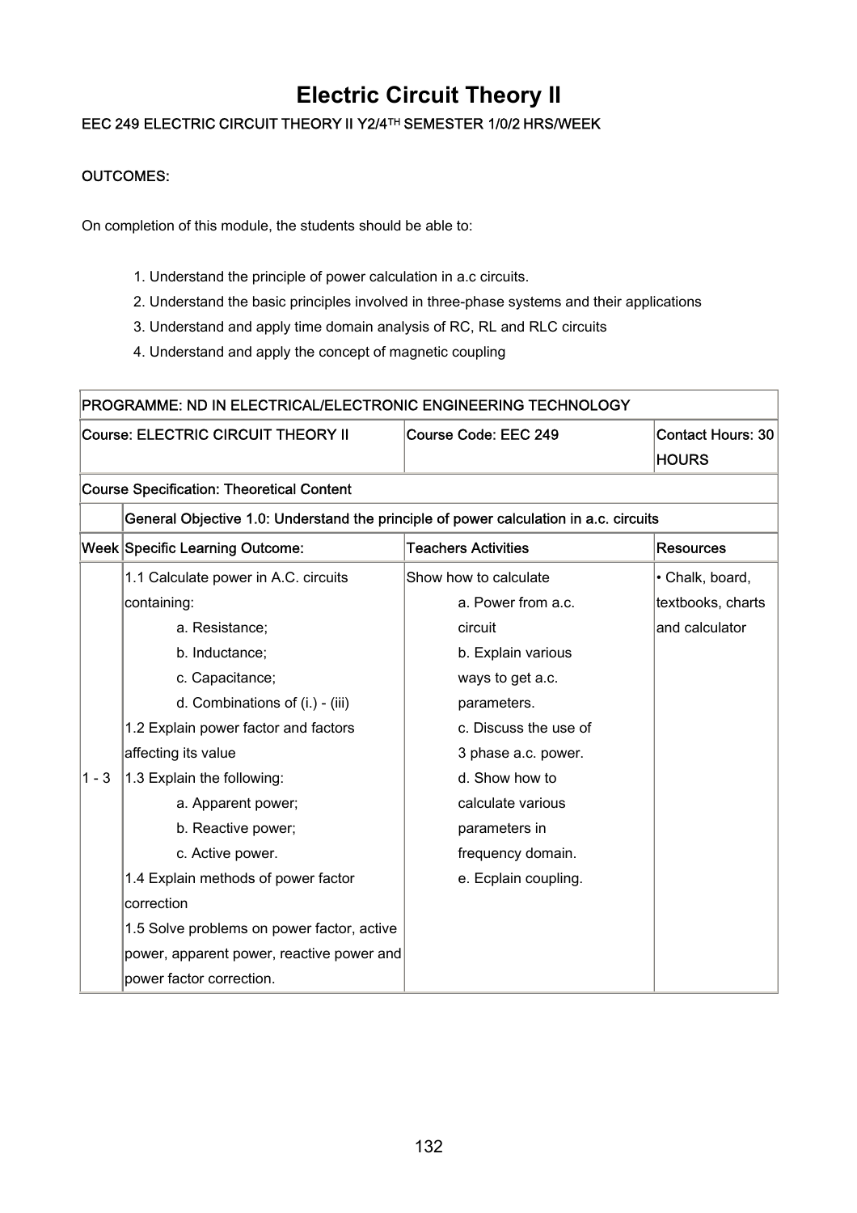# Electric Circuit Theory II

EEC 249 ELECTRIC CIRCUIT THEORY II Y2/4TH SEMESTER 1/0/2 HRS/WEEK

**OUTCOMES:**

On completion of this module, the students should be able to:

1. Understand the principle of power calculation in a.c circuits.
2. Understand the basic principles involved in three-phase systems and their applications
3. Understand and apply time domain analysis of RC, RL and RLC circuits
4. Understand and apply the concept of magnetic coupling

| PROGRAMME: ND IN ELECTRICAL/ELECTRONIC ENGINEERING TECHNOLOGY | | | |
|---|---|---|---|
| Course: ELECTRIC CIRCUIT THEORY II | | Course Code: EEC 249 | Contact Hours: 30 HOURS |
| Course Specification: Theoretical Content | | | |
| | General Objective 1.0: Understand the principle of power calculation in a.c. circuits | | |
| Week | Specific Learning Outcome: | Teachers Activities | Resources |
| 1 - 3 | 1.1 Calculate power in A.C. circuits containing:<br>a. Resistance;<br>b. Inductance;<br>c. Capacitance;<br>d. Combinations of (i.) - (iii)<br>1.2 Explain power factor and factors affecting its value<br>1.3 Explain the following:<br>a. Apparent power;<br>b. Reactive power;<br>c. Active power.<br>1.4 Explain methods of power factor correction<br>1.5 Solve problems on power factor, active power, apparent power, reactive power and power factor correction. | Show how to calculate<br>a. Power from a.c. circuit<br>b. Explain various ways to get a.c. parameters.<br>c. Discuss the use of 3 phase a.c. power.<br>d. Show how to calculate various parameters in frequency domain.<br>e. Ecplain coupling. | • Chalk, board, textbooks, charts and calculator |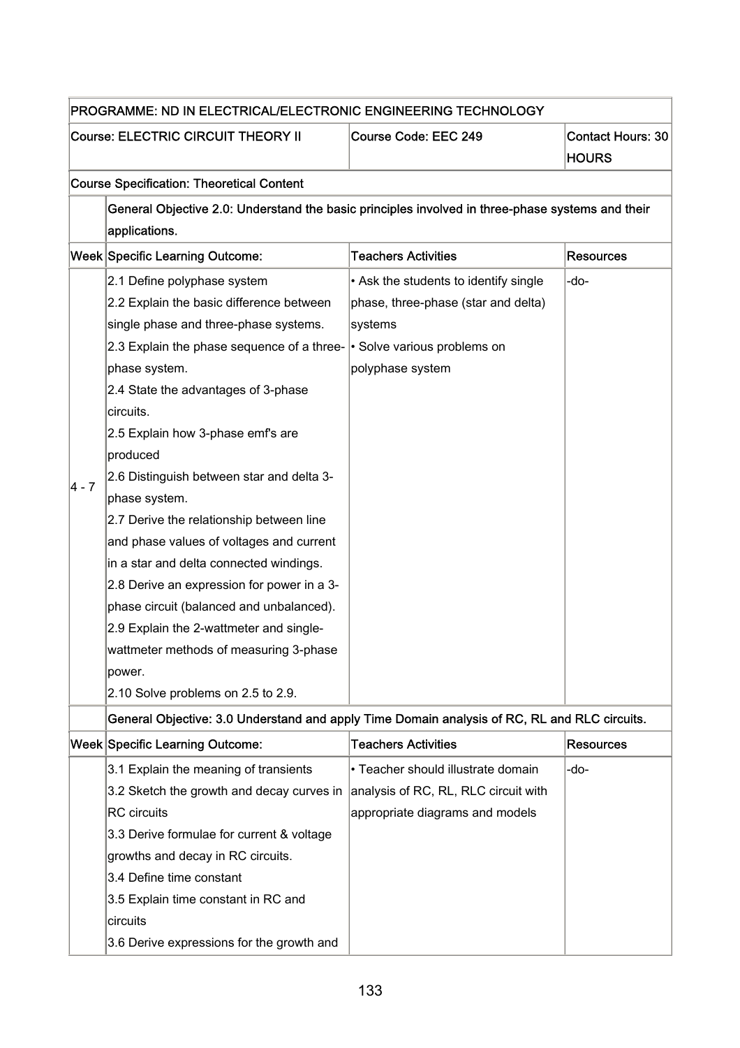| PROGRAMME: ND IN ELECTRICAL/ELECTRONIC ENGINEERING TECHNOLOGY | | | |
|---|---|---|---|
| Course: ELECTRIC CIRCUIT THEORY II | | Course Code: EEC 249 | Contact Hours: 30 HOURS |
| Course Specification: Theoretical Content | | | |
| | General Objective 2.0: Understand the basic principles involved in three-phase systems and their applications. | | |
| Week | Specific Learning Outcome: | Teachers Activities | Resources |
| 4 - 7 | 2.1 Define polyphase system<br>2.2 Explain the basic difference between single phase and three-phase systems.<br>2.3 Explain the phase sequence of a three-phase system.<br>2.4 State the advantages of 3-phase circuits.<br>2.5 Explain how 3-phase emf's are produced<br>2.6 Distinguish between star and delta 3-phase system.<br>2.7 Derive the relationship between line and phase values of voltages and current in a star and delta connected windings.<br>2.8 Derive an expression for power in a 3-phase circuit (balanced and unbalanced).<br>2.9 Explain the 2-wattmeter and single-wattmeter methods of measuring 3-phase power.<br>2.10 Solve problems on 2.5 to 2.9. | • Ask the students to identify single phase, three-phase (star and delta) systems<br>• Solve various problems on polyphase system | -do- |
| | General Objective: 3.0 Understand and apply Time Domain analysis of RC, RL and RLC circuits. | | |
| Week | Specific Learning Outcome: | Teachers Activities | Resources |
| | 3.1 Explain the meaning of transients<br>3.2 Sketch the growth and decay curves in RC circuits<br>3.3 Derive formulae for current & voltage growths and decay in RC circuits.<br>3.4 Define time constant<br>3.5 Explain time constant in RC and circuits<br>3.6 Derive expressions for the growth and | • Teacher should illustrate domain analysis of RC, RL, RLC circuit with appropriate diagrams and models | -do- |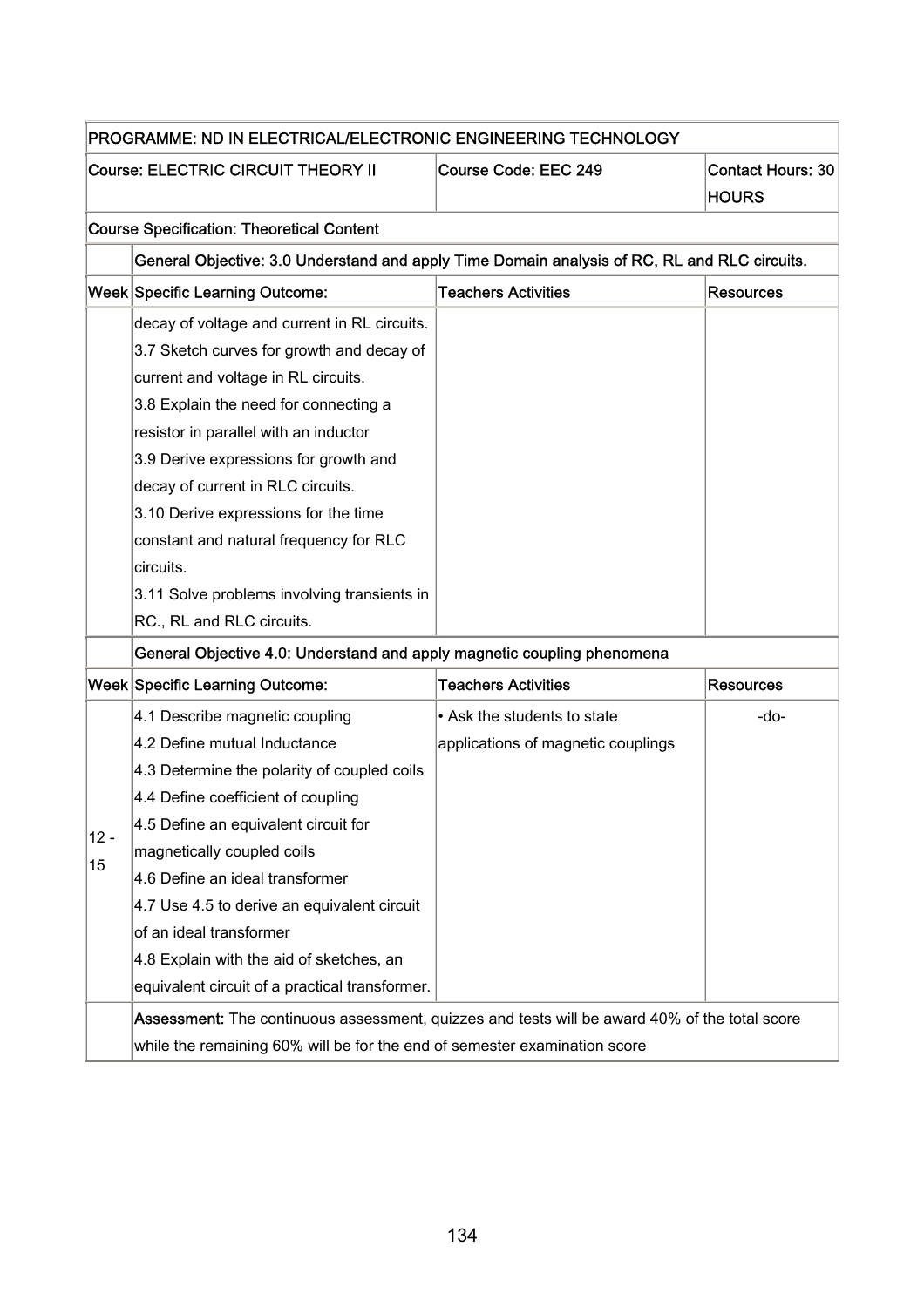| PROGRAMME: ND IN ELECTRICAL/ELECTRONIC ENGINEERING TECHNOLOGY | | | |
|---|---|---|---|
| Course: ELECTRIC CIRCUIT THEORY II | | Course Code: EEC 249 | Contact Hours: 30 HOURS |
| Course Specification: Theoretical Content | | | |
| | General Objective: 3.0 Understand and apply Time Domain analysis of RC, RL and RLC circuits. | | |
| Week | Specific Learning Outcome: | Teachers Activities | Resources |
| | decay of voltage and current in RL circuits.<br>3.7 Sketch curves for growth and decay of current and voltage in RL circuits.<br>3.8 Explain the need for connecting a resistor in parallel with an inductor<br>3.9 Derive expressions for growth and decay of current in RLC circuits.<br>3.10 Derive expressions for the time constant and natural frequency for RLC circuits.<br>3.11 Solve problems involving transients in RC., RL and RLC circuits. | | |
| | General Objective 4.0: Understand and apply magnetic coupling phenomena | | |
| Week | Specific Learning Outcome: | Teachers Activities | Resources |
| 12 - 15 | 4.1 Describe magnetic coupling<br>4.2 Define mutual Inductance<br>4.3 Determine the polarity of coupled coils<br>4.4 Define coefficient of coupling<br>4.5 Define an equivalent circuit for magnetically coupled coils<br>4.6 Define an ideal transformer<br>4.7 Use 4.5 to derive an equivalent circuit of an ideal transformer<br>4.8 Explain with the aid of sketches, an equivalent circuit of a practical transformer. | • Ask the students to state applications of magnetic couplings | -do- |
| | **Assessment:** The continuous assessment, quizzes and tests will be award 40% of the total score while the remaining 60% will be for the end of semester examination score | | |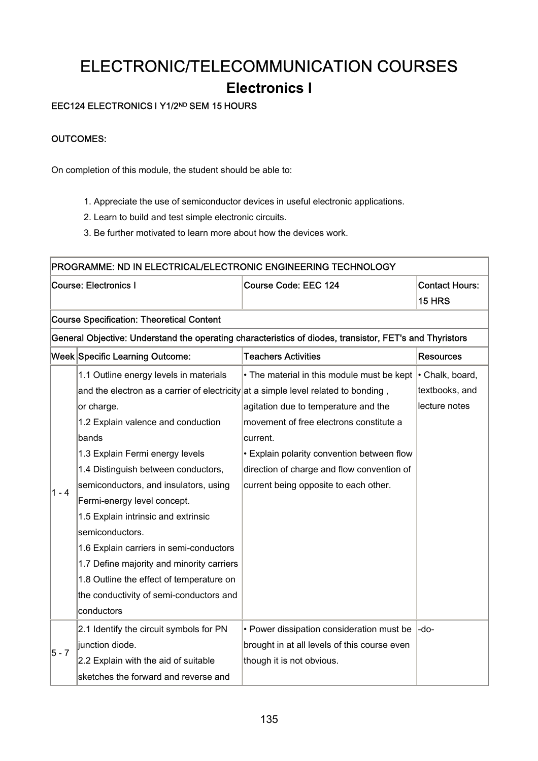# ELECTRONIC/TELECOMMUNICATION COURSES

## Electronics I

**EEC124 ELECTRONICS I Y1/2ND SEM 15 HOURS**

**OUTCOMES:**

On completion of this module, the student should be able to:

1. Appreciate the use of semiconductor devices in useful electronic applications.
2. Learn to build and test simple electronic circuits.
3. Be further motivated to learn more about how the devices work.

| PROGRAMME: ND IN ELECTRICAL/ELECTRONIC ENGINEERING TECHNOLOGY | | | |
|---|---|---|---|
| Course: Electronics I | | Course Code: EEC 124 | Contact Hours: 15 HRS |
| Course Specification: Theoretical Content | | | |
| General Objective: Understand the operating characteristics of diodes, transistor, FET's and Thyristors | | | |
| Week | Specific Learning Outcome: | Teachers Activities | Resources |
| 1 - 4 | 1.1 Outline energy levels in materials and the electron as a carrier of electricity or charge.<br>1.2 Explain valence and conduction bands<br>1.3 Explain Fermi energy levels<br>1.4 Distinguish between conductors, semiconductors, and insulators, using Fermi-energy level concept.<br>1.5 Explain intrinsic and extrinsic semiconductors.<br>1.6 Explain carriers in semi-conductors<br>1.7 Define majority and minority carriers<br>1.8 Outline the effect of temperature on the conductivity of semi-conductors and conductors | • The material in this module must be kept at a simple level related to bonding , agitation due to temperature and the movement of free electrons constitute a current.<br>• Explain polarity convention between flow direction of charge and flow convention of current being opposite to each other. | • Chalk, board, textbooks, and lecture notes |
| 5 - 7 | 2.1 Identify the circuit symbols for PN junction diode.<br>2.2 Explain with the aid of suitable sketches the forward and reverse and | • Power dissipation consideration must be brought in at all levels of this course even though it is not obvious. | -do- |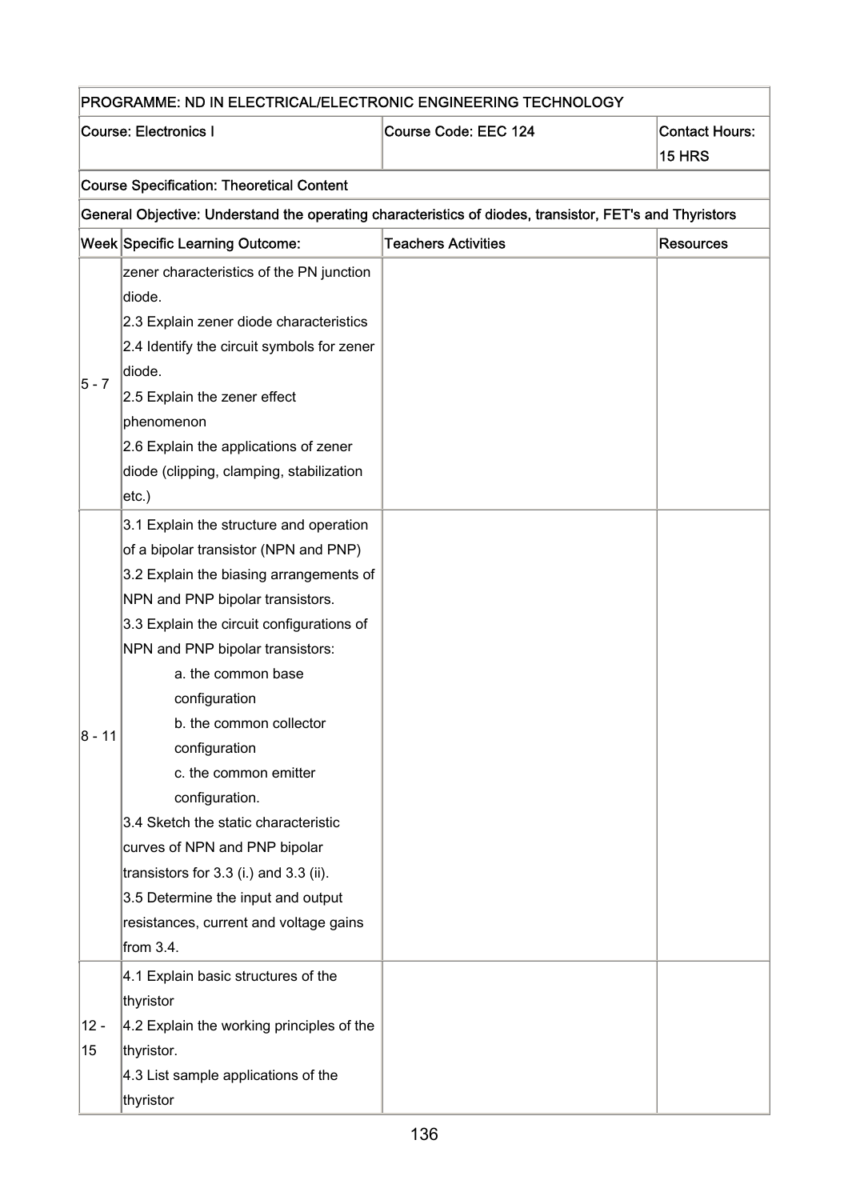| PROGRAMME: ND IN ELECTRICAL/ELECTRONIC ENGINEERING TECHNOLOGY | | | |
|---|---|---|---|
| Course: Electronics I | | Course Code: EEC 124 | Contact Hours: 15 HRS |
| Course Specification: Theoretical Content | | | |
| General Objective: Understand the operating characteristics of diodes, transistor, FET's and Thyristors | | | |
| Week | Specific Learning Outcome: | Teachers Activities | Resources |
| 5 - 7 | zener characteristics of the PN junction diode.<br>2.3 Explain zener diode characteristics<br>2.4 Identify the circuit symbols for zener diode.<br>2.5 Explain the zener effect phenomenon<br>2.6 Explain the applications of zener diode (clipping, clamping, stabilization etc.) | | |
| 8 - 11 | 3.1 Explain the structure and operation of a bipolar transistor (NPN and PNP)<br>3.2 Explain the biasing arrangements of NPN and PNP bipolar transistors.<br>3.3 Explain the circuit configurations of NPN and PNP bipolar transistors:<br>a. the common base configuration<br>b. the common collector configuration<br>c. the common emitter configuration.<br>3.4 Sketch the static characteristic curves of NPN and PNP bipolar transistors for 3.3 (i.) and 3.3 (ii).<br>3.5 Determine the input and output resistances, current and voltage gains from 3.4. | | |
| 12 - 15 | 4.1 Explain basic structures of the thyristor<br>4.2 Explain the working principles of the thyristor.<br>4.3 List sample applications of the thyristor | | |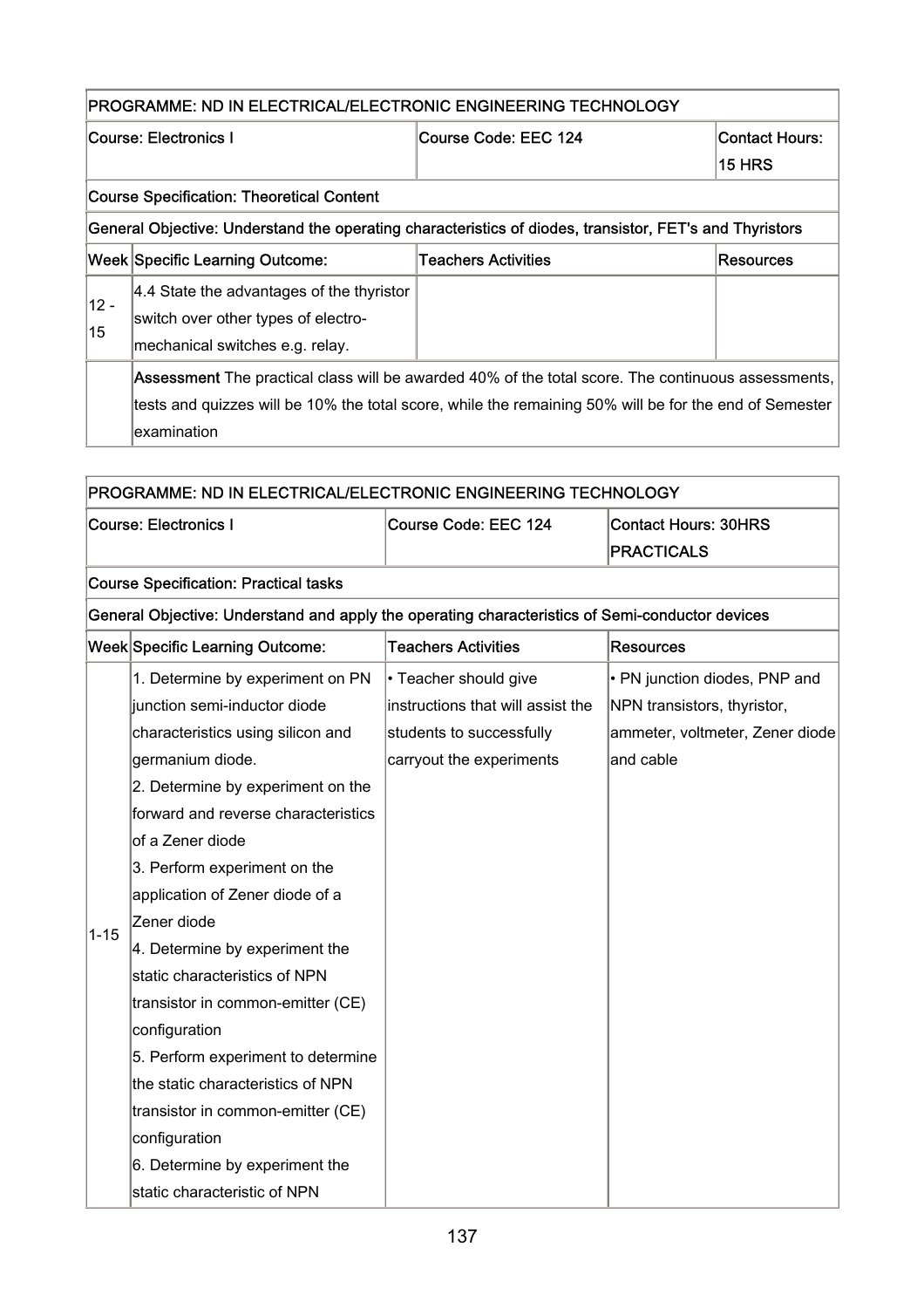| PROGRAMME: ND IN ELECTRICAL/ELECTRONIC ENGINEERING TECHNOLOGY | | | |
|---|---|---|---|
| Course: Electronics I | | Course Code: EEC 124 | Contact Hours: 15 HRS |
| Course Specification: Theoretical Content | | | |
| General Objective: Understand the operating characteristics of diodes, transistor, FET's and Thyristors | | | |
| Week | Specific Learning Outcome: | Teachers Activities | Resources |
| 12 - 15 | 4.4 State the advantages of the thyristor switch over other types of electro-mechanical switches e.g. relay. | | |
| | **Assessment** The practical class will be awarded 40% of the total score. The continuous assessments, tests and quizzes will be 10% the total score, while the remaining 50% will be for the end of Semester examination | | |

| PROGRAMME: ND IN ELECTRICAL/ELECTRONIC ENGINEERING TECHNOLOGY | | | |
|---|---|---|---|
| Course: Electronics I | | Course Code: EEC 124 | Contact Hours: 30HRS PRACTICALS |
| Course Specification: Practical tasks | | | |
| General Objective: Understand and apply the operating characteristics of Semi-conductor devices | | | |
| Week | Specific Learning Outcome: | Teachers Activities | Resources |
| 1-15 | 1. Determine by experiment on PN junction semi-inductor diode characteristics using silicon and germanium diode.<br>2. Determine by experiment on the forward and reverse characteristics of a Zener diode<br>3. Perform experiment on the application of Zener diode of a Zener diode<br>4. Determine by experiment the static characteristics of NPN transistor in common-emitter (CE) configuration<br>5. Perform experiment to determine the static characteristics of NPN transistor in common-emitter (CE) configuration<br>6. Determine by experiment the static characteristic of NPN | • Teacher should give instructions that will assist the students to successfully carryout the experiments | • PN junction diodes, PNP and NPN transistors, thyristor, ammeter, voltmeter, Zener diode and cable |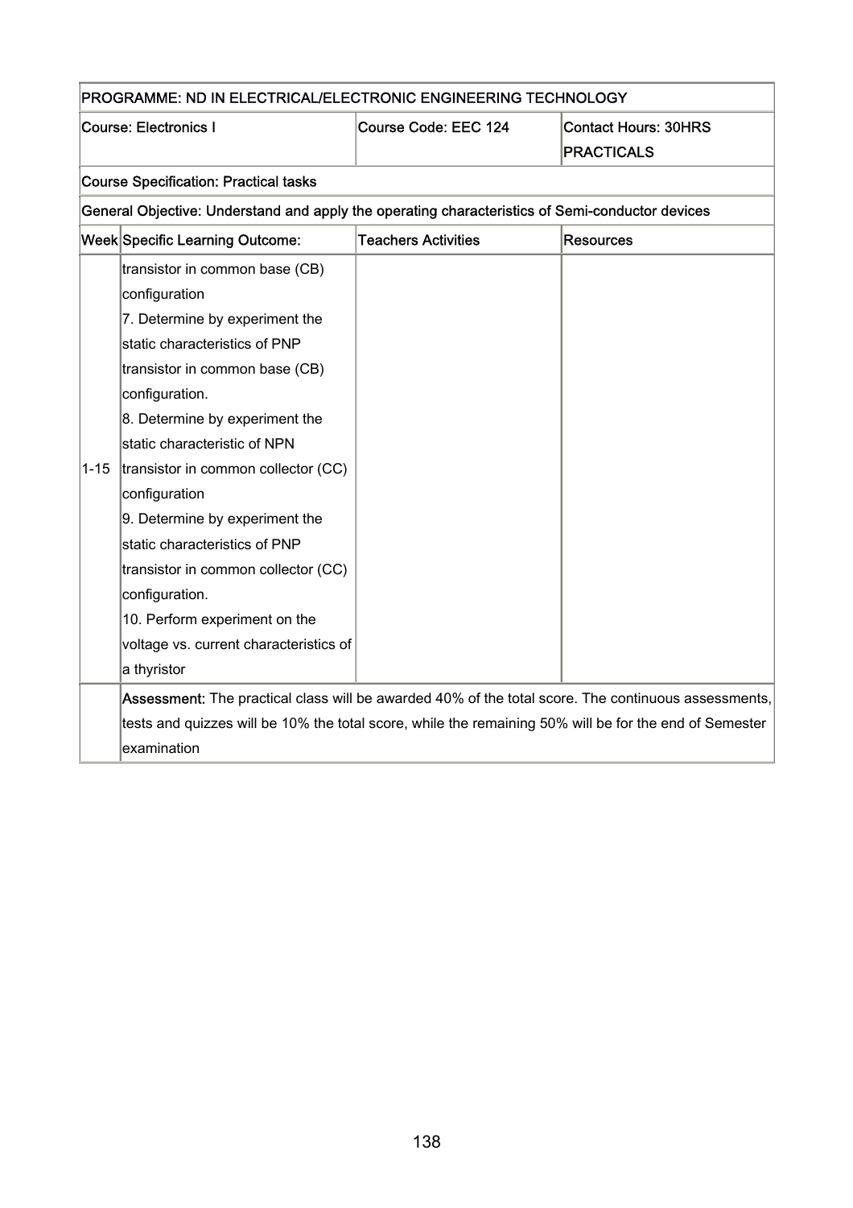| PROGRAMME: ND IN ELECTRICAL/ELECTRONIC ENGINEERING TECHNOLOGY | | | |
|---|---|---|---|
| Course: Electronics I | | Course Code: EEC 124 | Contact Hours: 30HRS PRACTICALS |
| Course Specification: Practical tasks | | | |
| General Objective: Understand and apply the operating characteristics of Semi-conductor devices | | | |
| Week | Specific Learning Outcome: | Teachers Activities | Resources |
| 1-15 | transistor in common base (CB) configuration<br>7. Determine by experiment the static characteristics of PNP transistor in common base (CB) configuration.<br>8. Determine by experiment the static characteristic of NPN transistor in common collector (CC) configuration<br>9. Determine by experiment the static characteristics of PNP transistor in common collector (CC) configuration.<br>10. Perform experiment on the voltage vs. current characteristics of a thyristor | | |
| | **Assessment:** The practical class will be awarded 40% of the total score. The continuous assessments, tests and quizzes will be 10% the total score, while the remaining 50% will be for the end of Semester examination | | |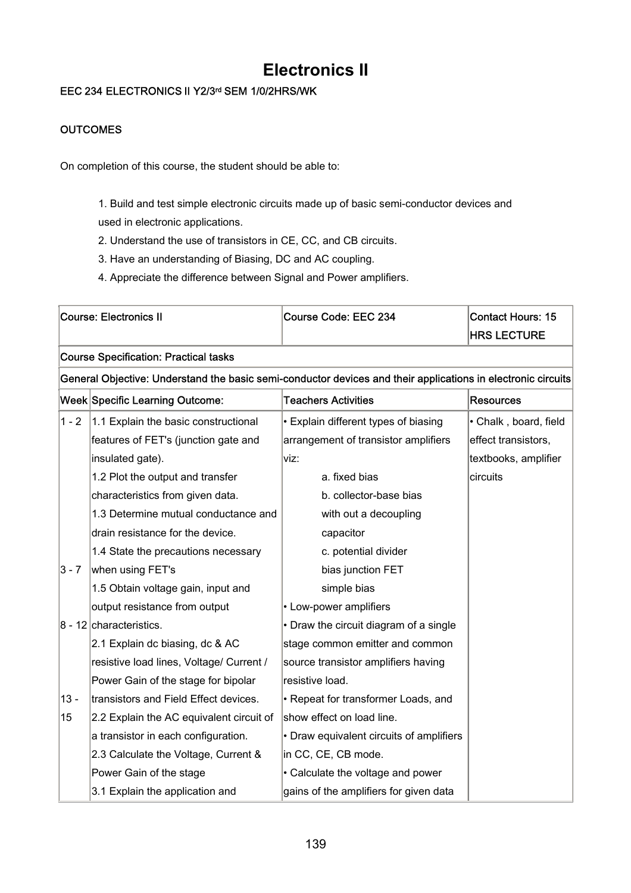# Electronics II

**EEC 234 ELECTRONICS II Y2/3rd SEM 1/0/2HRS/WK**

**OUTCOMES**

On completion of this course, the student should be able to:

1. Build and test simple electronic circuits made up of basic semi-conductor devices and used in electronic applications.
2. Understand the use of transistors in CE, CC, and CB circuits.
3. Have an understanding of Biasing, DC and AC coupling.
4. Appreciate the difference between Signal and Power amplifiers.

| Course: Electronics II | | Course Code: EEC 234 | Contact Hours: 15 HRS LECTURE |
|---|---|---|---|
| **Course Specification: Practical tasks** | | | |
| **General Objective: Understand the basic semi-conductor devices and their applications in electronic circuits** | | | |
| **Week** | **Specific Learning Outcome:** | **Teachers Activities** | **Resources** |
| 1 - 2<br><br><br><br><br><br><br>3 - 7<br><br><br>8 - 12<br><br><br><br>13 - 15 | 1.1 Explain the basic constructional features of FET's (junction gate and insulated gate).<br>1.2 Plot the output and transfer characteristics from given data.<br>1.3 Determine mutual conductance and drain resistance for the device.<br>1.4 State the precautions necessary when using FET's<br>1.5 Obtain voltage gain, input and output resistance from output characteristics.<br>2.1 Explain dc biasing, dc & AC resistive load lines, Voltage/ Current / Power Gain of the stage for bipolar transistors and Field Effect devices.<br>2.2 Explain the AC equivalent circuit of a transistor in each configuration.<br>2.3 Calculate the Voltage, Current & Power Gain of the stage<br>3.1 Explain the application and | • Explain different types of biasing arrangement of transistor amplifiers viz:<br>a. fixed bias<br>b. collector-base bias with out a decoupling capacitor<br>c. potential divider bias junction FET simple bias<br>• Low-power amplifiers<br>• Draw the circuit diagram of a single stage common emitter and common source transistor amplifiers having resistive load.<br>• Repeat for transformer Loads, and show effect on load line.<br>• Draw equivalent circuits of amplifiers in CC, CE, CB mode.<br>• Calculate the voltage and power gains of the amplifiers for given data | • Chalk , board, field effect transistors, textbooks, amplifier circuits |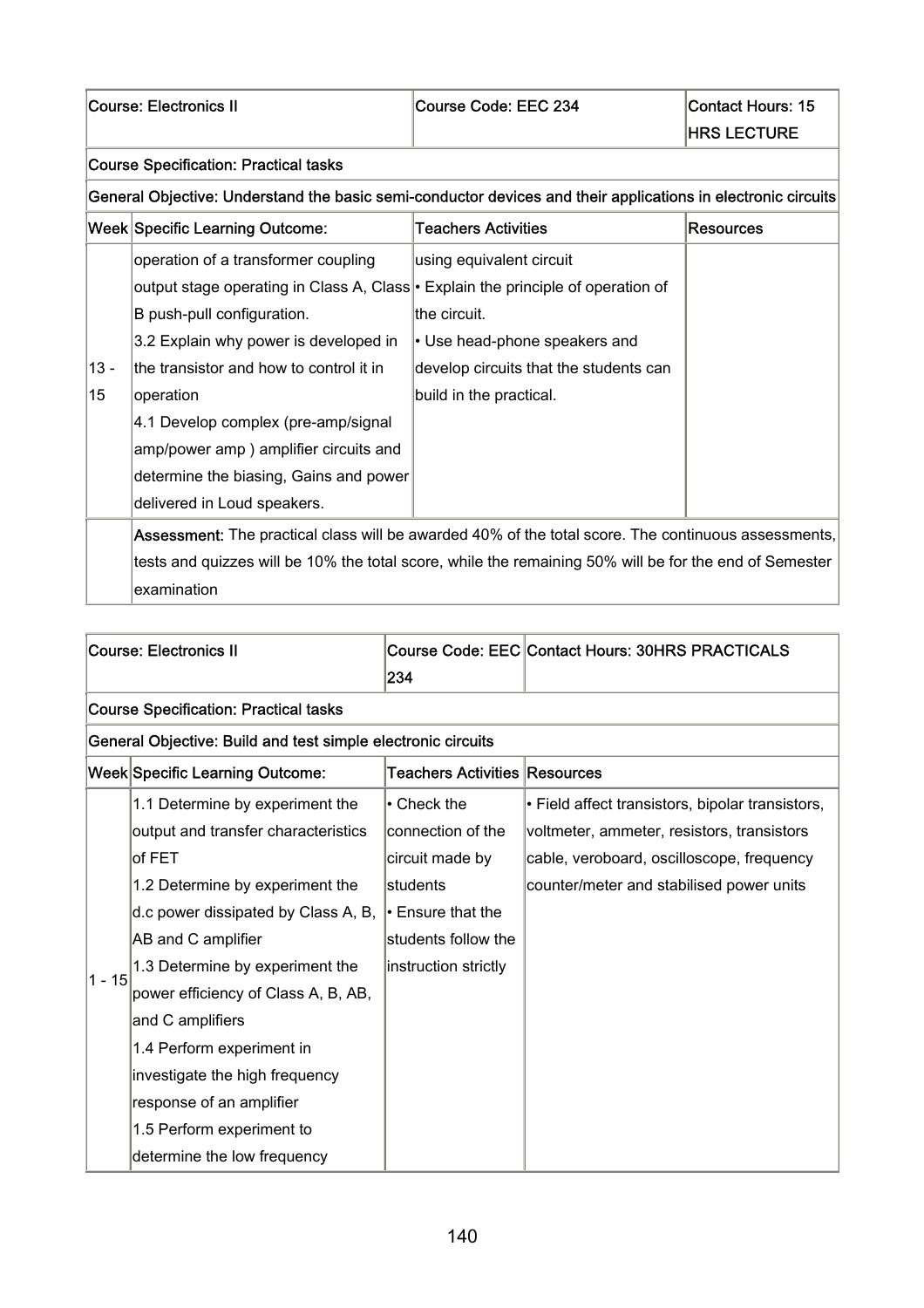| Course: Electronics II | | Course Code: EEC 234 | Contact Hours: 15 HRS LECTURE |
|---|---|---|---|
| Course Specification: Practical tasks | | | |
| General Objective: Understand the basic semi-conductor devices and their applications in electronic circuits | | | |
| Week | Specific Learning Outcome: | Teachers Activities | Resources |
| 13 - 15 | operation of a transformer coupling output stage operating in Class A, Class B push-pull configuration.<br>3.2 Explain why power is developed in the transistor and how to control it in operation<br>4.1 Develop complex (pre-amp/signal amp/power amp ) amplifier circuits and determine the biasing, Gains and power delivered in Loud speakers. | using equivalent circuit<br>• Explain the principle of operation of the circuit.<br>• Use head-phone speakers and develop circuits that the students can build in the practical. | |
| | **Assessment:** The practical class will be awarded 40% of the total score. The continuous assessments, tests and quizzes will be 10% the total score, while the remaining 50% will be for the end of Semester examination | | |

| Course: Electronics II | | Course Code: EEC 234 | Contact Hours: 30HRS PRACTICALS |
|---|---|---|---|
| Course Specification: Practical tasks | | | |
| General Objective: Build and test simple electronic circuits | | | |
| Week | Specific Learning Outcome: | Teachers Activities | Resources |
| 1 - 15 | 1.1 Determine by experiment the output and transfer characteristics of FET<br>1.2 Determine by experiment the d.c power dissipated by Class A, B, AB and C amplifier<br>1.3 Determine by experiment the power efficiency of Class A, B, AB, and C amplifiers<br>1.4 Perform experiment in investigate the high frequency response of an amplifier<br>1.5 Perform experiment to determine the low frequency | • Check the connection of the circuit made by students<br>• Ensure that the students follow the instruction strictly | • Field affect transistors, bipolar transistors, voltmeter, ammeter, resistors, transistors cable, veroboard, oscilloscope, frequency counter/meter and stabilised power units |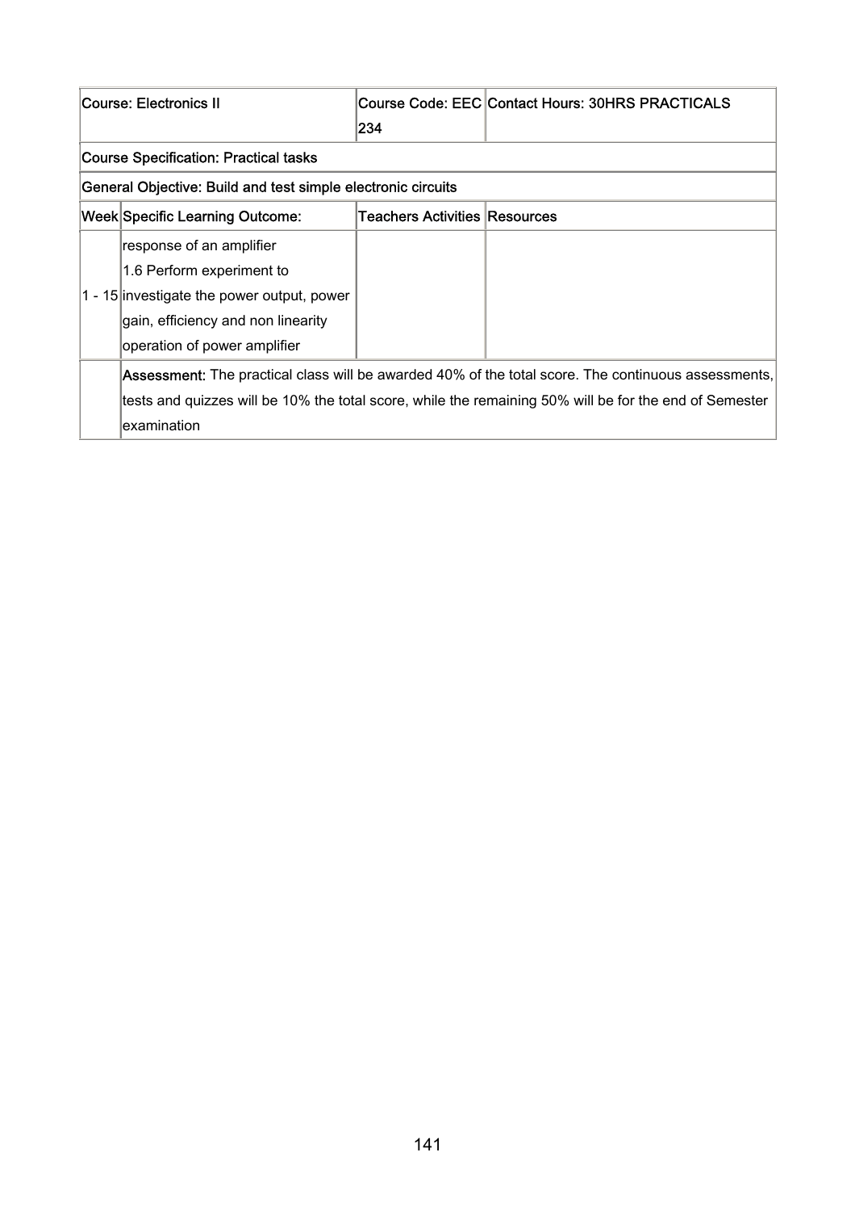| Course: Electronics II | | Course Code: EEC 234 | Contact Hours: 30HRS PRACTICALS |
|---|---|---|---|
| Course Specification: Practical tasks | | | |
| General Objective: Build and test simple electronic circuits | | | |
| Week | Specific Learning Outcome: | Teachers Activities | Resources |
| 1 - 15 | response of an amplifier<br>1.6 Perform experiment to investigate the power output, power gain, efficiency and non linearity operation of power amplifier | | |
| | **Assessment:** The practical class will be awarded 40% of the total score. The continuous assessments, tests and quizzes will be 10% the total score, while the remaining 50% will be for the end of Semester examination | | |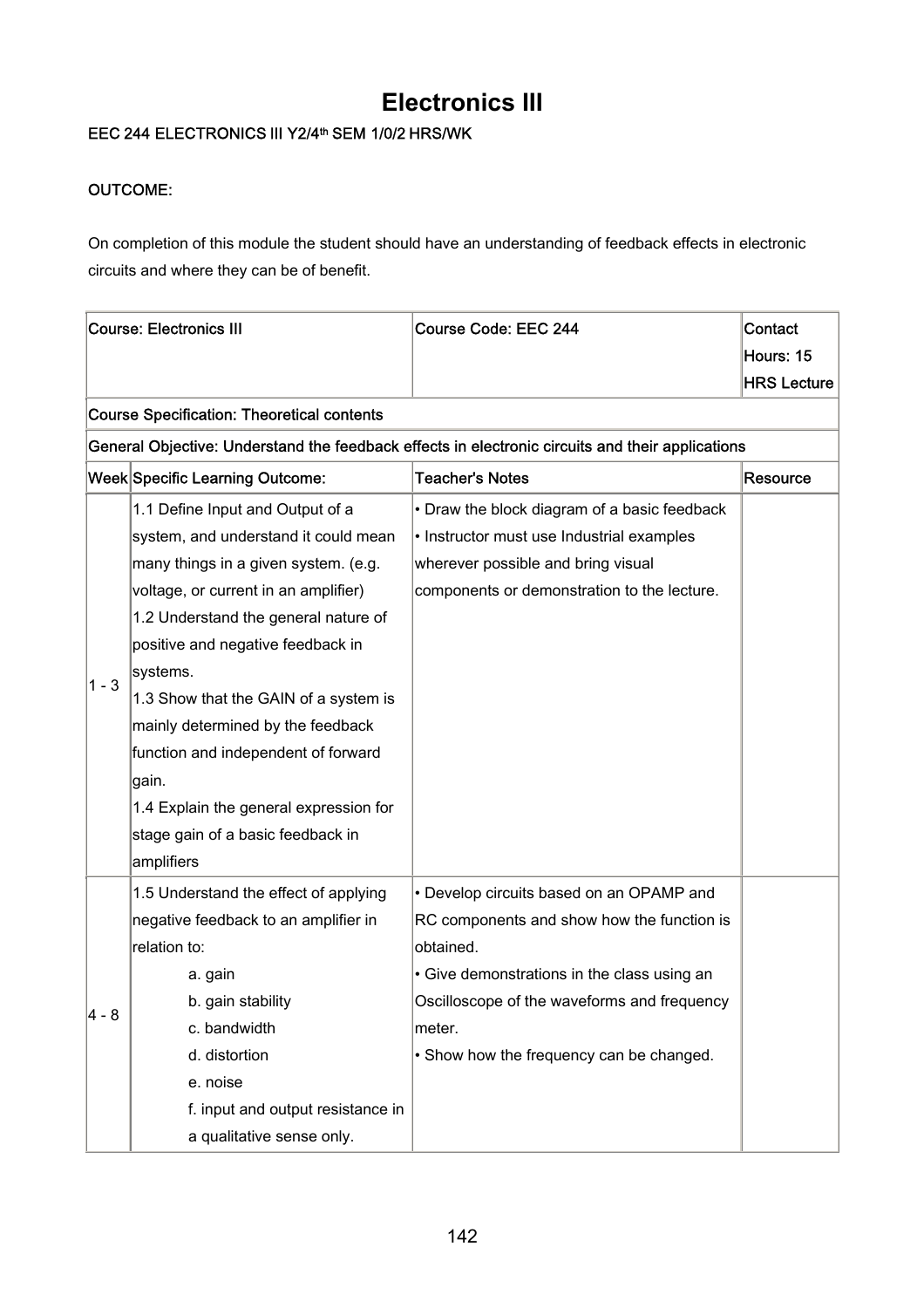# Electronics III

EEC 244 ELECTRONICS III Y2/4th SEM 1/0/2 HRS/WK

OUTCOME:

On completion of this module the student should have an understanding of feedback effects in electronic circuits and where they can be of benefit.

| Course: Electronics III | | Course Code: EEC 244 | Contact Hours: 15 HRS Lecture |
|---|---|---|---|
| Course Specification: Theoretical contents | | | |
| General Objective: Understand the feedback effects in electronic circuits and their applications | | | |
| Week | Specific Learning Outcome: | Teacher's Notes | Resource |
| 1 - 3 | 1.1 Define Input and Output of a system, and understand it could mean many things in a given system. (e.g. voltage, or current in an amplifier)<br>1.2 Understand the general nature of positive and negative feedback in systems.<br>1.3 Show that the GAIN of a system is mainly determined by the feedback function and independent of forward gain.<br>1.4 Explain the general expression for stage gain of a basic feedback in amplifiers | • Draw the block diagram of a basic feedback<br>• Instructor must use Industrial examples wherever possible and bring visual components or demonstration to the lecture. | |
| 4 - 8 | 1.5 Understand the effect of applying negative feedback to an amplifier in relation to:<br>a. gain<br>b. gain stability<br>c. bandwidth<br>d. distortion<br>e. noise<br>f. input and output resistance in a qualitative sense only. | • Develop circuits based on an OPAMP and RC components and show how the function is obtained.<br>• Give demonstrations in the class using an Oscilloscope of the waveforms and frequency meter.<br>• Show how the frequency can be changed. | |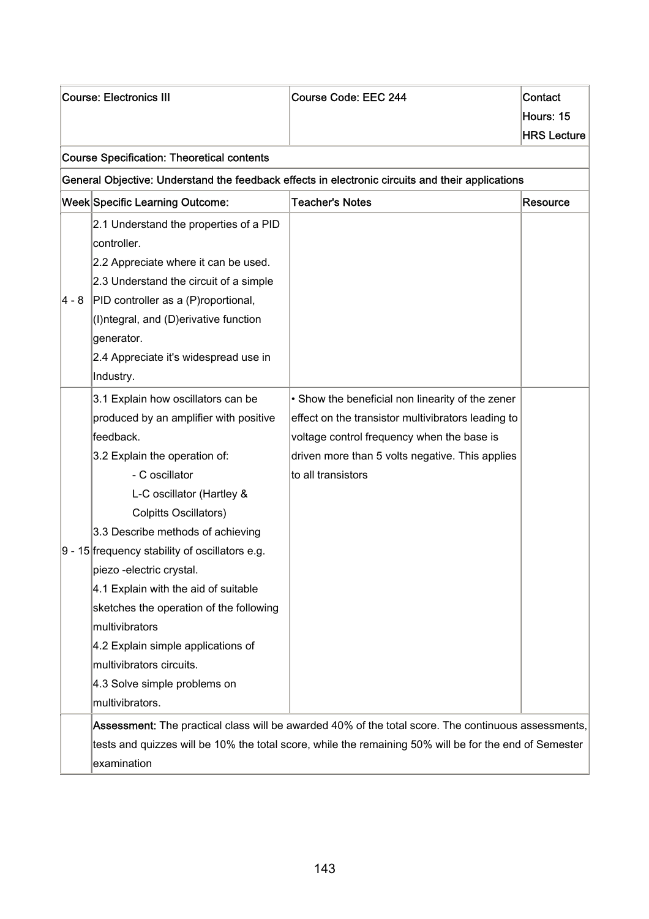| Course: Electronics III | | Course Code: EEC 244 | Contact Hours: 15 HRS Lecture |
|---|---|---|---|
| **Course Specification: Theoretical contents** | | | |
| **General Objective: Understand the feedback effects in electronic circuits and their applications** | | | |
| **Week** | **Specific Learning Outcome:** | **Teacher's Notes** | **Resource** |
| 4 - 8 | 2.1 Understand the properties of a PID controller.<br>2.2 Appreciate where it can be used.<br>2.3 Understand the circuit of a simple PID controller as a (P)roportional, (I)ntegral, and (D)erivative function generator.<br>2.4 Appreciate it's widespread use in Industry. | | |
| 9 - 15 | 3.1 Explain how oscillators can be produced by an amplifier with positive feedback.<br>3.2 Explain the operation of:<br>- C oscillator<br>L-C oscillator (Hartley & Colpitts Oscillators)<br>3.3 Describe methods of achieving frequency stability of oscillators e.g. piezo -electric crystal.<br>4.1 Explain with the aid of suitable sketches the operation of the following multivibrators<br>4.2 Explain simple applications of multivibrators circuits.<br>4.3 Solve simple problems on multivibrators. | • Show the beneficial non linearity of the zener effect on the transistor multivibrators leading to voltage control frequency when the base is driven more than 5 volts negative. This applies to all transistors | |
| | **Assessment:** The practical class will be awarded 40% of the total score. The continuous assessments, tests and quizzes will be 10% the total score, while the remaining 50% will be for the end of Semester examination | | |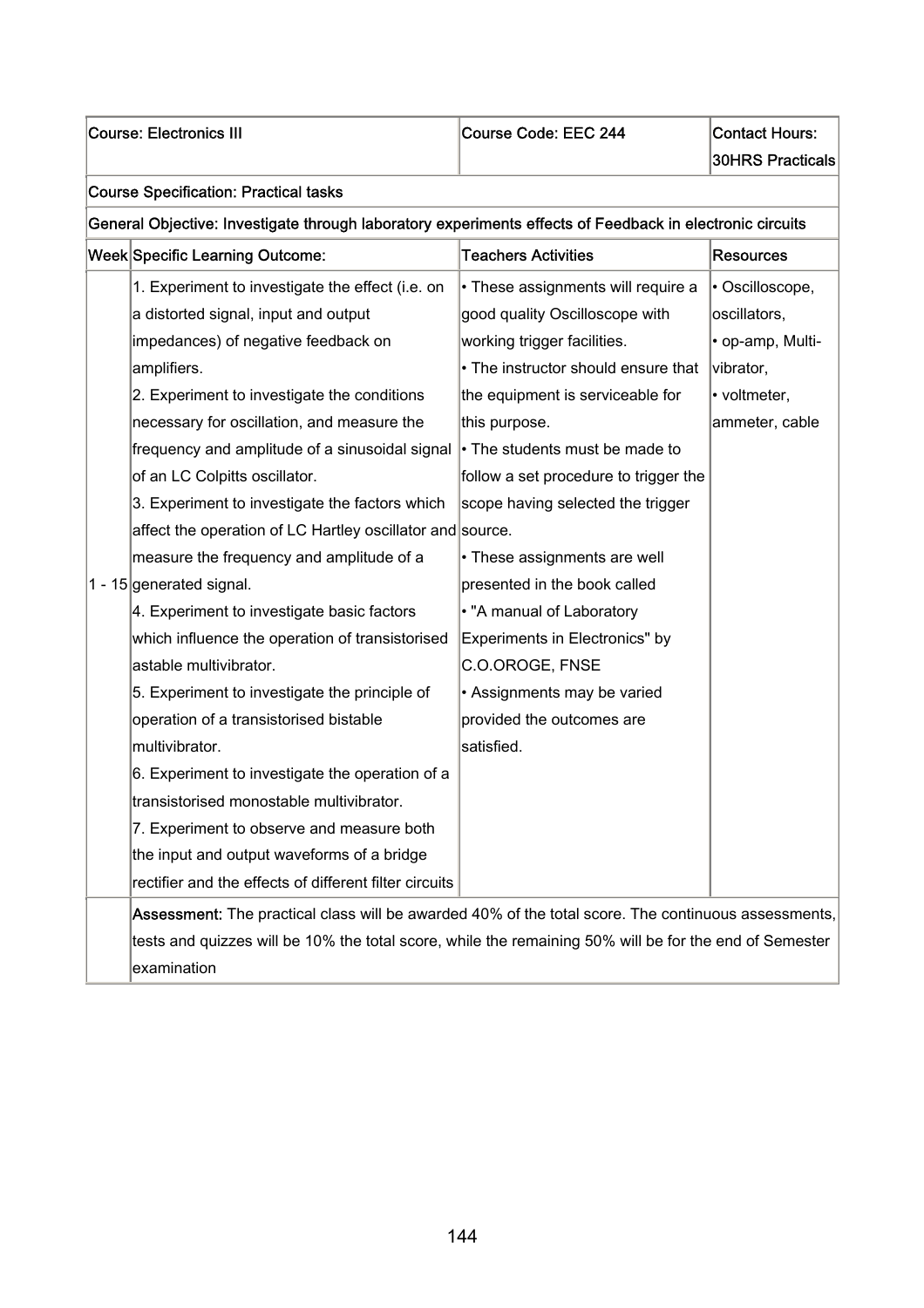| Course: Electronics III | | Course Code: EEC 244 | Contact Hours: 30HRS Practicals |
|---|---|---|---|
| Course Specification: Practical tasks | | | |
| General Objective: Investigate through laboratory experiments effects of Feedback in electronic circuits | | | |
| Week | Specific Learning Outcome: | Teachers Activities | Resources |
| 1 - 15 | 1. Experiment to investigate the effect (i.e. on a distorted signal, input and output impedances) of negative feedback on amplifiers.<br>2. Experiment to investigate the conditions necessary for oscillation, and measure the frequency and amplitude of a sinusoidal signal of an LC Colpitts oscillator.<br>3. Experiment to investigate the factors which affect the operation of LC Hartley oscillator and measure the frequency and amplitude of a generated signal.<br>4. Experiment to investigate basic factors which influence the operation of transistorised astable multivibrator.<br>5. Experiment to investigate the principle of operation of a transistorised bistable multivibrator.<br>6. Experiment to investigate the operation of a transistorised monostable multivibrator.<br>7. Experiment to observe and measure both the input and output waveforms of a bridge rectifier and the effects of different filter circuits | • These assignments will require a good quality Oscilloscope with working trigger facilities.<br>• The instructor should ensure that the equipment is serviceable for this purpose.<br>• The students must be made to follow a set procedure to trigger the scope having selected the trigger source.<br>• These assignments are well presented in the book called<br>• "A manual of Laboratory Experiments in Electronics" by C.O.OROGE, FNSE<br>• Assignments may be varied provided the outcomes are satisfied. | • Oscilloscope, oscillators,<br>• op-amp, Multi-vibrator,<br>• voltmeter, ammeter, cable |
| | **Assessment:** The practical class will be awarded 40% of the total score. The continuous assessments, tests and quizzes will be 10% the total score, while the remaining 50% will be for the end of Semester examination | | |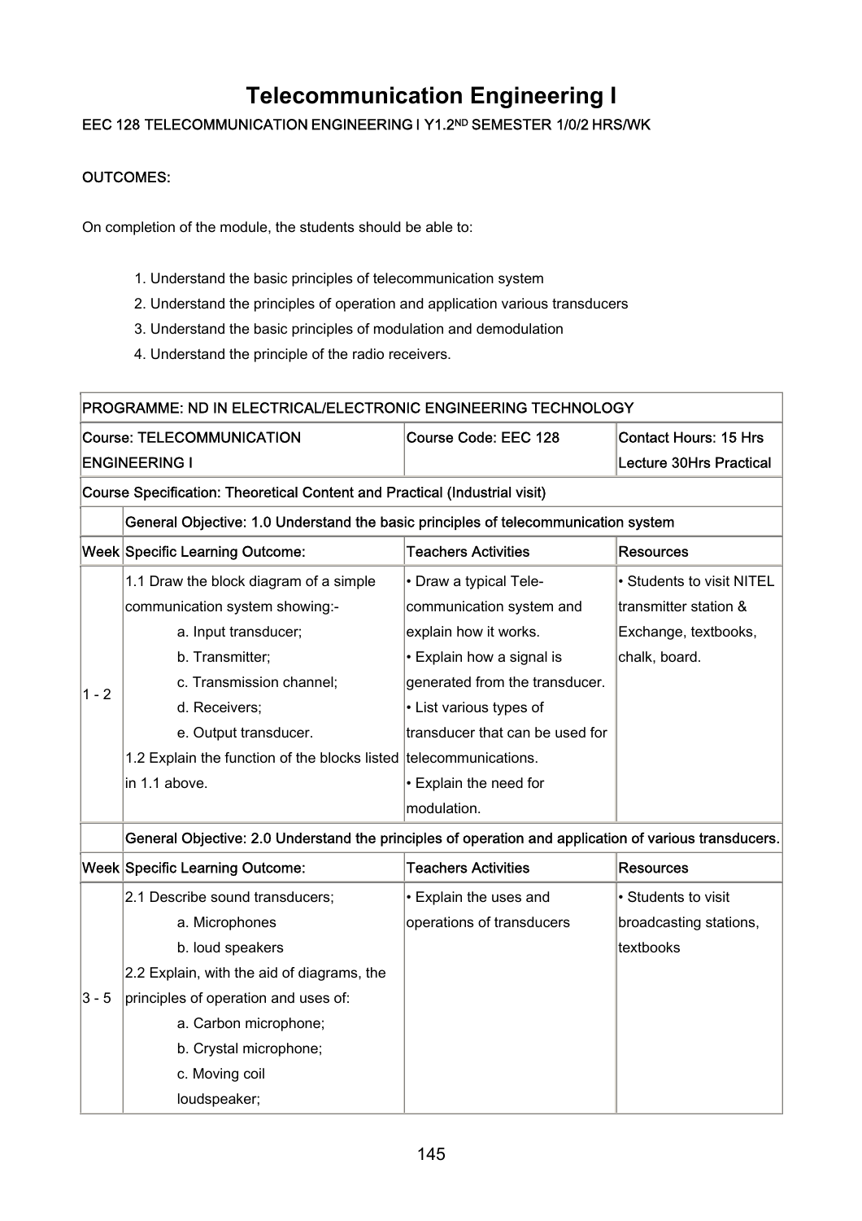# Telecommunication Engineering I

**EEC 128 TELECOMMUNICATION ENGINEERING I Y1.2ND SEMESTER 1/0/2 HRS/WK**

**OUTCOMES:**

On completion of the module, the students should be able to:

1. Understand the basic principles of telecommunication system
2. Understand the principles of operation and application various transducers
3. Understand the basic principles of modulation and demodulation
4. Understand the principle of the radio receivers.

| PROGRAMME: ND IN ELECTRICAL/ELECTRONIC ENGINEERING TECHNOLOGY | | | |
|---|---|---|---|
| Course: TELECOMMUNICATION ENGINEERING I | | Course Code: EEC 128 | Contact Hours: 15 Hrs Lecture 30Hrs Practical |
| Course Specification: Theoretical Content and Practical (Industrial visit) | | | |
| | General Objective: 1.0 Understand the basic principles of telecommunication system | | |
| Week | Specific Learning Outcome: | Teachers Activities | Resources |
| 1 - 2 | 1.1 Draw the block diagram of a simple communication system showing:-<br>a. Input transducer;<br>b. Transmitter;<br>c. Transmission channel;<br>d. Receivers;<br>e. Output transducer.<br>1.2 Explain the function of the blocks listed in 1.1 above. | • Draw a typical Tele-communication system and explain how it works.<br>• Explain how a signal is generated from the transducer.<br>• List various types of transducer that can be used for telecommunications.<br>• Explain the need for modulation. | • Students to visit NITEL transmitter station & Exchange, textbooks, chalk, board. |
| | General Objective: 2.0 Understand the principles of operation and application of various transducers. | | |
| Week | Specific Learning Outcome: | Teachers Activities | Resources |
| 3 - 5 | 2.1 Describe sound transducers;<br>a. Microphones<br>b. loud speakers<br>2.2 Explain, with the aid of diagrams, the principles of operation and uses of:<br>a. Carbon microphone;<br>b. Crystal microphone;<br>c. Moving coil loudspeaker; | • Explain the uses and operations of transducers | • Students to visit broadcasting stations, textbooks |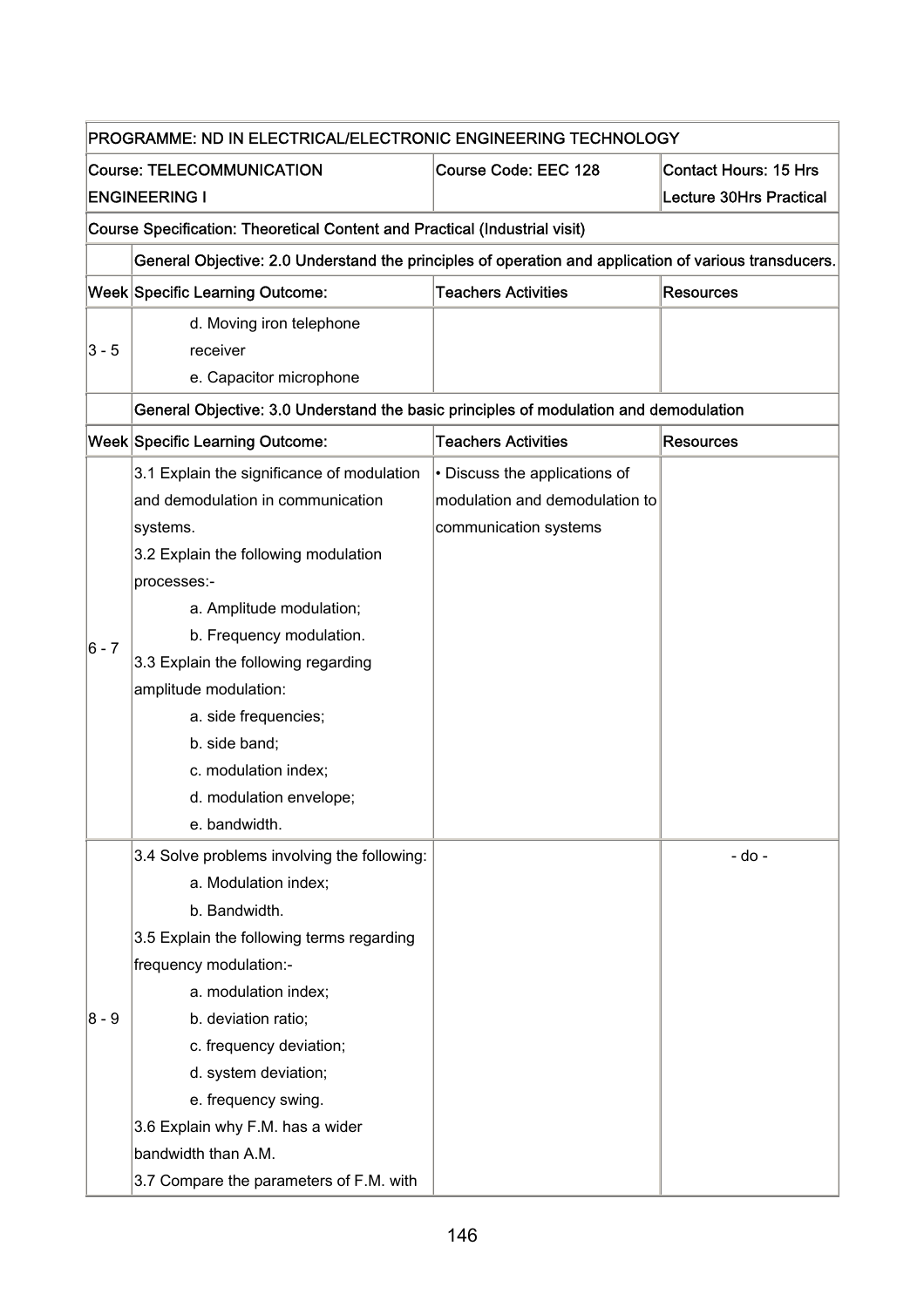| PROGRAMME: ND IN ELECTRICAL/ELECTRONIC ENGINEERING TECHNOLOGY | | | |
|---|---|---|---|
| Course: TELECOMMUNICATION ENGINEERING I | | Course Code: EEC 128 | Contact Hours: 15 Hrs Lecture 30Hrs Practical |
| Course Specification: Theoretical Content and Practical (Industrial visit) | | | |
| | General Objective: 2.0 Understand the principles of operation and application of various transducers. | | |
| Week | Specific Learning Outcome: | Teachers Activities | Resources |
| 3 - 5 | d. Moving iron telephone receiver<br>e. Capacitor microphone | | |
| | General Objective: 3.0 Understand the basic principles of modulation and demodulation | | |
| Week | Specific Learning Outcome: | Teachers Activities | Resources |
| 6 - 7 | 3.1 Explain the significance of modulation and demodulation in communication systems.<br>3.2 Explain the following modulation processes:-<br>a. Amplitude modulation;<br>b. Frequency modulation.<br>3.3 Explain the following regarding amplitude modulation:<br>a. side frequencies;<br>b. side band;<br>c. modulation index;<br>d. modulation envelope;<br>e. bandwidth. | • Discuss the applications of modulation and demodulation to communication systems | |
| 8 - 9 | 3.4 Solve problems involving the following:<br>a. Modulation index;<br>b. Bandwidth.<br>3.5 Explain the following terms regarding frequency modulation:-<br>a. modulation index;<br>b. deviation ratio;<br>c. frequency deviation;<br>d. system deviation;<br>e. frequency swing.<br>3.6 Explain why F.M. has a wider bandwidth than A.M.<br>3.7 Compare the parameters of F.M. with | | - do - |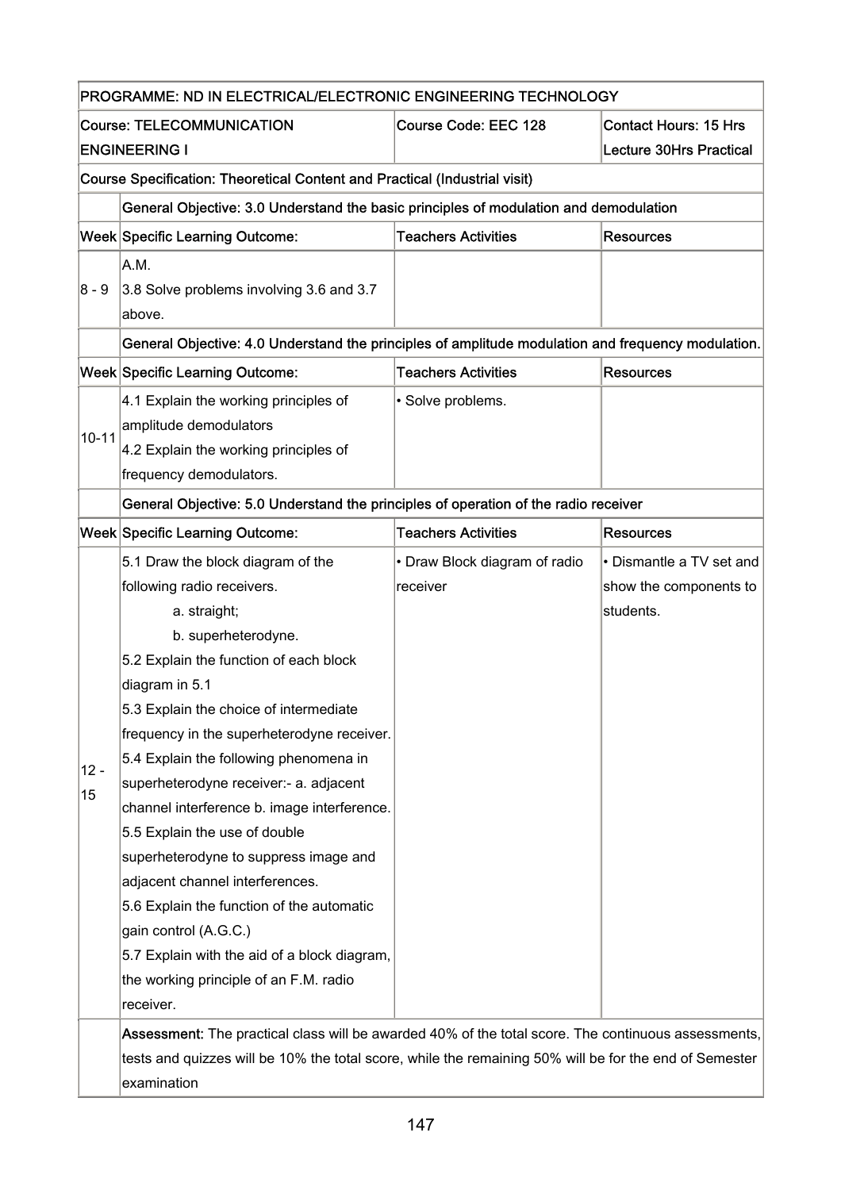| PROGRAMME: ND IN ELECTRICAL/ELECTRONIC ENGINEERING TECHNOLOGY | | | |
|---|---|---|---|
| Course: TELECOMMUNICATION ENGINEERING I | | Course Code: EEC 128 | Contact Hours: 15 Hrs Lecture 30Hrs Practical |
| Course Specification: Theoretical Content and Practical (Industrial visit) | | | |
| | General Objective: 3.0 Understand the basic principles of modulation and demodulation | | |
| Week | Specific Learning Outcome: | Teachers Activities | Resources |
| 8 - 9 | A.M.<br>3.8 Solve problems involving 3.6 and 3.7 above. | | |
| | General Objective: 4.0 Understand the principles of amplitude modulation and frequency modulation. | | |
| Week | Specific Learning Outcome: | Teachers Activities | Resources |
| 10-11 | 4.1 Explain the working principles of amplitude demodulators<br>4.2 Explain the working principles of frequency demodulators. | • Solve problems. | |
| | General Objective: 5.0 Understand the principles of operation of the radio receiver | | |
| Week | Specific Learning Outcome: | Teachers Activities | Resources |
| 12 - 15 | 5.1 Draw the block diagram of the following radio receivers.<br>a. straight;<br>b. superheterodyne.<br>5.2 Explain the function of each block diagram in 5.1<br>5.3 Explain the choice of intermediate frequency in the superheterodyne receiver.<br>5.4 Explain the following phenomena in superheterodyne receiver:- a. adjacent channel interference b. image interference.<br>5.5 Explain the use of double superheterodyne to suppress image and adjacent channel interferences.<br>5.6 Explain the function of the automatic gain control (A.G.C.)<br>5.7 Explain with the aid of a block diagram, the working principle of an F.M. radio receiver. | • Draw Block diagram of radio receiver | • Dismantle a TV set and show the components to students. |
| | **Assessment:** The practical class will be awarded 40% of the total score. The continuous assessments, tests and quizzes will be 10% the total score, while the remaining 50% will be for the end of Semester examination | | |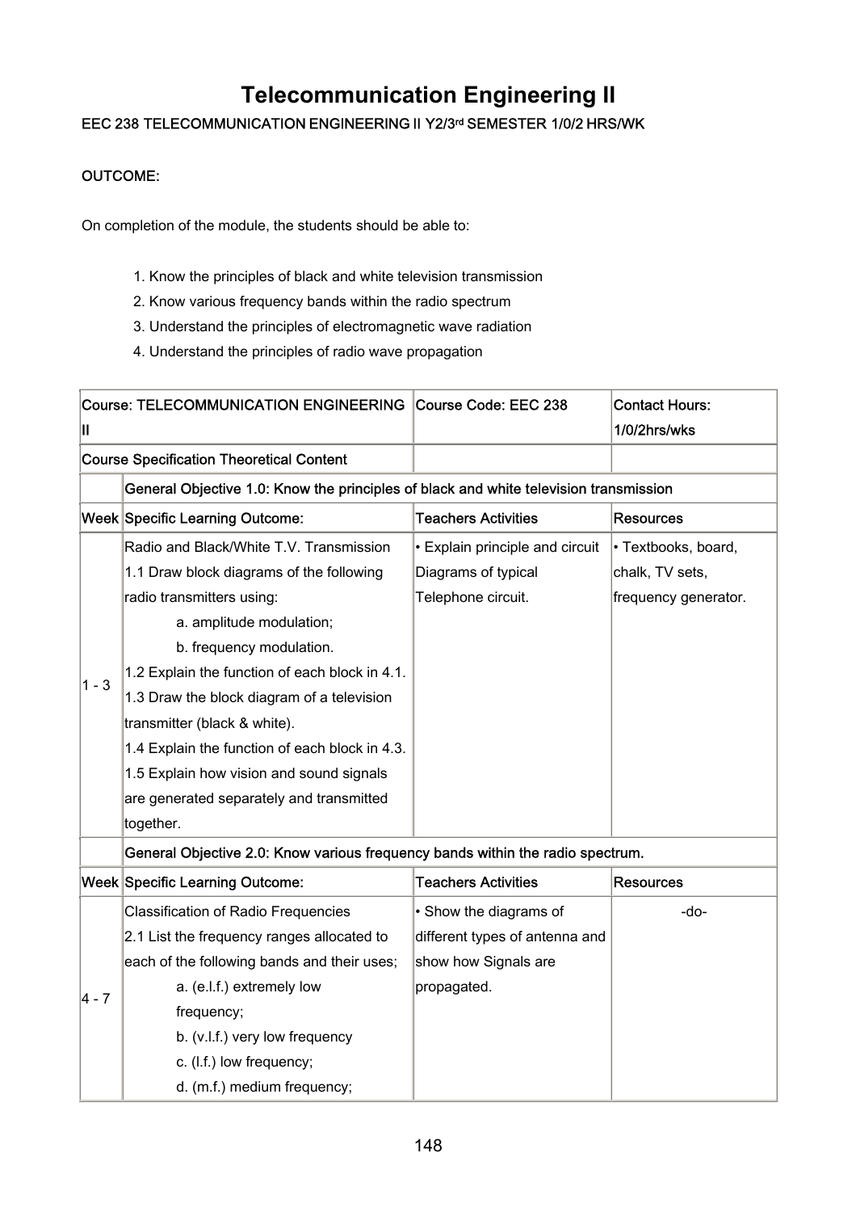# Telecommunication Engineering II

**EEC 238 TELECOMMUNICATION ENGINEERING II Y2/3rd SEMESTER 1/0/2 HRS/WK**

**OUTCOME:**

On completion of the module, the students should be able to:

1. Know the principles of black and white television transmission
2. Know various frequency bands within the radio spectrum
3. Understand the principles of electromagnetic wave radiation
4. Understand the principles of radio wave propagation

| Course: TELECOMMUNICATION ENGINEERING II | | Course Code: EEC 238 | Contact Hours: 1/0/2hrs/wks |
|---|---|---|---|
| Course Specification Theoretical Content | | | |
| | General Objective 1.0: Know the principles of black and white television transmission | | |
| Week | Specific Learning Outcome: | Teachers Activities | Resources |
| 1 - 3 | Radio and Black/White T.V. Transmission<br>1.1 Draw block diagrams of the following radio transmitters using:<br>a. amplitude modulation;<br>b. frequency modulation.<br>1.2 Explain the function of each block in 4.1.<br>1.3 Draw the block diagram of a television transmitter (black & white).<br>1.4 Explain the function of each block in 4.3.<br>1.5 Explain how vision and sound signals are generated separately and transmitted together. | • Explain principle and circuit Diagrams of typical Telephone circuit. | • Textbooks, board, chalk, TV sets, frequency generator. |
| | General Objective 2.0: Know various frequency bands within the radio spectrum. | | |
| Week | Specific Learning Outcome: | Teachers Activities | Resources |
| 4 - 7 | Classification of Radio Frequencies<br>2.1 List the frequency ranges allocated to each of the following bands and their uses;<br>a. (e.l.f.) extremely low frequency;<br>b. (v.l.f.) very low frequency<br>c. (l.f.) low frequency;<br>d. (m.f.) medium frequency; | • Show the diagrams of different types of antenna and show how Signals are propagated. | -do- |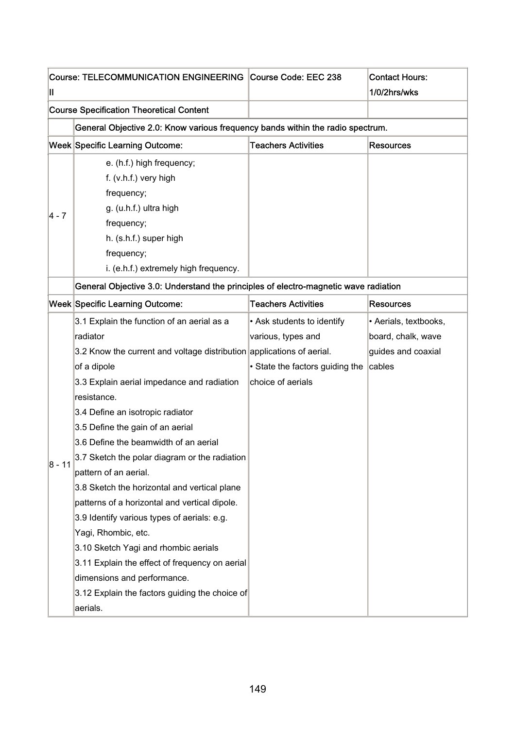| Course: TELECOMMUNICATION ENGINEERING II | | Course Code: EEC 238 | Contact Hours: 1/0/2hrs/wks |
|---|---|---|---|
| Course Specification Theoretical Content | | | |
| | General Objective 2.0: Know various frequency bands within the radio spectrum. | | |
| Week | Specific Learning Outcome: | Teachers Activities | Resources |
| 4 - 7 | e. (h.f.) high frequency;<br>f. (v.h.f.) very high frequency;<br>g. (u.h.f.) ultra high frequency;<br>h. (s.h.f.) super high frequency;<br>i. (e.h.f.) extremely high frequency. | | |
| | General Objective 3.0: Understand the principles of electro-magnetic wave radiation | | |
| Week | Specific Learning Outcome: | Teachers Activities | Resources |
| 8 - 11 | 3.1 Explain the function of an aerial as a radiator<br>3.2 Know the current and voltage distribution of a dipole<br>3.3 Explain aerial impedance and radiation resistance.<br>3.4 Define an isotropic radiator<br>3.5 Define the gain of an aerial<br>3.6 Define the beamwidth of an aerial<br>3.7 Sketch the polar diagram or the radiation pattern of an aerial.<br>3.8 Sketch the horizontal and vertical plane patterns of a horizontal and vertical dipole.<br>3.9 Identify various types of aerials: e.g. Yagi, Rhombic, etc.<br>3.10 Sketch Yagi and rhombic aerials<br>3.11 Explain the effect of frequency on aerial dimensions and performance.<br>3.12 Explain the factors guiding the choice of aerials. | • Ask students to identify various, types and applications of aerial.<br>• State the factors guiding the choice of aerials | • Aerials, textbooks, board, chalk, wave guides and coaxial cables |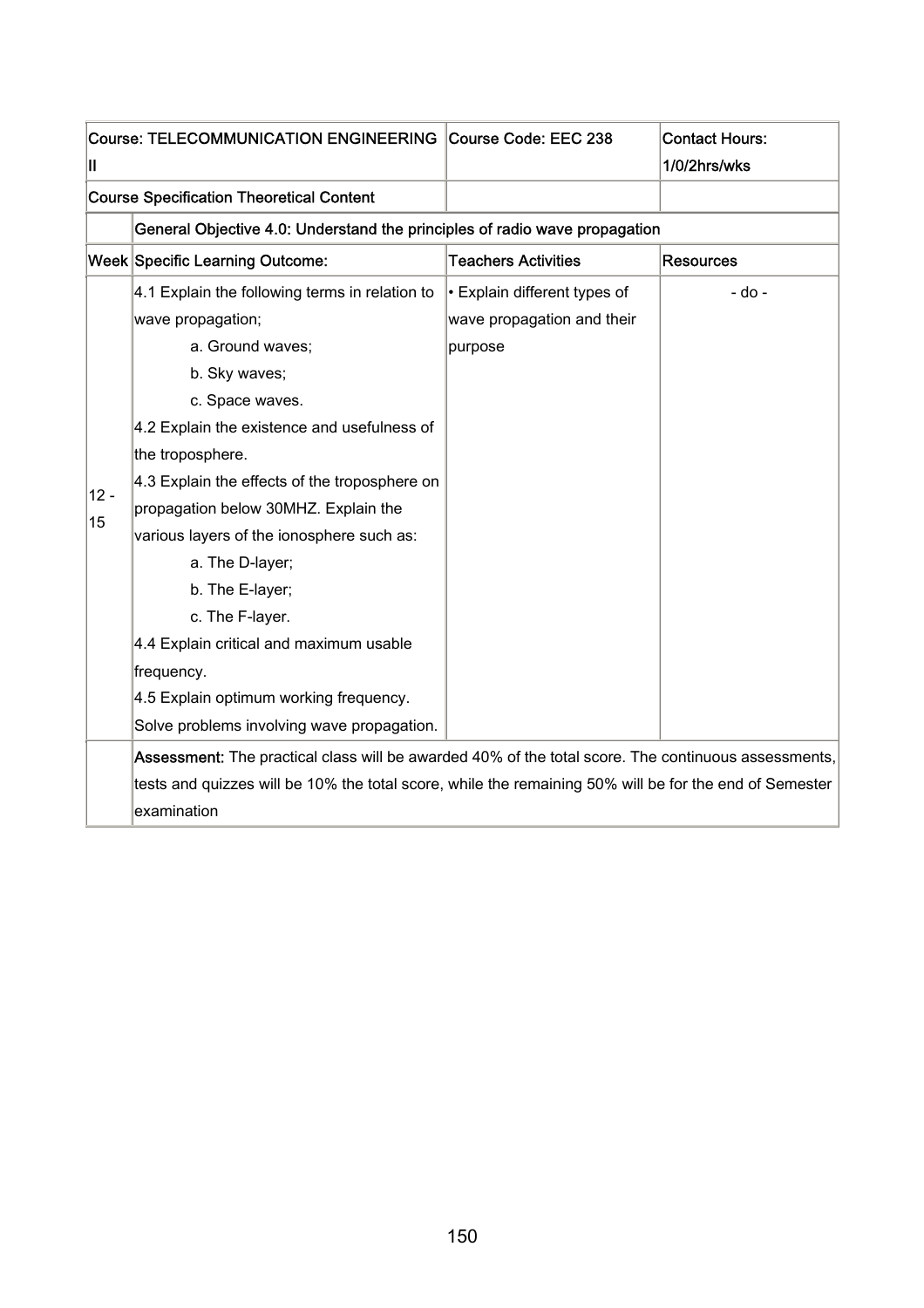| Course: TELECOMMUNICATION ENGINEERING II | | Course Code: EEC 238 | Contact Hours: 1/0/2hrs/wks |
|---|---|---|---|
| Course Specification Theoretical Content | | | |
| | General Objective 4.0: Understand the principles of radio wave propagation | | |
| Week | Specific Learning Outcome: | Teachers Activities | Resources |
| 12 - 15 | 4.1 Explain the following terms in relation to wave propagation;<br>a. Ground waves;<br>b. Sky waves;<br>c. Space waves.<br>4.2 Explain the existence and usefulness of the troposphere.<br>4.3 Explain the effects of the troposphere on propagation below 30MHZ. Explain the various layers of the ionosphere such as:<br>a. The D-layer;<br>b. The E-layer;<br>c. The F-layer.<br>4.4 Explain critical and maximum usable frequency.<br>4.5 Explain optimum working frequency. Solve problems involving wave propagation. | • Explain different types of wave propagation and their purpose | - do - |
| | **Assessment:** The practical class will be awarded 40% of the total score. The continuous assessments, tests and quizzes will be 10% the total score, while the remaining 50% will be for the end of Semester examination | | |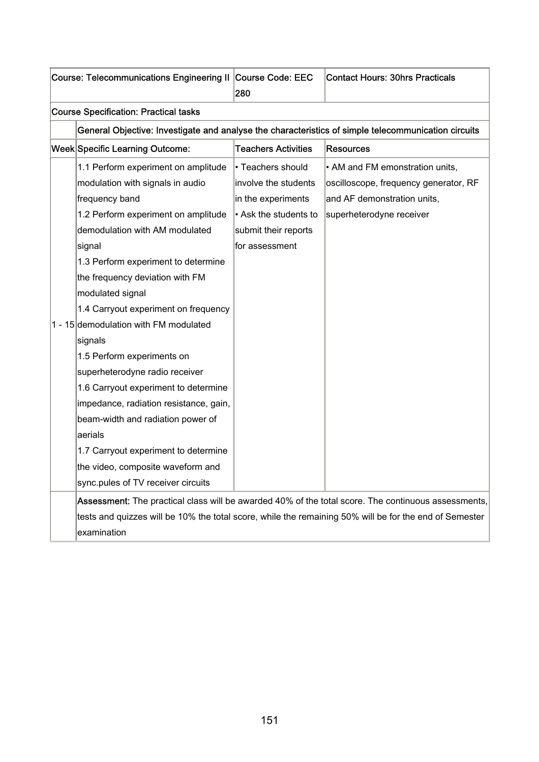| Course: Telecommunications Engineering II | | Course Code: EEC 280 | Contact Hours: 30hrs Practicals |
|---|---|---|---|
| **Course Specification: Practical tasks** | | | |
| | **General Objective: Investigate and analyse the characteristics of simple telecommunication circuits** | | |
| **Week** | **Specific Learning Outcome:** | **Teachers Activities** | **Resources** |
| 1 - 15 | 1.1 Perform experiment on amplitude modulation with signals in audio frequency band<br>1.2 Perform experiment on amplitude demodulation with AM modulated signal<br>1.3 Perform experiment to determine the frequency deviation with FM modulated signal<br>1.4 Carryout experiment on frequency demodulation with FM modulated signals<br>1.5 Perform experiments on superheterodyne radio receiver<br>1.6 Carryout experiment to determine impedance, radiation resistance, gain, beam-width and radiation power of aerials<br>1.7 Carryout experiment to determine the video, composite waveform and sync.pules of TV receiver circuits | • Teachers should involve the students in the experiments<br>• Ask the students to submit their reports for assessment | • AM and FM emonstration units, oscilloscope, frequency generator, RF and AF demonstration units, superheterodyne receiver |
| | **Assessment:** The practical class will be awarded 40% of the total score. The continuous assessments, tests and quizzes will be 10% the total score, while the remaining 50% will be for the end of Semester examination | | |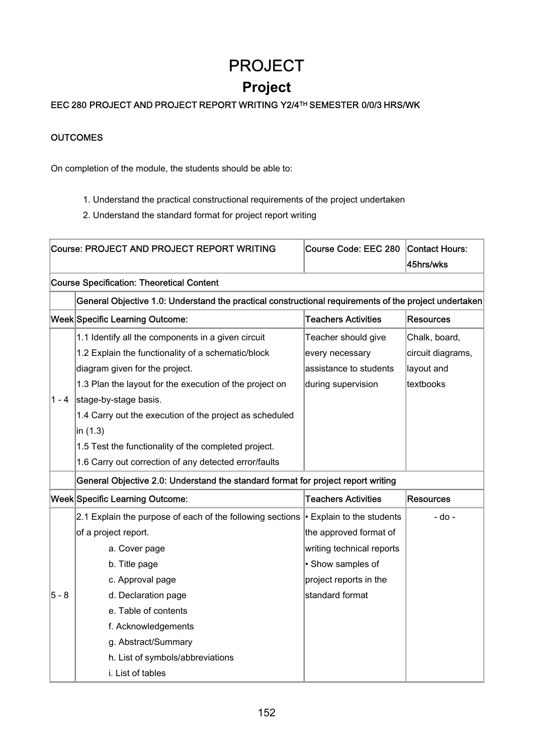# PROJECT

## Project

**EEC 280 PROJECT AND PROJECT REPORT WRITING Y2/4TH SEMESTER 0/0/3 HRS/WK**

**OUTCOMES**

On completion of the module, the students should be able to:

1. Understand the practical constructional requirements of the project undertaken
2. Understand the standard format for project report writing

| Course: PROJECT AND PROJECT REPORT WRITING | | Course Code: EEC 280 | Contact Hours: 45hrs/wks |
|---|---|---|---|
| Course Specification: Theoretical Content | | | |
| | General Objective 1.0: Understand the practical constructional requirements of the project undertaken | | |
| Week | Specific Learning Outcome: | Teachers Activities | Resources |
| 1 - 4 | 1.1 Identify all the components in a given circuit<br>1.2 Explain the functionality of a schematic/block diagram given for the project.<br>1.3 Plan the layout for the execution of the project on stage-by-stage basis.<br>1.4 Carry out the execution of the project as scheduled in (1.3)<br>1.5 Test the functionality of the completed project.<br>1.6 Carry out correction of any detected error/faults | Teacher should give every necessary assistance to students during supervision | Chalk, board, circuit diagrams, layout and textbooks |
| | General Objective 2.0: Understand the standard format for project report writing | | |
| Week | Specific Learning Outcome: | Teachers Activities | Resources |
| 5 - 8 | 2.1 Explain the purpose of each of the following sections of a project report.<br>a. Cover page<br>b. Title page<br>c. Approval page<br>d. Declaration page<br>e. Table of contents<br>f. Acknowledgements<br>g. Abstract/Summary<br>h. List of symbols/abbreviations<br>i. List of tables | • Explain to the students the approved format of writing technical reports<br>• Show samples of project reports in the standard format | - do - |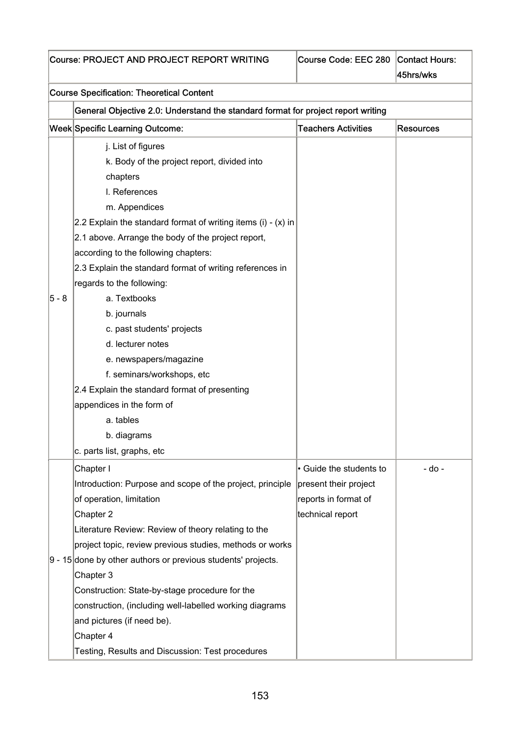| Course: PROJECT AND PROJECT REPORT WRITING | | Course Code: EEC 280 | Contact Hours: 45hrs/wks |
|---|---|---|---|
| Course Specification: Theoretical Content | | | |
| | General Objective 2.0: Understand the standard format for project report writing | | |
| Week | Specific Learning Outcome: | Teachers Activities | Resources |
| 5 - 8 | j. List of figures<br>k. Body of the project report, divided into chapters<br>l. References<br>m. Appendices<br>2.2 Explain the standard format of writing items (i) - (x) in 2.1 above. Arrange the body of the project report, according to the following chapters:<br>2.3 Explain the standard format of writing references in regards to the following:<br>a. Textbooks<br>b. journals<br>c. past students' projects<br>d. lecturer notes<br>e. newspapers/magazine<br>f. seminars/workshops, etc<br>2.4 Explain the standard format of presenting appendices in the form of<br>a. tables<br>b. diagrams<br>c. parts list, graphs, etc | | |
| 9 - 15 | Chapter I<br>Introduction: Purpose and scope of the project, principle of operation, limitation<br>Chapter 2<br>Literature Review: Review of theory relating to the project topic, review previous studies, methods or works done by other authors or previous students' projects.<br>Chapter 3<br>Construction: State-by-stage procedure for the construction, (including well-labelled working diagrams and pictures (if need be).<br>Chapter 4<br>Testing, Results and Discussion: Test procedures | • Guide the students to present their project reports in format of technical report | - do - |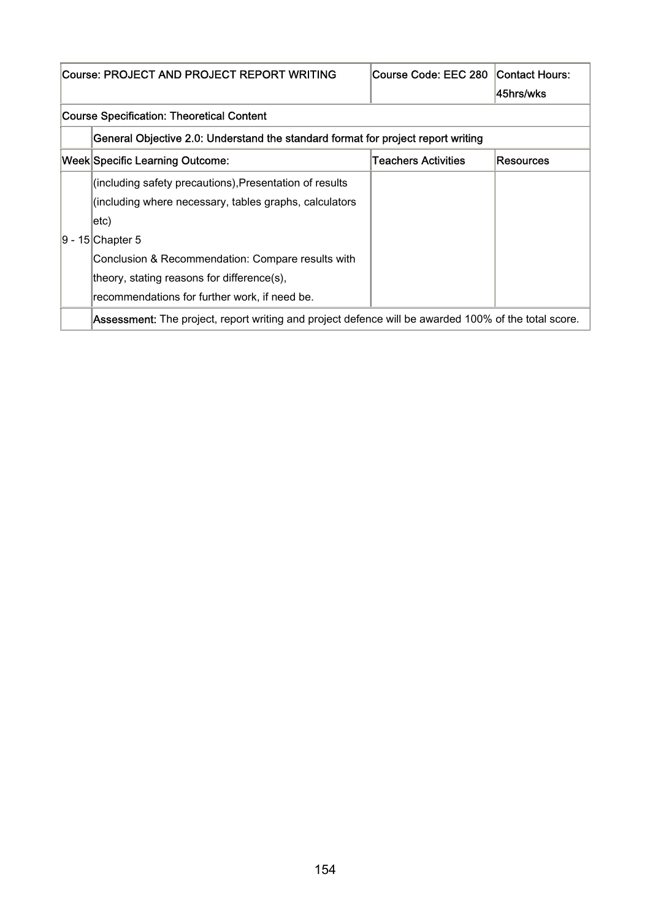| Course: PROJECT AND PROJECT REPORT WRITING | | Course Code: EEC 280 | Contact Hours: 45hrs/wks |
|---|---|---|---|
| **Course Specification: Theoretical Content** | | | |
| | **General Objective 2.0: Understand the standard format for project report writing** | | |
| **Week** | **Specific Learning Outcome:** | **Teachers Activities** | **Resources** |
| 9 - 15 | (including safety precautions),Presentation of results (including where necessary, tables graphs, calculators etc)<br>Chapter 5<br>Conclusion & Recommendation: Compare results with theory, stating reasons for difference(s), recommendations for further work, if need be. | | |
| | **Assessment:** The project, report writing and project defence will be awarded 100% of the total score. | | |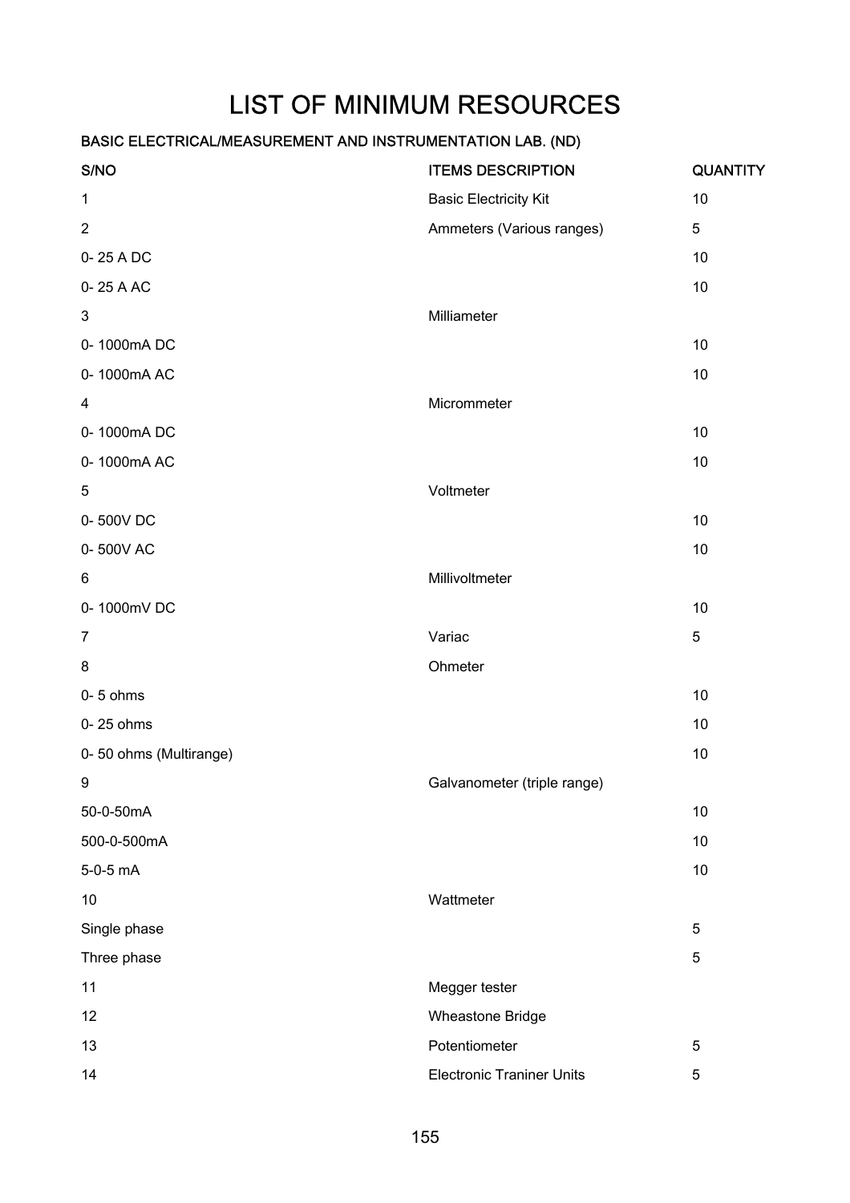# LIST OF MINIMUM RESOURCES

**BASIC ELECTRICAL/MEASUREMENT AND INSTRUMENTATION LAB. (ND)**

| S/NO | ITEMS DESCRIPTION | QUANTITY |
|---|---|---|
| 1 | Basic Electricity Kit | 10 |
| 2 | Ammeters (Various ranges) | 5 |
| 0- 25 A DC | | 10 |
| 0- 25 A AC | | 10 |
| 3 | Milliameter | |
| 0- 1000mA DC | | 10 |
| 0- 1000mA AC | | 10 |
| 4 | Micrommeter | |
| 0- 1000mA DC | | 10 |
| 0- 1000mA AC | | 10 |
| 5 | Voltmeter | |
| 0- 500V DC | | 10 |
| 0- 500V AC | | 10 |
| 6 | Millivoltmeter | |
| 0- 1000mV DC | | 10 |
| 7 | Variac | 5 |
| 8 | Ohmeter | |
| 0- 5 ohms | | 10 |
| 0- 25 ohms | | 10 |
| 0- 50 ohms (Multirange) | | 10 |
| 9 | Galvanometer (triple range) | |
| 50-0-50mA | | 10 |
| 500-0-500mA | | 10 |
| 5-0-5 mA | | 10 |
| 10 | Wattmeter | |
| Single phase | | 5 |
| Three phase | | 5 |
| 11 | Megger tester | |
| 12 | Wheastone Bridge | |
| 13 | Potentiometer | 5 |
| 14 | Electronic Traniner Units | 5 |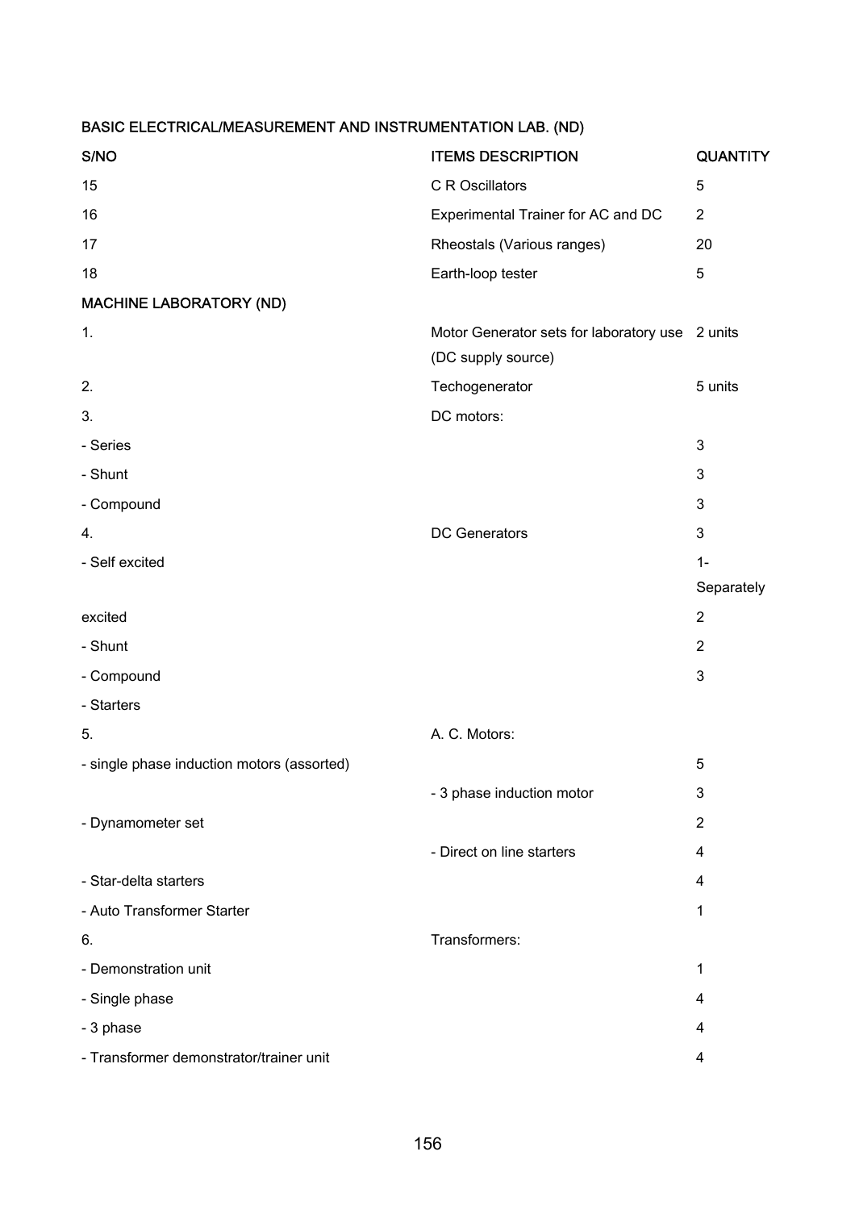BASIC ELECTRICAL/MEASUREMENT AND INSTRUMENTATION LAB. (ND)

| S/NO | ITEMS DESCRIPTION | QUANTITY |
|---|---|---|
| 15 | C R Oscillators | 5 |
| 16 | Experimental Trainer for AC and DC | 2 |
| 17 | Rheostals (Various ranges) | 20 |
| 18 | Earth-loop tester | 5 |
| MACHINE LABORATORY (ND) | | |
| 1. | Motor Generator sets for laboratory use (DC supply source) | 2 units |
| 2. | Techogenerator | 5 units |
| 3. | DC motors: | |
| - Series | | 3 |
| - Shunt | | 3 |
| - Compound | | 3 |
| 4. | DC Generators | 3 |
| - Self excited | | 1- Separately |
| excited | | 2 |
| - Shunt | | 2 |
| - Compound | | 3 |
| - Starters | | |
| 5. | A. C. Motors: | |
| - single phase induction motors (assorted) | | 5 |
| | - 3 phase induction motor | 3 |
| - Dynamometer set | | 2 |
| | - Direct on line starters | 4 |
| - Star-delta starters | | 4 |
| - Auto Transformer Starter | | 1 |
| 6. | Transformers: | |
| - Demonstration unit | | 1 |
| - Single phase | | 4 |
| - 3 phase | | 4 |
| - Transformer demonstrator/trainer unit | | 4 |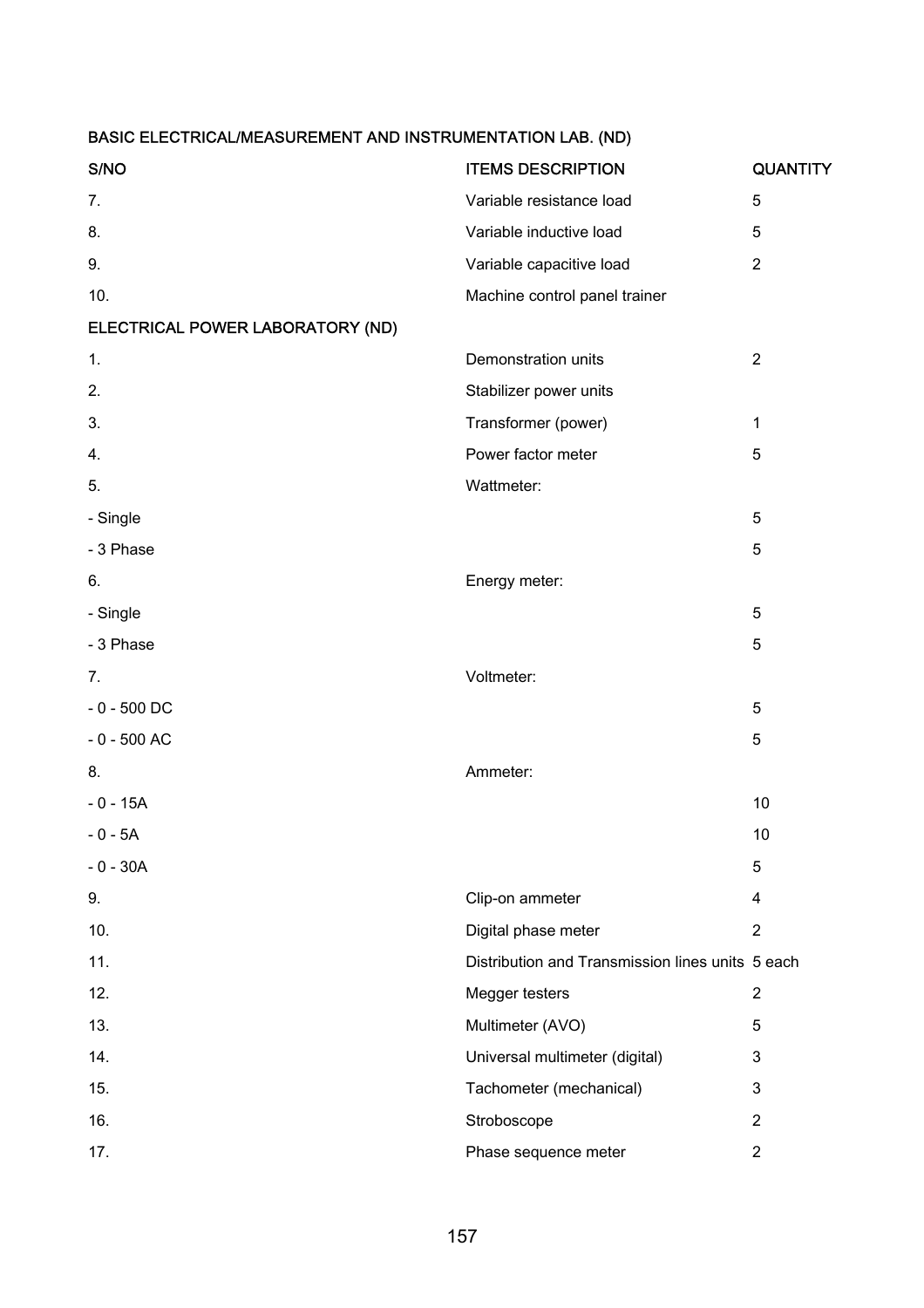## BASIC ELECTRICAL/MEASUREMENT AND INSTRUMENTATION LAB. (ND)

| S/NO | ITEMS DESCRIPTION | QUANTITY |
|---|---|---|
| 7. | Variable resistance load | 5 |
| 8. | Variable inductive load | 5 |
| 9. | Variable capacitive load | 2 |
| 10. | Machine control panel trainer | |

## ELECTRICAL POWER LABORATORY (ND)

| S/NO | ITEMS DESCRIPTION | QUANTITY |
|---|---|---|
| 1. | Demonstration units | 2 |
| 2. | Stabilizer power units | |
| 3. | Transformer (power) | 1 |
| 4. | Power factor meter | 5 |
| 5. | Wattmeter: | |
| - Single | | 5 |
| - 3 Phase | | 5 |
| 6. | Energy meter: | |
| - Single | | 5 |
| - 3 Phase | | 5 |
| 7. | Voltmeter: | |
| - 0 - 500 DC | | 5 |
| - 0 - 500 AC | | 5 |
| 8. | Ammeter: | |
| - 0 - 15A | | 10 |
| - 0 - 5A | | 10 |
| - 0 - 30A | | 5 |
| 9. | Clip-on ammeter | 4 |
| 10. | Digital phase meter | 2 |
| 11. | Distribution and Transmission lines units | 5 each |
| 12. | Megger testers | 2 |
| 13. | Multimeter (AVO) | 5 |
| 14. | Universal multimeter (digital) | 3 |
| 15. | Tachometer (mechanical) | 3 |
| 16. | Stroboscope | 2 |
| 17. | Phase sequence meter | 2 |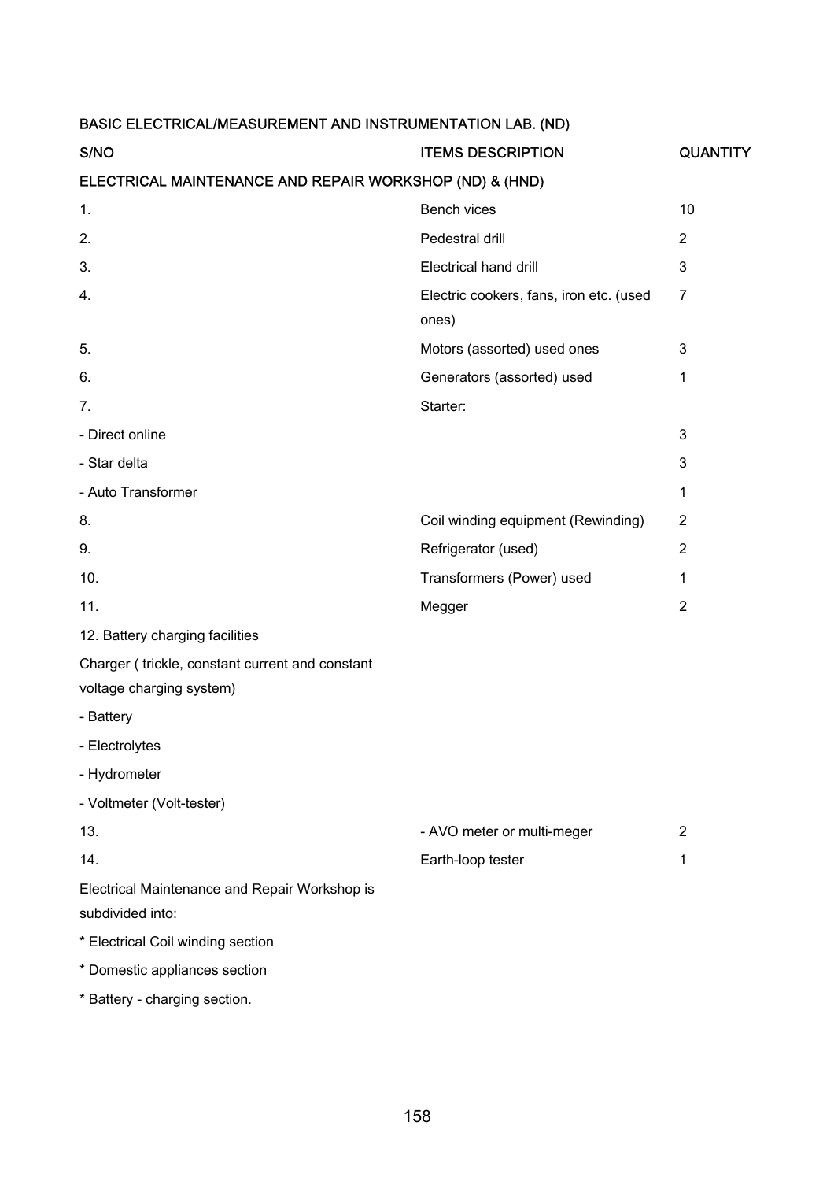**BASIC ELECTRICAL/MEASUREMENT AND INSTRUMENTATION LAB. (ND)**

| S/NO | ITEMS DESCRIPTION | QUANTITY |
|---|---|---|
| **ELECTRICAL MAINTENANCE AND REPAIR WORKSHOP (ND) & (HND)** | | |
| 1. | Bench vices | 10 |
| 2. | Pedestral drill | 2 |
| 3. | Electrical hand drill | 3 |
| 4. | Electric cookers, fans, iron etc. (used ones) | 7 |
| 5. | Motors (assorted) used ones | 3 |
| 6. | Generators (assorted) used | 1 |
| 7. | Starter: | |
| - Direct online | | 3 |
| - Star delta | | 3 |
| - Auto Transformer | | 1 |
| 8. | Coil winding equipment (Rewinding) | 2 |
| 9. | Refrigerator (used) | 2 |
| 10. | Transformers (Power) used | 1 |
| 11. | Megger | 2 |
| 12. Battery charging facilities | | |
| Charger ( trickle, constant current and constant voltage charging system) | | |
| - Battery | | |
| - Electrolytes | | |
| - Hydrometer | | |
| - Voltmeter (Volt-tester) | | |
| 13. | - AVO meter or multi-meger | 2 |
| 14. | Earth-loop tester | 1 |

Electrical Maintenance and Repair Workshop is subdivided into:

* Electrical Coil winding section
* Domestic appliances section
* Battery - charging section.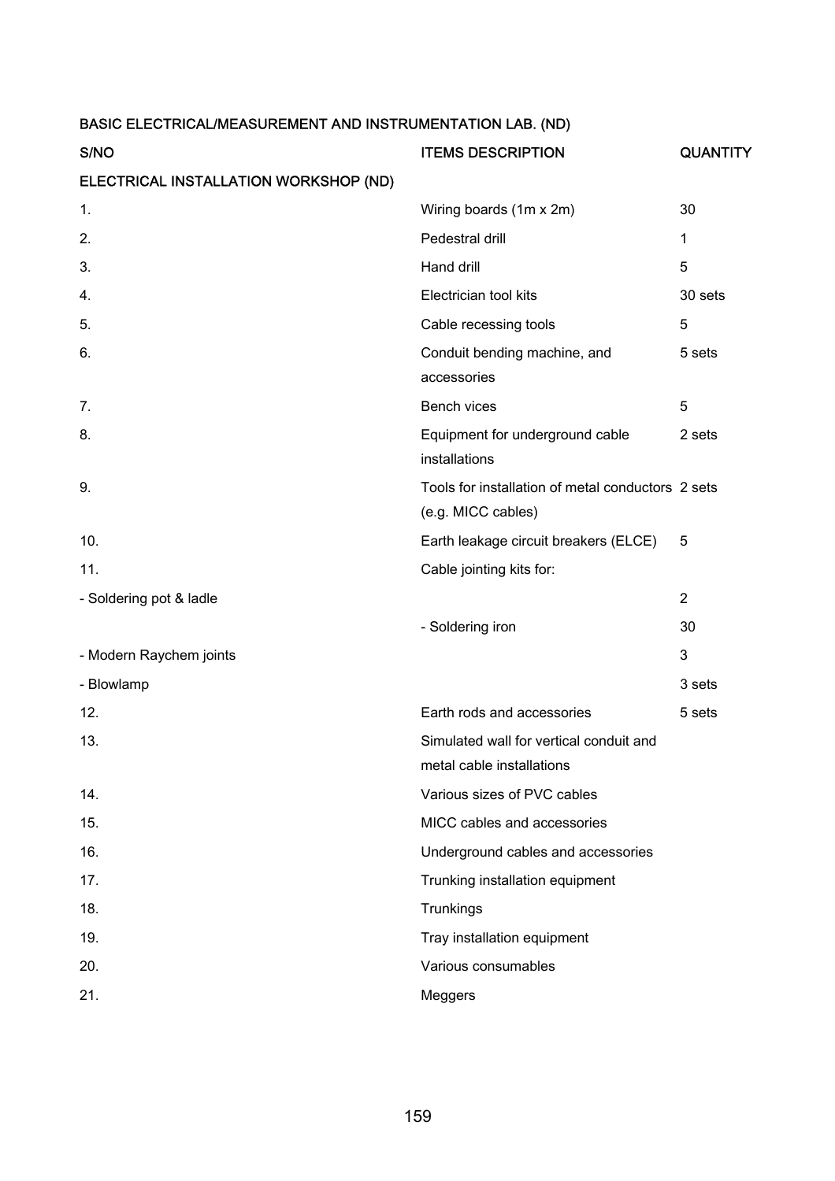BASIC ELECTRICAL/MEASUREMENT AND INSTRUMENTATION LAB. (ND)

| S/NO | ITEMS DESCRIPTION | QUANTITY |
|---|---|---|
| ELECTRICAL INSTALLATION WORKSHOP (ND) | | |
| 1. | Wiring boards (1m x 2m) | 30 |
| 2. | Pedestral drill | 1 |
| 3. | Hand drill | 5 |
| 4. | Electrician tool kits | 30 sets |
| 5. | Cable recessing tools | 5 |
| 6. | Conduit bending machine, and accessories | 5 sets |
| 7. | Bench vices | 5 |
| 8. | Equipment for underground cable installations | 2 sets |
| 9. | Tools for installation of metal conductors (e.g. MICC cables) | 2 sets |
| 10. | Earth leakage circuit breakers (ELCE) | 5 |
| 11. | Cable jointing kits for: | |
| - Soldering pot & ladle | | 2 |
| | - Soldering iron | 30 |
| - Modern Raychem joints | | 3 |
| - Blowlamp | | 3 sets |
| 12. | Earth rods and accessories | 5 sets |
| 13. | Simulated wall for vertical conduit and metal cable installations | |
| 14. | Various sizes of PVC cables | |
| 15. | MICC cables and accessories | |
| 16. | Underground cables and accessories | |
| 17. | Trunking installation equipment | |
| 18. | Trunkings | |
| 19. | Tray installation equipment | |
| 20. | Various consumables | |
| 21. | Meggers | |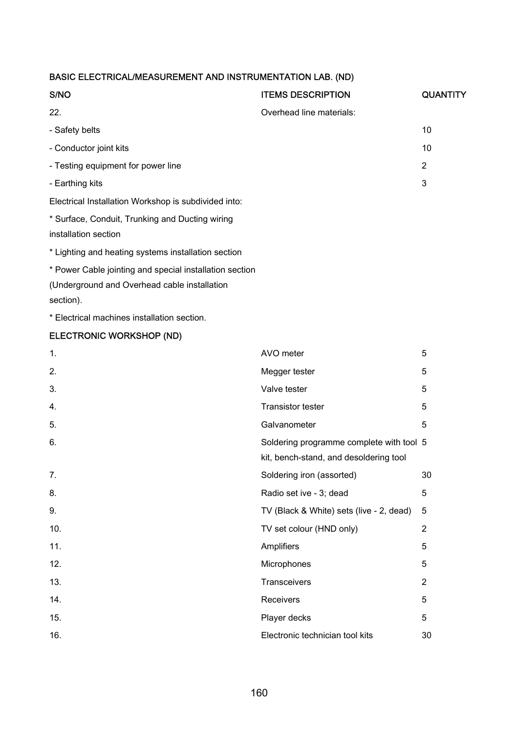### BASIC ELECTRICAL/MEASUREMENT AND INSTRUMENTATION LAB. (ND)

| S/NO | ITEMS DESCRIPTION | QUANTITY |
|---|---|---|
| 22. | Overhead line materials: | |
| - Safety belts | | 10 |
| - Conductor joint kits | | 10 |
| - Testing equipment for power line | | 2 |
| - Earthing kits | | 3 |

Electrical Installation Workshop is subdivided into:

* Surface, Conduit, Trunking and Ducting wiring installation section
* Lighting and heating systems installation section
* Power Cable jointing and special installation section (Underground and Overhead cable installation section).
* Electrical machines installation section.

### ELECTRONIC WORKSHOP (ND)

| S/NO | ITEMS DESCRIPTION | QUANTITY |
|---|---|---|
| 1. | AVO meter | 5 |
| 2. | Megger tester | 5 |
| 3. | Valve tester | 5 |
| 4. | Transistor tester | 5 |
| 5. | Galvanometer | 5 |
| 6. | Soldering programme complete with tool kit, bench-stand, and desoldering tool | 5 |
| 7. | Soldering iron (assorted) | 30 |
| 8. | Radio set ive - 3; dead | 5 |
| 9. | TV (Black & White) sets (live - 2, dead) | 5 |
| 10. | TV set colour (HND only) | 2 |
| 11. | Amplifiers | 5 |
| 12. | Microphones | 5 |
| 13. | Transceivers | 2 |
| 14. | Receivers | 5 |
| 15. | Player decks | 5 |
| 16. | Electronic technician tool kits | 30 |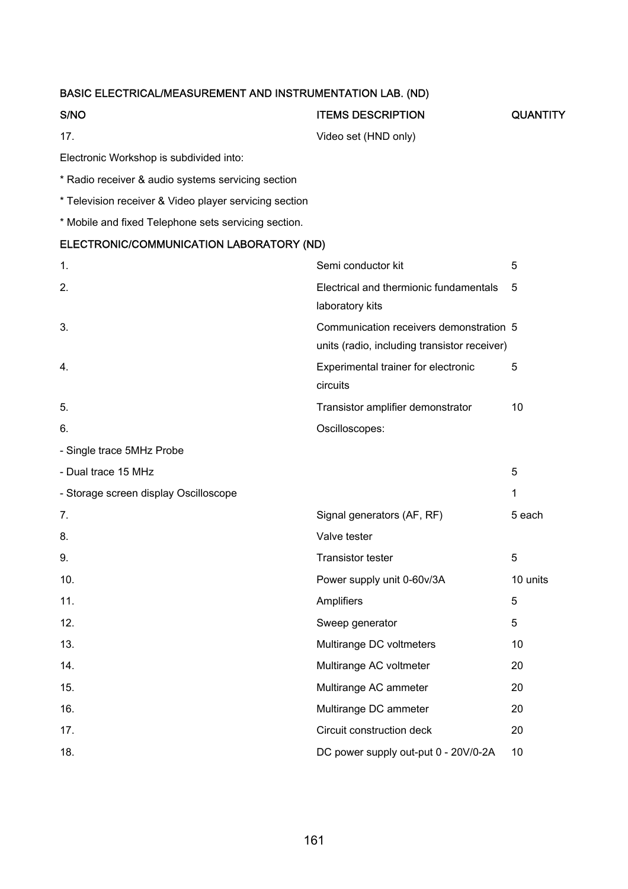**BASIC ELECTRICAL/MEASUREMENT AND INSTRUMENTATION LAB. (ND)**

| S/NO | ITEMS DESCRIPTION | QUANTITY |
|---|---|---|
| 17. | Video set (HND only) | |

Electronic Workshop is subdivided into:

* Radio receiver & audio systems servicing section
* Television receiver & Video player servicing section
* Mobile and fixed Telephone sets servicing section.

**ELECTRONIC/COMMUNICATION LABORATORY (ND)**

| S/NO | ITEMS DESCRIPTION | QUANTITY |
|---|---|---|
| 1. | Semi conductor kit | 5 |
| 2. | Electrical and thermionic fundamentals laboratory kits | 5 |
| 3. | Communication receivers demonstration units (radio, including transistor receiver) | 5 |
| 4. | Experimental trainer for electronic circuits | 5 |
| 5. | Transistor amplifier demonstrator | 10 |
| 6. | Oscilloscopes: | |
| - Single trace 5MHz Probe | | |
| - Dual trace 15 MHz | | 5 |
| - Storage screen display Oscilloscope | | 1 |
| 7. | Signal generators (AF, RF) | 5 each |
| 8. | Valve tester | |
| 9. | Transistor tester | 5 |
| 10. | Power supply unit 0-60v/3A | 10 units |
| 11. | Amplifiers | 5 |
| 12. | Sweep generator | 5 |
| 13. | Multirange DC voltmeters | 10 |
| 14. | Multirange AC voltmeter | 20 |
| 15. | Multirange AC ammeter | 20 |
| 16. | Multirange DC ammeter | 20 |
| 17. | Circuit construction deck | 20 |
| 18. | DC power supply out-put 0 - 20V/0-2A | 10 |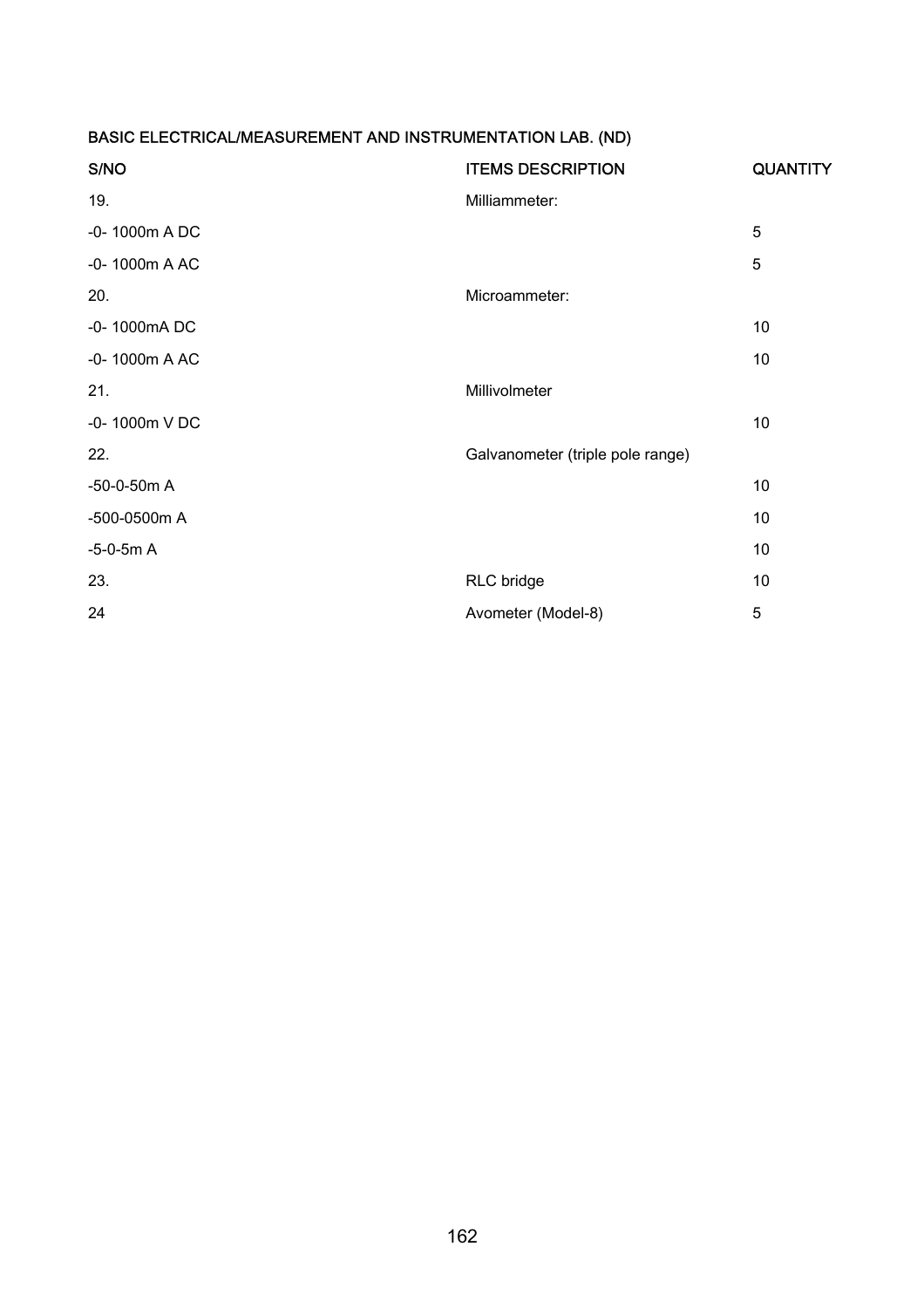BASIC ELECTRICAL/MEASUREMENT AND INSTRUMENTATION LAB. (ND)

| S/NO | ITEMS DESCRIPTION | QUANTITY |
|---|---|---|
| 19. | Milliammeter: | |
| -0- 1000m A DC | | 5 |
| -0- 1000m A AC | | 5 |
| 20. | Microammeter: | |
| -0- 1000mA DC | | 10 |
| -0- 1000m A AC | | 10 |
| 21. | Millivolmeter | |
| -0- 1000m V DC | | 10 |
| 22. | Galvanometer (triple pole range) | |
| -50-0-50m A | | 10 |
| -500-0500m A | | 10 |
| -5-0-5m A | | 10 |
| 23. | RLC bridge | 10 |
| 24 | Avometer (Model-8) | 5 |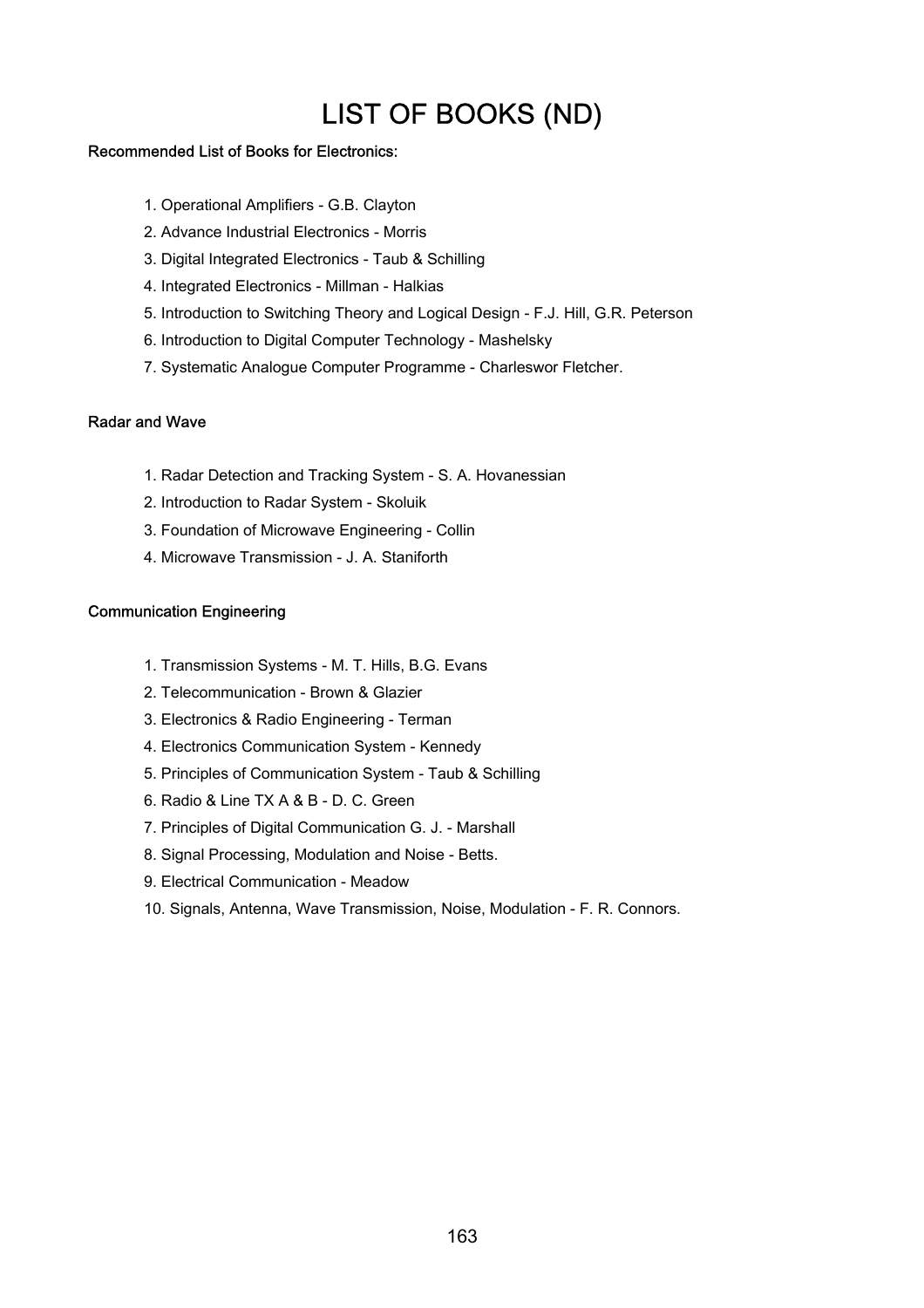# LIST OF BOOKS (ND)

**Recommended List of Books for Electronics:**

1. Operational Amplifiers - G.B. Clayton
2. Advance Industrial Electronics - Morris
3. Digital Integrated Electronics - Taub & Schilling
4. Integrated Electronics - Millman - Halkias
5. Introduction to Switching Theory and Logical Design - F.J. Hill, G.R. Peterson
6. Introduction to Digital Computer Technology - Mashelsky
7. Systematic Analogue Computer Programme - Charleswor Fletcher.

**Radar and Wave**

1. Radar Detection and Tracking System - S. A. Hovanessian
2. Introduction to Radar System - Skoluik
3. Foundation of Microwave Engineering - Collin
4. Microwave Transmission - J. A. Staniforth

**Communication Engineering**

1. Transmission Systems - M. T. Hills, B.G. Evans
2. Telecommunication - Brown & Glazier
3. Electronics & Radio Engineering - Terman
4. Electronics Communication System - Kennedy
5. Principles of Communication System - Taub & Schilling
6. Radio & Line TX A & B - D. C. Green
7. Principles of Digital Communication G. J. - Marshall
8. Signal Processing, Modulation and Noise - Betts.
9. Electrical Communication - Meadow
10. Signals, Antenna, Wave Transmission, Noise, Modulation - F. R. Connors.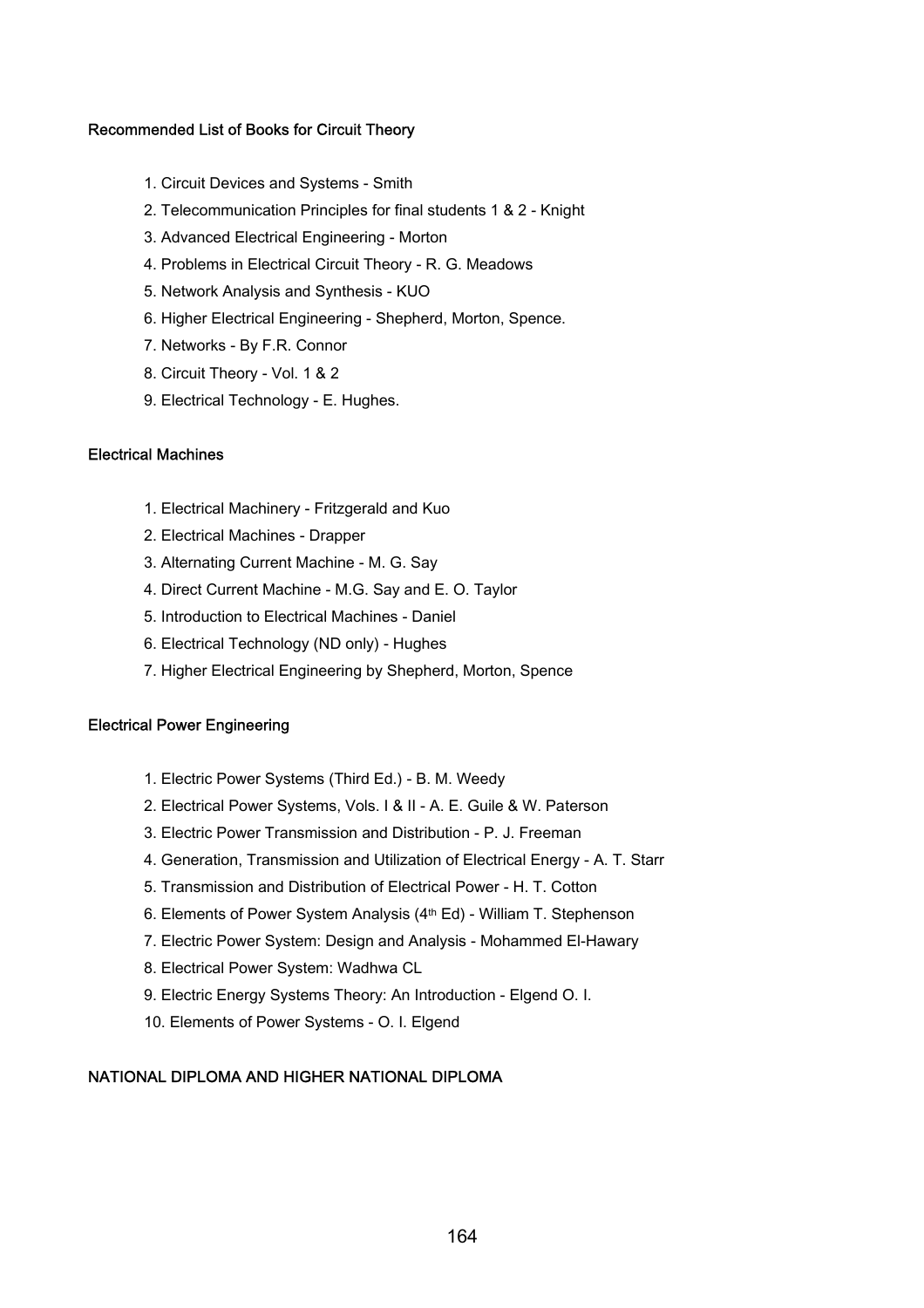### Recommended List of Books for Circuit Theory

1. Circuit Devices and Systems - Smith
2. Telecommunication Principles for final students 1 & 2 - Knight
3. Advanced Electrical Engineering - Morton
4. Problems in Electrical Circuit Theory - R. G. Meadows
5. Network Analysis and Synthesis - KUO
6. Higher Electrical Engineering - Shepherd, Morton, Spence.
7. Networks - By F.R. Connor
8. Circuit Theory - Vol. 1 & 2
9. Electrical Technology - E. Hughes.

### Electrical Machines

1. Electrical Machinery - Fritzgerald and Kuo
2. Electrical Machines - Drapper
3. Alternating Current Machine - M. G. Say
4. Direct Current Machine - M.G. Say and E. O. Taylor
5. Introduction to Electrical Machines - Daniel
6. Electrical Technology (ND only) - Hughes
7. Higher Electrical Engineering by Shepherd, Morton, Spence

### Electrical Power Engineering

1. Electric Power Systems (Third Ed.) - B. M. Weedy
2. Electrical Power Systems, Vols. I & II - A. E. Guile & W. Paterson
3. Electric Power Transmission and Distribution - P. J. Freeman
4. Generation, Transmission and Utilization of Electrical Energy - A. T. Starr
5. Transmission and Distribution of Electrical Power - H. T. Cotton
6. Elements of Power System Analysis (4th Ed) - William T. Stephenson
7. Electric Power System: Design and Analysis - Mohammed El-Hawary
8. Electrical Power System: Wadhwa CL
9. Electric Energy Systems Theory: An Introduction - Elgend O. I.
10. Elements of Power Systems - O. I. Elgend

### NATIONAL DIPLOMA AND HIGHER NATIONAL DIPLOMA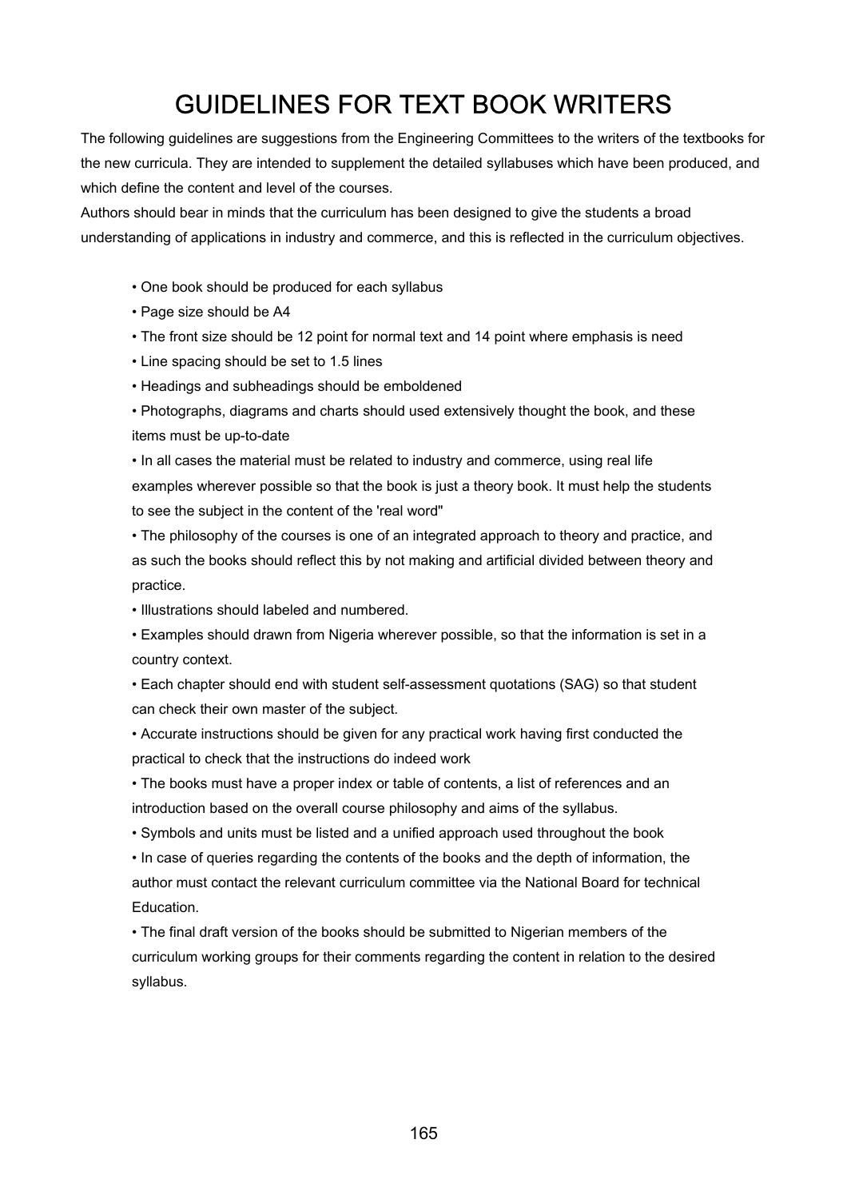# GUIDELINES FOR TEXT BOOK WRITERS

The following guidelines are suggestions from the Engineering Committees to the writers of the textbooks for the new curricula. They are intended to supplement the detailed syllabuses which have been produced, and which define the content and level of the courses.

Authors should bear in minds that the curriculum has been designed to give the students a broad understanding of applications in industry and commerce, and this is reflected in the curriculum objectives.

- One book should be produced for each syllabus
- Page size should be A4
- The front size should be 12 point for normal text and 14 point where emphasis is need
- Line spacing should be set to 1.5 lines
- Headings and subheadings should be emboldened
- Photographs, diagrams and charts should used extensively thought the book, and these items must be up-to-date
- In all cases the material must be related to industry and commerce, using real life examples wherever possible so that the book is just a theory book. It must help the students to see the subject in the content of the 'real word"
- The philosophy of the courses is one of an integrated approach to theory and practice, and as such the books should reflect this by not making and artificial divided between theory and practice.
- Illustrations should labeled and numbered.
- Examples should drawn from Nigeria wherever possible, so that the information is set in a country context.
- Each chapter should end with student self-assessment quotations (SAG) so that student can check their own master of the subject.
- Accurate instructions should be given for any practical work having first conducted the practical to check that the instructions do indeed work
- The books must have a proper index or table of contents, a list of references and an introduction based on the overall course philosophy and aims of the syllabus.
- Symbols and units must be listed and a unified approach used throughout the book
- In case of queries regarding the contents of the books and the depth of information, the author must contact the relevant curriculum committee via the National Board for technical Education.
- The final draft version of the books should be submitted to Nigerian members of the curriculum working groups for their comments regarding the content in relation to the desired syllabus.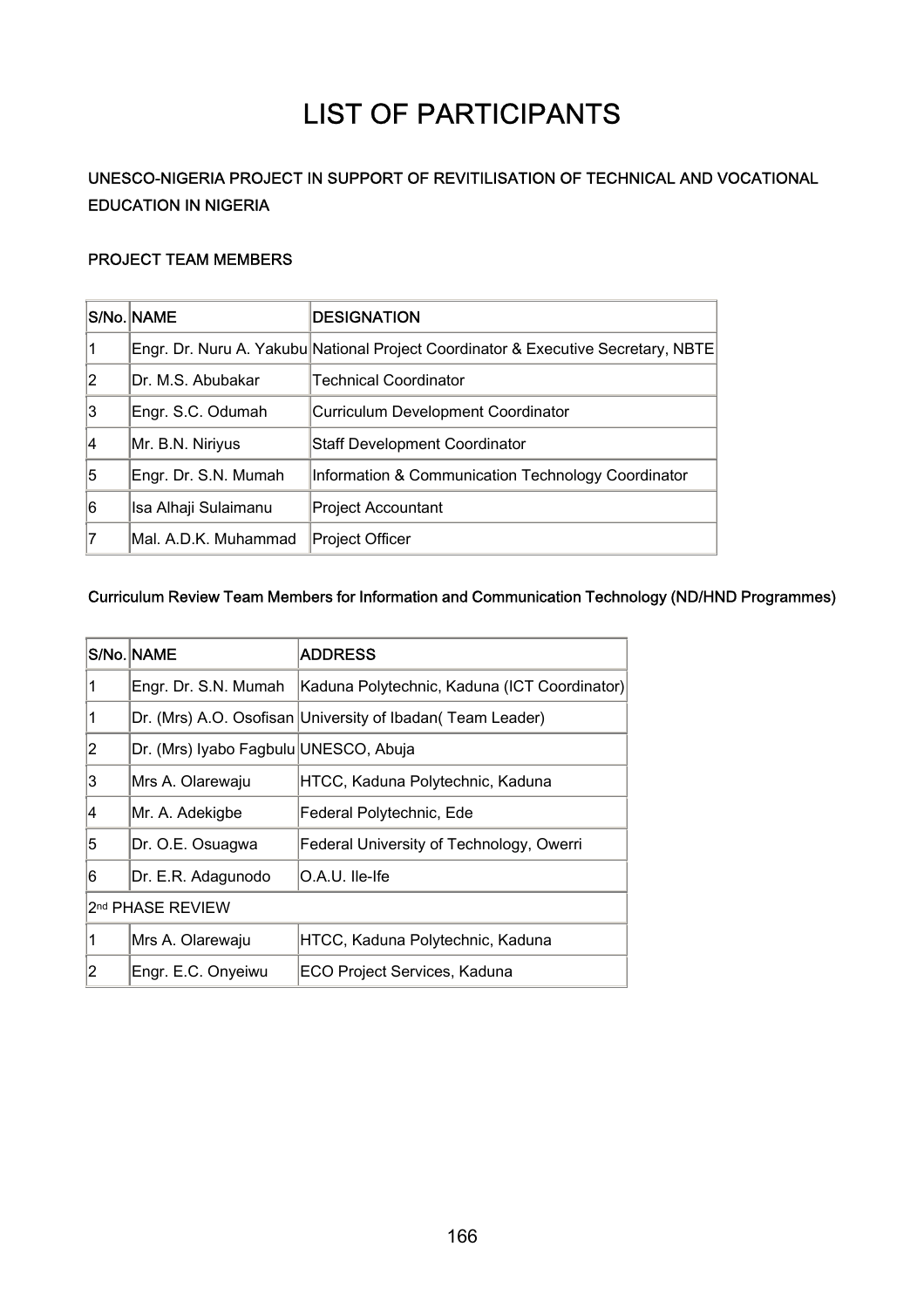# LIST OF PARTICIPANTS

**UNESCO-NIGERIA PROJECT IN SUPPORT OF REVITILISATION OF TECHNICAL AND VOCATIONAL EDUCATION IN NIGERIA**

**PROJECT TEAM MEMBERS**

| S/No. | NAME | DESIGNATION |
|---|---|---|
| 1 | Engr. Dr. Nuru A. Yakubu | National Project Coordinator & Executive Secretary, NBTE |
| 2 | Dr. M.S. Abubakar | Technical Coordinator |
| 3 | Engr. S.C. Odumah | Curriculum Development Coordinator |
| 4 | Mr. B.N. Niriyus | Staff Development Coordinator |
| 5 | Engr. Dr. S.N. Mumah | Information & Communication Technology Coordinator |
| 6 | Isa Alhaji Sulaimanu | Project Accountant |
| 7 | Mal. A.D.K. Muhammad | Project Officer |

**Curriculum Review Team Members for Information and Communication Technology (ND/HND Programmes)**

| S/No. | NAME | ADDRESS |
|---|---|---|
| 1 | Engr. Dr. S.N. Mumah | Kaduna Polytechnic, Kaduna (ICT Coordinator) |
| 1 | Dr. (Mrs) A.O. Osofisan | University of Ibadan( Team Leader) |
| 2 | Dr. (Mrs) Iyabo Fagbulu | UNESCO, Abuja |
| 3 | Mrs A. Olarewaju | HTCC, Kaduna Polytechnic, Kaduna |
| 4 | Mr. A. Adekigbe | Federal Polytechnic, Ede |
| 5 | Dr. O.E. Osuagwa | Federal University of Technology, Owerri |
| 6 | Dr. E.R. Adagunodo | O.A.U. Ile-Ife |
| 2nd PHASE REVIEW | | |
| 1 | Mrs A. Olarewaju | HTCC, Kaduna Polytechnic, Kaduna |
| 2 | Engr. E.C. Onyeiwu | ECO Project Services, Kaduna |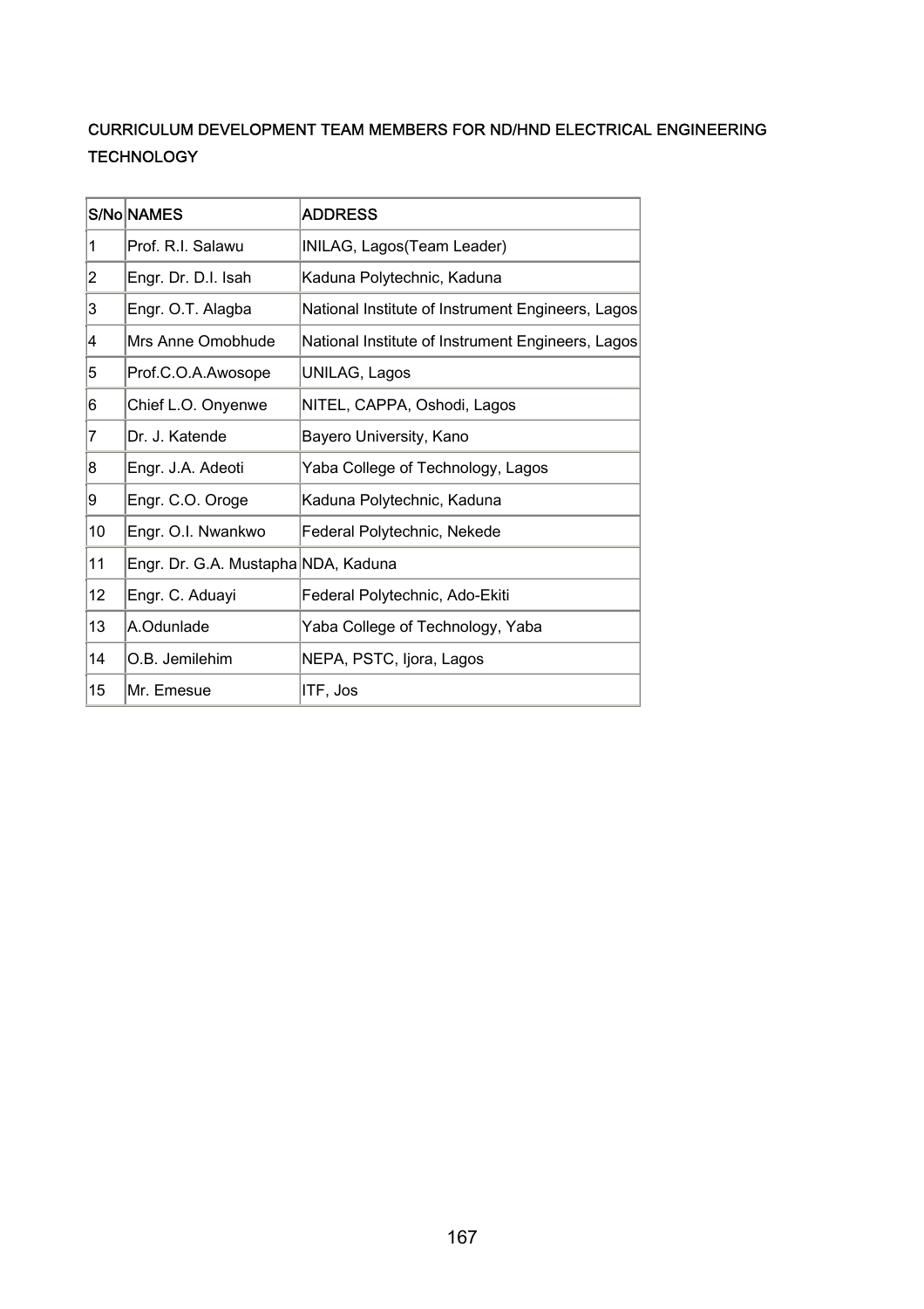## CURRICULUM DEVELOPMENT TEAM MEMBERS FOR ND/HND ELECTRICAL ENGINEERING TECHNOLOGY

| S/No | NAMES | ADDRESS |
|---|---|---|
| 1 | Prof. R.I. Salawu | INILAG, Lagos(Team Leader) |
| 2 | Engr. Dr. D.I. Isah | Kaduna Polytechnic, Kaduna |
| 3 | Engr. O.T. Alagba | National Institute of Instrument Engineers, Lagos |
| 4 | Mrs Anne Omobhude | National Institute of Instrument Engineers, Lagos |
| 5 | Prof.C.O.A.Awosope | UNILAG, Lagos |
| 6 | Chief L.O. Onyenwe | NITEL, CAPPA, Oshodi, Lagos |
| 7 | Dr. J. Katende | Bayero University, Kano |
| 8 | Engr. J.A. Adeoti | Yaba College of Technology, Lagos |
| 9 | Engr. C.O. Oroge | Kaduna Polytechnic, Kaduna |
| 10 | Engr. O.I. Nwankwo | Federal Polytechnic, Nekede |
| 11 | Engr. Dr. G.A. Mustapha | NDA, Kaduna |
| 12 | Engr. C. Aduayi | Federal Polytechnic, Ado-Ekiti |
| 13 | A.Odunlade | Yaba College of Technology, Yaba |
| 14 | O.B. Jemilehim | NEPA, PSTC, Ijora, Lagos |
| 15 | Mr. Emesue | ITF, Jos |